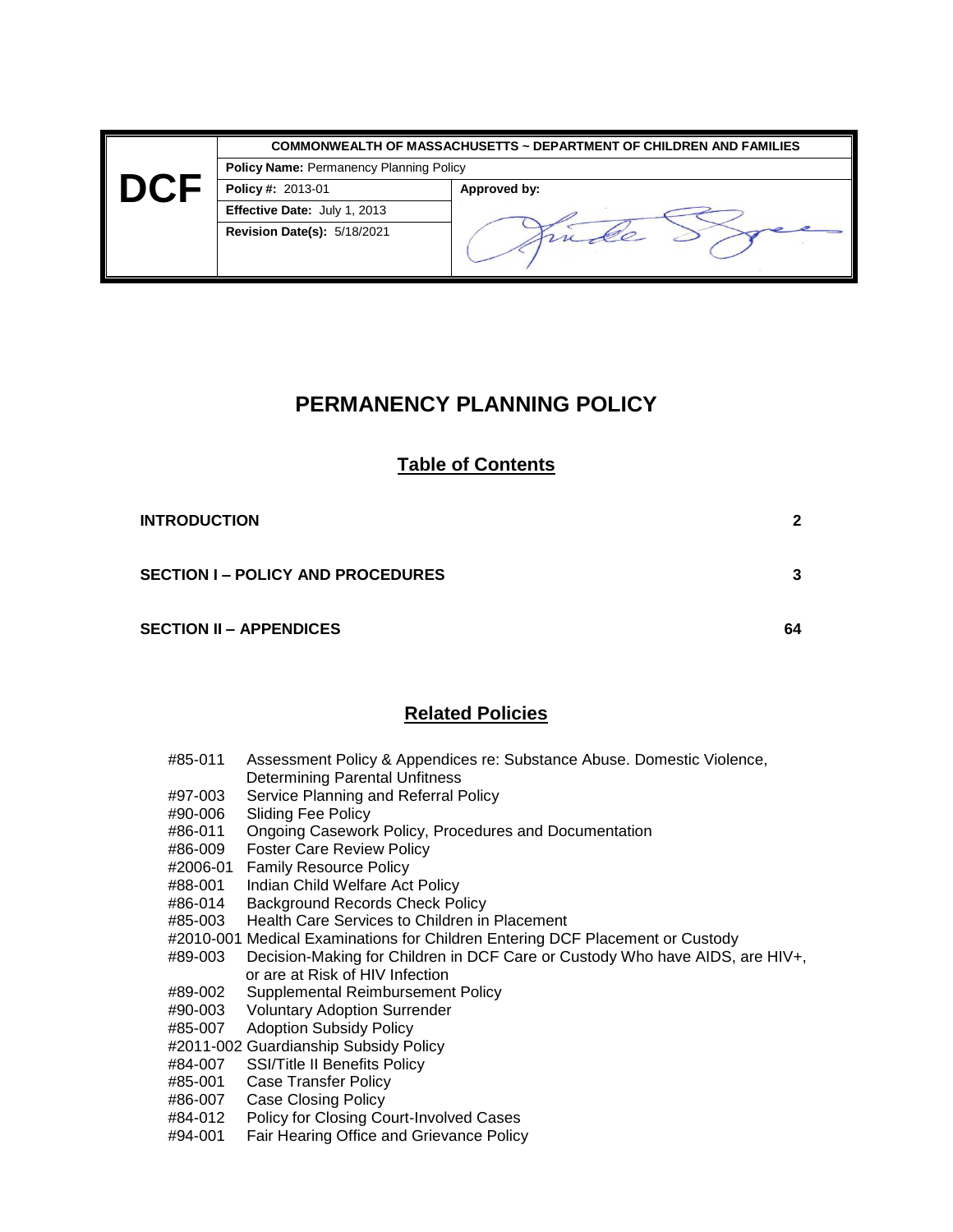| DCF | COMMONWEALTH OF MASSACHUSETTS ~ DEPARTMENT OF CHILDREN AND FAMILIES | |
|---|---|---|
| | **Policy Name:** Permanency Planning Policy | |
| | **Policy #:** 2013-01 | **Approved by:** |
| | **Effective Date:** July 1, 2013 | |
| | **Revision Date(s):** 5/18/2021 | |

# PERMANENCY PLANNING POLICY

## Table of Contents

| | |
|---|---|
| **INTRODUCTION** | **2** |
| **SECTION I – POLICY AND PROCEDURES** | **3** |
| **SECTION II – APPENDICES** | **64** |

## Related Policies

| | |
|---|---|
| #85-011 | Assessment Policy & Appendices re: Substance Abuse. Domestic Violence, Determining Parental Unfitness |
| #97-003 | Service Planning and Referral Policy |
| #90-006 | Sliding Fee Policy |
| #86-011 | Ongoing Casework Policy, Procedures and Documentation |
| #86-009 | Foster Care Review Policy |
| #2006-01 | Family Resource Policy |
| #88-001 | Indian Child Welfare Act Policy |
| #86-014 | Background Records Check Policy |
| #85-003 | Health Care Services to Children in Placement |
| #2010-001 | Medical Examinations for Children Entering DCF Placement or Custody |
| #89-003 | Decision-Making for Children in DCF Care or Custody Who have AIDS, are HIV+, or are at Risk of HIV Infection |
| #89-002 | Supplemental Reimbursement Policy |
| #90-003 | Voluntary Adoption Surrender |
| #85-007 | Adoption Subsidy Policy |
| #2011-002 | Guardianship Subsidy Policy |
| #84-007 | SSI/Title II Benefits Policy |
| #85-001 | Case Transfer Policy |
| #86-007 | Case Closing Policy |
| #84-012 | Policy for Closing Court-Involved Cases |
| #94-001 | Fair Hearing Office and Grievance Policy |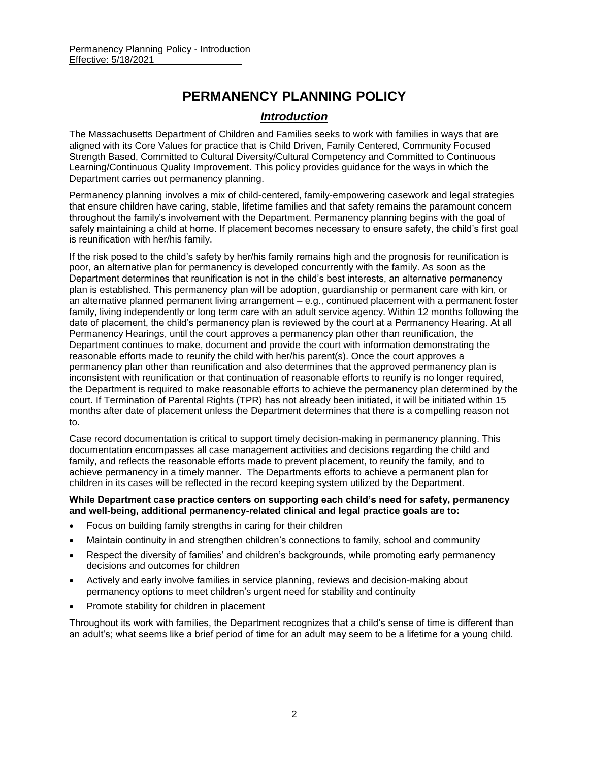# PERMANENCY PLANNING POLICY

## *Introduction*

The Massachusetts Department of Children and Families seeks to work with families in ways that are aligned with its Core Values for practice that is Child Driven, Family Centered, Community Focused Strength Based, Committed to Cultural Diversity/Cultural Competency and Committed to Continuous Learning/Continuous Quality Improvement. This policy provides guidance for the ways in which the Department carries out permanency planning.

Permanency planning involves a mix of child-centered, family-empowering casework and legal strategies that ensure children have caring, stable, lifetime families and that safety remains the paramount concern throughout the family's involvement with the Department. Permanency planning begins with the goal of safely maintaining a child at home. If placement becomes necessary to ensure safety, the child's first goal is reunification with her/his family.

If the risk posed to the child's safety by her/his family remains high and the prognosis for reunification is poor, an alternative plan for permanency is developed concurrently with the family. As soon as the Department determines that reunification is not in the child's best interests, an alternative permanency plan is established. This permanency plan will be adoption, guardianship or permanent care with kin, or an alternative planned permanent living arrangement – e.g., continued placement with a permanent foster family, living independently or long term care with an adult service agency. Within 12 months following the date of placement, the child's permanency plan is reviewed by the court at a Permanency Hearing. At all Permanency Hearings, until the court approves a permanency plan other than reunification, the Department continues to make, document and provide the court with information demonstrating the reasonable efforts made to reunify the child with her/his parent(s). Once the court approves a permanency plan other than reunification and also determines that the approved permanency plan is inconsistent with reunification or that continuation of reasonable efforts to reunify is no longer required, the Department is required to make reasonable efforts to achieve the permanency plan determined by the court. If Termination of Parental Rights (TPR) has not already been initiated, it will be initiated within 15 months after date of placement unless the Department determines that there is a compelling reason not to.

Case record documentation is critical to support timely decision-making in permanency planning. This documentation encompasses all case management activities and decisions regarding the child and family, and reflects the reasonable efforts made to prevent placement, to reunify the family, and to achieve permanency in a timely manner. The Departments efforts to achieve a permanent plan for children in its cases will be reflected in the record keeping system utilized by the Department.

**While Department case practice centers on supporting each child's need for safety, permanency and well-being, additional permanency-related clinical and legal practice goals are to:**

- Focus on building family strengths in caring for their children
- Maintain continuity in and strengthen children's connections to family, school and community
- Respect the diversity of families' and children's backgrounds, while promoting early permanency decisions and outcomes for children
- Actively and early involve families in service planning, reviews and decision-making about permanency options to meet children's urgent need for stability and continuity
- Promote stability for children in placement

Throughout its work with families, the Department recognizes that a child's sense of time is different than an adult's; what seems like a brief period of time for an adult may seem to be a lifetime for a young child.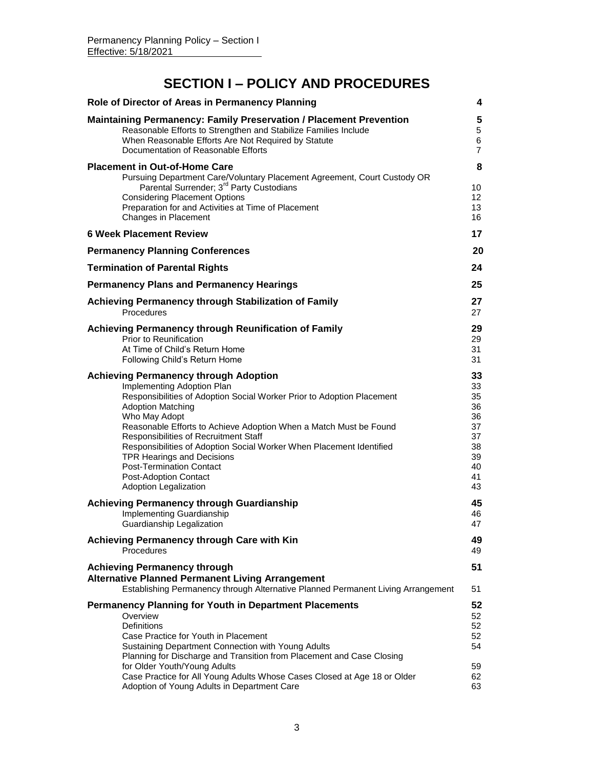# SECTION I – POLICY AND PROCEDURES

| | |
|---|---|
| **Role of Director of Areas in Permanency Planning** | **4** |
| **Maintaining Permanency: Family Preservation / Placement Prevention** | **5** |
| Reasonable Efforts to Strengthen and Stabilize Families Include | 5 |
| When Reasonable Efforts Are Not Required by Statute | 6 |
| Documentation of Reasonable Efforts | 7 |
| **Placement in Out-of-Home Care** | **8** |
| Pursuing Department Care/Voluntary Placement Agreement, Court Custody OR Parental Surrender; 3rd Party Custodians | 10 |
| Considering Placement Options | 12 |
| Preparation for and Activities at Time of Placement | 13 |
| Changes in Placement | 16 |
| **6 Week Placement Review** | **17** |
| **Permanency Planning Conferences** | **20** |
| **Termination of Parental Rights** | **24** |
| **Permanency Plans and Permanency Hearings** | **25** |
| **Achieving Permanency through Stabilization of Family** | **27** |
| Procedures | 27 |
| **Achieving Permanency through Reunification of Family** | **29** |
| Prior to Reunification | 29 |
| At Time of Child's Return Home | 31 |
| Following Child's Return Home | 31 |
| **Achieving Permanency through Adoption** | **33** |
| Implementing Adoption Plan | 33 |
| Responsibilities of Adoption Social Worker Prior to Adoption Placement | 35 |
| Adoption Matching | 36 |
| Who May Adopt | 36 |
| Reasonable Efforts to Achieve Adoption When a Match Must be Found | 37 |
| Responsibilities of Recruitment Staff | 37 |
| Responsibilities of Adoption Social Worker When Placement Identified | 38 |
| TPR Hearings and Decisions | 39 |
| Post-Termination Contact | 40 |
| Post-Adoption Contact | 41 |
| Adoption Legalization | 43 |
| **Achieving Permanency through Guardianship** | **45** |
| Implementing Guardianship | 46 |
| Guardianship Legalization | 47 |
| **Achieving Permanency through Care with Kin** | **49** |
| Procedures | 49 |
| **Achieving Permanency through Alternative Planned Permanent Living Arrangement** | **51** |
| Establishing Permanency through Alternative Planned Permanent Living Arrangement | 51 |
| **Permanency Planning for Youth in Department Placements** | **52** |
| Overview | 52 |
| Definitions | 52 |
| Case Practice for Youth in Placement | 52 |
| Sustaining Department Connection with Young Adults | 54 |
| Planning for Discharge and Transition from Placement and Case Closing for Older Youth/Young Adults | 59 |
| Case Practice for All Young Adults Whose Cases Closed at Age 18 or Older | 62 |
| Adoption of Young Adults in Department Care | 63 |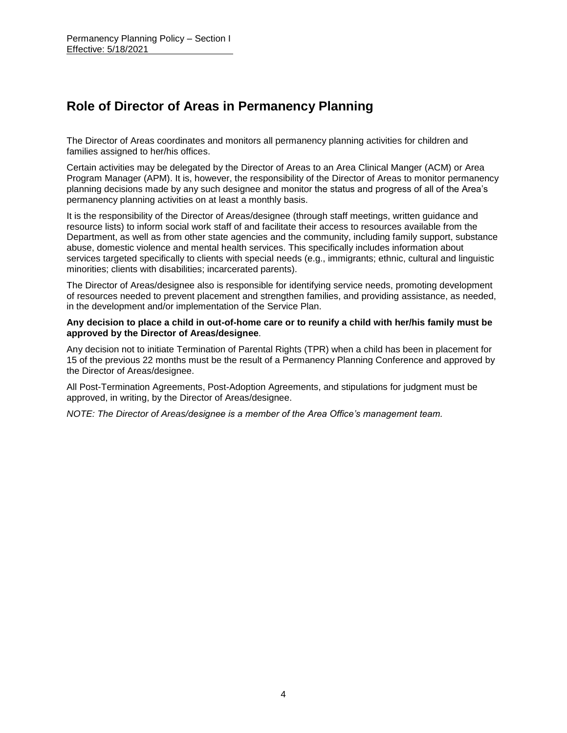## Role of Director of Areas in Permanency Planning

The Director of Areas coordinates and monitors all permanency planning activities for children and families assigned to her/his offices.

Certain activities may be delegated by the Director of Areas to an Area Clinical Manger (ACM) or Area Program Manager (APM). It is, however, the responsibility of the Director of Areas to monitor permanency planning decisions made by any such designee and monitor the status and progress of all of the Area's permanency planning activities on at least a monthly basis.

It is the responsibility of the Director of Areas/designee (through staff meetings, written guidance and resource lists) to inform social work staff of and facilitate their access to resources available from the Department, as well as from other state agencies and the community, including family support, substance abuse, domestic violence and mental health services. This specifically includes information about services targeted specifically to clients with special needs (e.g., immigrants; ethnic, cultural and linguistic minorities; clients with disabilities; incarcerated parents).

The Director of Areas/designee also is responsible for identifying service needs, promoting development of resources needed to prevent placement and strengthen families, and providing assistance, as needed, in the development and/or implementation of the Service Plan.

**Any decision to place a child in out-of-home care or to reunify a child with her/his family must be approved by the Director of Areas/designee**.

Any decision not to initiate Termination of Parental Rights (TPR) when a child has been in placement for 15 of the previous 22 months must be the result of a Permanency Planning Conference and approved by the Director of Areas/designee.

All Post-Termination Agreements, Post-Adoption Agreements, and stipulations for judgment must be approved, in writing, by the Director of Areas/designee.

*NOTE: The Director of Areas/designee is a member of the Area Office's management team.*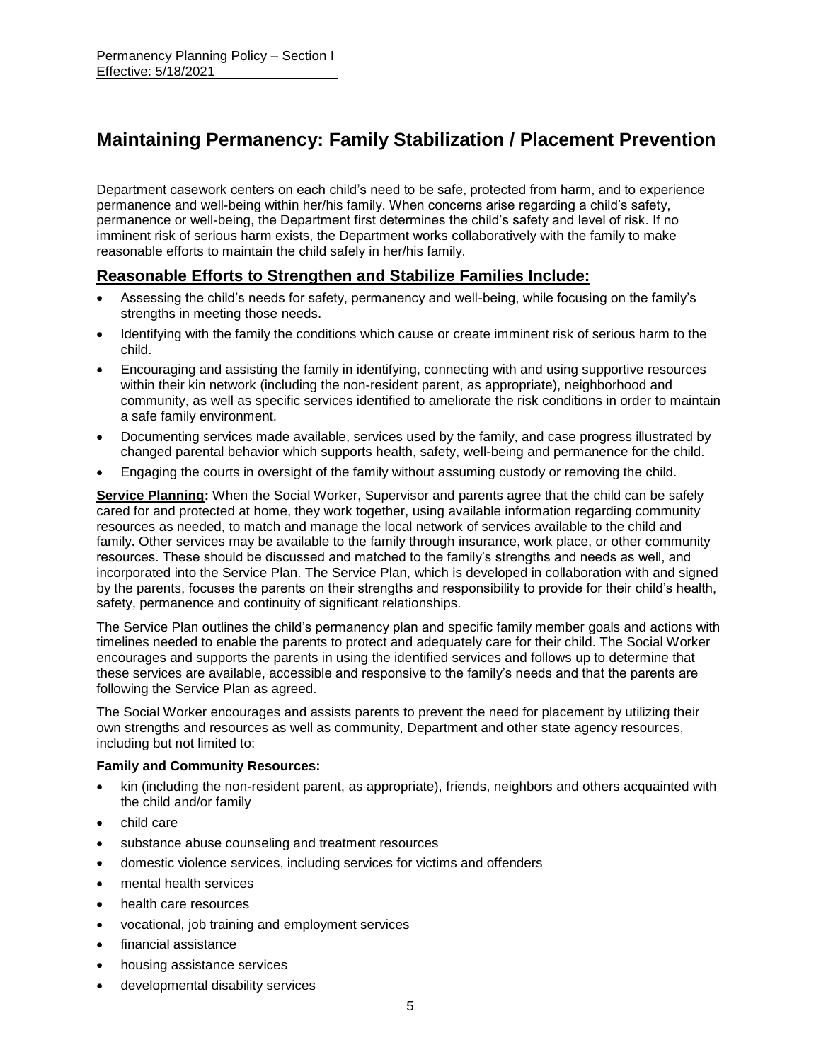# Maintaining Permanency: Family Stabilization / Placement Prevention

Department casework centers on each child's need to be safe, protected from harm, and to experience permanence and well-being within her/his family. When concerns arise regarding a child's safety, permanence or well-being, the Department first determines the child's safety and level of risk. If no imminent risk of serious harm exists, the Department works collaboratively with the family to make reasonable efforts to maintain the child safely in her/his family.

## Reasonable Efforts to Strengthen and Stabilize Families Include:

- Assessing the child's needs for safety, permanency and well-being, while focusing on the family's strengths in meeting those needs.
- Identifying with the family the conditions which cause or create imminent risk of serious harm to the child.
- Encouraging and assisting the family in identifying, connecting with and using supportive resources within their kin network (including the non-resident parent, as appropriate), neighborhood and community, as well as specific services identified to ameliorate the risk conditions in order to maintain a safe family environment.
- Documenting services made available, services used by the family, and case progress illustrated by changed parental behavior which supports health, safety, well-being and permanence for the child.
- Engaging the courts in oversight of the family without assuming custody or removing the child.

**Service Planning:** When the Social Worker, Supervisor and parents agree that the child can be safely cared for and protected at home, they work together, using available information regarding community resources as needed, to match and manage the local network of services available to the child and family. Other services may be available to the family through insurance, work place, or other community resources. These should be discussed and matched to the family's strengths and needs as well, and incorporated into the Service Plan. The Service Plan, which is developed in collaboration with and signed by the parents, focuses the parents on their strengths and responsibility to provide for their child's health, safety, permanence and continuity of significant relationships.

The Service Plan outlines the child's permanency plan and specific family member goals and actions with timelines needed to enable the parents to protect and adequately care for their child. The Social Worker encourages and supports the parents in using the identified services and follows up to determine that these services are available, accessible and responsive to the family's needs and that the parents are following the Service Plan as agreed.

The Social Worker encourages and assists parents to prevent the need for placement by utilizing their own strengths and resources as well as community, Department and other state agency resources, including but not limited to:

**Family and Community Resources:**

- kin (including the non-resident parent, as appropriate), friends, neighbors and others acquainted with the child and/or family
- child care
- substance abuse counseling and treatment resources
- domestic violence services, including services for victims and offenders
- mental health services
- health care resources
- vocational, job training and employment services
- financial assistance
- housing assistance services
- developmental disability services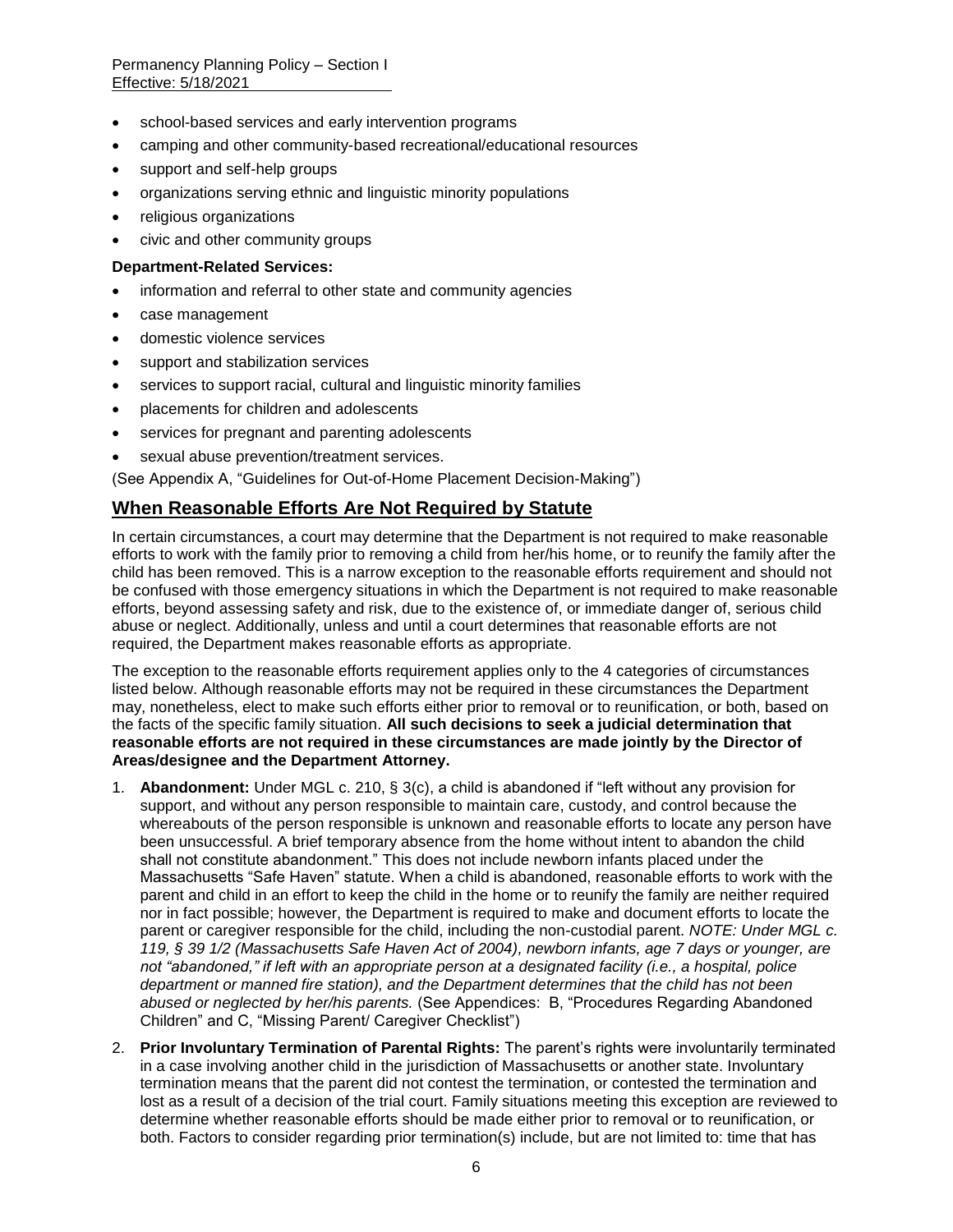- school-based services and early intervention programs
- camping and other community-based recreational/educational resources
- support and self-help groups
- organizations serving ethnic and linguistic minority populations
- religious organizations
- civic and other community groups

**Department-Related Services:**

- information and referral to other state and community agencies
- case management
- domestic violence services
- support and stabilization services
- services to support racial, cultural and linguistic minority families
- placements for children and adolescents
- services for pregnant and parenting adolescents
- sexual abuse prevention/treatment services.

(See Appendix A, "Guidelines for Out-of-Home Placement Decision-Making")

## When Reasonable Efforts Are Not Required by Statute

In certain circumstances, a court may determine that the Department is not required to make reasonable efforts to work with the family prior to removing a child from her/his home, or to reunify the family after the child has been removed. This is a narrow exception to the reasonable efforts requirement and should not be confused with those emergency situations in which the Department is not required to make reasonable efforts, beyond assessing safety and risk, due to the existence of, or immediate danger of, serious child abuse or neglect. Additionally, unless and until a court determines that reasonable efforts are not required, the Department makes reasonable efforts as appropriate.

The exception to the reasonable efforts requirement applies only to the 4 categories of circumstances listed below. Although reasonable efforts may not be required in these circumstances the Department may, nonetheless, elect to make such efforts either prior to removal or to reunification, or both, based on the facts of the specific family situation. **All such decisions to seek a judicial determination that reasonable efforts are not required in these circumstances are made jointly by the Director of Areas/designee and the Department Attorney.**

1. **Abandonment:** Under MGL c. 210, § 3(c), a child is abandoned if "left without any provision for support, and without any person responsible to maintain care, custody, and control because the whereabouts of the person responsible is unknown and reasonable efforts to locate any person have been unsuccessful. A brief temporary absence from the home without intent to abandon the child shall not constitute abandonment." This does not include newborn infants placed under the Massachusetts "Safe Haven" statute. When a child is abandoned, reasonable efforts to work with the parent and child in an effort to keep the child in the home or to reunify the family are neither required nor in fact possible; however, the Department is required to make and document efforts to locate the parent or caregiver responsible for the child, including the non-custodial parent. *NOTE: Under MGL c. 119, § 39 1/2 (Massachusetts Safe Haven Act of 2004), newborn infants, age 7 days or younger, are not "abandoned," if left with an appropriate person at a designated facility (i.e., a hospital, police department or manned fire station), and the Department determines that the child has not been abused or neglected by her/his parents.* (See Appendices: B, "Procedures Regarding Abandoned Children" and C, "Missing Parent/ Caregiver Checklist")

2. **Prior Involuntary Termination of Parental Rights:** The parent's rights were involuntarily terminated in a case involving another child in the jurisdiction of Massachusetts or another state. Involuntary termination means that the parent did not contest the termination, or contested the termination and lost as a result of a decision of the trial court. Family situations meeting this exception are reviewed to determine whether reasonable efforts should be made either prior to removal or to reunification, or both. Factors to consider regarding prior termination(s) include, but are not limited to: time that has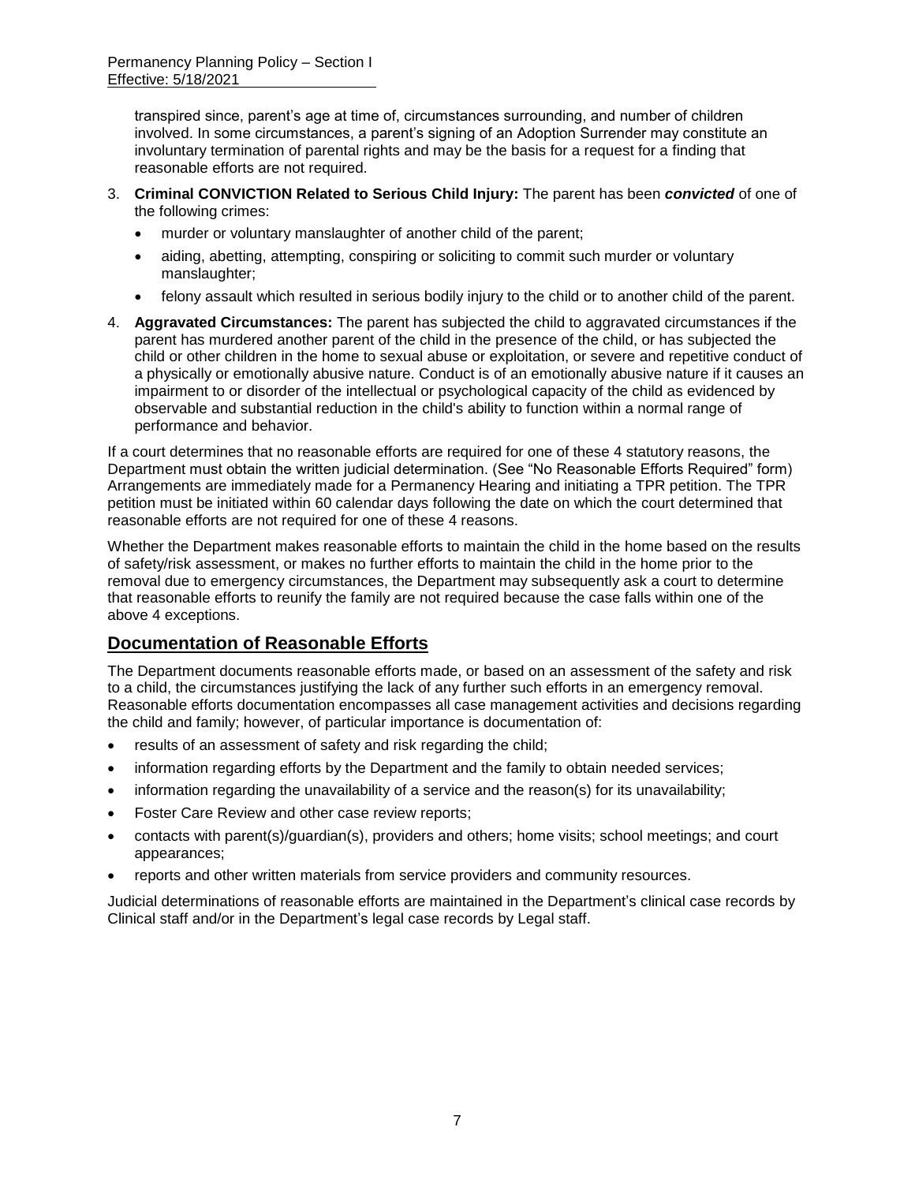transpired since, parent's age at time of, circumstances surrounding, and number of children involved. In some circumstances, a parent's signing of an Adoption Surrender may constitute an involuntary termination of parental rights and may be the basis for a request for a finding that reasonable efforts are not required.

3. **Criminal CONVICTION Related to Serious Child Injury:** The parent has been ***convicted*** of one of the following crimes:
   - murder or voluntary manslaughter of another child of the parent;
   - aiding, abetting, attempting, conspiring or soliciting to commit such murder or voluntary manslaughter;
   - felony assault which resulted in serious bodily injury to the child or to another child of the parent.
4. **Aggravated Circumstances:** The parent has subjected the child to aggravated circumstances if the parent has murdered another parent of the child in the presence of the child, or has subjected the child or other children in the home to sexual abuse or exploitation, or severe and repetitive conduct of a physically or emotionally abusive nature. Conduct is of an emotionally abusive nature if it causes an impairment to or disorder of the intellectual or psychological capacity of the child as evidenced by observable and substantial reduction in the child's ability to function within a normal range of performance and behavior.

If a court determines that no reasonable efforts are required for one of these 4 statutory reasons, the Department must obtain the written judicial determination. (See "No Reasonable Efforts Required" form) Arrangements are immediately made for a Permanency Hearing and initiating a TPR petition. The TPR petition must be initiated within 60 calendar days following the date on which the court determined that reasonable efforts are not required for one of these 4 reasons.

Whether the Department makes reasonable efforts to maintain the child in the home based on the results of safety/risk assessment, or makes no further efforts to maintain the child in the home prior to the removal due to emergency circumstances, the Department may subsequently ask a court to determine that reasonable efforts to reunify the family are not required because the case falls within one of the above 4 exceptions.

## Documentation of Reasonable Efforts

The Department documents reasonable efforts made, or based on an assessment of the safety and risk to a child, the circumstances justifying the lack of any further such efforts in an emergency removal. Reasonable efforts documentation encompasses all case management activities and decisions regarding the child and family; however, of particular importance is documentation of:

- results of an assessment of safety and risk regarding the child;
- information regarding efforts by the Department and the family to obtain needed services;
- information regarding the unavailability of a service and the reason(s) for its unavailability;
- Foster Care Review and other case review reports;
- contacts with parent(s)/guardian(s), providers and others; home visits; school meetings; and court appearances;
- reports and other written materials from service providers and community resources.

Judicial determinations of reasonable efforts are maintained in the Department's clinical case records by Clinical staff and/or in the Department's legal case records by Legal staff.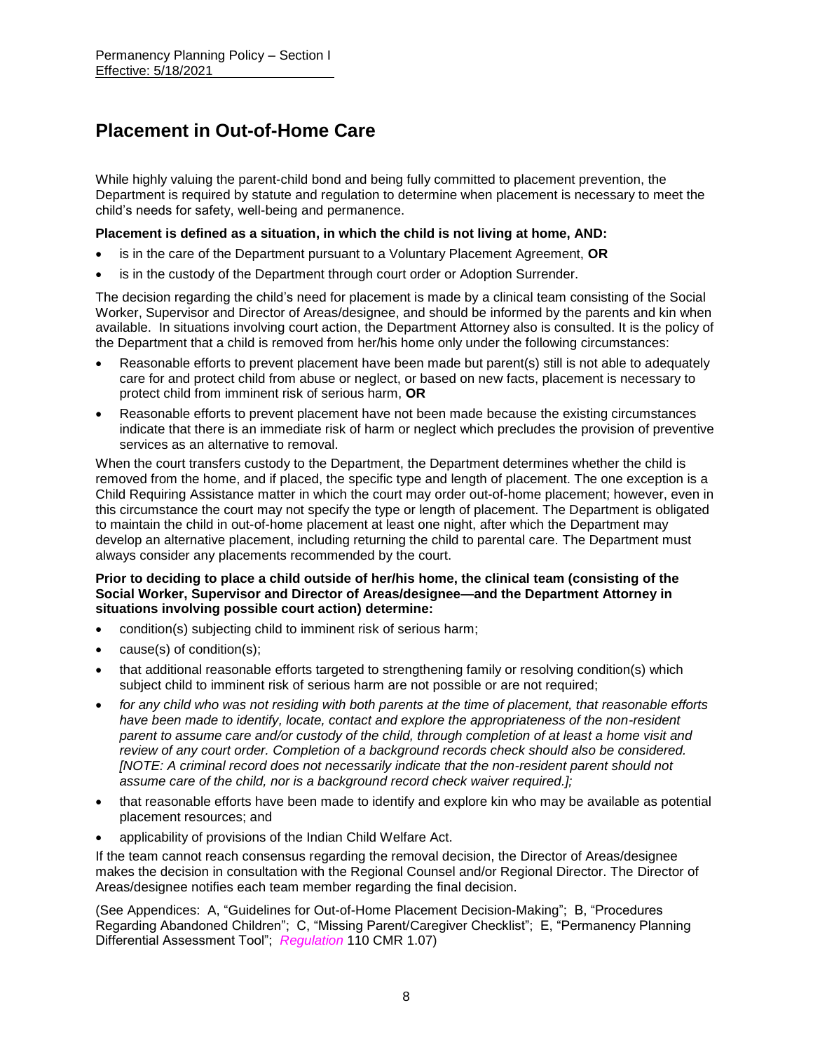# Placement in Out-of-Home Care

While highly valuing the parent-child bond and being fully committed to placement prevention, the Department is required by statute and regulation to determine when placement is necessary to meet the child's needs for safety, well-being and permanence.

**Placement is defined as a situation, in which the child is not living at home, AND:**

- is in the care of the Department pursuant to a Voluntary Placement Agreement, **OR**
- is in the custody of the Department through court order or Adoption Surrender.

The decision regarding the child's need for placement is made by a clinical team consisting of the Social Worker, Supervisor and Director of Areas/designee, and should be informed by the parents and kin when available. In situations involving court action, the Department Attorney also is consulted. It is the policy of the Department that a child is removed from her/his home only under the following circumstances:

- Reasonable efforts to prevent placement have been made but parent(s) still is not able to adequately care for and protect child from abuse or neglect, or based on new facts, placement is necessary to protect child from imminent risk of serious harm, **OR**
- Reasonable efforts to prevent placement have not been made because the existing circumstances indicate that there is an immediate risk of harm or neglect which precludes the provision of preventive services as an alternative to removal.

When the court transfers custody to the Department, the Department determines whether the child is removed from the home, and if placed, the specific type and length of placement. The one exception is a Child Requiring Assistance matter in which the court may order out-of-home placement; however, even in this circumstance the court may not specify the type or length of placement. The Department is obligated to maintain the child in out-of-home placement at least one night, after which the Department may develop an alternative placement, including returning the child to parental care. The Department must always consider any placements recommended by the court.

**Prior to deciding to place a child outside of her/his home, the clinical team (consisting of the Social Worker, Supervisor and Director of Areas/designee—and the Department Attorney in situations involving possible court action) determine:**

- condition(s) subjecting child to imminent risk of serious harm;
- cause(s) of condition(s);
- that additional reasonable efforts targeted to strengthening family or resolving condition(s) which subject child to imminent risk of serious harm are not possible or are not required;
- *for any child who was not residing with both parents at the time of placement, that reasonable efforts have been made to identify, locate, contact and explore the appropriateness of the non-resident parent to assume care and/or custody of the child, through completion of at least a home visit and review of any court order. Completion of a background records check should also be considered. [NOTE: A criminal record does not necessarily indicate that the non-resident parent should not assume care of the child, nor is a background record check waiver required.];*
- that reasonable efforts have been made to identify and explore kin who may be available as potential placement resources; and
- applicability of provisions of the Indian Child Welfare Act.

If the team cannot reach consensus regarding the removal decision, the Director of Areas/designee makes the decision in consultation with the Regional Counsel and/or Regional Director. The Director of Areas/designee notifies each team member regarding the final decision.

(See Appendices: A, "Guidelines for Out-of-Home Placement Decision-Making"; B, "Procedures Regarding Abandoned Children"; C, "Missing Parent/Caregiver Checklist"; E, "Permanency Planning Differential Assessment Tool"; *Regulation* 110 CMR 1.07)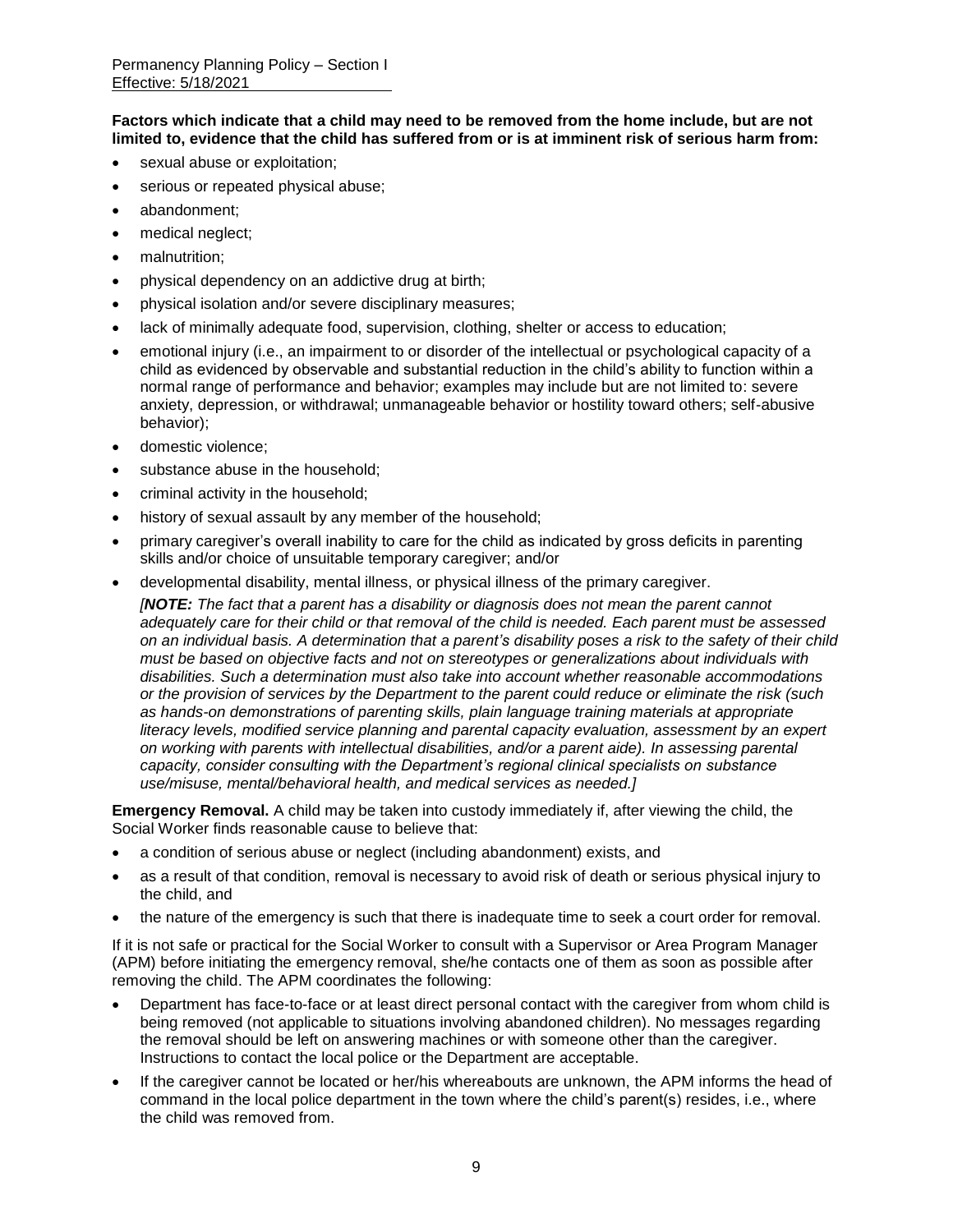**Factors which indicate that a child may need to be removed from the home include, but are not limited to, evidence that the child has suffered from or is at imminent risk of serious harm from:**

- sexual abuse or exploitation;
- serious or repeated physical abuse;
- abandonment;
- medical neglect;
- malnutrition;
- physical dependency on an addictive drug at birth;
- physical isolation and/or severe disciplinary measures;
- lack of minimally adequate food, supervision, clothing, shelter or access to education;
- emotional injury (i.e., an impairment to or disorder of the intellectual or psychological capacity of a child as evidenced by observable and substantial reduction in the child's ability to function within a normal range of performance and behavior; examples may include but are not limited to: severe anxiety, depression, or withdrawal; unmanageable behavior or hostility toward others; self-abusive behavior);
- domestic violence;
- substance abuse in the household;
- criminal activity in the household;
- history of sexual assault by any member of the household;
- primary caregiver's overall inability to care for the child as indicated by gross deficits in parenting skills and/or choice of unsuitable temporary caregiver; and/or
- developmental disability, mental illness, or physical illness of the primary caregiver.

  *[**NOTE:** The fact that a parent has a disability or diagnosis does not mean the parent cannot adequately care for their child or that removal of the child is needed. Each parent must be assessed on an individual basis. A determination that a parent's disability poses a risk to the safety of their child must be based on objective facts and not on stereotypes or generalizations about individuals with disabilities. Such a determination must also take into account whether reasonable accommodations or the provision of services by the Department to the parent could reduce or eliminate the risk (such as hands-on demonstrations of parenting skills, plain language training materials at appropriate literacy levels, modified service planning and parental capacity evaluation, assessment by an expert on working with parents with intellectual disabilities, and/or a parent aide). In assessing parental capacity, consider consulting with the Department's regional clinical specialists on substance use/misuse, mental/behavioral health, and medical services as needed.]*

**Emergency Removal.** A child may be taken into custody immediately if, after viewing the child, the Social Worker finds reasonable cause to believe that:

- a condition of serious abuse or neglect (including abandonment) exists, and
- as a result of that condition, removal is necessary to avoid risk of death or serious physical injury to the child, and
- the nature of the emergency is such that there is inadequate time to seek a court order for removal.

If it is not safe or practical for the Social Worker to consult with a Supervisor or Area Program Manager (APM) before initiating the emergency removal, she/he contacts one of them as soon as possible after removing the child. The APM coordinates the following:

- Department has face-to-face or at least direct personal contact with the caregiver from whom child is being removed (not applicable to situations involving abandoned children). No messages regarding the removal should be left on answering machines or with someone other than the caregiver. Instructions to contact the local police or the Department are acceptable.
- If the caregiver cannot be located or her/his whereabouts are unknown, the APM informs the head of command in the local police department in the town where the child's parent(s) resides, i.e., where the child was removed from.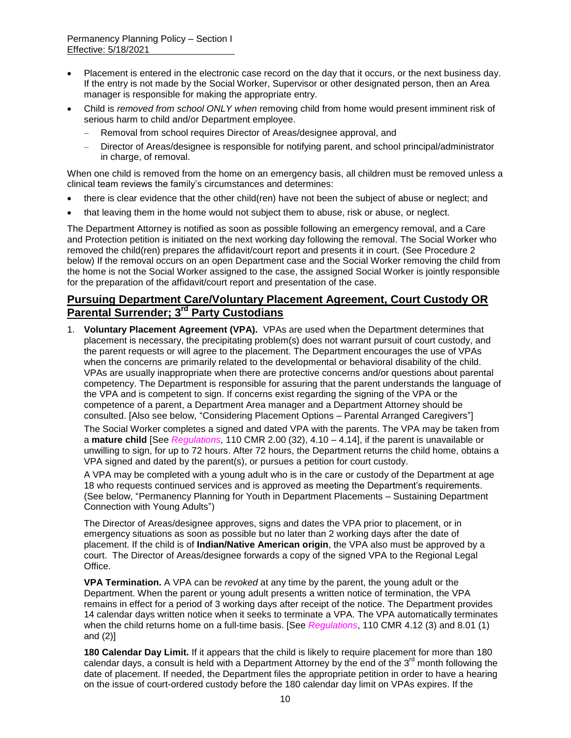- Placement is entered in the electronic case record on the day that it occurs, or the next business day. If the entry is not made by the Social Worker, Supervisor or other designated person, then an Area manager is responsible for making the appropriate entry.
- Child is *removed from school ONLY when* removing child from home would present imminent risk of serious harm to child and/or Department employee.
  - Removal from school requires Director of Areas/designee approval, and
  - Director of Areas/designee is responsible for notifying parent, and school principal/administrator in charge, of removal.

When one child is removed from the home on an emergency basis, all children must be removed unless a clinical team reviews the family's circumstances and determines:

- there is clear evidence that the other child(ren) have not been the subject of abuse or neglect; and
- that leaving them in the home would not subject them to abuse, risk or abuse, or neglect.

The Department Attorney is notified as soon as possible following an emergency removal, and a Care and Protection petition is initiated on the next working day following the removal. The Social Worker who removed the child(ren) prepares the affidavit/court report and presents it in court. (See Procedure 2 below) If the removal occurs on an open Department case and the Social Worker removing the child from the home is not the Social Worker assigned to the case, the assigned Social Worker is jointly responsible for the preparation of the affidavit/court report and presentation of the case.

## Pursuing Department Care/Voluntary Placement Agreement, Court Custody OR Parental Surrender; 3rd Party Custodians

1. **Voluntary Placement Agreement (VPA).** VPAs are used when the Department determines that placement is necessary, the precipitating problem(s) does not warrant pursuit of court custody, and the parent requests or will agree to the placement. The Department encourages the use of VPAs when the concerns are primarily related to the developmental or behavioral disability of the child. VPAs are usually inappropriate when there are protective concerns and/or questions about parental competency. The Department is responsible for assuring that the parent understands the language of the VPA and is competent to sign. If concerns exist regarding the signing of the VPA or the competence of a parent, a Department Area manager and a Department Attorney should be consulted. [Also see below, "Considering Placement Options – Parental Arranged Caregivers"]

   The Social Worker completes a signed and dated VPA with the parents. The VPA may be taken from a **mature child** [See *Regulations,* 110 CMR 2.00 (32), 4.10 – 4.14], if the parent is unavailable or unwilling to sign, for up to 72 hours. After 72 hours, the Department returns the child home, obtains a VPA signed and dated by the parent(s), or pursues a petition for court custody.

   A VPA may be completed with a young adult who is in the care or custody of the Department at age 18 who requests continued services and is approved as meeting the Department's requirements. (See below, "Permanency Planning for Youth in Department Placements – Sustaining Department Connection with Young Adults")

   The Director of Areas/designee approves, signs and dates the VPA prior to placement, or in emergency situations as soon as possible but no later than 2 working days after the date of placement. If the child is of **Indian/Native American origin**, the VPA also must be approved by a court. The Director of Areas/designee forwards a copy of the signed VPA to the Regional Legal Office.

   **VPA Termination.** A VPA can be *revoked* at any time by the parent, the young adult or the Department. When the parent or young adult presents a written notice of termination, the VPA remains in effect for a period of 3 working days after receipt of the notice. The Department provides 14 calendar days written notice when it seeks to terminate a VPA. The VPA automatically terminates when the child returns home on a full-time basis. [See *Regulations*, 110 CMR 4.12 (3) and 8.01 (1) and (2)]

   **180 Calendar Day Limit.** If it appears that the child is likely to require placement for more than 180 calendar days, a consult is held with a Department Attorney by the end of the 3rd month following the date of placement. If needed, the Department files the appropriate petition in order to have a hearing on the issue of court-ordered custody before the 180 calendar day limit on VPAs expires. If the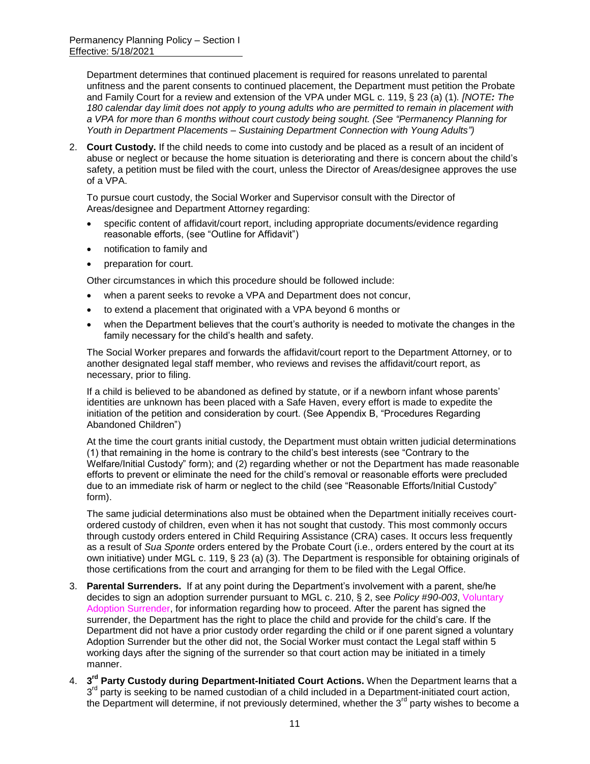Department determines that continued placement is required for reasons unrelated to parental unfitness and the parent consents to continued placement, the Department must petition the Probate and Family Court for a review and extension of the VPA under MGL c. 119, § 23 (a) (1). *[NOTE: The 180 calendar day limit does not apply to young adults who are permitted to remain in placement with a VPA for more than 6 months without court custody being sought. (See "Permanency Planning for Youth in Department Placements – Sustaining Department Connection with Young Adults")*

2. **Court Custody.** If the child needs to come into custody and be placed as a result of an incident of abuse or neglect or because the home situation is deteriorating and there is concern about the child's safety, a petition must be filed with the court, unless the Director of Areas/designee approves the use of a VPA.

   To pursue court custody, the Social Worker and Supervisor consult with the Director of Areas/designee and Department Attorney regarding:

   - specific content of affidavit/court report, including appropriate documents/evidence regarding reasonable efforts, (see "Outline for Affidavit")
   - notification to family and
   - preparation for court.

   Other circumstances in which this procedure should be followed include:

   - when a parent seeks to revoke a VPA and Department does not concur,
   - to extend a placement that originated with a VPA beyond 6 months or
   - when the Department believes that the court's authority is needed to motivate the changes in the family necessary for the child's health and safety.

   The Social Worker prepares and forwards the affidavit/court report to the Department Attorney, or to another designated legal staff member, who reviews and revises the affidavit/court report, as necessary, prior to filing.

   If a child is believed to be abandoned as defined by statute, or if a newborn infant whose parents' identities are unknown has been placed with a Safe Haven, every effort is made to expedite the initiation of the petition and consideration by court. (See Appendix B, "Procedures Regarding Abandoned Children")

   At the time the court grants initial custody, the Department must obtain written judicial determinations (1) that remaining in the home is contrary to the child's best interests (see "Contrary to the Welfare/Initial Custody" form); and (2) regarding whether or not the Department has made reasonable efforts to prevent or eliminate the need for the child's removal or reasonable efforts were precluded due to an immediate risk of harm or neglect to the child (see "Reasonable Efforts/Initial Custody" form).

   The same judicial determinations also must be obtained when the Department initially receives court-ordered custody of children, even when it has not sought that custody. This most commonly occurs through custody orders entered in Child Requiring Assistance (CRA) cases. It occurs less frequently as a result of *Sua Sponte* orders entered by the Probate Court (i.e., orders entered by the court at its own initiative) under MGL c. 119, § 23 (a) (3). The Department is responsible for obtaining originals of those certifications from the court and arranging for them to be filed with the Legal Office.

3. **Parental Surrenders.** If at any point during the Department's involvement with a parent, she/he decides to sign an adoption surrender pursuant to MGL c. 210, § 2, see *Policy #90-003*, Voluntary Adoption Surrender, for information regarding how to proceed. After the parent has signed the surrender, the Department has the right to place the child and provide for the child's care. If the Department did not have a prior custody order regarding the child or if one parent signed a voluntary Adoption Surrender but the other did not, the Social Worker must contact the Legal staff within 5 working days after the signing of the surrender so that court action may be initiated in a timely manner.

4. **3rd Party Custody during Department-Initiated Court Actions.** When the Department learns that a 3rd party is seeking to be named custodian of a child included in a Department-initiated court action, the Department will determine, if not previously determined, whether the 3rd party wishes to become a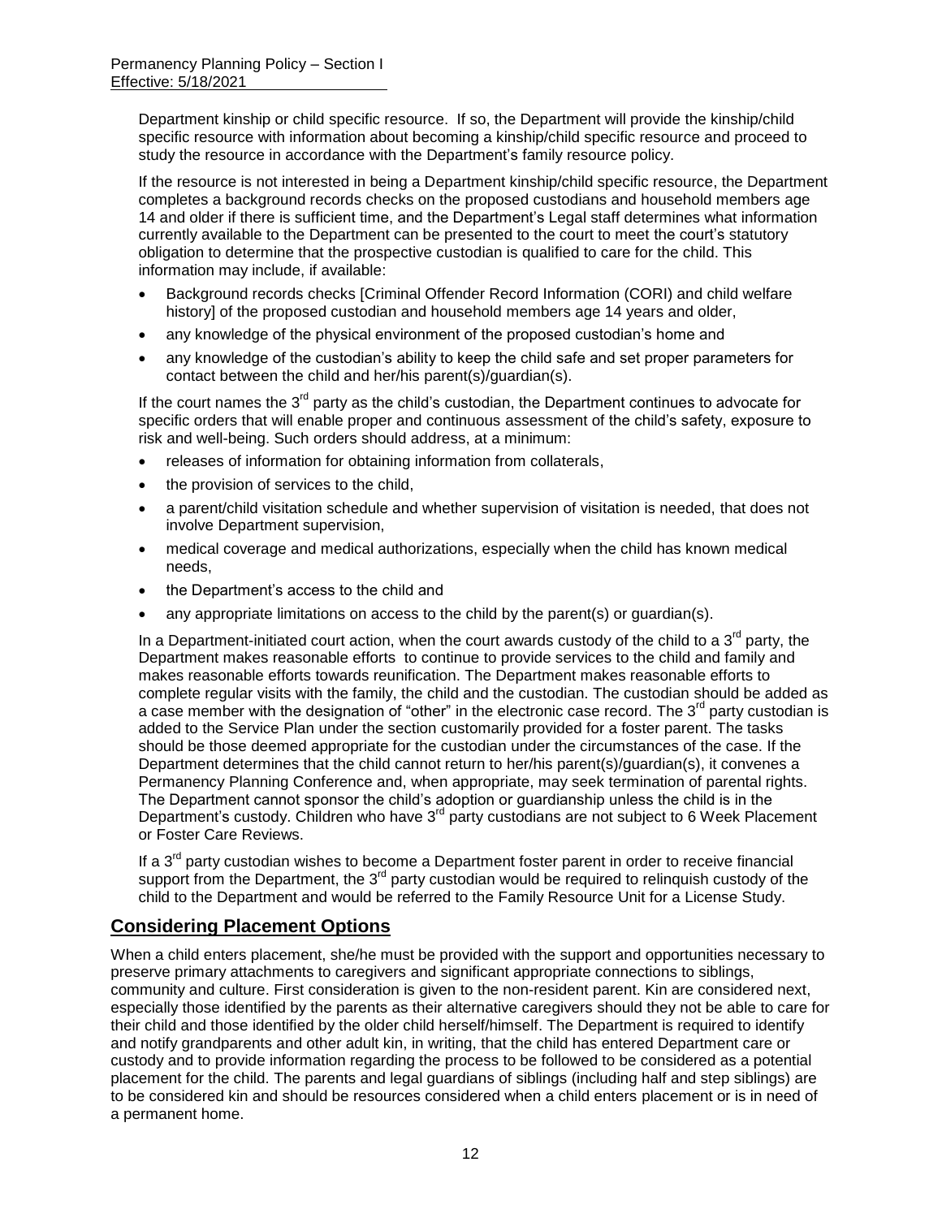Department kinship or child specific resource. If so, the Department will provide the kinship/child specific resource with information about becoming a kinship/child specific resource and proceed to study the resource in accordance with the Department's family resource policy.

If the resource is not interested in being a Department kinship/child specific resource, the Department completes a background records checks on the proposed custodians and household members age 14 and older if there is sufficient time, and the Department's Legal staff determines what information currently available to the Department can be presented to the court to meet the court's statutory obligation to determine that the prospective custodian is qualified to care for the child. This information may include, if available:

- Background records checks [Criminal Offender Record Information (CORI) and child welfare history] of the proposed custodian and household members age 14 years and older,
- any knowledge of the physical environment of the proposed custodian's home and
- any knowledge of the custodian's ability to keep the child safe and set proper parameters for contact between the child and her/his parent(s)/guardian(s).

If the court names the 3rd party as the child's custodian, the Department continues to advocate for specific orders that will enable proper and continuous assessment of the child's safety, exposure to risk and well-being. Such orders should address, at a minimum:

- releases of information for obtaining information from collaterals,
- the provision of services to the child,
- a parent/child visitation schedule and whether supervision of visitation is needed, that does not involve Department supervision,
- medical coverage and medical authorizations, especially when the child has known medical needs,
- the Department's access to the child and
- any appropriate limitations on access to the child by the parent(s) or guardian(s).

In a Department-initiated court action, when the court awards custody of the child to a 3rd party, the Department makes reasonable efforts to continue to provide services to the child and family and makes reasonable efforts towards reunification. The Department makes reasonable efforts to complete regular visits with the family, the child and the custodian. The custodian should be added as a case member with the designation of "other" in the electronic case record. The 3rd party custodian is added to the Service Plan under the section customarily provided for a foster parent. The tasks should be those deemed appropriate for the custodian under the circumstances of the case. If the Department determines that the child cannot return to her/his parent(s)/guardian(s), it convenes a Permanency Planning Conference and, when appropriate, may seek termination of parental rights. The Department cannot sponsor the child's adoption or guardianship unless the child is in the Department's custody. Children who have 3rd party custodians are not subject to 6 Week Placement or Foster Care Reviews.

If a 3rd party custodian wishes to become a Department foster parent in order to receive financial support from the Department, the 3rd party custodian would be required to relinquish custody of the child to the Department and would be referred to the Family Resource Unit for a License Study.

## Considering Placement Options

When a child enters placement, she/he must be provided with the support and opportunities necessary to preserve primary attachments to caregivers and significant appropriate connections to siblings, community and culture. First consideration is given to the non-resident parent. Kin are considered next, especially those identified by the parents as their alternative caregivers should they not be able to care for their child and those identified by the older child herself/himself. The Department is required to identify and notify grandparents and other adult kin, in writing, that the child has entered Department care or custody and to provide information regarding the process to be followed to be considered as a potential placement for the child. The parents and legal guardians of siblings (including half and step siblings) are to be considered kin and should be resources considered when a child enters placement or is in need of a permanent home.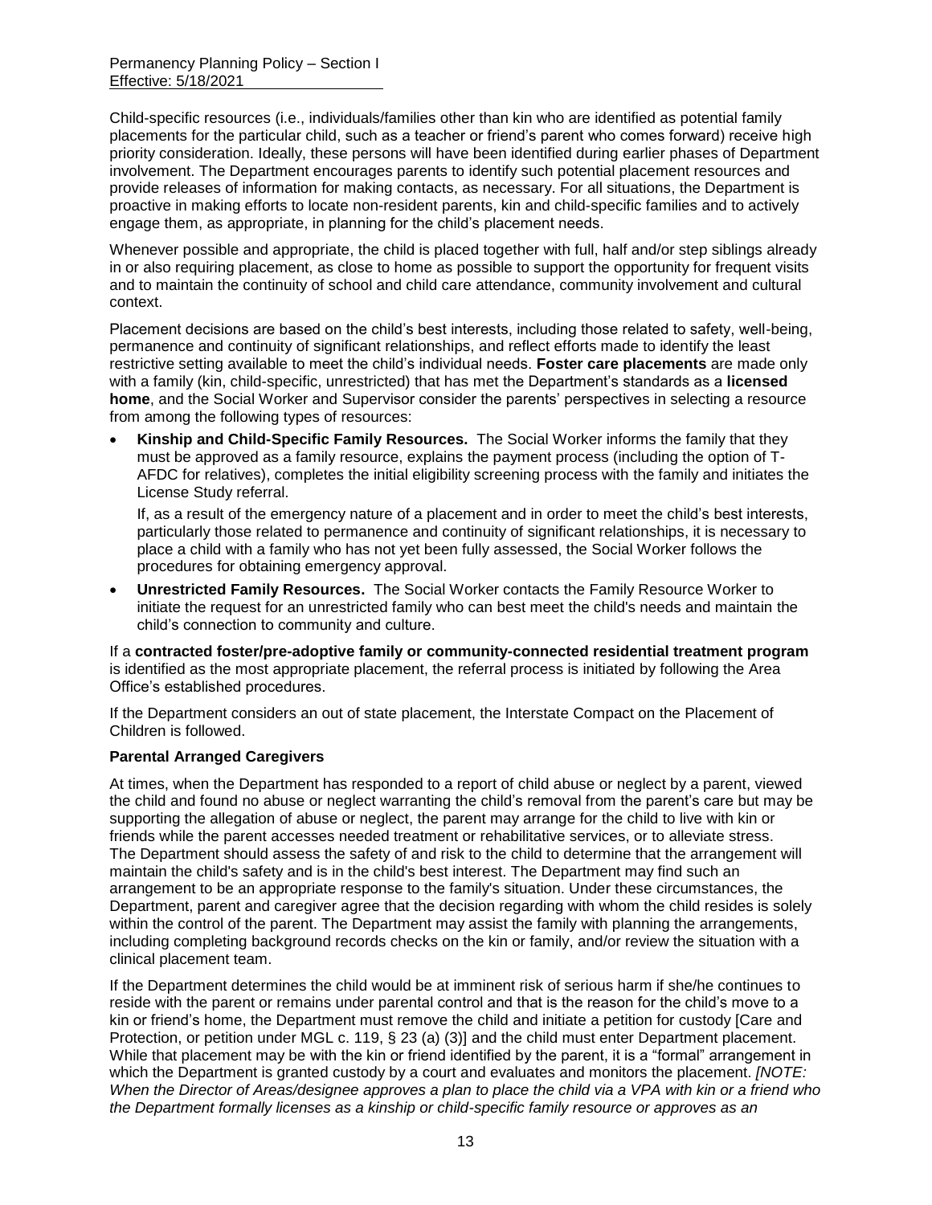Child-specific resources (i.e., individuals/families other than kin who are identified as potential family placements for the particular child, such as a teacher or friend's parent who comes forward) receive high priority consideration. Ideally, these persons will have been identified during earlier phases of Department involvement. The Department encourages parents to identify such potential placement resources and provide releases of information for making contacts, as necessary. For all situations, the Department is proactive in making efforts to locate non-resident parents, kin and child-specific families and to actively engage them, as appropriate, in planning for the child's placement needs.

Whenever possible and appropriate, the child is placed together with full, half and/or step siblings already in or also requiring placement, as close to home as possible to support the opportunity for frequent visits and to maintain the continuity of school and child care attendance, community involvement and cultural context.

Placement decisions are based on the child's best interests, including those related to safety, well-being, permanence and continuity of significant relationships, and reflect efforts made to identify the least restrictive setting available to meet the child's individual needs. **Foster care placements** are made only with a family (kin, child-specific, unrestricted) that has met the Department's standards as a **licensed home**, and the Social Worker and Supervisor consider the parents' perspectives in selecting a resource from among the following types of resources:

- **Kinship and Child-Specific Family Resources.** The Social Worker informs the family that they must be approved as a family resource, explains the payment process (including the option of T-AFDC for relatives), completes the initial eligibility screening process with the family and initiates the License Study referral.

  If, as a result of the emergency nature of a placement and in order to meet the child's best interests, particularly those related to permanence and continuity of significant relationships, it is necessary to place a child with a family who has not yet been fully assessed, the Social Worker follows the procedures for obtaining emergency approval.

- **Unrestricted Family Resources.** The Social Worker contacts the Family Resource Worker to initiate the request for an unrestricted family who can best meet the child's needs and maintain the child's connection to community and culture.

If a **contracted foster/pre-adoptive family or community-connected residential treatment program** is identified as the most appropriate placement, the referral process is initiated by following the Area Office's established procedures.

If the Department considers an out of state placement, the Interstate Compact on the Placement of Children is followed.

**Parental Arranged Caregivers**

At times, when the Department has responded to a report of child abuse or neglect by a parent, viewed the child and found no abuse or neglect warranting the child's removal from the parent's care but may be supporting the allegation of abuse or neglect, the parent may arrange for the child to live with kin or friends while the parent accesses needed treatment or rehabilitative services, or to alleviate stress. The Department should assess the safety of and risk to the child to determine that the arrangement will maintain the child's safety and is in the child's best interest. The Department may find such an arrangement to be an appropriate response to the family's situation. Under these circumstances, the Department, parent and caregiver agree that the decision regarding with whom the child resides is solely within the control of the parent. The Department may assist the family with planning the arrangements, including completing background records checks on the kin or family, and/or review the situation with a clinical placement team.

If the Department determines the child would be at imminent risk of serious harm if she/he continues to reside with the parent or remains under parental control and that is the reason for the child's move to a kin or friend's home, the Department must remove the child and initiate a petition for custody [Care and Protection, or petition under MGL c. 119, § 23 (a) (3)] and the child must enter Department placement. While that placement may be with the kin or friend identified by the parent, it is a "formal" arrangement in which the Department is granted custody by a court and evaluates and monitors the placement. *[NOTE: When the Director of Areas/designee approves a plan to place the child via a VPA with kin or a friend who the Department formally licenses as a kinship or child-specific family resource or approves as an*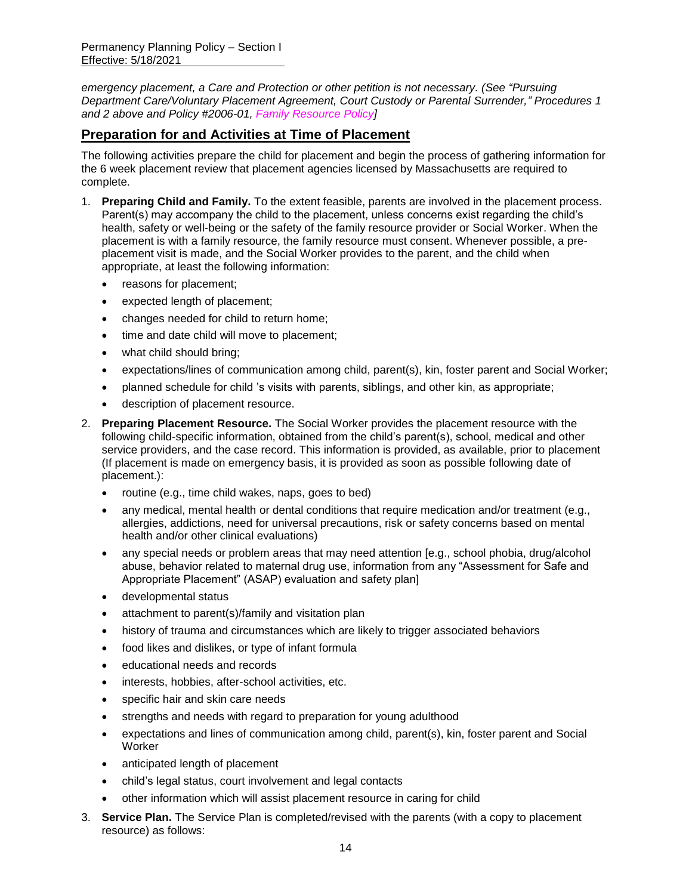*emergency placement, a Care and Protection or other petition is not necessary. (See "Pursuing Department Care/Voluntary Placement Agreement, Court Custody or Parental Surrender," Procedures 1 and 2 above and Policy #2006-01, Family Resource Policy]*

## Preparation for and Activities at Time of Placement

The following activities prepare the child for placement and begin the process of gathering information for the 6 week placement review that placement agencies licensed by Massachusetts are required to complete.

1. **Preparing Child and Family.** To the extent feasible, parents are involved in the placement process. Parent(s) may accompany the child to the placement, unless concerns exist regarding the child's health, safety or well-being or the safety of the family resource provider or Social Worker. When the placement is with a family resource, the family resource must consent. Whenever possible, a pre-placement visit is made, and the Social Worker provides to the parent, and the child when appropriate, at least the following information:
   - reasons for placement;
   - expected length of placement;
   - changes needed for child to return home;
   - time and date child will move to placement;
   - what child should bring;
   - expectations/lines of communication among child, parent(s), kin, foster parent and Social Worker;
   - planned schedule for child 's visits with parents, siblings, and other kin, as appropriate;
   - description of placement resource.
2. **Preparing Placement Resource.** The Social Worker provides the placement resource with the following child-specific information, obtained from the child's parent(s), school, medical and other service providers, and the case record. This information is provided, as available, prior to placement (If placement is made on emergency basis, it is provided as soon as possible following date of placement.):
   - routine (e.g., time child wakes, naps, goes to bed)
   - any medical, mental health or dental conditions that require medication and/or treatment (e.g., allergies, addictions, need for universal precautions, risk or safety concerns based on mental health and/or other clinical evaluations)
   - any special needs or problem areas that may need attention [e.g., school phobia, drug/alcohol abuse, behavior related to maternal drug use, information from any "Assessment for Safe and Appropriate Placement" (ASAP) evaluation and safety plan]
   - developmental status
   - attachment to parent(s)/family and visitation plan
   - history of trauma and circumstances which are likely to trigger associated behaviors
   - food likes and dislikes, or type of infant formula
   - educational needs and records
   - interests, hobbies, after-school activities, etc.
   - specific hair and skin care needs
   - strengths and needs with regard to preparation for young adulthood
   - expectations and lines of communication among child, parent(s), kin, foster parent and Social Worker
   - anticipated length of placement
   - child's legal status, court involvement and legal contacts
   - other information which will assist placement resource in caring for child
3. **Service Plan.** The Service Plan is completed/revised with the parents (with a copy to placement resource) as follows: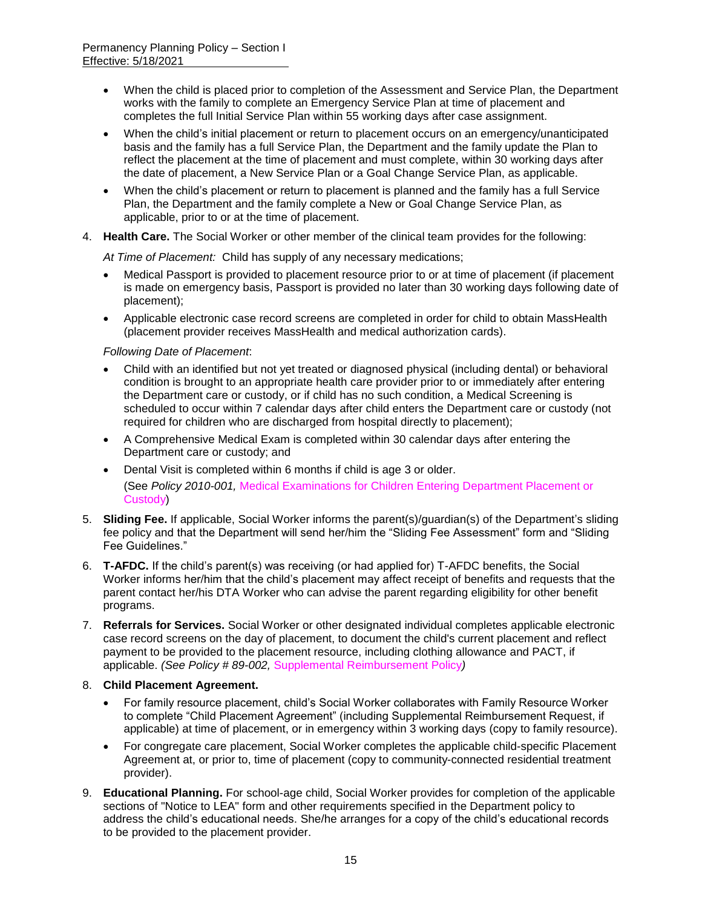- When the child is placed prior to completion of the Assessment and Service Plan, the Department works with the family to complete an Emergency Service Plan at time of placement and completes the full Initial Service Plan within 55 working days after case assignment.
- When the child's initial placement or return to placement occurs on an emergency/unanticipated basis and the family has a full Service Plan, the Department and the family update the Plan to reflect the placement at the time of placement and must complete, within 30 working days after the date of placement, a New Service Plan or a Goal Change Service Plan, as applicable.
- When the child's placement or return to placement is planned and the family has a full Service Plan, the Department and the family complete a New or Goal Change Service Plan, as applicable, prior to or at the time of placement.

4. **Health Care.** The Social Worker or other member of the clinical team provides for the following:

   *At Time of Placement:* Child has supply of any necessary medications;

   - Medical Passport is provided to placement resource prior to or at time of placement (if placement is made on emergency basis, Passport is provided no later than 30 working days following date of placement);
   - Applicable electronic case record screens are completed in order for child to obtain MassHealth (placement provider receives MassHealth and medical authorization cards).

   *Following Date of Placement*:

   - Child with an identified but not yet treated or diagnosed physical (including dental) or behavioral condition is brought to an appropriate health care provider prior to or immediately after entering the Department care or custody, or if child has no such condition, a Medical Screening is scheduled to occur within 7 calendar days after child enters the Department care or custody (not required for children who are discharged from hospital directly to placement);
   - A Comprehensive Medical Exam is completed within 30 calendar days after entering the Department care or custody; and
   - Dental Visit is completed within 6 months if child is age 3 or older.

     (See *Policy 2010-001,* Medical Examinations for Children Entering Department Placement or Custody)

5. **Sliding Fee.** If applicable, Social Worker informs the parent(s)/guardian(s) of the Department's sliding fee policy and that the Department will send her/him the "Sliding Fee Assessment" form and "Sliding Fee Guidelines."

6. **T-AFDC.** If the child's parent(s) was receiving (or had applied for) T-AFDC benefits, the Social Worker informs her/him that the child's placement may affect receipt of benefits and requests that the parent contact her/his DTA Worker who can advise the parent regarding eligibility for other benefit programs.

7. **Referrals for Services.** Social Worker or other designated individual completes applicable electronic case record screens on the day of placement, to document the child's current placement and reflect payment to be provided to the placement resource, including clothing allowance and PACT, if applicable. *(See Policy # 89-002,* Supplemental Reimbursement Policy*)*

8. **Child Placement Agreement.**

   - For family resource placement, child's Social Worker collaborates with Family Resource Worker to complete "Child Placement Agreement" (including Supplemental Reimbursement Request, if applicable) at time of placement, or in emergency within 3 working days (copy to family resource).
   - For congregate care placement, Social Worker completes the applicable child-specific Placement Agreement at, or prior to, time of placement (copy to community-connected residential treatment provider).

9. **Educational Planning.** For school-age child, Social Worker provides for completion of the applicable sections of "Notice to LEA" form and other requirements specified in the Department policy to address the child's educational needs. She/he arranges for a copy of the child's educational records to be provided to the placement provider.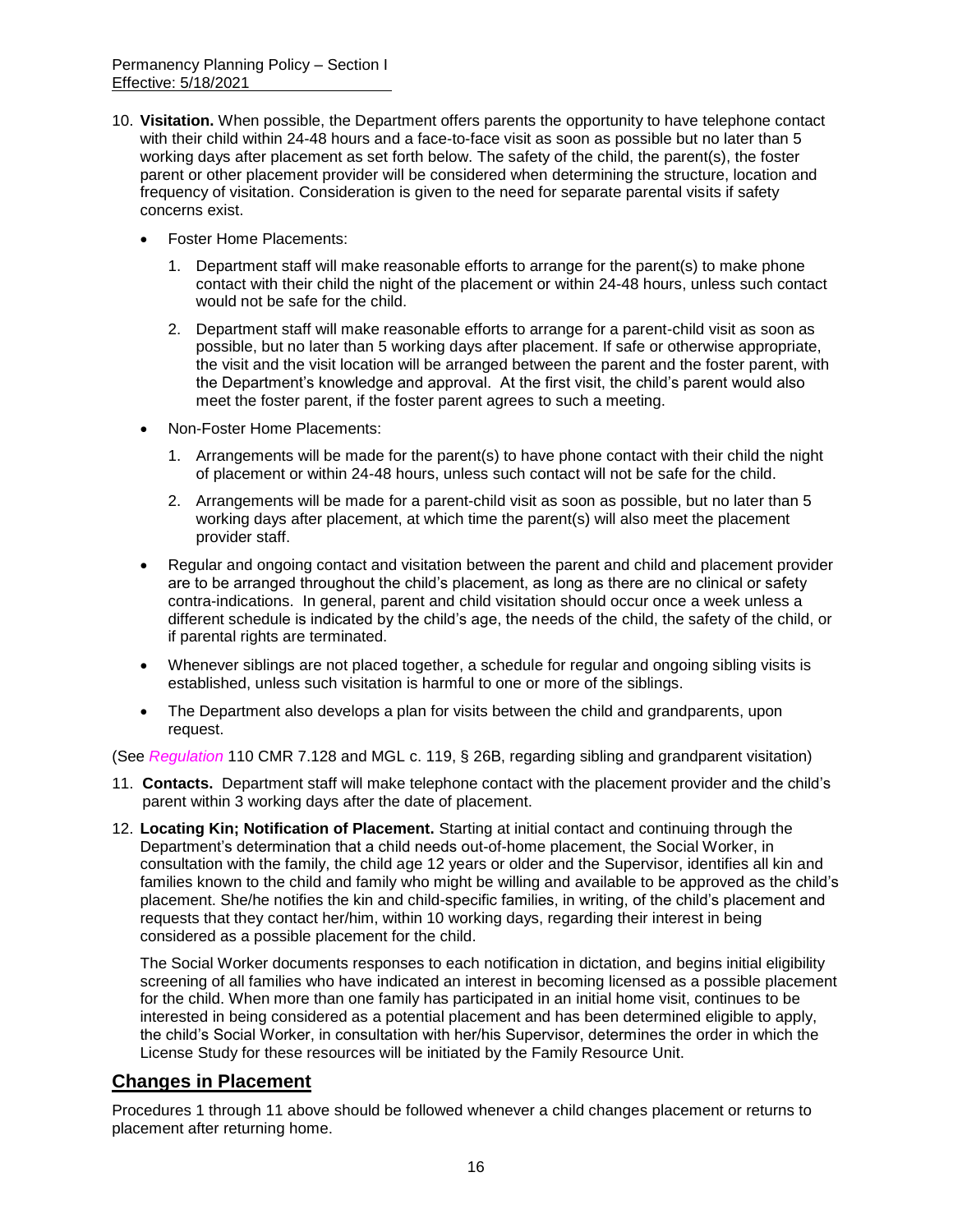10. **Visitation.** When possible, the Department offers parents the opportunity to have telephone contact with their child within 24-48 hours and a face-to-face visit as soon as possible but no later than 5 working days after placement as set forth below. The safety of the child, the parent(s), the foster parent or other placement provider will be considered when determining the structure, location and frequency of visitation. Consideration is given to the need for separate parental visits if safety concerns exist.

    - Foster Home Placements:

        1. Department staff will make reasonable efforts to arrange for the parent(s) to make phone contact with their child the night of the placement or within 24-48 hours, unless such contact would not be safe for the child.

        2. Department staff will make reasonable efforts to arrange for a parent-child visit as soon as possible, but no later than 5 working days after placement. If safe or otherwise appropriate, the visit and the visit location will be arranged between the parent and the foster parent, with the Department's knowledge and approval. At the first visit, the child's parent would also meet the foster parent, if the foster parent agrees to such a meeting.

    - Non-Foster Home Placements:

        1. Arrangements will be made for the parent(s) to have phone contact with their child the night of placement or within 24-48 hours, unless such contact will not be safe for the child.

        2. Arrangements will be made for a parent-child visit as soon as possible, but no later than 5 working days after placement, at which time the parent(s) will also meet the placement provider staff.

    - Regular and ongoing contact and visitation between the parent and child and placement provider are to be arranged throughout the child's placement, as long as there are no clinical or safety contra-indications. In general, parent and child visitation should occur once a week unless a different schedule is indicated by the child's age, the needs of the child, the safety of the child, or if parental rights are terminated.

    - Whenever siblings are not placed together, a schedule for regular and ongoing sibling visits is established, unless such visitation is harmful to one or more of the siblings.

    - The Department also develops a plan for visits between the child and grandparents, upon request.

(See *Regulation* 110 CMR 7.128 and MGL c. 119, § 26B, regarding sibling and grandparent visitation)

11. **Contacts.** Department staff will make telephone contact with the placement provider and the child's parent within 3 working days after the date of placement.

12. **Locating Kin; Notification of Placement.** Starting at initial contact and continuing through the Department's determination that a child needs out-of-home placement, the Social Worker, in consultation with the family, the child age 12 years or older and the Supervisor, identifies all kin and families known to the child and family who might be willing and available to be approved as the child's placement. She/he notifies the kin and child-specific families, in writing, of the child's placement and requests that they contact her/him, within 10 working days, regarding their interest in being considered as a possible placement for the child.

    The Social Worker documents responses to each notification in dictation, and begins initial eligibility screening of all families who have indicated an interest in becoming licensed as a possible placement for the child. When more than one family has participated in an initial home visit, continues to be interested in being considered as a potential placement and has been determined eligible to apply, the child's Social Worker, in consultation with her/his Supervisor, determines the order in which the License Study for these resources will be initiated by the Family Resource Unit.

## Changes in Placement

Procedures 1 through 11 above should be followed whenever a child changes placement or returns to placement after returning home.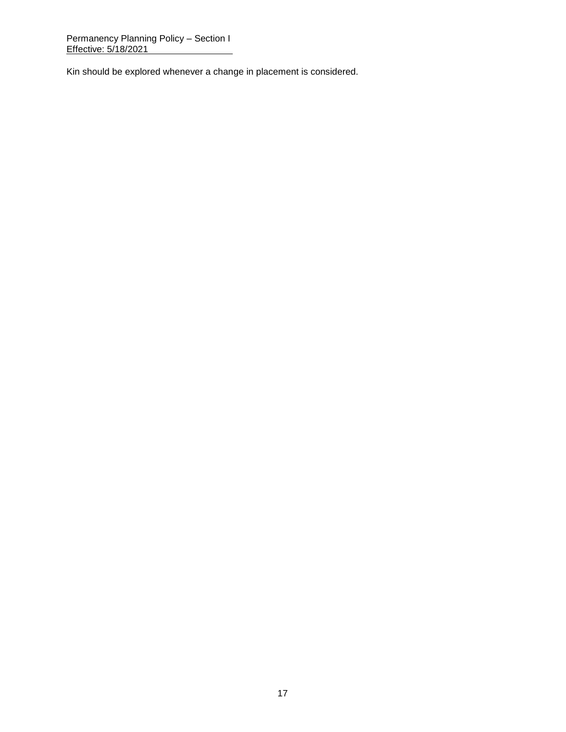Kin should be explored whenever a change in placement is considered.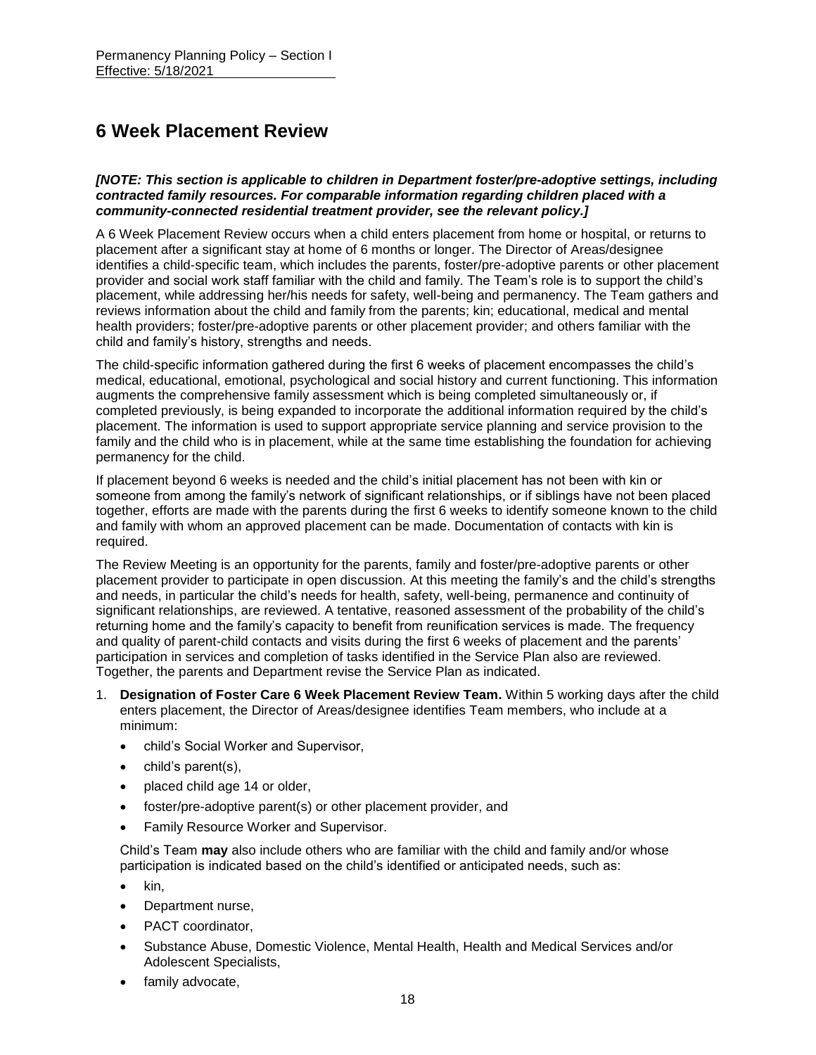# 6 Week Placement Review

***[NOTE: This section is applicable to children in Department foster/pre-adoptive settings, including contracted family resources. For comparable information regarding children placed with a community-connected residential treatment provider, see the relevant policy.]***

A 6 Week Placement Review occurs when a child enters placement from home or hospital, or returns to placement after a significant stay at home of 6 months or longer. The Director of Areas/designee identifies a child-specific team, which includes the parents, foster/pre-adoptive parents or other placement provider and social work staff familiar with the child and family. The Team's role is to support the child's placement, while addressing her/his needs for safety, well-being and permanency. The Team gathers and reviews information about the child and family from the parents; kin; educational, medical and mental health providers; foster/pre-adoptive parents or other placement provider; and others familiar with the child and family's history, strengths and needs.

The child-specific information gathered during the first 6 weeks of placement encompasses the child's medical, educational, emotional, psychological and social history and current functioning. This information augments the comprehensive family assessment which is being completed simultaneously or, if completed previously, is being expanded to incorporate the additional information required by the child's placement. The information is used to support appropriate service planning and service provision to the family and the child who is in placement, while at the same time establishing the foundation for achieving permanency for the child.

If placement beyond 6 weeks is needed and the child's initial placement has not been with kin or someone from among the family's network of significant relationships, or if siblings have not been placed together, efforts are made with the parents during the first 6 weeks to identify someone known to the child and family with whom an approved placement can be made. Documentation of contacts with kin is required.

The Review Meeting is an opportunity for the parents, family and foster/pre-adoptive parents or other placement provider to participate in open discussion. At this meeting the family's and the child's strengths and needs, in particular the child's needs for health, safety, well-being, permanence and continuity of significant relationships, are reviewed. A tentative, reasoned assessment of the probability of the child's returning home and the family's capacity to benefit from reunification services is made. The frequency and quality of parent-child contacts and visits during the first 6 weeks of placement and the parents' participation in services and completion of tasks identified in the Service Plan also are reviewed. Together, the parents and Department revise the Service Plan as indicated.

1. **Designation of Foster Care 6 Week Placement Review Team.** Within 5 working days after the child enters placement, the Director of Areas/designee identifies Team members, who include at a minimum:
   - child's Social Worker and Supervisor,
   - child's parent(s),
   - placed child age 14 or older,
   - foster/pre-adoptive parent(s) or other placement provider, and
   - Family Resource Worker and Supervisor.

   Child's Team **may** also include others who are familiar with the child and family and/or whose participation is indicated based on the child's identified or anticipated needs, such as:
   - kin,
   - Department nurse,
   - PACT coordinator,
   - Substance Abuse, Domestic Violence, Mental Health, Health and Medical Services and/or Adolescent Specialists,
   - family advocate,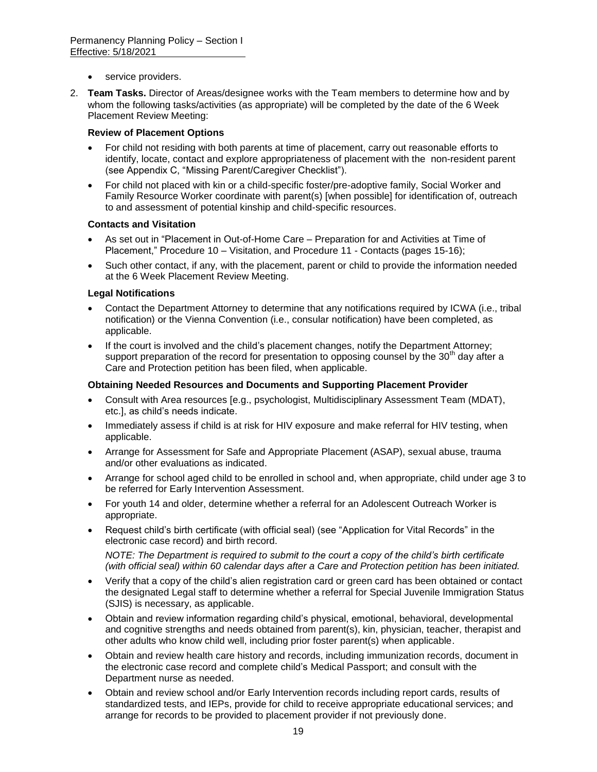- service providers.

2. **Team Tasks.** Director of Areas/designee works with the Team members to determine how and by whom the following tasks/activities (as appropriate) will be completed by the date of the 6 Week Placement Review Meeting:

   **Review of Placement Options**

   - For child not residing with both parents at time of placement, carry out reasonable efforts to identify, locate, contact and explore appropriateness of placement with the non-resident parent (see Appendix C, "Missing Parent/Caregiver Checklist").
   - For child not placed with kin or a child-specific foster/pre-adoptive family, Social Worker and Family Resource Worker coordinate with parent(s) [when possible] for identification of, outreach to and assessment of potential kinship and child-specific resources.

   **Contacts and Visitation**

   - As set out in "Placement in Out-of-Home Care – Preparation for and Activities at Time of Placement," Procedure 10 – Visitation, and Procedure 11 - Contacts (pages 15-16);
   - Such other contact, if any, with the placement, parent or child to provide the information needed at the 6 Week Placement Review Meeting.

   **Legal Notifications**

   - Contact the Department Attorney to determine that any notifications required by ICWA (i.e., tribal notification) or the Vienna Convention (i.e., consular notification) have been completed, as applicable.
   - If the court is involved and the child's placement changes, notify the Department Attorney; support preparation of the record for presentation to opposing counsel by the 30th day after a Care and Protection petition has been filed, when applicable.

   **Obtaining Needed Resources and Documents and Supporting Placement Provider**

   - Consult with Area resources [e.g., psychologist, Multidisciplinary Assessment Team (MDAT), etc.], as child's needs indicate.
   - Immediately assess if child is at risk for HIV exposure and make referral for HIV testing, when applicable.
   - Arrange for Assessment for Safe and Appropriate Placement (ASAP), sexual abuse, trauma and/or other evaluations as indicated.
   - Arrange for school aged child to be enrolled in school and, when appropriate, child under age 3 to be referred for Early Intervention Assessment.
   - For youth 14 and older, determine whether a referral for an Adolescent Outreach Worker is appropriate.
   - Request child's birth certificate (with official seal) (see "Application for Vital Records" in the electronic case record) and birth record.

     *NOTE: The Department is required to submit to the court a copy of the child's birth certificate (with official seal) within 60 calendar days after a Care and Protection petition has been initiated.*

   - Verify that a copy of the child's alien registration card or green card has been obtained or contact the designated Legal staff to determine whether a referral for Special Juvenile Immigration Status (SJIS) is necessary, as applicable.
   - Obtain and review information regarding child's physical, emotional, behavioral, developmental and cognitive strengths and needs obtained from parent(s), kin, physician, teacher, therapist and other adults who know child well, including prior foster parent(s) when applicable.
   - Obtain and review health care history and records, including immunization records, document in the electronic case record and complete child's Medical Passport; and consult with the Department nurse as needed.
   - Obtain and review school and/or Early Intervention records including report cards, results of standardized tests, and IEPs, provide for child to receive appropriate educational services; and arrange for records to be provided to placement provider if not previously done.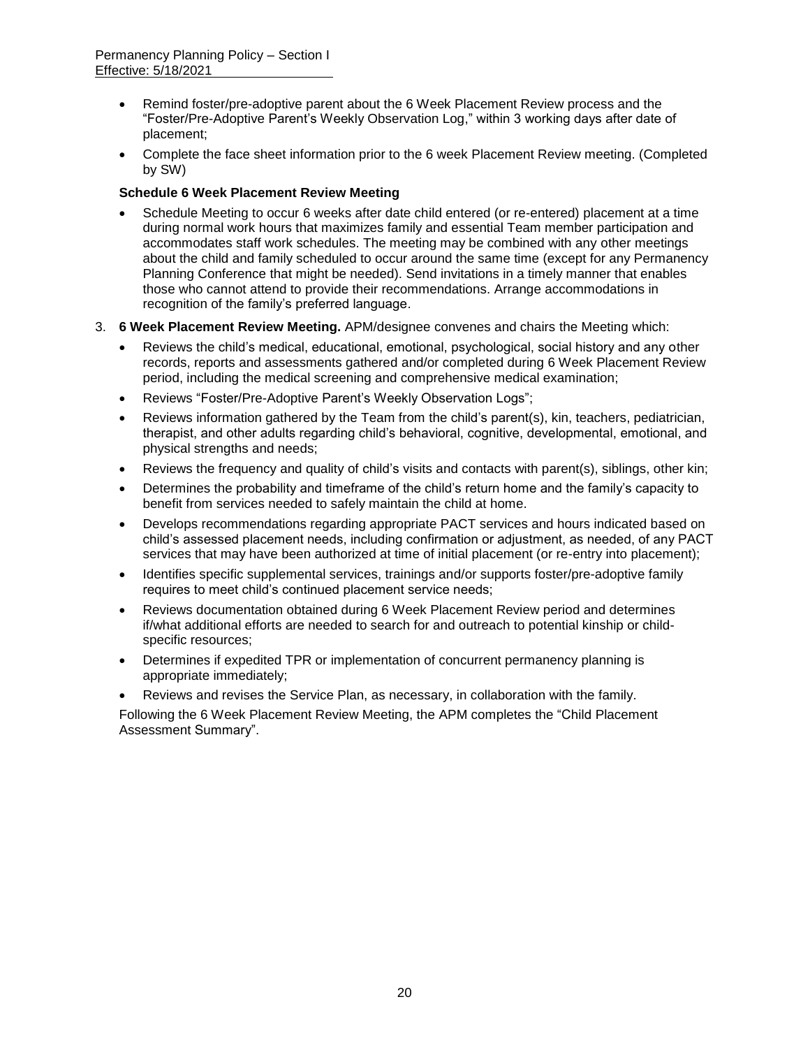- Remind foster/pre-adoptive parent about the 6 Week Placement Review process and the "Foster/Pre-Adoptive Parent's Weekly Observation Log," within 3 working days after date of placement;
- Complete the face sheet information prior to the 6 week Placement Review meeting. (Completed by SW)

**Schedule 6 Week Placement Review Meeting**

- Schedule Meeting to occur 6 weeks after date child entered (or re-entered) placement at a time during normal work hours that maximizes family and essential Team member participation and accommodates staff work schedules. The meeting may be combined with any other meetings about the child and family scheduled to occur around the same time (except for any Permanency Planning Conference that might be needed). Send invitations in a timely manner that enables those who cannot attend to provide their recommendations. Arrange accommodations in recognition of the family's preferred language.

3. **6 Week Placement Review Meeting.** APM/designee convenes and chairs the Meeting which:
   - Reviews the child's medical, educational, emotional, psychological, social history and any other records, reports and assessments gathered and/or completed during 6 Week Placement Review period, including the medical screening and comprehensive medical examination;
   - Reviews "Foster/Pre-Adoptive Parent's Weekly Observation Logs";
   - Reviews information gathered by the Team from the child's parent(s), kin, teachers, pediatrician, therapist, and other adults regarding child's behavioral, cognitive, developmental, emotional, and physical strengths and needs;
   - Reviews the frequency and quality of child's visits and contacts with parent(s), siblings, other kin;
   - Determines the probability and timeframe of the child's return home and the family's capacity to benefit from services needed to safely maintain the child at home.
   - Develops recommendations regarding appropriate PACT services and hours indicated based on child's assessed placement needs, including confirmation or adjustment, as needed, of any PACT services that may have been authorized at time of initial placement (or re-entry into placement);
   - Identifies specific supplemental services, trainings and/or supports foster/pre-adoptive family requires to meet child's continued placement service needs;
   - Reviews documentation obtained during 6 Week Placement Review period and determines if/what additional efforts are needed to search for and outreach to potential kinship or child-specific resources;
   - Determines if expedited TPR or implementation of concurrent permanency planning is appropriate immediately;
   - Reviews and revises the Service Plan, as necessary, in collaboration with the family.

   Following the 6 Week Placement Review Meeting, the APM completes the "Child Placement Assessment Summary".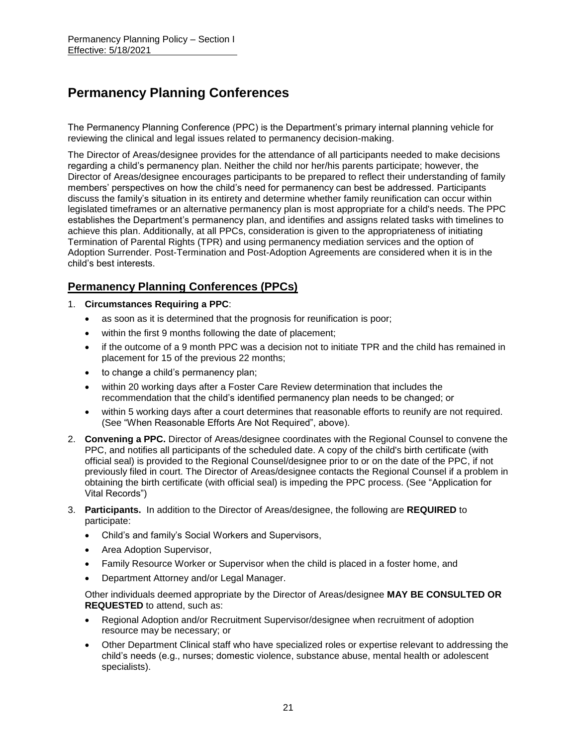# Permanency Planning Conferences

The Permanency Planning Conference (PPC) is the Department's primary internal planning vehicle for reviewing the clinical and legal issues related to permanency decision-making.

The Director of Areas/designee provides for the attendance of all participants needed to make decisions regarding a child's permanency plan. Neither the child nor her/his parents participate; however, the Director of Areas/designee encourages participants to be prepared to reflect their understanding of family members' perspectives on how the child's need for permanency can best be addressed. Participants discuss the family's situation in its entirety and determine whether family reunification can occur within legislated timeframes or an alternative permanency plan is most appropriate for a child's needs. The PPC establishes the Department's permanency plan, and identifies and assigns related tasks with timelines to achieve this plan. Additionally, at all PPCs, consideration is given to the appropriateness of initiating Termination of Parental Rights (TPR) and using permanency mediation services and the option of Adoption Surrender. Post-Termination and Post-Adoption Agreements are considered when it is in the child's best interests.

## Permanency Planning Conferences (PPCs)

1. **Circumstances Requiring a PPC**:
   - as soon as it is determined that the prognosis for reunification is poor;
   - within the first 9 months following the date of placement;
   - if the outcome of a 9 month PPC was a decision not to initiate TPR and the child has remained in placement for 15 of the previous 22 months;
   - to change a child's permanency plan;
   - within 20 working days after a Foster Care Review determination that includes the recommendation that the child's identified permanency plan needs to be changed; or
   - within 5 working days after a court determines that reasonable efforts to reunify are not required. (See "When Reasonable Efforts Are Not Required", above).
2. **Convening a PPC.** Director of Areas/designee coordinates with the Regional Counsel to convene the PPC, and notifies all participants of the scheduled date. A copy of the child's birth certificate (with official seal) is provided to the Regional Counsel/designee prior to or on the date of the PPC, if not previously filed in court. The Director of Areas/designee contacts the Regional Counsel if a problem in obtaining the birth certificate (with official seal) is impeding the PPC process. (See "Application for Vital Records")
3. **Participants.** In addition to the Director of Areas/designee, the following are **REQUIRED** to participate:
   - Child's and family's Social Workers and Supervisors,
   - Area Adoption Supervisor,
   - Family Resource Worker or Supervisor when the child is placed in a foster home, and
   - Department Attorney and/or Legal Manager.

   Other individuals deemed appropriate by the Director of Areas/designee **MAY BE CONSULTED OR REQUESTED** to attend, such as:
   - Regional Adoption and/or Recruitment Supervisor/designee when recruitment of adoption resource may be necessary; or
   - Other Department Clinical staff who have specialized roles or expertise relevant to addressing the child's needs (e.g., nurses; domestic violence, substance abuse, mental health or adolescent specialists).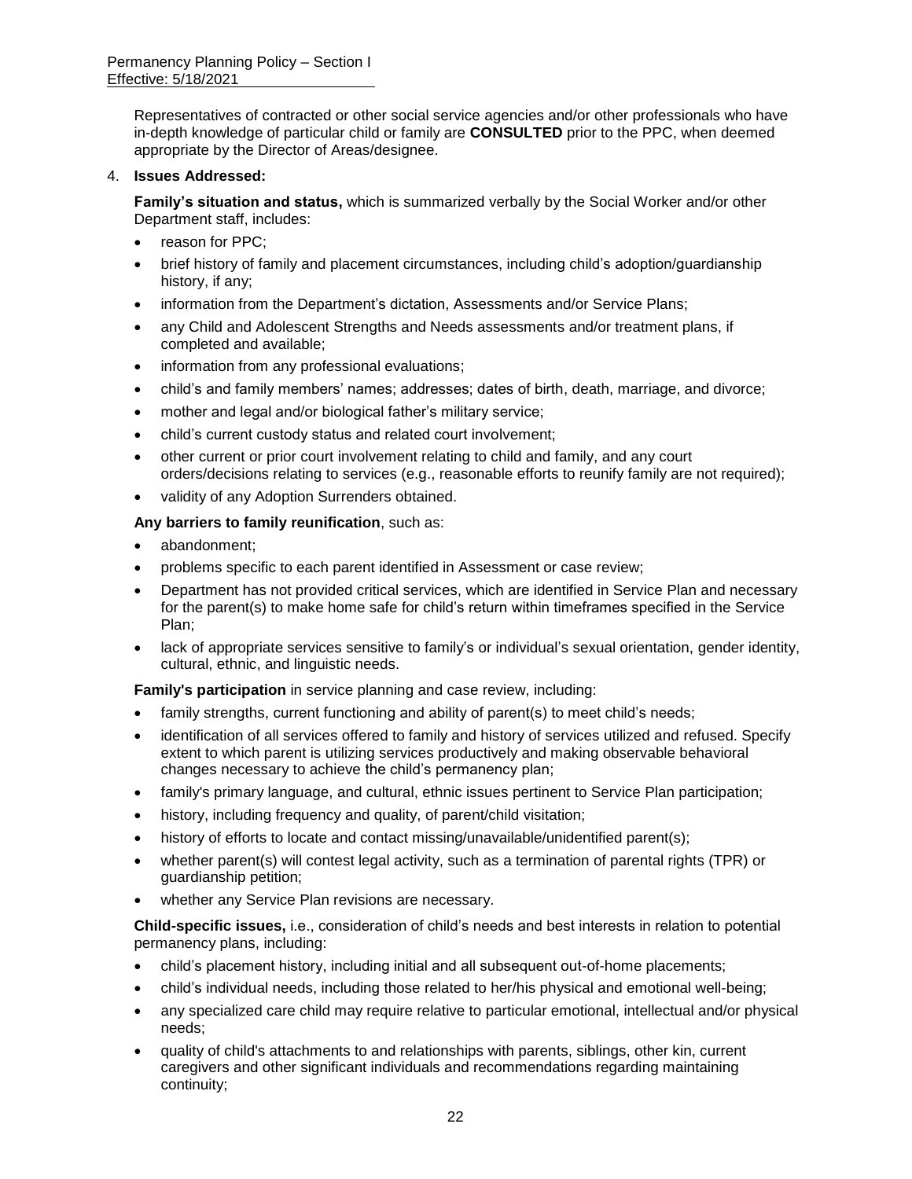Representatives of contracted or other social service agencies and/or other professionals who have in-depth knowledge of particular child or family are **CONSULTED** prior to the PPC, when deemed appropriate by the Director of Areas/designee.

4. **Issues Addressed:**

**Family's situation and status,** which is summarized verbally by the Social Worker and/or other Department staff, includes:

- reason for PPC;
- brief history of family and placement circumstances, including child's adoption/guardianship history, if any;
- information from the Department's dictation, Assessments and/or Service Plans;
- any Child and Adolescent Strengths and Needs assessments and/or treatment plans, if completed and available;
- information from any professional evaluations;
- child's and family members' names; addresses; dates of birth, death, marriage, and divorce;
- mother and legal and/or biological father's military service;
- child's current custody status and related court involvement;
- other current or prior court involvement relating to child and family, and any court orders/decisions relating to services (e.g., reasonable efforts to reunify family are not required);
- validity of any Adoption Surrenders obtained.

**Any barriers to family reunification**, such as:

- abandonment;
- problems specific to each parent identified in Assessment or case review;
- Department has not provided critical services, which are identified in Service Plan and necessary for the parent(s) to make home safe for child's return within timeframes specified in the Service Plan;
- lack of appropriate services sensitive to family's or individual's sexual orientation, gender identity, cultural, ethnic, and linguistic needs.

**Family's participation** in service planning and case review, including:

- family strengths, current functioning and ability of parent(s) to meet child's needs;
- identification of all services offered to family and history of services utilized and refused. Specify extent to which parent is utilizing services productively and making observable behavioral changes necessary to achieve the child's permanency plan;
- family's primary language, and cultural, ethnic issues pertinent to Service Plan participation;
- history, including frequency and quality, of parent/child visitation;
- history of efforts to locate and contact missing/unavailable/unidentified parent(s);
- whether parent(s) will contest legal activity, such as a termination of parental rights (TPR) or guardianship petition;
- whether any Service Plan revisions are necessary.

**Child-specific issues,** i.e., consideration of child's needs and best interests in relation to potential permanency plans, including:

- child's placement history, including initial and all subsequent out-of-home placements;
- child's individual needs, including those related to her/his physical and emotional well-being;
- any specialized care child may require relative to particular emotional, intellectual and/or physical needs;
- quality of child's attachments to and relationships with parents, siblings, other kin, current caregivers and other significant individuals and recommendations regarding maintaining continuity;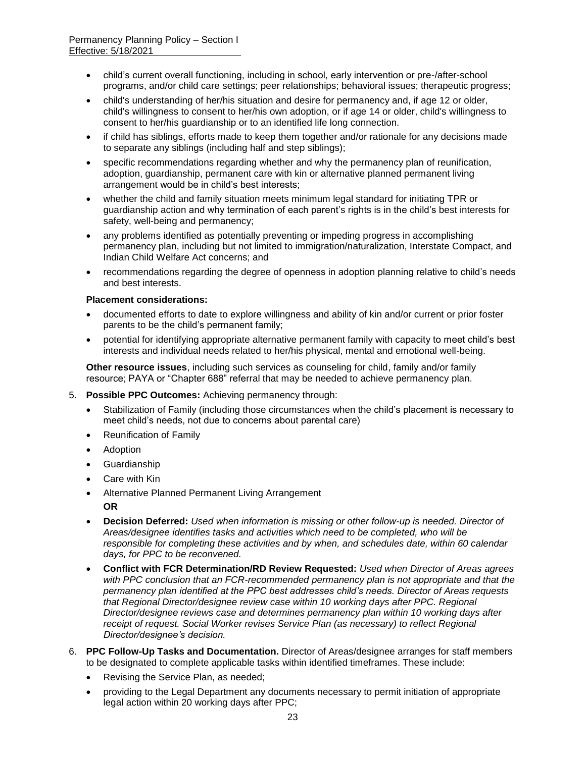- child's current overall functioning, including in school, early intervention or pre-/after-school programs, and/or child care settings; peer relationships; behavioral issues; therapeutic progress;
- child's understanding of her/his situation and desire for permanency and, if age 12 or older, child's willingness to consent to her/his own adoption, or if age 14 or older, child's willingness to consent to her/his guardianship or to an identified life long connection.
- if child has siblings, efforts made to keep them together and/or rationale for any decisions made to separate any siblings (including half and step siblings);
- specific recommendations regarding whether and why the permanency plan of reunification, adoption, guardianship, permanent care with kin or alternative planned permanent living arrangement would be in child's best interests;
- whether the child and family situation meets minimum legal standard for initiating TPR or guardianship action and why termination of each parent's rights is in the child's best interests for safety, well-being and permanency;
- any problems identified as potentially preventing or impeding progress in accomplishing permanency plan, including but not limited to immigration/naturalization, Interstate Compact, and Indian Child Welfare Act concerns; and
- recommendations regarding the degree of openness in adoption planning relative to child's needs and best interests.

**Placement considerations:**

- documented efforts to date to explore willingness and ability of kin and/or current or prior foster parents to be the child's permanent family;
- potential for identifying appropriate alternative permanent family with capacity to meet child's best interests and individual needs related to her/his physical, mental and emotional well-being.

**Other resource issues**, including such services as counseling for child, family and/or family resource; PAYA or "Chapter 688" referral that may be needed to achieve permanency plan.

5. **Possible PPC Outcomes:** Achieving permanency through:
   - Stabilization of Family (including those circumstances when the child's placement is necessary to meet child's needs, not due to concerns about parental care)
   - Reunification of Family
   - Adoption
   - Guardianship
   - Care with Kin
   - Alternative Planned Permanent Living Arrangement

     **OR**
   - **Decision Deferred:** *Used when information is missing or other follow-up is needed. Director of Areas/designee identifies tasks and activities which need to be completed, who will be responsible for completing these activities and by when, and schedules date, within 60 calendar days, for PPC to be reconvened.*
   - **Conflict with FCR Determination/RD Review Requested:** *Used when Director of Areas agrees with PPC conclusion that an FCR-recommended permanency plan is not appropriate and that the permanency plan identified at the PPC best addresses child's needs. Director of Areas requests that Regional Director/designee review case within 10 working days after PPC. Regional Director/designee reviews case and determines permanency plan within 10 working days after receipt of request. Social Worker revises Service Plan (as necessary) to reflect Regional Director/designee's decision.*

6. **PPC Follow-Up Tasks and Documentation.** Director of Areas/designee arranges for staff members to be designated to complete applicable tasks within identified timeframes. These include:
   - Revising the Service Plan, as needed;
   - providing to the Legal Department any documents necessary to permit initiation of appropriate legal action within 20 working days after PPC;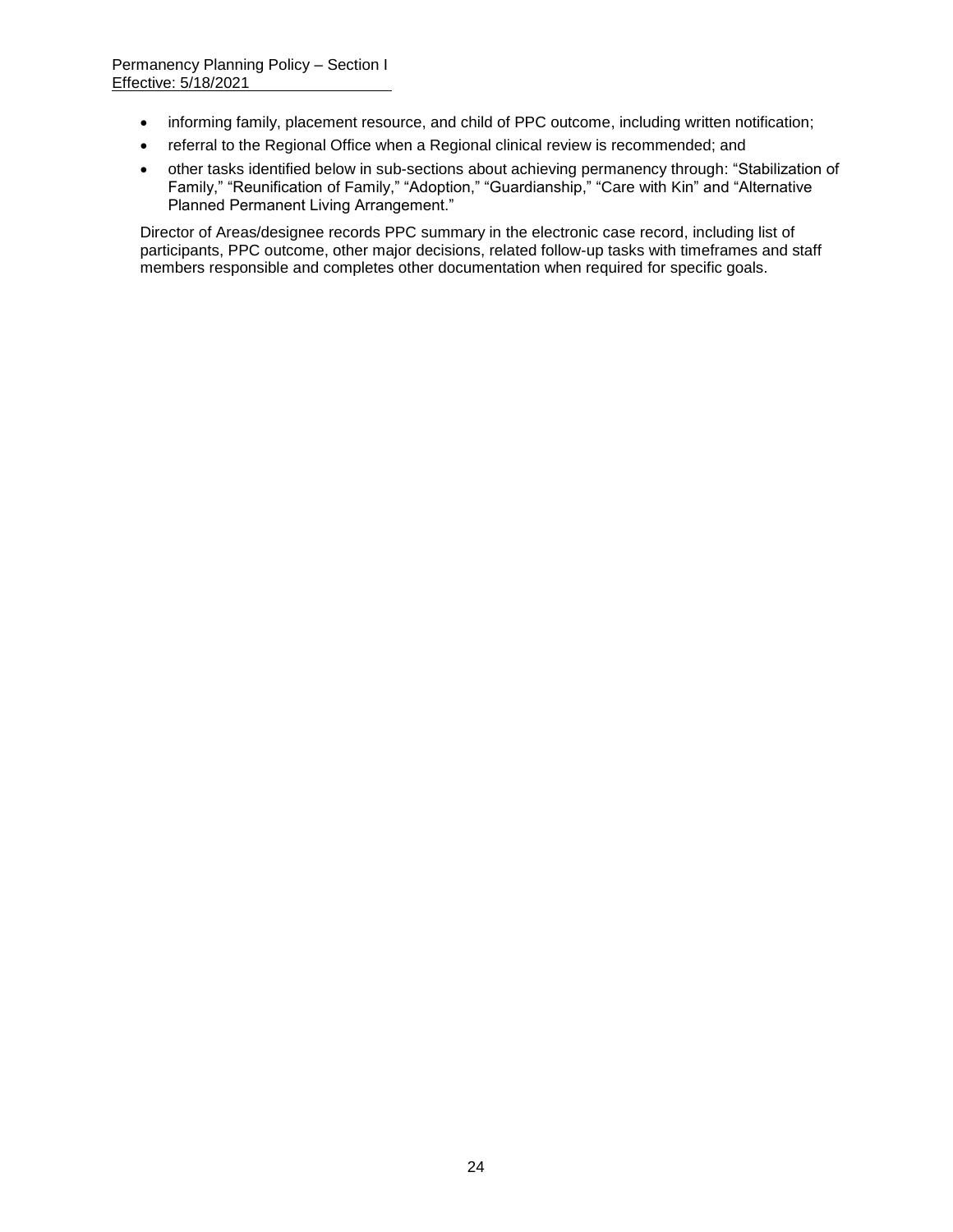- informing family, placement resource, and child of PPC outcome, including written notification;
- referral to the Regional Office when a Regional clinical review is recommended; and
- other tasks identified below in sub-sections about achieving permanency through: "Stabilization of Family," "Reunification of Family," "Adoption," "Guardianship," "Care with Kin" and "Alternative Planned Permanent Living Arrangement."

Director of Areas/designee records PPC summary in the electronic case record, including list of participants, PPC outcome, other major decisions, related follow-up tasks with timeframes and staff members responsible and completes other documentation when required for specific goals.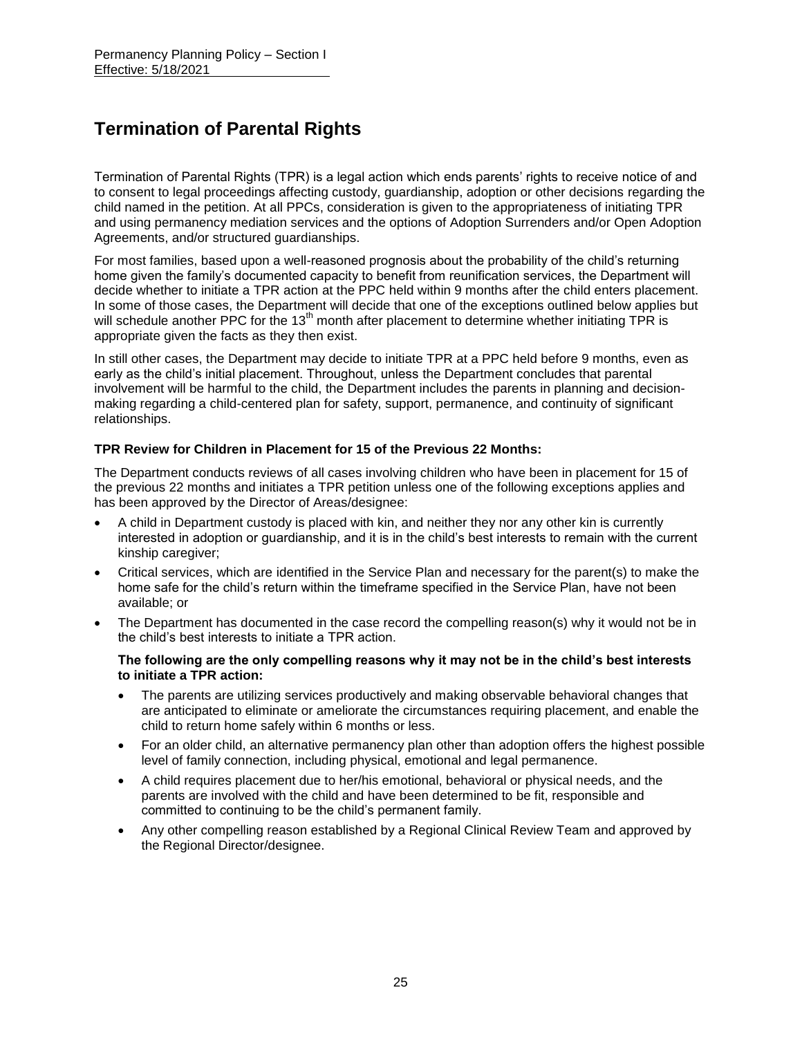# Termination of Parental Rights

Termination of Parental Rights (TPR) is a legal action which ends parents' rights to receive notice of and to consent to legal proceedings affecting custody, guardianship, adoption or other decisions regarding the child named in the petition. At all PPCs, consideration is given to the appropriateness of initiating TPR and using permanency mediation services and the options of Adoption Surrenders and/or Open Adoption Agreements, and/or structured guardianships.

For most families, based upon a well-reasoned prognosis about the probability of the child's returning home given the family's documented capacity to benefit from reunification services, the Department will decide whether to initiate a TPR action at the PPC held within 9 months after the child enters placement. In some of those cases, the Department will decide that one of the exceptions outlined below applies but will schedule another PPC for the 13th month after placement to determine whether initiating TPR is appropriate given the facts as they then exist.

In still other cases, the Department may decide to initiate TPR at a PPC held before 9 months, even as early as the child's initial placement. Throughout, unless the Department concludes that parental involvement will be harmful to the child, the Department includes the parents in planning and decision-making regarding a child-centered plan for safety, support, permanence, and continuity of significant relationships.

**TPR Review for Children in Placement for 15 of the Previous 22 Months:**

The Department conducts reviews of all cases involving children who have been in placement for 15 of the previous 22 months and initiates a TPR petition unless one of the following exceptions applies and has been approved by the Director of Areas/designee:

- A child in Department custody is placed with kin, and neither they nor any other kin is currently interested in adoption or guardianship, and it is in the child's best interests to remain with the current kinship caregiver;
- Critical services, which are identified in the Service Plan and necessary for the parent(s) to make the home safe for the child's return within the timeframe specified in the Service Plan, have not been available; or
- The Department has documented in the case record the compelling reason(s) why it would not be in the child's best interests to initiate a TPR action.

  **The following are the only compelling reasons why it may not be in the child's best interests to initiate a TPR action:**

  - The parents are utilizing services productively and making observable behavioral changes that are anticipated to eliminate or ameliorate the circumstances requiring placement, and enable the child to return home safely within 6 months or less.
  - For an older child, an alternative permanency plan other than adoption offers the highest possible level of family connection, including physical, emotional and legal permanence.
  - A child requires placement due to her/his emotional, behavioral or physical needs, and the parents are involved with the child and have been determined to be fit, responsible and committed to continuing to be the child's permanent family.
  - Any other compelling reason established by a Regional Clinical Review Team and approved by the Regional Director/designee.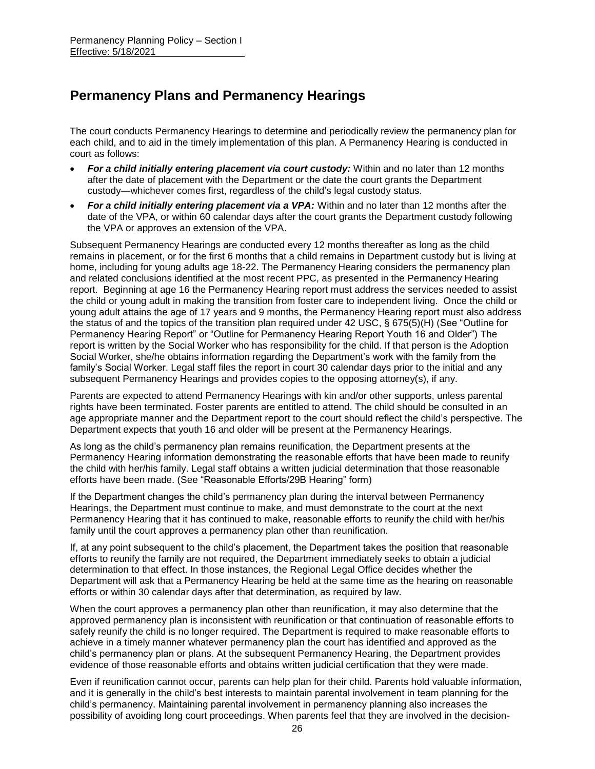# Permanency Plans and Permanency Hearings

The court conducts Permanency Hearings to determine and periodically review the permanency plan for each child, and to aid in the timely implementation of this plan. A Permanency Hearing is conducted in court as follows:

- ***For a child initially entering placement via court custody:*** Within and no later than 12 months after the date of placement with the Department or the date the court grants the Department custody—whichever comes first, regardless of the child's legal custody status.
- ***For a child initially entering placement via a VPA:*** Within and no later than 12 months after the date of the VPA, or within 60 calendar days after the court grants the Department custody following the VPA or approves an extension of the VPA.

Subsequent Permanency Hearings are conducted every 12 months thereafter as long as the child remains in placement, or for the first 6 months that a child remains in Department custody but is living at home, including for young adults age 18-22. The Permanency Hearing considers the permanency plan and related conclusions identified at the most recent PPC, as presented in the Permanency Hearing report. Beginning at age 16 the Permanency Hearing report must address the services needed to assist the child or young adult in making the transition from foster care to independent living. Once the child or young adult attains the age of 17 years and 9 months, the Permanency Hearing report must also address the status of and the topics of the transition plan required under 42 USC, § 675(5)(H) (See "Outline for Permanency Hearing Report" or "Outline for Permanency Hearing Report Youth 16 and Older") The report is written by the Social Worker who has responsibility for the child. If that person is the Adoption Social Worker, she/he obtains information regarding the Department's work with the family from the family's Social Worker. Legal staff files the report in court 30 calendar days prior to the initial and any subsequent Permanency Hearings and provides copies to the opposing attorney(s), if any.

Parents are expected to attend Permanency Hearings with kin and/or other supports, unless parental rights have been terminated. Foster parents are entitled to attend. The child should be consulted in an age appropriate manner and the Department report to the court should reflect the child's perspective. The Department expects that youth 16 and older will be present at the Permanency Hearings.

As long as the child's permanency plan remains reunification, the Department presents at the Permanency Hearing information demonstrating the reasonable efforts that have been made to reunify the child with her/his family. Legal staff obtains a written judicial determination that those reasonable efforts have been made. (See "Reasonable Efforts/29B Hearing" form)

If the Department changes the child's permanency plan during the interval between Permanency Hearings, the Department must continue to make, and must demonstrate to the court at the next Permanency Hearing that it has continued to make, reasonable efforts to reunify the child with her/his family until the court approves a permanency plan other than reunification.

If, at any point subsequent to the child's placement, the Department takes the position that reasonable efforts to reunify the family are not required, the Department immediately seeks to obtain a judicial determination to that effect. In those instances, the Regional Legal Office decides whether the Department will ask that a Permanency Hearing be held at the same time as the hearing on reasonable efforts or within 30 calendar days after that determination, as required by law.

When the court approves a permanency plan other than reunification, it may also determine that the approved permanency plan is inconsistent with reunification or that continuation of reasonable efforts to safely reunify the child is no longer required. The Department is required to make reasonable efforts to achieve in a timely manner whatever permanency plan the court has identified and approved as the child's permanency plan or plans. At the subsequent Permanency Hearing, the Department provides evidence of those reasonable efforts and obtains written judicial certification that they were made.

Even if reunification cannot occur, parents can help plan for their child. Parents hold valuable information, and it is generally in the child's best interests to maintain parental involvement in team planning for the child's permanency. Maintaining parental involvement in permanency planning also increases the possibility of avoiding long court proceedings. When parents feel that they are involved in the decision-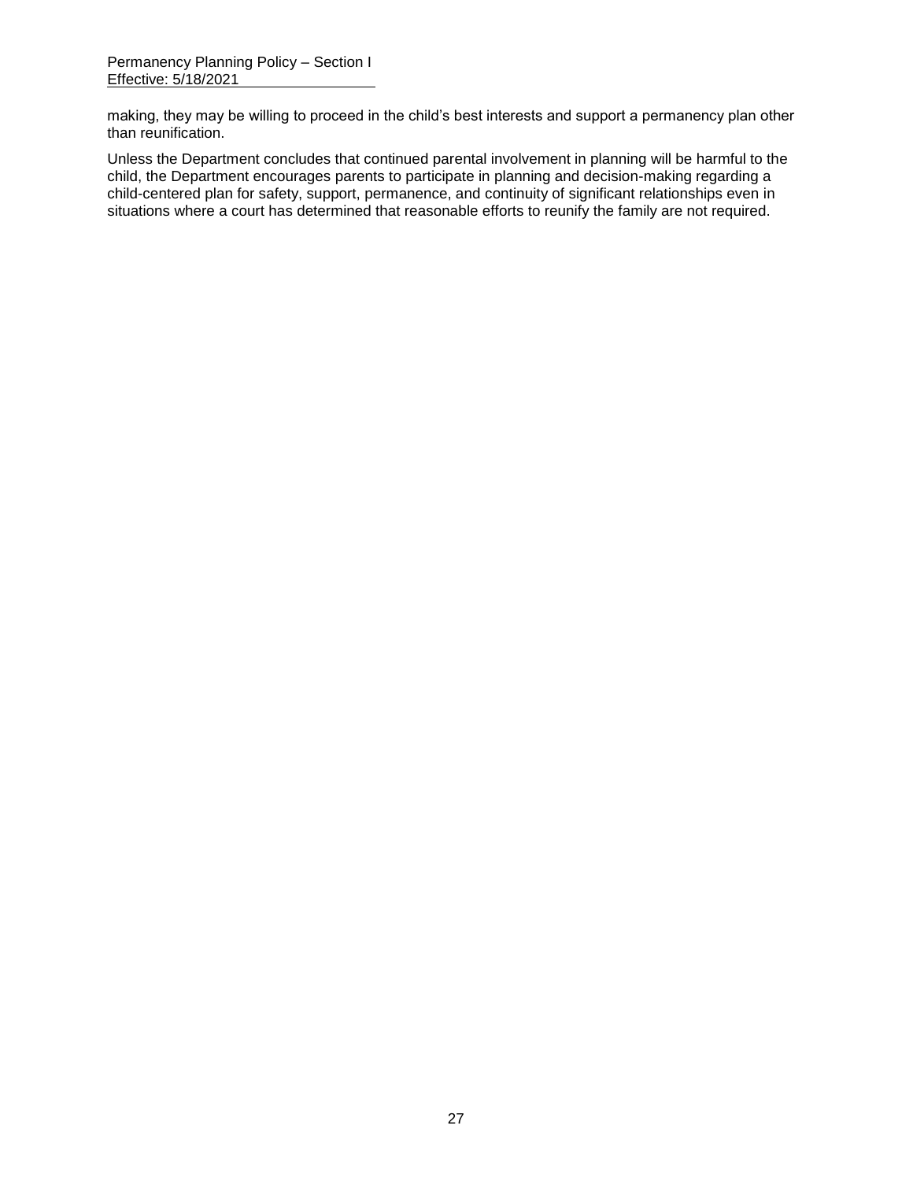making, they may be willing to proceed in the child's best interests and support a permanency plan other than reunification.

Unless the Department concludes that continued parental involvement in planning will be harmful to the child, the Department encourages parents to participate in planning and decision-making regarding a child-centered plan for safety, support, permanence, and continuity of significant relationships even in situations where a court has determined that reasonable efforts to reunify the family are not required.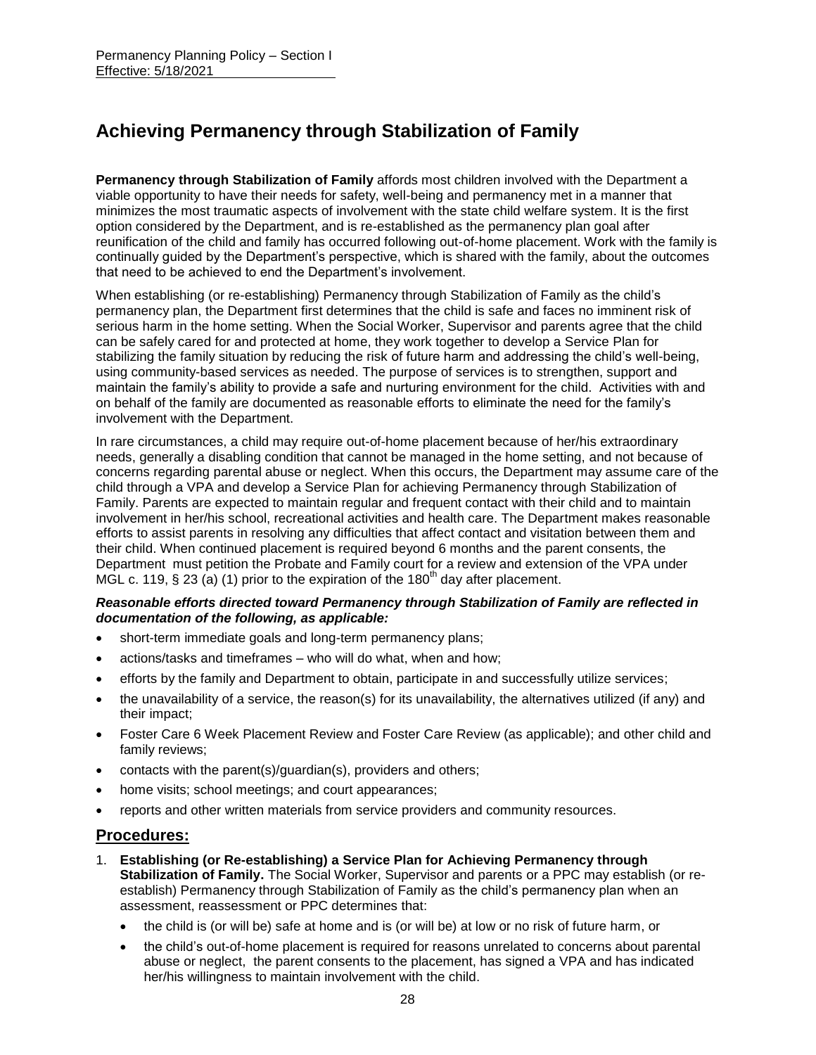# Achieving Permanency through Stabilization of Family

**Permanency through Stabilization of Family** affords most children involved with the Department a viable opportunity to have their needs for safety, well-being and permanency met in a manner that minimizes the most traumatic aspects of involvement with the state child welfare system. It is the first option considered by the Department, and is re-established as the permanency plan goal after reunification of the child and family has occurred following out-of-home placement. Work with the family is continually guided by the Department's perspective, which is shared with the family, about the outcomes that need to be achieved to end the Department's involvement.

When establishing (or re-establishing) Permanency through Stabilization of Family as the child's permanency plan, the Department first determines that the child is safe and faces no imminent risk of serious harm in the home setting. When the Social Worker, Supervisor and parents agree that the child can be safely cared for and protected at home, they work together to develop a Service Plan for stabilizing the family situation by reducing the risk of future harm and addressing the child's well-being, using community-based services as needed. The purpose of services is to strengthen, support and maintain the family's ability to provide a safe and nurturing environment for the child. Activities with and on behalf of the family are documented as reasonable efforts to eliminate the need for the family's involvement with the Department.

In rare circumstances, a child may require out-of-home placement because of her/his extraordinary needs, generally a disabling condition that cannot be managed in the home setting, and not because of concerns regarding parental abuse or neglect. When this occurs, the Department may assume care of the child through a VPA and develop a Service Plan for achieving Permanency through Stabilization of Family. Parents are expected to maintain regular and frequent contact with their child and to maintain involvement in her/his school, recreational activities and health care. The Department makes reasonable efforts to assist parents in resolving any difficulties that affect contact and visitation between them and their child. When continued placement is required beyond 6 months and the parent consents, the Department must petition the Probate and Family court for a review and extension of the VPA under MGL c. 119, § 23 (a) (1) prior to the expiration of the 180th day after placement.

***Reasonable efforts directed toward Permanency through Stabilization of Family are reflected in documentation of the following, as applicable:***

- short-term immediate goals and long-term permanency plans;
- actions/tasks and timeframes – who will do what, when and how;
- efforts by the family and Department to obtain, participate in and successfully utilize services;
- the unavailability of a service, the reason(s) for its unavailability, the alternatives utilized (if any) and their impact;
- Foster Care 6 Week Placement Review and Foster Care Review (as applicable); and other child and family reviews;
- contacts with the parent(s)/guardian(s), providers and others;
- home visits; school meetings; and court appearances;
- reports and other written materials from service providers and community resources.

## Procedures:

1. **Establishing (or Re-establishing) a Service Plan for Achieving Permanency through Stabilization of Family.** The Social Worker, Supervisor and parents or a PPC may establish (or re-establish) Permanency through Stabilization of Family as the child's permanency plan when an assessment, reassessment or PPC determines that:
   - the child is (or will be) safe at home and is (or will be) at low or no risk of future harm, or
   - the child's out-of-home placement is required for reasons unrelated to concerns about parental abuse or neglect, the parent consents to the placement, has signed a VPA and has indicated her/his willingness to maintain involvement with the child.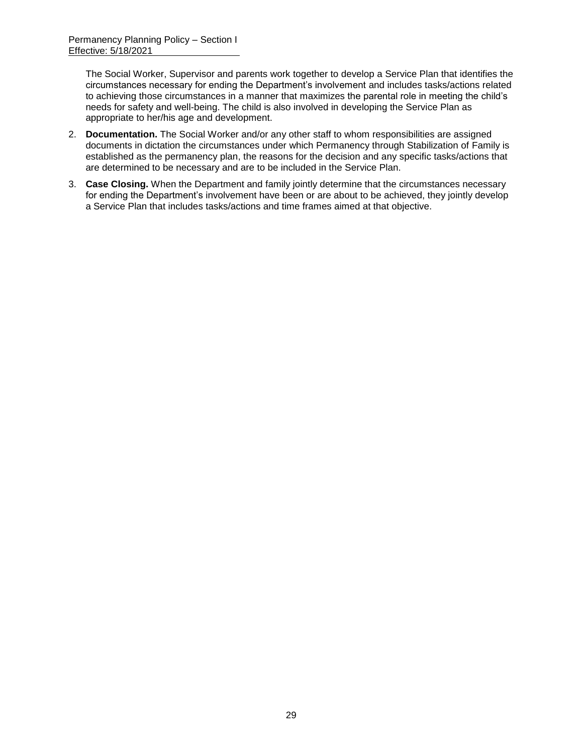The Social Worker, Supervisor and parents work together to develop a Service Plan that identifies the circumstances necessary for ending the Department's involvement and includes tasks/actions related to achieving those circumstances in a manner that maximizes the parental role in meeting the child's needs for safety and well-being. The child is also involved in developing the Service Plan as appropriate to her/his age and development.

2. **Documentation.** The Social Worker and/or any other staff to whom responsibilities are assigned documents in dictation the circumstances under which Permanency through Stabilization of Family is established as the permanency plan, the reasons for the decision and any specific tasks/actions that are determined to be necessary and are to be included in the Service Plan.

3. **Case Closing.** When the Department and family jointly determine that the circumstances necessary for ending the Department's involvement have been or are about to be achieved, they jointly develop a Service Plan that includes tasks/actions and time frames aimed at that objective.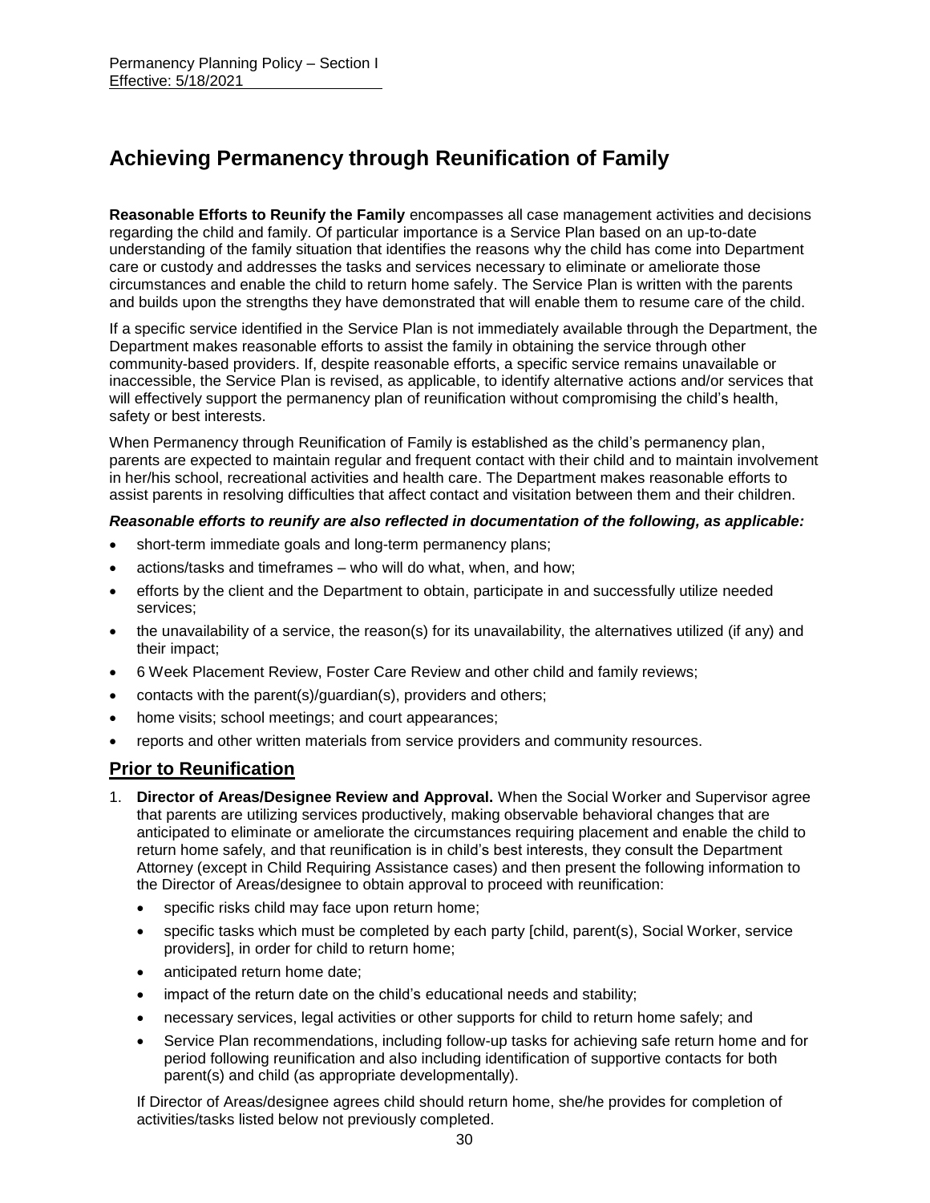# Achieving Permanency through Reunification of Family

**Reasonable Efforts to Reunify the Family** encompasses all case management activities and decisions regarding the child and family. Of particular importance is a Service Plan based on an up-to-date understanding of the family situation that identifies the reasons why the child has come into Department care or custody and addresses the tasks and services necessary to eliminate or ameliorate those circumstances and enable the child to return home safely. The Service Plan is written with the parents and builds upon the strengths they have demonstrated that will enable them to resume care of the child.

If a specific service identified in the Service Plan is not immediately available through the Department, the Department makes reasonable efforts to assist the family in obtaining the service through other community-based providers. If, despite reasonable efforts, a specific service remains unavailable or inaccessible, the Service Plan is revised, as applicable, to identify alternative actions and/or services that will effectively support the permanency plan of reunification without compromising the child's health, safety or best interests.

When Permanency through Reunification of Family is established as the child's permanency plan, parents are expected to maintain regular and frequent contact with their child and to maintain involvement in her/his school, recreational activities and health care. The Department makes reasonable efforts to assist parents in resolving difficulties that affect contact and visitation between them and their children.

***Reasonable efforts to reunify are also reflected in documentation of the following, as applicable:***

- short-term immediate goals and long-term permanency plans;
- actions/tasks and timeframes – who will do what, when, and how;
- efforts by the client and the Department to obtain, participate in and successfully utilize needed services;
- the unavailability of a service, the reason(s) for its unavailability, the alternatives utilized (if any) and their impact;
- 6 Week Placement Review, Foster Care Review and other child and family reviews;
- contacts with the parent(s)/guardian(s), providers and others;
- home visits; school meetings; and court appearances;
- reports and other written materials from service providers and community resources.

## Prior to Reunification

1. **Director of Areas/Designee Review and Approval.** When the Social Worker and Supervisor agree that parents are utilizing services productively, making observable behavioral changes that are anticipated to eliminate or ameliorate the circumstances requiring placement and enable the child to return home safely, and that reunification is in child's best interests, they consult the Department Attorney (except in Child Requiring Assistance cases) and then present the following information to the Director of Areas/designee to obtain approval to proceed with reunification:
   - specific risks child may face upon return home;
   - specific tasks which must be completed by each party [child, parent(s), Social Worker, service providers], in order for child to return home;
   - anticipated return home date;
   - impact of the return date on the child's educational needs and stability;
   - necessary services, legal activities or other supports for child to return home safely; and
   - Service Plan recommendations, including follow-up tasks for achieving safe return home and for period following reunification and also including identification of supportive contacts for both parent(s) and child (as appropriate developmentally).

   If Director of Areas/designee agrees child should return home, she/he provides for completion of activities/tasks listed below not previously completed.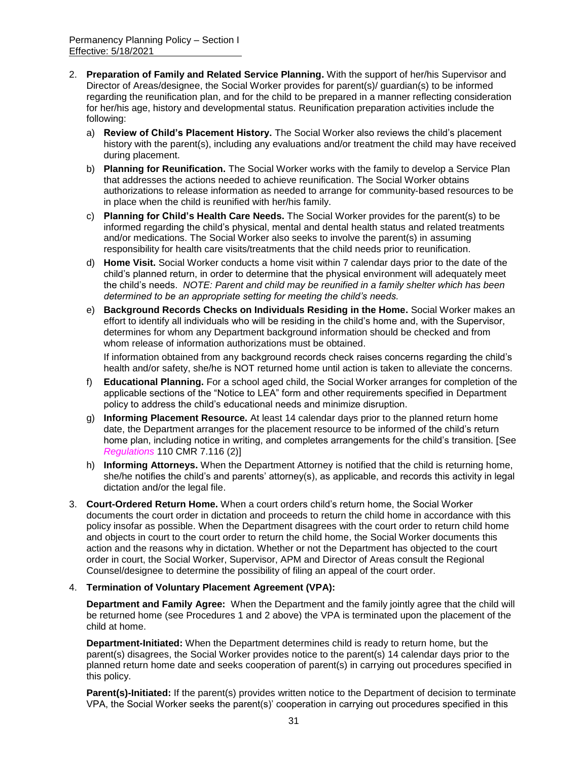2. **Preparation of Family and Related Service Planning.** With the support of her/his Supervisor and Director of Areas/designee, the Social Worker provides for parent(s)/ guardian(s) to be informed regarding the reunification plan, and for the child to be prepared in a manner reflecting consideration for her/his age, history and developmental status. Reunification preparation activities include the following:

   a) **Review of Child's Placement History.** The Social Worker also reviews the child's placement history with the parent(s), including any evaluations and/or treatment the child may have received during placement.

   b) **Planning for Reunification.** The Social Worker works with the family to develop a Service Plan that addresses the actions needed to achieve reunification. The Social Worker obtains authorizations to release information as needed to arrange for community-based resources to be in place when the child is reunified with her/his family.

   c) **Planning for Child's Health Care Needs.** The Social Worker provides for the parent(s) to be informed regarding the child's physical, mental and dental health status and related treatments and/or medications. The Social Worker also seeks to involve the parent(s) in assuming responsibility for health care visits/treatments that the child needs prior to reunification.

   d) **Home Visit.** Social Worker conducts a home visit within 7 calendar days prior to the date of the child's planned return, in order to determine that the physical environment will adequately meet the child's needs. *NOTE: Parent and child may be reunified in a family shelter which has been determined to be an appropriate setting for meeting the child's needs.*

   e) **Background Records Checks on Individuals Residing in the Home.** Social Worker makes an effort to identify all individuals who will be residing in the child's home and, with the Supervisor, determines for whom any Department background information should be checked and from whom release of information authorizations must be obtained.

      If information obtained from any background records check raises concerns regarding the child's health and/or safety, she/he is NOT returned home until action is taken to alleviate the concerns.

   f) **Educational Planning.** For a school aged child, the Social Worker arranges for completion of the applicable sections of the "Notice to LEA" form and other requirements specified in Department policy to address the child's educational needs and minimize disruption.

   g) **Informing Placement Resource.** At least 14 calendar days prior to the planned return home date, the Department arranges for the placement resource to be informed of the child's return home plan, including notice in writing, and completes arrangements for the child's transition. [See *Regulations* 110 CMR 7.116 (2)]

   h) **Informing Attorneys.** When the Department Attorney is notified that the child is returning home, she/he notifies the child's and parents' attorney(s), as applicable, and records this activity in legal dictation and/or the legal file.

3. **Court-Ordered Return Home.** When a court orders child's return home, the Social Worker documents the court order in dictation and proceeds to return the child home in accordance with this policy insofar as possible. When the Department disagrees with the court order to return child home and objects in court to the court order to return the child home, the Social Worker documents this action and the reasons why in dictation. Whether or not the Department has objected to the court order in court, the Social Worker, Supervisor, APM and Director of Areas consult the Regional Counsel/designee to determine the possibility of filing an appeal of the court order.

4. **Termination of Voluntary Placement Agreement (VPA):**

   **Department and Family Agree:** When the Department and the family jointly agree that the child will be returned home (see Procedures 1 and 2 above) the VPA is terminated upon the placement of the child at home.

   **Department-Initiated:** When the Department determines child is ready to return home, but the parent(s) disagrees, the Social Worker provides notice to the parent(s) 14 calendar days prior to the planned return home date and seeks cooperation of parent(s) in carrying out procedures specified in this policy.

   **Parent(s)-Initiated:** If the parent(s) provides written notice to the Department of decision to terminate VPA, the Social Worker seeks the parent(s)' cooperation in carrying out procedures specified in this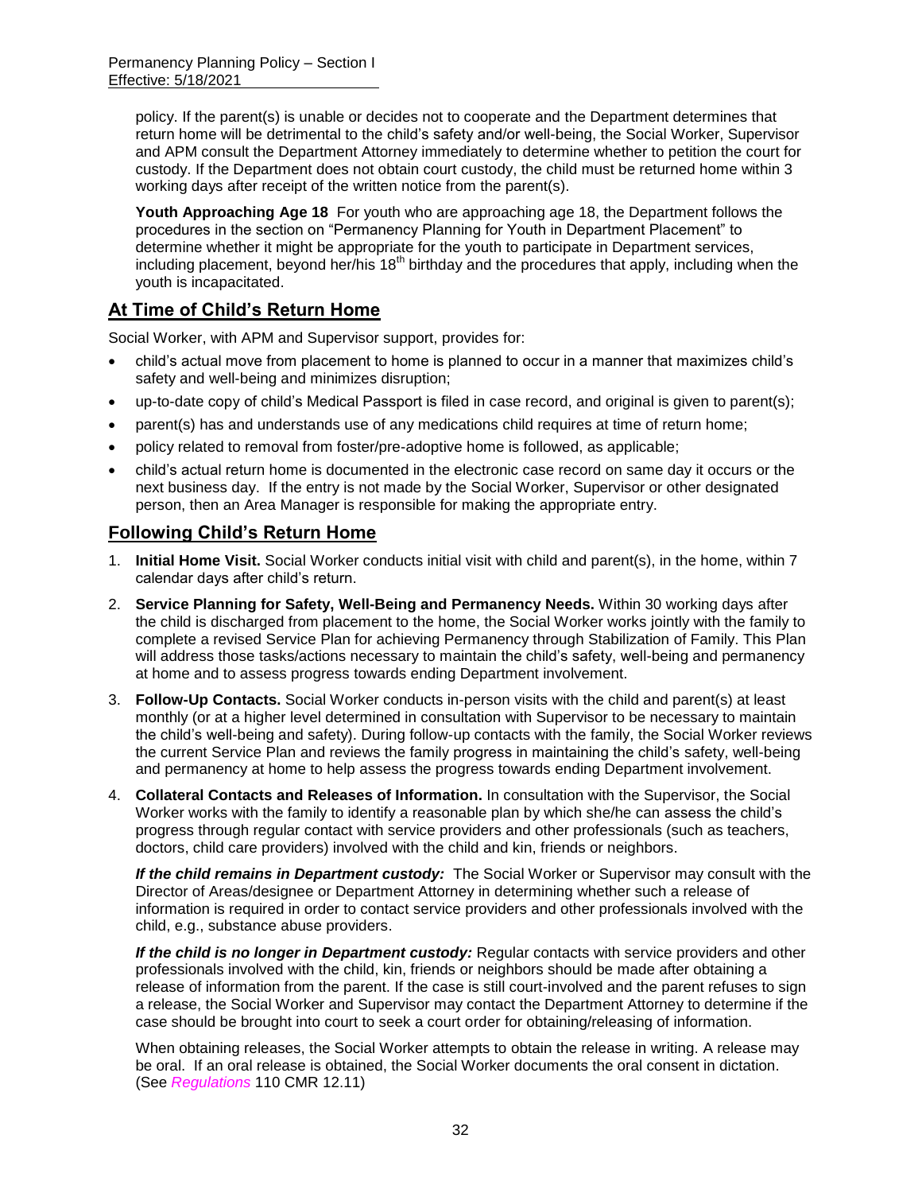policy. If the parent(s) is unable or decides not to cooperate and the Department determines that return home will be detrimental to the child's safety and/or well-being, the Social Worker, Supervisor and APM consult the Department Attorney immediately to determine whether to petition the court for custody. If the Department does not obtain court custody, the child must be returned home within 3 working days after receipt of the written notice from the parent(s).

**Youth Approaching Age 18** For youth who are approaching age 18, the Department follows the procedures in the section on "Permanency Planning for Youth in Department Placement" to determine whether it might be appropriate for the youth to participate in Department services, including placement, beyond her/his 18th birthday and the procedures that apply, including when the youth is incapacitated.

## At Time of Child's Return Home

Social Worker, with APM and Supervisor support, provides for:

- child's actual move from placement to home is planned to occur in a manner that maximizes child's safety and well-being and minimizes disruption;
- up-to-date copy of child's Medical Passport is filed in case record, and original is given to parent(s);
- parent(s) has and understands use of any medications child requires at time of return home;
- policy related to removal from foster/pre-adoptive home is followed, as applicable;
- child's actual return home is documented in the electronic case record on same day it occurs or the next business day. If the entry is not made by the Social Worker, Supervisor or other designated person, then an Area Manager is responsible for making the appropriate entry.

## Following Child's Return Home

1. **Initial Home Visit.** Social Worker conducts initial visit with child and parent(s), in the home, within 7 calendar days after child's return.
2. **Service Planning for Safety, Well-Being and Permanency Needs.** Within 30 working days after the child is discharged from placement to the home, the Social Worker works jointly with the family to complete a revised Service Plan for achieving Permanency through Stabilization of Family. This Plan will address those tasks/actions necessary to maintain the child's safety, well-being and permanency at home and to assess progress towards ending Department involvement.
3. **Follow-Up Contacts.** Social Worker conducts in-person visits with the child and parent(s) at least monthly (or at a higher level determined in consultation with Supervisor to be necessary to maintain the child's well-being and safety). During follow-up contacts with the family, the Social Worker reviews the current Service Plan and reviews the family progress in maintaining the child's safety, well-being and permanency at home to help assess the progress towards ending Department involvement.
4. **Collateral Contacts and Releases of Information.** In consultation with the Supervisor, the Social Worker works with the family to identify a reasonable plan by which she/he can assess the child's progress through regular contact with service providers and other professionals (such as teachers, doctors, child care providers) involved with the child and kin, friends or neighbors.

   ***If the child remains in Department custody:*** The Social Worker or Supervisor may consult with the Director of Areas/designee or Department Attorney in determining whether such a release of information is required in order to contact service providers and other professionals involved with the child, e.g., substance abuse providers.

   ***If the child is no longer in Department custody:*** Regular contacts with service providers and other professionals involved with the child, kin, friends or neighbors should be made after obtaining a release of information from the parent. If the case is still court-involved and the parent refuses to sign a release, the Social Worker and Supervisor may contact the Department Attorney to determine if the case should be brought into court to seek a court order for obtaining/releasing of information.

   When obtaining releases, the Social Worker attempts to obtain the release in writing. A release may be oral. If an oral release is obtained, the Social Worker documents the oral consent in dictation. (See *Regulations* 110 CMR 12.11)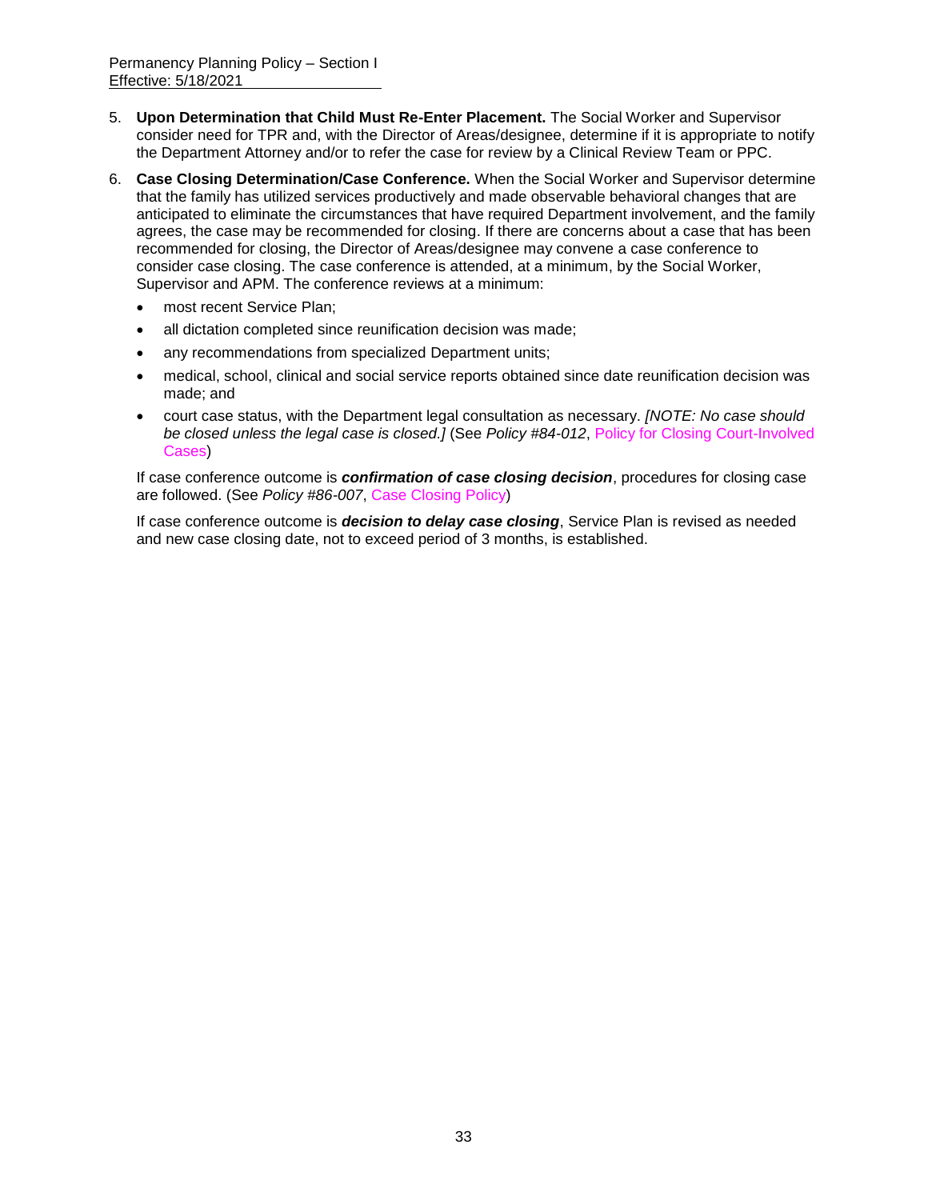5. **Upon Determination that Child Must Re-Enter Placement.** The Social Worker and Supervisor consider need for TPR and, with the Director of Areas/designee, determine if it is appropriate to notify the Department Attorney and/or to refer the case for review by a Clinical Review Team or PPC.

6. **Case Closing Determination/Case Conference.** When the Social Worker and Supervisor determine that the family has utilized services productively and made observable behavioral changes that are anticipated to eliminate the circumstances that have required Department involvement, and the family agrees, the case may be recommended for closing. If there are concerns about a case that has been recommended for closing, the Director of Areas/designee may convene a case conference to consider case closing. The case conference is attended, at a minimum, by the Social Worker, Supervisor and APM. The conference reviews at a minimum:

   - most recent Service Plan;
   - all dictation completed since reunification decision was made;
   - any recommendations from specialized Department units;
   - medical, school, clinical and social service reports obtained since date reunification decision was made; and
   - court case status, with the Department legal consultation as necessary. *[NOTE: No case should be closed unless the legal case is closed.]* (See *Policy #84-012*, Policy for Closing Court-Involved Cases)

   If case conference outcome is ***confirmation of case closing decision***, procedures for closing case are followed. (See *Policy #86-007*, Case Closing Policy)

   If case conference outcome is ***decision to delay case closing***, Service Plan is revised as needed and new case closing date, not to exceed period of 3 months, is established.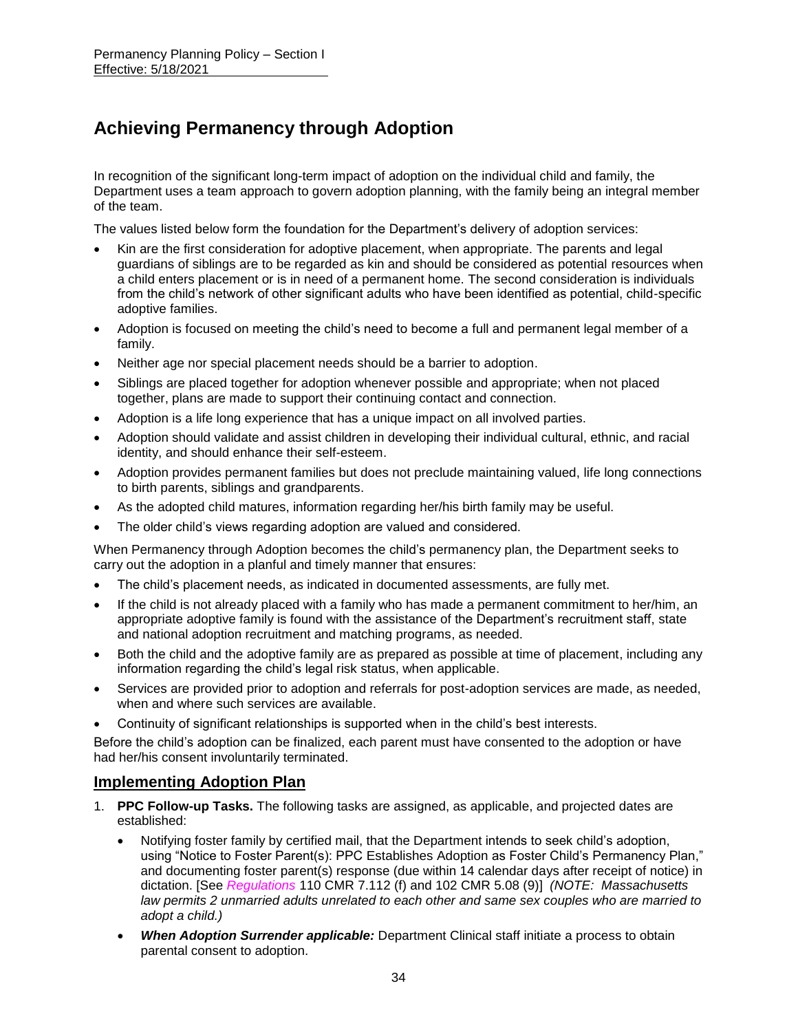# Achieving Permanency through Adoption

In recognition of the significant long-term impact of adoption on the individual child and family, the Department uses a team approach to govern adoption planning, with the family being an integral member of the team.

The values listed below form the foundation for the Department's delivery of adoption services:

- Kin are the first consideration for adoptive placement, when appropriate. The parents and legal guardians of siblings are to be regarded as kin and should be considered as potential resources when a child enters placement or is in need of a permanent home. The second consideration is individuals from the child's network of other significant adults who have been identified as potential, child-specific adoptive families.
- Adoption is focused on meeting the child's need to become a full and permanent legal member of a family.
- Neither age nor special placement needs should be a barrier to adoption.
- Siblings are placed together for adoption whenever possible and appropriate; when not placed together, plans are made to support their continuing contact and connection.
- Adoption is a life long experience that has a unique impact on all involved parties.
- Adoption should validate and assist children in developing their individual cultural, ethnic, and racial identity, and should enhance their self-esteem.
- Adoption provides permanent families but does not preclude maintaining valued, life long connections to birth parents, siblings and grandparents.
- As the adopted child matures, information regarding her/his birth family may be useful.
- The older child's views regarding adoption are valued and considered.

When Permanency through Adoption becomes the child's permanency plan, the Department seeks to carry out the adoption in a planful and timely manner that ensures:

- The child's placement needs, as indicated in documented assessments, are fully met.
- If the child is not already placed with a family who has made a permanent commitment to her/him, an appropriate adoptive family is found with the assistance of the Department's recruitment staff, state and national adoption recruitment and matching programs, as needed.
- Both the child and the adoptive family are as prepared as possible at time of placement, including any information regarding the child's legal risk status, when applicable.
- Services are provided prior to adoption and referrals for post-adoption services are made, as needed, when and where such services are available.
- Continuity of significant relationships is supported when in the child's best interests.

Before the child's adoption can be finalized, each parent must have consented to the adoption or have had her/his consent involuntarily terminated.

## Implementing Adoption Plan

1. **PPC Follow-up Tasks.** The following tasks are assigned, as applicable, and projected dates are established:
   - Notifying foster family by certified mail, that the Department intends to seek child's adoption, using "Notice to Foster Parent(s): PPC Establishes Adoption as Foster Child's Permanency Plan," and documenting foster parent(s) response (due within 14 calendar days after receipt of notice) in dictation. [See *Regulations* 110 CMR 7.112 (f) and 102 CMR 5.08 (9)] *(NOTE: Massachusetts law permits 2 unmarried adults unrelated to each other and same sex couples who are married to adopt a child.)*
   - ***When Adoption Surrender applicable:*** Department Clinical staff initiate a process to obtain parental consent to adoption.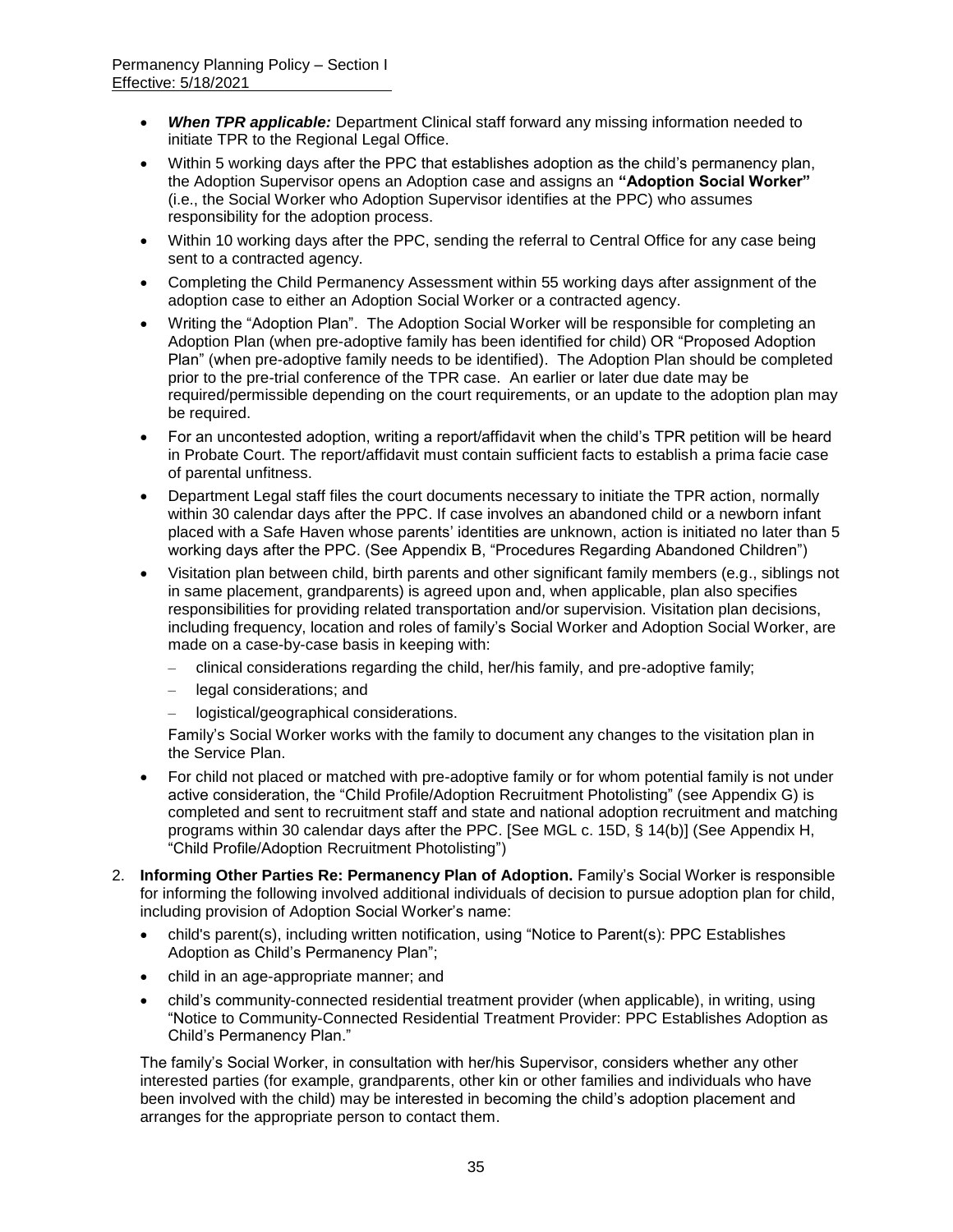- ***When TPR applicable:*** Department Clinical staff forward any missing information needed to initiate TPR to the Regional Legal Office.
- Within 5 working days after the PPC that establishes adoption as the child's permanency plan, the Adoption Supervisor opens an Adoption case and assigns an **"Adoption Social Worker"** (i.e., the Social Worker who Adoption Supervisor identifies at the PPC) who assumes responsibility for the adoption process.
- Within 10 working days after the PPC, sending the referral to Central Office for any case being sent to a contracted agency.
- Completing the Child Permanency Assessment within 55 working days after assignment of the adoption case to either an Adoption Social Worker or a contracted agency.
- Writing the "Adoption Plan". The Adoption Social Worker will be responsible for completing an Adoption Plan (when pre-adoptive family has been identified for child) OR "Proposed Adoption Plan" (when pre-adoptive family needs to be identified). The Adoption Plan should be completed prior to the pre-trial conference of the TPR case. An earlier or later due date may be required/permissible depending on the court requirements, or an update to the adoption plan may be required.
- For an uncontested adoption, writing a report/affidavit when the child's TPR petition will be heard in Probate Court. The report/affidavit must contain sufficient facts to establish a prima facie case of parental unfitness.
- Department Legal staff files the court documents necessary to initiate the TPR action, normally within 30 calendar days after the PPC. If case involves an abandoned child or a newborn infant placed with a Safe Haven whose parents' identities are unknown, action is initiated no later than 5 working days after the PPC. (See Appendix B, "Procedures Regarding Abandoned Children")
- Visitation plan between child, birth parents and other significant family members (e.g., siblings not in same placement, grandparents) is agreed upon and, when applicable, plan also specifies responsibilities for providing related transportation and/or supervision. Visitation plan decisions, including frequency, location and roles of family's Social Worker and Adoption Social Worker, are made on a case-by-case basis in keeping with:
  - clinical considerations regarding the child, her/his family, and pre-adoptive family;
  - legal considerations; and
  - logistical/geographical considerations.

  Family's Social Worker works with the family to document any changes to the visitation plan in the Service Plan.
- For child not placed or matched with pre-adoptive family or for whom potential family is not under active consideration, the "Child Profile/Adoption Recruitment Photolisting" (see Appendix G) is completed and sent to recruitment staff and state and national adoption recruitment and matching programs within 30 calendar days after the PPC. [See MGL c. 15D, § 14(b)] (See Appendix H, "Child Profile/Adoption Recruitment Photolisting")

2. **Informing Other Parties Re: Permanency Plan of Adoption.** Family's Social Worker is responsible for informing the following involved additional individuals of decision to pursue adoption plan for child, including provision of Adoption Social Worker's name:
   - child's parent(s), including written notification, using "Notice to Parent(s): PPC Establishes Adoption as Child's Permanency Plan";
   - child in an age-appropriate manner; and
   - child's community-connected residential treatment provider (when applicable), in writing, using "Notice to Community-Connected Residential Treatment Provider: PPC Establishes Adoption as Child's Permanency Plan."

   The family's Social Worker, in consultation with her/his Supervisor, considers whether any other interested parties (for example, grandparents, other kin or other families and individuals who have been involved with the child) may be interested in becoming the child's adoption placement and arranges for the appropriate person to contact them.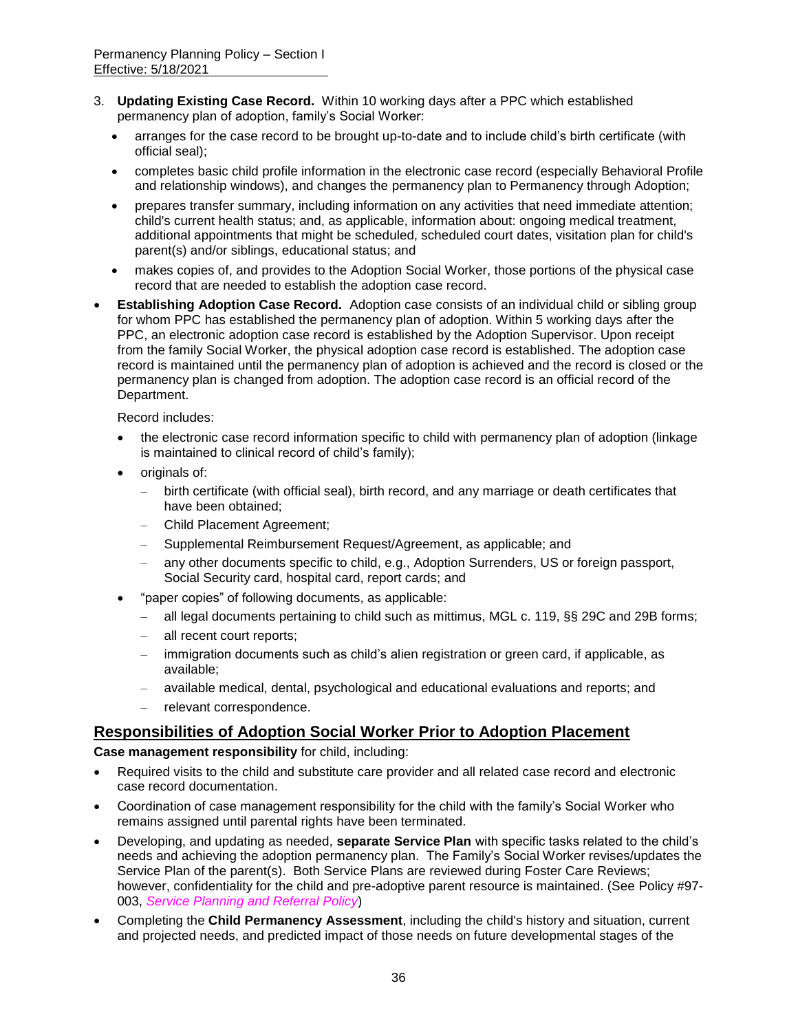3. **Updating Existing Case Record.** Within 10 working days after a PPC which established permanency plan of adoption, family's Social Worker:
   - arranges for the case record to be brought up-to-date and to include child's birth certificate (with official seal);
   - completes basic child profile information in the electronic case record (especially Behavioral Profile and relationship windows), and changes the permanency plan to Permanency through Adoption;
   - prepares transfer summary, including information on any activities that need immediate attention; child's current health status; and, as applicable, information about: ongoing medical treatment, additional appointments that might be scheduled, scheduled court dates, visitation plan for child's parent(s) and/or siblings, educational status; and
   - makes copies of, and provides to the Adoption Social Worker, those portions of the physical case record that are needed to establish the adoption case record.

- **Establishing Adoption Case Record.** Adoption case consists of an individual child or sibling group for whom PPC has established the permanency plan of adoption. Within 5 working days after the PPC, an electronic adoption case record is established by the Adoption Supervisor. Upon receipt from the family Social Worker, the physical adoption case record is established. The adoption case record is maintained until the permanency plan of adoption is achieved and the record is closed or the permanency plan is changed from adoption. The adoption case record is an official record of the Department.

  Record includes:

  - the electronic case record information specific to child with permanency plan of adoption (linkage is maintained to clinical record of child's family);
  - originals of:
    - birth certificate (with official seal), birth record, and any marriage or death certificates that have been obtained;
    - Child Placement Agreement;
    - Supplemental Reimbursement Request/Agreement, as applicable; and
    - any other documents specific to child, e.g., Adoption Surrenders, US or foreign passport, Social Security card, hospital card, report cards; and
  - "paper copies" of following documents, as applicable:
    - all legal documents pertaining to child such as mittimus, MGL c. 119, §§ 29C and 29B forms;
    - all recent court reports;
    - immigration documents such as child's alien registration or green card, if applicable, as available;
    - available medical, dental, psychological and educational evaluations and reports; and
    - relevant correspondence.

## Responsibilities of Adoption Social Worker Prior to Adoption Placement

**Case management responsibility** for child, including:

- Required visits to the child and substitute care provider and all related case record and electronic case record documentation.
- Coordination of case management responsibility for the child with the family's Social Worker who remains assigned until parental rights have been terminated.
- Developing, and updating as needed, **separate Service Plan** with specific tasks related to the child's needs and achieving the adoption permanency plan. The Family's Social Worker revises/updates the Service Plan of the parent(s). Both Service Plans are reviewed during Foster Care Reviews; however, confidentiality for the child and pre-adoptive parent resource is maintained. (See Policy #97-003, *Service Planning and Referral Policy*)
- Completing the **Child Permanency Assessment**, including the child's history and situation, current and projected needs, and predicted impact of those needs on future developmental stages of the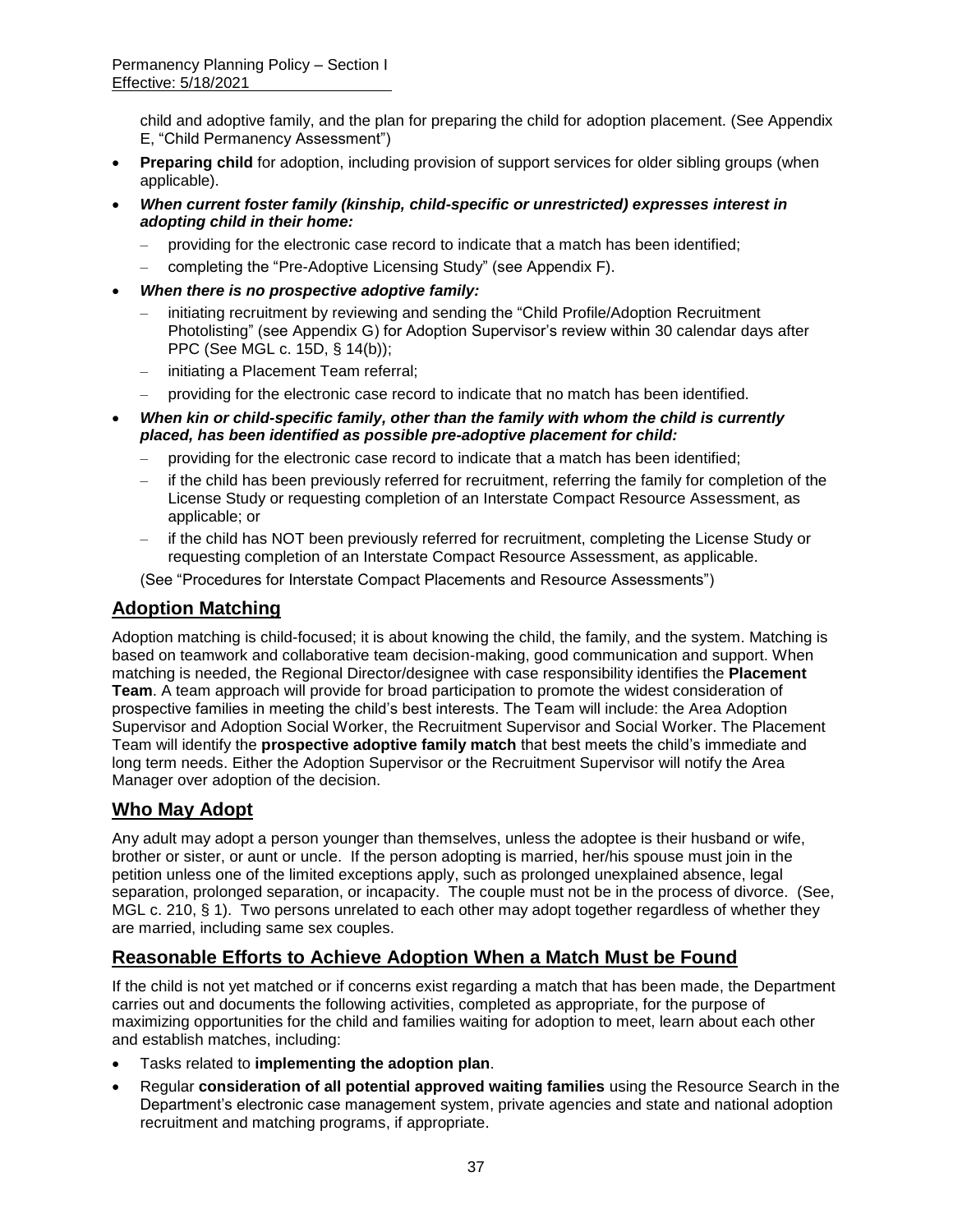child and adoptive family, and the plan for preparing the child for adoption placement. (See Appendix E, "Child Permanency Assessment")

- **Preparing child** for adoption, including provision of support services for older sibling groups (when applicable).
- ***When current foster family (kinship, child-specific or unrestricted) expresses interest in adopting child in their home:***
  - providing for the electronic case record to indicate that a match has been identified;
  - completing the "Pre-Adoptive Licensing Study" (see Appendix F).
- ***When there is no prospective adoptive family:***
  - initiating recruitment by reviewing and sending the "Child Profile/Adoption Recruitment Photolisting" (see Appendix G) for Adoption Supervisor's review within 30 calendar days after PPC (See MGL c. 15D, § 14(b));
  - initiating a Placement Team referral;
  - providing for the electronic case record to indicate that no match has been identified.
- ***When kin or child-specific family, other than the family with whom the child is currently placed, has been identified as possible pre-adoptive placement for child:***
  - providing for the electronic case record to indicate that a match has been identified;
  - if the child has been previously referred for recruitment, referring the family for completion of the License Study or requesting completion of an Interstate Compact Resource Assessment, as applicable; or
  - if the child has NOT been previously referred for recruitment, completing the License Study or requesting completion of an Interstate Compact Resource Assessment, as applicable.

(See "Procedures for Interstate Compact Placements and Resource Assessments")

## Adoption Matching

Adoption matching is child-focused; it is about knowing the child, the family, and the system. Matching is based on teamwork and collaborative team decision-making, good communication and support. When matching is needed, the Regional Director/designee with case responsibility identifies the **Placement Team**. A team approach will provide for broad participation to promote the widest consideration of prospective families in meeting the child's best interests. The Team will include: the Area Adoption Supervisor and Adoption Social Worker, the Recruitment Supervisor and Social Worker. The Placement Team will identify the **prospective adoptive family match** that best meets the child's immediate and long term needs. Either the Adoption Supervisor or the Recruitment Supervisor will notify the Area Manager over adoption of the decision.

## Who May Adopt

Any adult may adopt a person younger than themselves, unless the adoptee is their husband or wife, brother or sister, or aunt or uncle. If the person adopting is married, her/his spouse must join in the petition unless one of the limited exceptions apply, such as prolonged unexplained absence, legal separation, prolonged separation, or incapacity. The couple must not be in the process of divorce. (See, MGL c. 210, § 1). Two persons unrelated to each other may adopt together regardless of whether they are married, including same sex couples.

## Reasonable Efforts to Achieve Adoption When a Match Must be Found

If the child is not yet matched or if concerns exist regarding a match that has been made, the Department carries out and documents the following activities, completed as appropriate, for the purpose of maximizing opportunities for the child and families waiting for adoption to meet, learn about each other and establish matches, including:

- Tasks related to **implementing the adoption plan**.
- Regular **consideration of all potential approved waiting families** using the Resource Search in the Department's electronic case management system, private agencies and state and national adoption recruitment and matching programs, if appropriate.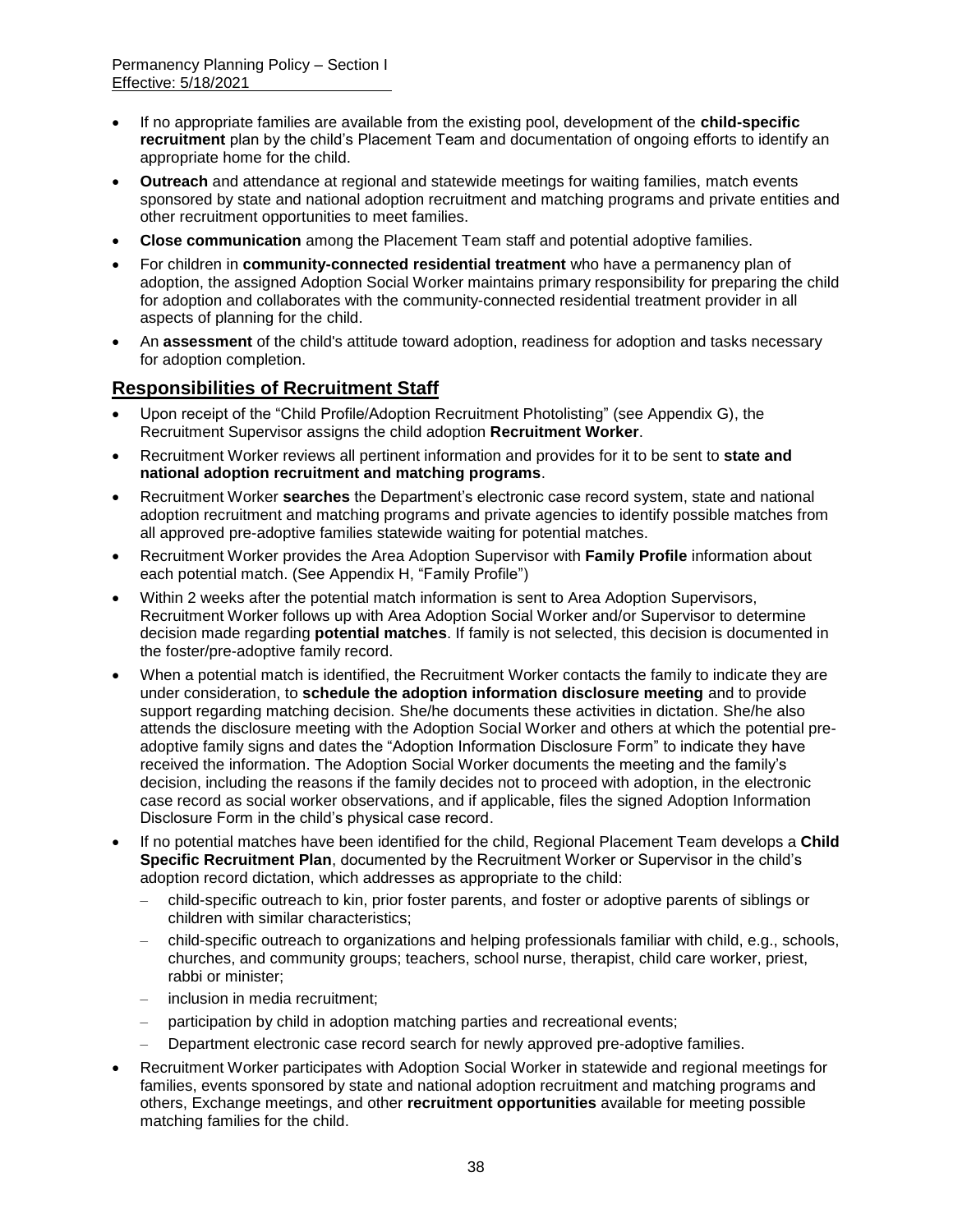- If no appropriate families are available from the existing pool, development of the **child-specific recruitment** plan by the child's Placement Team and documentation of ongoing efforts to identify an appropriate home for the child.
- **Outreach** and attendance at regional and statewide meetings for waiting families, match events sponsored by state and national adoption recruitment and matching programs and private entities and other recruitment opportunities to meet families.
- **Close communication** among the Placement Team staff and potential adoptive families.
- For children in **community-connected residential treatment** who have a permanency plan of adoption, the assigned Adoption Social Worker maintains primary responsibility for preparing the child for adoption and collaborates with the community-connected residential treatment provider in all aspects of planning for the child.
- An **assessment** of the child's attitude toward adoption, readiness for adoption and tasks necessary for adoption completion.

## Responsibilities of Recruitment Staff

- Upon receipt of the "Child Profile/Adoption Recruitment Photolisting" (see Appendix G), the Recruitment Supervisor assigns the child adoption **Recruitment Worker**.
- Recruitment Worker reviews all pertinent information and provides for it to be sent to **state and national adoption recruitment and matching programs**.
- Recruitment Worker **searches** the Department's electronic case record system, state and national adoption recruitment and matching programs and private agencies to identify possible matches from all approved pre-adoptive families statewide waiting for potential matches.
- Recruitment Worker provides the Area Adoption Supervisor with **Family Profile** information about each potential match. (See Appendix H, "Family Profile")
- Within 2 weeks after the potential match information is sent to Area Adoption Supervisors, Recruitment Worker follows up with Area Adoption Social Worker and/or Supervisor to determine decision made regarding **potential matches**. If family is not selected, this decision is documented in the foster/pre-adoptive family record.
- When a potential match is identified, the Recruitment Worker contacts the family to indicate they are under consideration, to **schedule the adoption information disclosure meeting** and to provide support regarding matching decision. She/he documents these activities in dictation. She/he also attends the disclosure meeting with the Adoption Social Worker and others at which the potential pre-adoptive family signs and dates the "Adoption Information Disclosure Form" to indicate they have received the information. The Adoption Social Worker documents the meeting and the family's decision, including the reasons if the family decides not to proceed with adoption, in the electronic case record as social worker observations, and if applicable, files the signed Adoption Information Disclosure Form in the child's physical case record.
- If no potential matches have been identified for the child, Regional Placement Team develops a **Child Specific Recruitment Plan**, documented by the Recruitment Worker or Supervisor in the child's adoption record dictation, which addresses as appropriate to the child:
  - child-specific outreach to kin, prior foster parents, and foster or adoptive parents of siblings or children with similar characteristics;
  - child-specific outreach to organizations and helping professionals familiar with child, e.g., schools, churches, and community groups; teachers, school nurse, therapist, child care worker, priest, rabbi or minister;
  - inclusion in media recruitment;
  - participation by child in adoption matching parties and recreational events;
  - Department electronic case record search for newly approved pre-adoptive families.
- Recruitment Worker participates with Adoption Social Worker in statewide and regional meetings for families, events sponsored by state and national adoption recruitment and matching programs and others, Exchange meetings, and other **recruitment opportunities** available for meeting possible matching families for the child.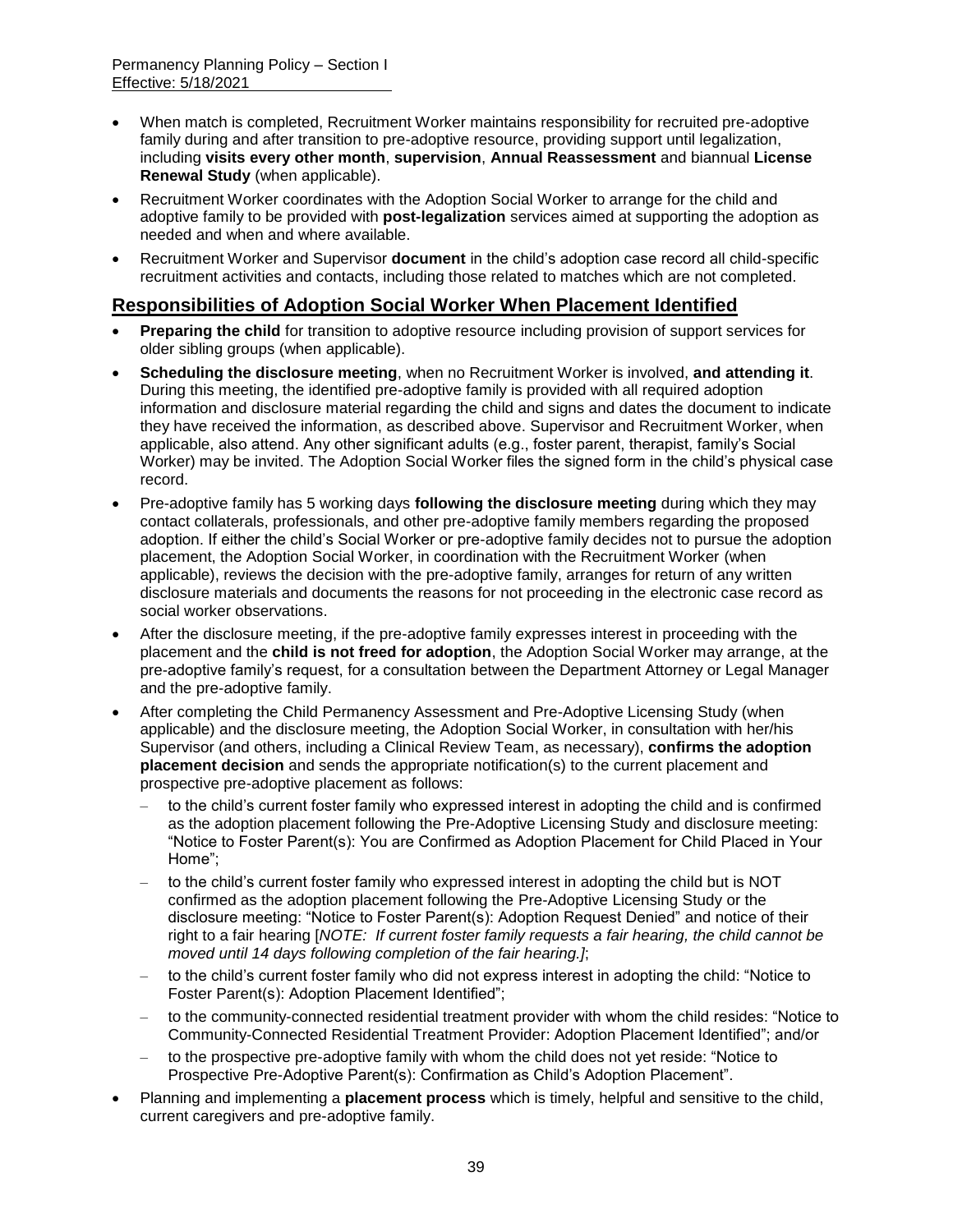- When match is completed, Recruitment Worker maintains responsibility for recruited pre-adoptive family during and after transition to pre-adoptive resource, providing support until legalization, including **visits every other month**, **supervision**, **Annual Reassessment** and biannual **License Renewal Study** (when applicable).
- Recruitment Worker coordinates with the Adoption Social Worker to arrange for the child and adoptive family to be provided with **post-legalization** services aimed at supporting the adoption as needed and when and where available.
- Recruitment Worker and Supervisor **document** in the child's adoption case record all child-specific recruitment activities and contacts, including those related to matches which are not completed.

## Responsibilities of Adoption Social Worker When Placement Identified

- **Preparing the child** for transition to adoptive resource including provision of support services for older sibling groups (when applicable).
- **Scheduling the disclosure meeting**, when no Recruitment Worker is involved, **and attending it**. During this meeting, the identified pre-adoptive family is provided with all required adoption information and disclosure material regarding the child and signs and dates the document to indicate they have received the information, as described above. Supervisor and Recruitment Worker, when applicable, also attend. Any other significant adults (e.g., foster parent, therapist, family's Social Worker) may be invited. The Adoption Social Worker files the signed form in the child's physical case record.
- Pre-adoptive family has 5 working days **following the disclosure meeting** during which they may contact collaterals, professionals, and other pre-adoptive family members regarding the proposed adoption. If either the child's Social Worker or pre-adoptive family decides not to pursue the adoption placement, the Adoption Social Worker, in coordination with the Recruitment Worker (when applicable), reviews the decision with the pre-adoptive family, arranges for return of any written disclosure materials and documents the reasons for not proceeding in the electronic case record as social worker observations.
- After the disclosure meeting, if the pre-adoptive family expresses interest in proceeding with the placement and the **child is not freed for adoption**, the Adoption Social Worker may arrange, at the pre-adoptive family's request, for a consultation between the Department Attorney or Legal Manager and the pre-adoptive family.
- After completing the Child Permanency Assessment and Pre-Adoptive Licensing Study (when applicable) and the disclosure meeting, the Adoption Social Worker, in consultation with her/his Supervisor (and others, including a Clinical Review Team, as necessary), **confirms the adoption placement decision** and sends the appropriate notification(s) to the current placement and prospective pre-adoptive placement as follows:
  - to the child's current foster family who expressed interest in adopting the child and is confirmed as the adoption placement following the Pre-Adoptive Licensing Study and disclosure meeting: "Notice to Foster Parent(s): You are Confirmed as Adoption Placement for Child Placed in Your Home";
  - to the child's current foster family who expressed interest in adopting the child but is NOT confirmed as the adoption placement following the Pre-Adoptive Licensing Study or the disclosure meeting: "Notice to Foster Parent(s): Adoption Request Denied" and notice of their right to a fair hearing [*NOTE: If current foster family requests a fair hearing, the child cannot be moved until 14 days following completion of the fair hearing.]*;
  - to the child's current foster family who did not express interest in adopting the child: "Notice to Foster Parent(s): Adoption Placement Identified";
  - to the community-connected residential treatment provider with whom the child resides: "Notice to Community-Connected Residential Treatment Provider: Adoption Placement Identified"; and/or
  - to the prospective pre-adoptive family with whom the child does not yet reside: "Notice to Prospective Pre-Adoptive Parent(s): Confirmation as Child's Adoption Placement".
- Planning and implementing a **placement process** which is timely, helpful and sensitive to the child, current caregivers and pre-adoptive family.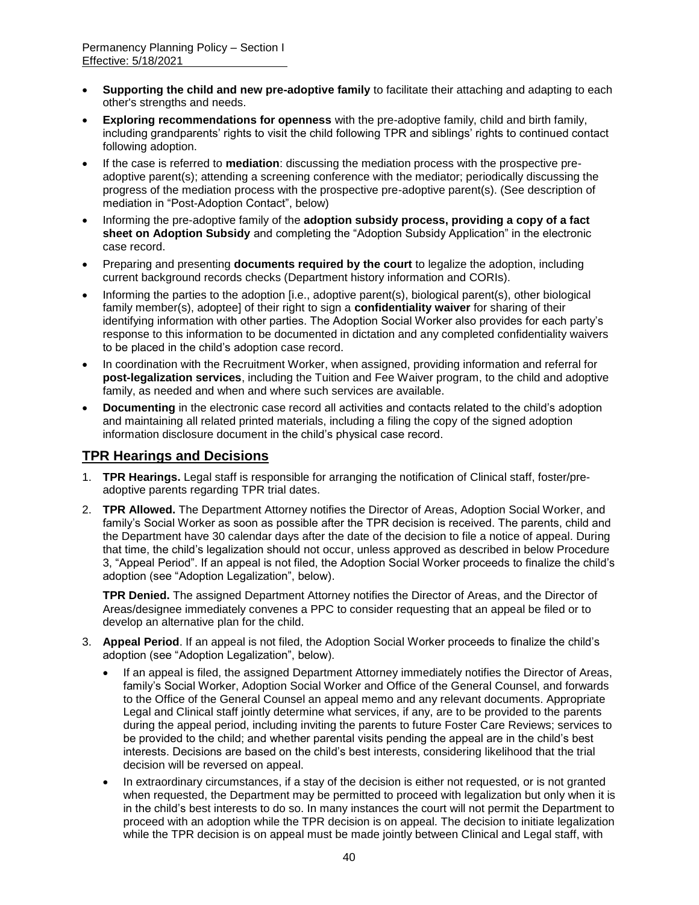- **Supporting the child and new pre-adoptive family** to facilitate their attaching and adapting to each other's strengths and needs.
- **Exploring recommendations for openness** with the pre-adoptive family, child and birth family, including grandparents' rights to visit the child following TPR and siblings' rights to continued contact following adoption.
- If the case is referred to **mediation**: discussing the mediation process with the prospective pre-adoptive parent(s); attending a screening conference with the mediator; periodically discussing the progress of the mediation process with the prospective pre-adoptive parent(s). (See description of mediation in "Post-Adoption Contact", below)
- Informing the pre-adoptive family of the **adoption subsidy process, providing a copy of a fact sheet on Adoption Subsidy** and completing the "Adoption Subsidy Application" in the electronic case record.
- Preparing and presenting **documents required by the court** to legalize the adoption, including current background records checks (Department history information and CORIs).
- Informing the parties to the adoption [i.e., adoptive parent(s), biological parent(s), other biological family member(s), adoptee] of their right to sign a **confidentiality waiver** for sharing of their identifying information with other parties. The Adoption Social Worker also provides for each party's response to this information to be documented in dictation and any completed confidentiality waivers to be placed in the child's adoption case record.
- In coordination with the Recruitment Worker, when assigned, providing information and referral for **post-legalization services**, including the Tuition and Fee Waiver program, to the child and adoptive family, as needed and when and where such services are available.
- **Documenting** in the electronic case record all activities and contacts related to the child's adoption and maintaining all related printed materials, including a filing the copy of the signed adoption information disclosure document in the child's physical case record.

## TPR Hearings and Decisions

1. **TPR Hearings.** Legal staff is responsible for arranging the notification of Clinical staff, foster/pre-adoptive parents regarding TPR trial dates.
2. **TPR Allowed.** The Department Attorney notifies the Director of Areas, Adoption Social Worker, and family's Social Worker as soon as possible after the TPR decision is received. The parents, child and the Department have 30 calendar days after the date of the decision to file a notice of appeal. During that time, the child's legalization should not occur, unless approved as described in below Procedure 3, "Appeal Period". If an appeal is not filed, the Adoption Social Worker proceeds to finalize the child's adoption (see "Adoption Legalization", below).

   **TPR Denied.** The assigned Department Attorney notifies the Director of Areas, and the Director of Areas/designee immediately convenes a PPC to consider requesting that an appeal be filed or to develop an alternative plan for the child.
3. **Appeal Period**. If an appeal is not filed, the Adoption Social Worker proceeds to finalize the child's adoption (see "Adoption Legalization", below).
   - If an appeal is filed, the assigned Department Attorney immediately notifies the Director of Areas, family's Social Worker, Adoption Social Worker and Office of the General Counsel, and forwards to the Office of the General Counsel an appeal memo and any relevant documents. Appropriate Legal and Clinical staff jointly determine what services, if any, are to be provided to the parents during the appeal period, including inviting the parents to future Foster Care Reviews; services to be provided to the child; and whether parental visits pending the appeal are in the child's best interests. Decisions are based on the child's best interests, considering likelihood that the trial decision will be reversed on appeal.
   - In extraordinary circumstances, if a stay of the decision is either not requested, or is not granted when requested, the Department may be permitted to proceed with legalization but only when it is in the child's best interests to do so. In many instances the court will not permit the Department to proceed with an adoption while the TPR decision is on appeal. The decision to initiate legalization while the TPR decision is on appeal must be made jointly between Clinical and Legal staff, with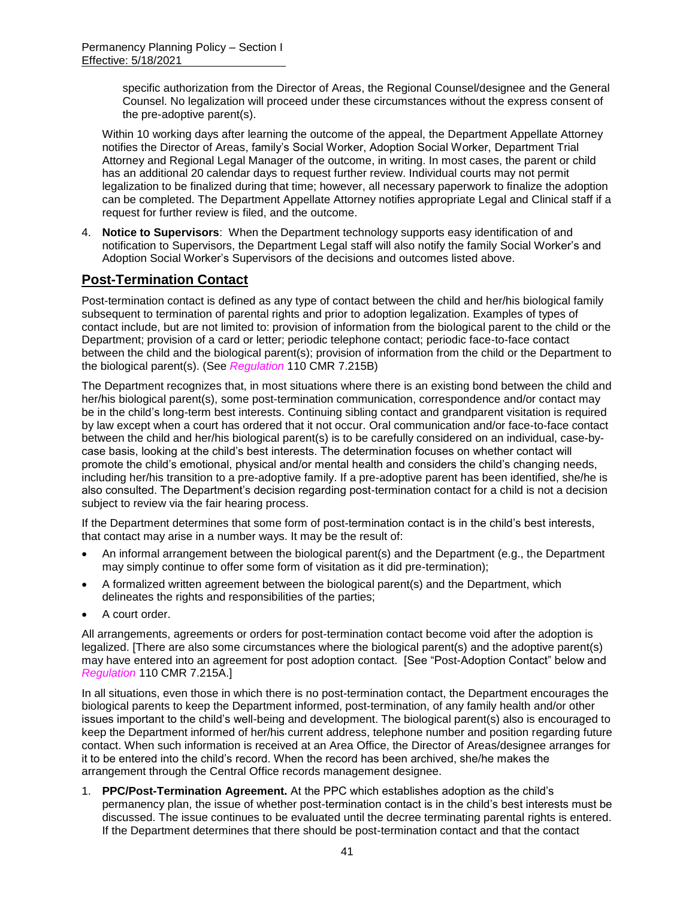specific authorization from the Director of Areas, the Regional Counsel/designee and the General Counsel. No legalization will proceed under these circumstances without the express consent of the pre-adoptive parent(s).

Within 10 working days after learning the outcome of the appeal, the Department Appellate Attorney notifies the Director of Areas, family's Social Worker, Adoption Social Worker, Department Trial Attorney and Regional Legal Manager of the outcome, in writing. In most cases, the parent or child has an additional 20 calendar days to request further review. Individual courts may not permit legalization to be finalized during that time; however, all necessary paperwork to finalize the adoption can be completed. The Department Appellate Attorney notifies appropriate Legal and Clinical staff if a request for further review is filed, and the outcome.

4. **Notice to Supervisors**: When the Department technology supports easy identification of and notification to Supervisors, the Department Legal staff will also notify the family Social Worker's and Adoption Social Worker's Supervisors of the decisions and outcomes listed above.

## Post-Termination Contact

Post-termination contact is defined as any type of contact between the child and her/his biological family subsequent to termination of parental rights and prior to adoption legalization. Examples of types of contact include, but are not limited to: provision of information from the biological parent to the child or the Department; provision of a card or letter; periodic telephone contact; periodic face-to-face contact between the child and the biological parent(s); provision of information from the child or the Department to the biological parent(s). (See *Regulation* 110 CMR 7.215B)

The Department recognizes that, in most situations where there is an existing bond between the child and her/his biological parent(s), some post-termination communication, correspondence and/or contact may be in the child's long-term best interests. Continuing sibling contact and grandparent visitation is required by law except when a court has ordered that it not occur. Oral communication and/or face-to-face contact between the child and her/his biological parent(s) is to be carefully considered on an individual, case-by-case basis, looking at the child's best interests. The determination focuses on whether contact will promote the child's emotional, physical and/or mental health and considers the child's changing needs, including her/his transition to a pre-adoptive family. If a pre-adoptive parent has been identified, she/he is also consulted. The Department's decision regarding post-termination contact for a child is not a decision subject to review via the fair hearing process.

If the Department determines that some form of post-termination contact is in the child's best interests, that contact may arise in a number ways. It may be the result of:

- An informal arrangement between the biological parent(s) and the Department (e.g., the Department may simply continue to offer some form of visitation as it did pre-termination);
- A formalized written agreement between the biological parent(s) and the Department, which delineates the rights and responsibilities of the parties;
- A court order.

All arrangements, agreements or orders for post-termination contact become void after the adoption is legalized. [There are also some circumstances where the biological parent(s) and the adoptive parent(s) may have entered into an agreement for post adoption contact. [See "Post-Adoption Contact" below and *Regulation* 110 CMR 7.215A.]

In all situations, even those in which there is no post-termination contact, the Department encourages the biological parents to keep the Department informed, post-termination, of any family health and/or other issues important to the child's well-being and development. The biological parent(s) also is encouraged to keep the Department informed of her/his current address, telephone number and position regarding future contact. When such information is received at an Area Office, the Director of Areas/designee arranges for it to be entered into the child's record. When the record has been archived, she/he makes the arrangement through the Central Office records management designee.

1. **PPC/Post-Termination Agreement.** At the PPC which establishes adoption as the child's permanency plan, the issue of whether post-termination contact is in the child's best interests must be discussed. The issue continues to be evaluated until the decree terminating parental rights is entered. If the Department determines that there should be post-termination contact and that the contact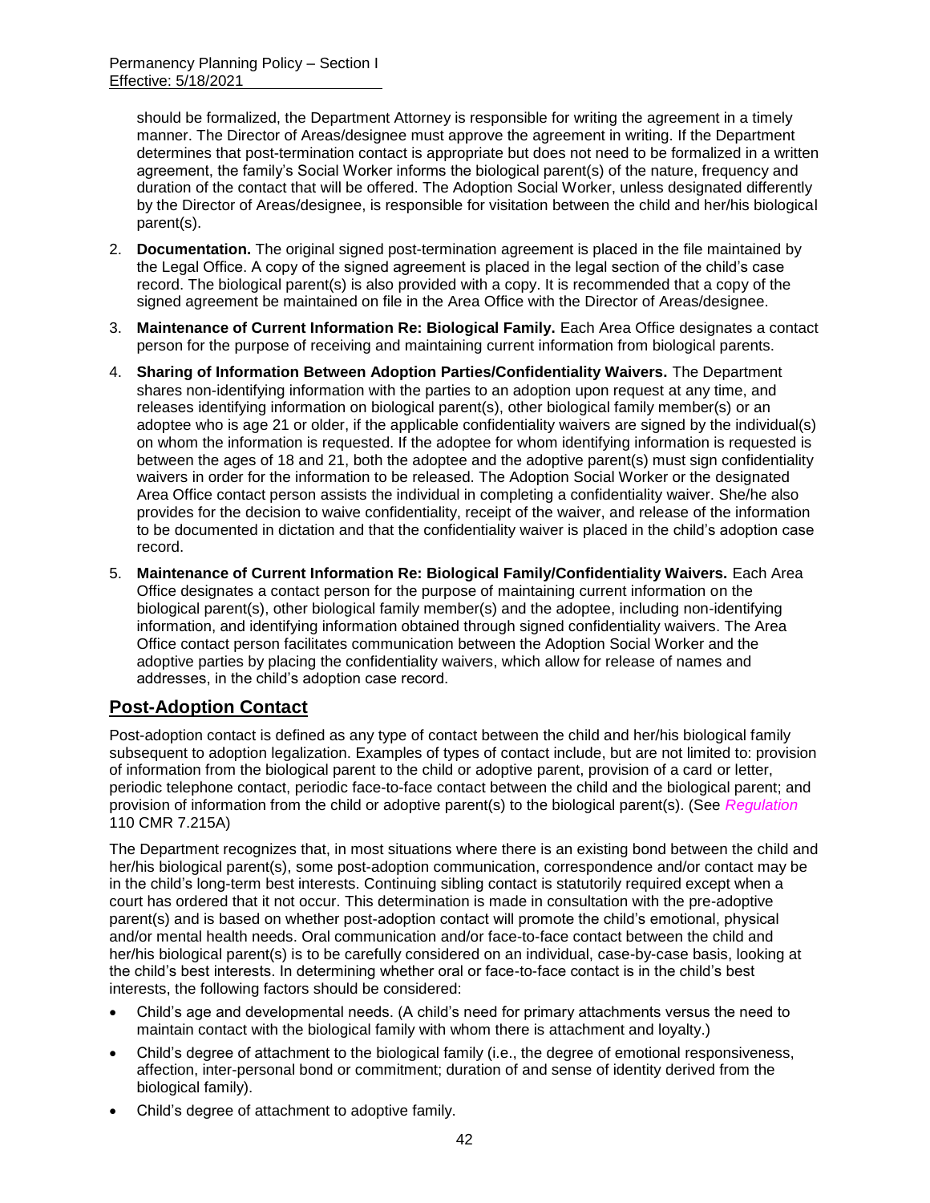should be formalized, the Department Attorney is responsible for writing the agreement in a timely manner. The Director of Areas/designee must approve the agreement in writing. If the Department determines that post-termination contact is appropriate but does not need to be formalized in a written agreement, the family's Social Worker informs the biological parent(s) of the nature, frequency and duration of the contact that will be offered. The Adoption Social Worker, unless designated differently by the Director of Areas/designee, is responsible for visitation between the child and her/his biological parent(s).

2. **Documentation.** The original signed post-termination agreement is placed in the file maintained by the Legal Office. A copy of the signed agreement is placed in the legal section of the child's case record. The biological parent(s) is also provided with a copy. It is recommended that a copy of the signed agreement be maintained on file in the Area Office with the Director of Areas/designee.

3. **Maintenance of Current Information Re: Biological Family.** Each Area Office designates a contact person for the purpose of receiving and maintaining current information from biological parents.

4. **Sharing of Information Between Adoption Parties/Confidentiality Waivers.** The Department shares non-identifying information with the parties to an adoption upon request at any time, and releases identifying information on biological parent(s), other biological family member(s) or an adoptee who is age 21 or older, if the applicable confidentiality waivers are signed by the individual(s) on whom the information is requested. If the adoptee for whom identifying information is requested is between the ages of 18 and 21, both the adoptee and the adoptive parent(s) must sign confidentiality waivers in order for the information to be released. The Adoption Social Worker or the designated Area Office contact person assists the individual in completing a confidentiality waiver. She/he also provides for the decision to waive confidentiality, receipt of the waiver, and release of the information to be documented in dictation and that the confidentiality waiver is placed in the child's adoption case record.

5. **Maintenance of Current Information Re: Biological Family/Confidentiality Waivers.** Each Area Office designates a contact person for the purpose of maintaining current information on the biological parent(s), other biological family member(s) and the adoptee, including non-identifying information, and identifying information obtained through signed confidentiality waivers. The Area Office contact person facilitates communication between the Adoption Social Worker and the adoptive parties by placing the confidentiality waivers, which allow for release of names and addresses, in the child's adoption case record.

## Post-Adoption Contact

Post-adoption contact is defined as any type of contact between the child and her/his biological family subsequent to adoption legalization. Examples of types of contact include, but are not limited to: provision of information from the biological parent to the child or adoptive parent, provision of a card or letter, periodic telephone contact, periodic face-to-face contact between the child and the biological parent; and provision of information from the child or adoptive parent(s) to the biological parent(s). (See *Regulation* 110 CMR 7.215A)

The Department recognizes that, in most situations where there is an existing bond between the child and her/his biological parent(s), some post-adoption communication, correspondence and/or contact may be in the child's long-term best interests. Continuing sibling contact is statutorily required except when a court has ordered that it not occur. This determination is made in consultation with the pre-adoptive parent(s) and is based on whether post-adoption contact will promote the child's emotional, physical and/or mental health needs. Oral communication and/or face-to-face contact between the child and her/his biological parent(s) is to be carefully considered on an individual, case-by-case basis, looking at the child's best interests. In determining whether oral or face-to-face contact is in the child's best interests, the following factors should be considered:

- Child's age and developmental needs. (A child's need for primary attachments versus the need to maintain contact with the biological family with whom there is attachment and loyalty.)
- Child's degree of attachment to the biological family (i.e., the degree of emotional responsiveness, affection, inter-personal bond or commitment; duration of and sense of identity derived from the biological family).
- Child's degree of attachment to adoptive family.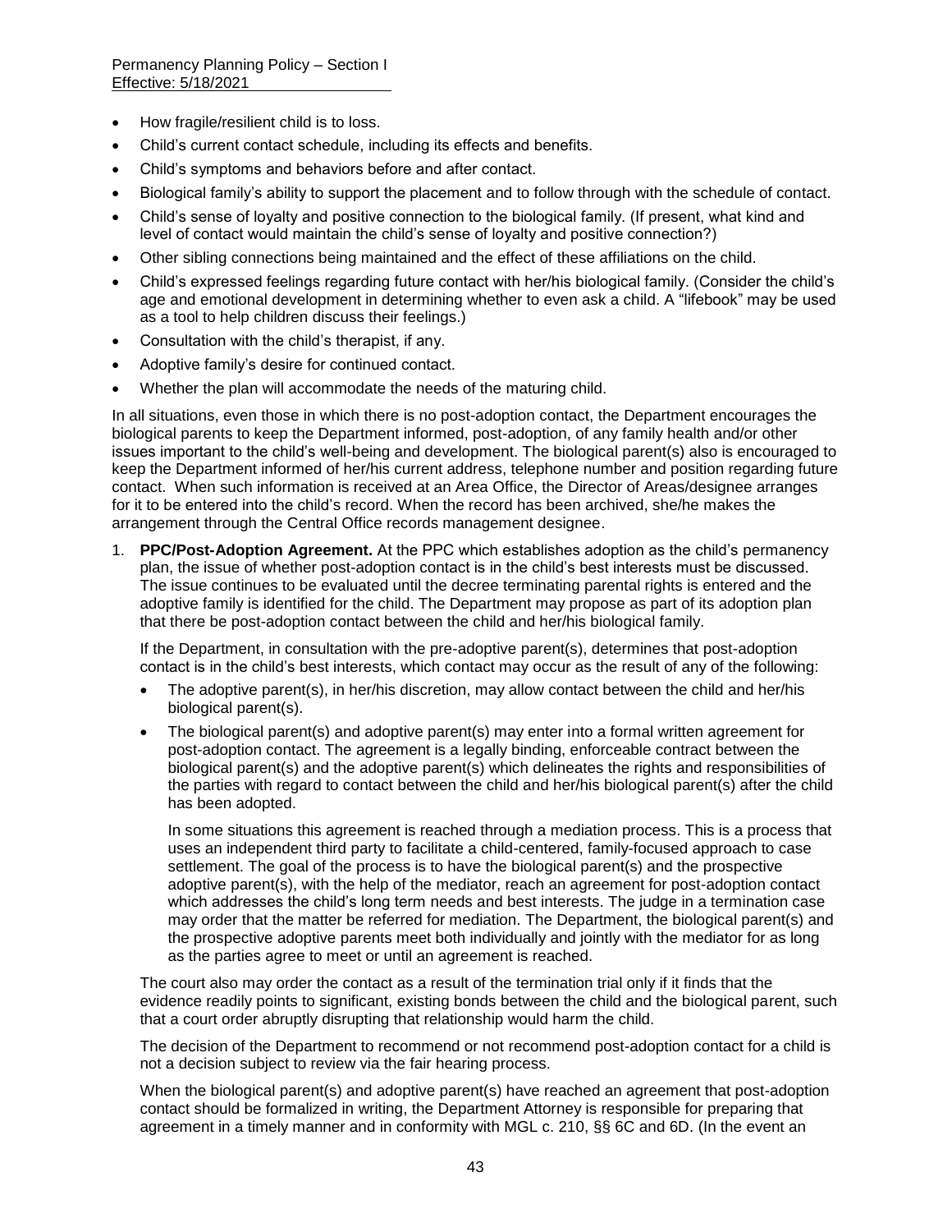- How fragile/resilient child is to loss.
- Child's current contact schedule, including its effects and benefits.
- Child's symptoms and behaviors before and after contact.
- Biological family's ability to support the placement and to follow through with the schedule of contact.
- Child's sense of loyalty and positive connection to the biological family. (If present, what kind and level of contact would maintain the child's sense of loyalty and positive connection?)
- Other sibling connections being maintained and the effect of these affiliations on the child.
- Child's expressed feelings regarding future contact with her/his biological family. (Consider the child's age and emotional development in determining whether to even ask a child. A "lifebook" may be used as a tool to help children discuss their feelings.)
- Consultation with the child's therapist, if any.
- Adoptive family's desire for continued contact.
- Whether the plan will accommodate the needs of the maturing child.

In all situations, even those in which there is no post-adoption contact, the Department encourages the biological parents to keep the Department informed, post-adoption, of any family health and/or other issues important to the child's well-being and development. The biological parent(s) also is encouraged to keep the Department informed of her/his current address, telephone number and position regarding future contact. When such information is received at an Area Office, the Director of Areas/designee arranges for it to be entered into the child's record. When the record has been archived, she/he makes the arrangement through the Central Office records management designee.

1. **PPC/Post-Adoption Agreement.** At the PPC which establishes adoption as the child's permanency plan, the issue of whether post-adoption contact is in the child's best interests must be discussed. The issue continues to be evaluated until the decree terminating parental rights is entered and the adoptive family is identified for the child. The Department may propose as part of its adoption plan that there be post-adoption contact between the child and her/his biological family.

   If the Department, in consultation with the pre-adoptive parent(s), determines that post-adoption contact is in the child's best interests, which contact may occur as the result of any of the following:

   - The adoptive parent(s), in her/his discretion, may allow contact between the child and her/his biological parent(s).
   - The biological parent(s) and adoptive parent(s) may enter into a formal written agreement for post-adoption contact. The agreement is a legally binding, enforceable contract between the biological parent(s) and the adoptive parent(s) which delineates the rights and responsibilities of the parties with regard to contact between the child and her/his biological parent(s) after the child has been adopted.

     In some situations this agreement is reached through a mediation process. This is a process that uses an independent third party to facilitate a child-centered, family-focused approach to case settlement. The goal of the process is to have the biological parent(s) and the prospective adoptive parent(s), with the help of the mediator, reach an agreement for post-adoption contact which addresses the child's long term needs and best interests. The judge in a termination case may order that the matter be referred for mediation. The Department, the biological parent(s) and the prospective adoptive parents meet both individually and jointly with the mediator for as long as the parties agree to meet or until an agreement is reached.

   The court also may order the contact as a result of the termination trial only if it finds that the evidence readily points to significant, existing bonds between the child and the biological parent, such that a court order abruptly disrupting that relationship would harm the child.

   The decision of the Department to recommend or not recommend post-adoption contact for a child is not a decision subject to review via the fair hearing process.

   When the biological parent(s) and adoptive parent(s) have reached an agreement that post-adoption contact should be formalized in writing, the Department Attorney is responsible for preparing that agreement in a timely manner and in conformity with MGL c. 210, §§ 6C and 6D. (In the event an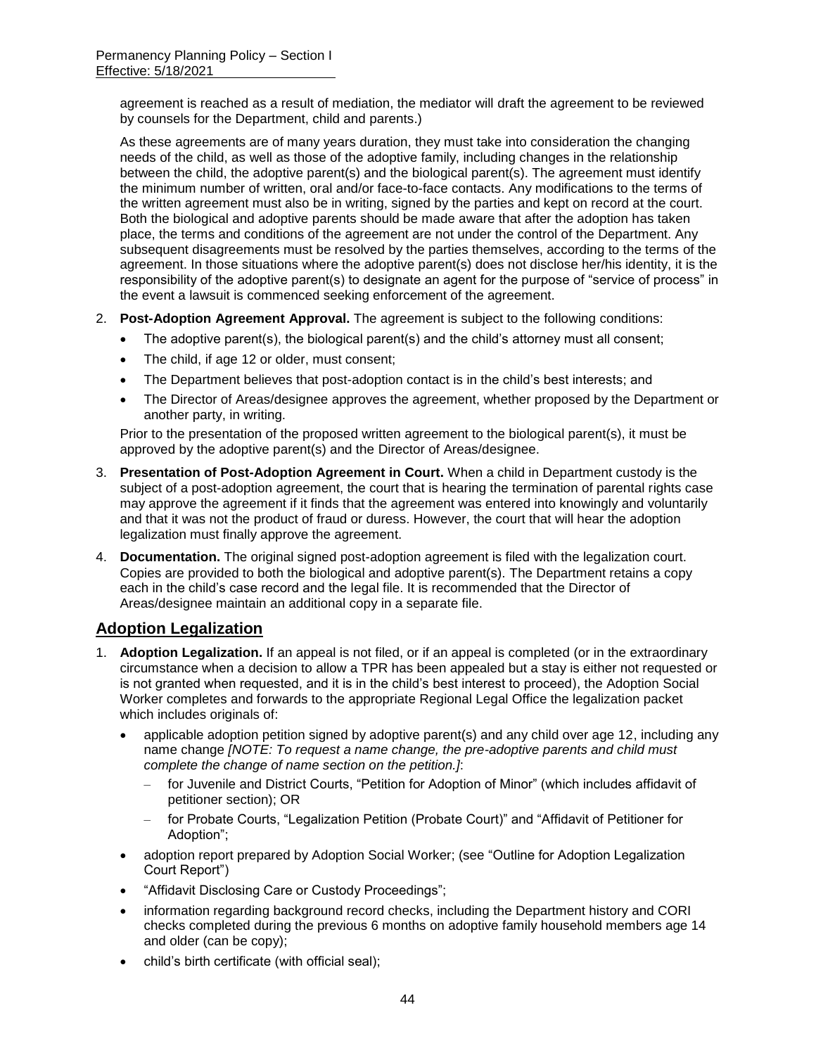agreement is reached as a result of mediation, the mediator will draft the agreement to be reviewed by counsels for the Department, child and parents.)

As these agreements are of many years duration, they must take into consideration the changing needs of the child, as well as those of the adoptive family, including changes in the relationship between the child, the adoptive parent(s) and the biological parent(s). The agreement must identify the minimum number of written, oral and/or face-to-face contacts. Any modifications to the terms of the written agreement must also be in writing, signed by the parties and kept on record at the court. Both the biological and adoptive parents should be made aware that after the adoption has taken place, the terms and conditions of the agreement are not under the control of the Department. Any subsequent disagreements must be resolved by the parties themselves, according to the terms of the agreement. In those situations where the adoptive parent(s) does not disclose her/his identity, it is the responsibility of the adoptive parent(s) to designate an agent for the purpose of "service of process" in the event a lawsuit is commenced seeking enforcement of the agreement.

2. **Post-Adoption Agreement Approval.** The agreement is subject to the following conditions:
   - The adoptive parent(s), the biological parent(s) and the child's attorney must all consent;
   - The child, if age 12 or older, must consent;
   - The Department believes that post-adoption contact is in the child's best interests; and
   - The Director of Areas/designee approves the agreement, whether proposed by the Department or another party, in writing.

   Prior to the presentation of the proposed written agreement to the biological parent(s), it must be approved by the adoptive parent(s) and the Director of Areas/designee.

3. **Presentation of Post-Adoption Agreement in Court.** When a child in Department custody is the subject of a post-adoption agreement, the court that is hearing the termination of parental rights case may approve the agreement if it finds that the agreement was entered into knowingly and voluntarily and that it was not the product of fraud or duress. However, the court that will hear the adoption legalization must finally approve the agreement.

4. **Documentation.** The original signed post-adoption agreement is filed with the legalization court. Copies are provided to both the biological and adoptive parent(s). The Department retains a copy each in the child's case record and the legal file. It is recommended that the Director of Areas/designee maintain an additional copy in a separate file.

## Adoption Legalization

1. **Adoption Legalization.** If an appeal is not filed, or if an appeal is completed (or in the extraordinary circumstance when a decision to allow a TPR has been appealed but a stay is either not requested or is not granted when requested, and it is in the child's best interest to proceed), the Adoption Social Worker completes and forwards to the appropriate Regional Legal Office the legalization packet which includes originals of:
   - applicable adoption petition signed by adoptive parent(s) and any child over age 12, including any name change *[NOTE: To request a name change, the pre-adoptive parents and child must complete the change of name section on the petition.]*:
     - for Juvenile and District Courts, "Petition for Adoption of Minor" (which includes affidavit of petitioner section); OR
     - for Probate Courts, "Legalization Petition (Probate Court)" and "Affidavit of Petitioner for Adoption";
   - adoption report prepared by Adoption Social Worker; (see "Outline for Adoption Legalization Court Report")
   - "Affidavit Disclosing Care or Custody Proceedings";
   - information regarding background record checks, including the Department history and CORI checks completed during the previous 6 months on adoptive family household members age 14 and older (can be copy);
   - child's birth certificate (with official seal);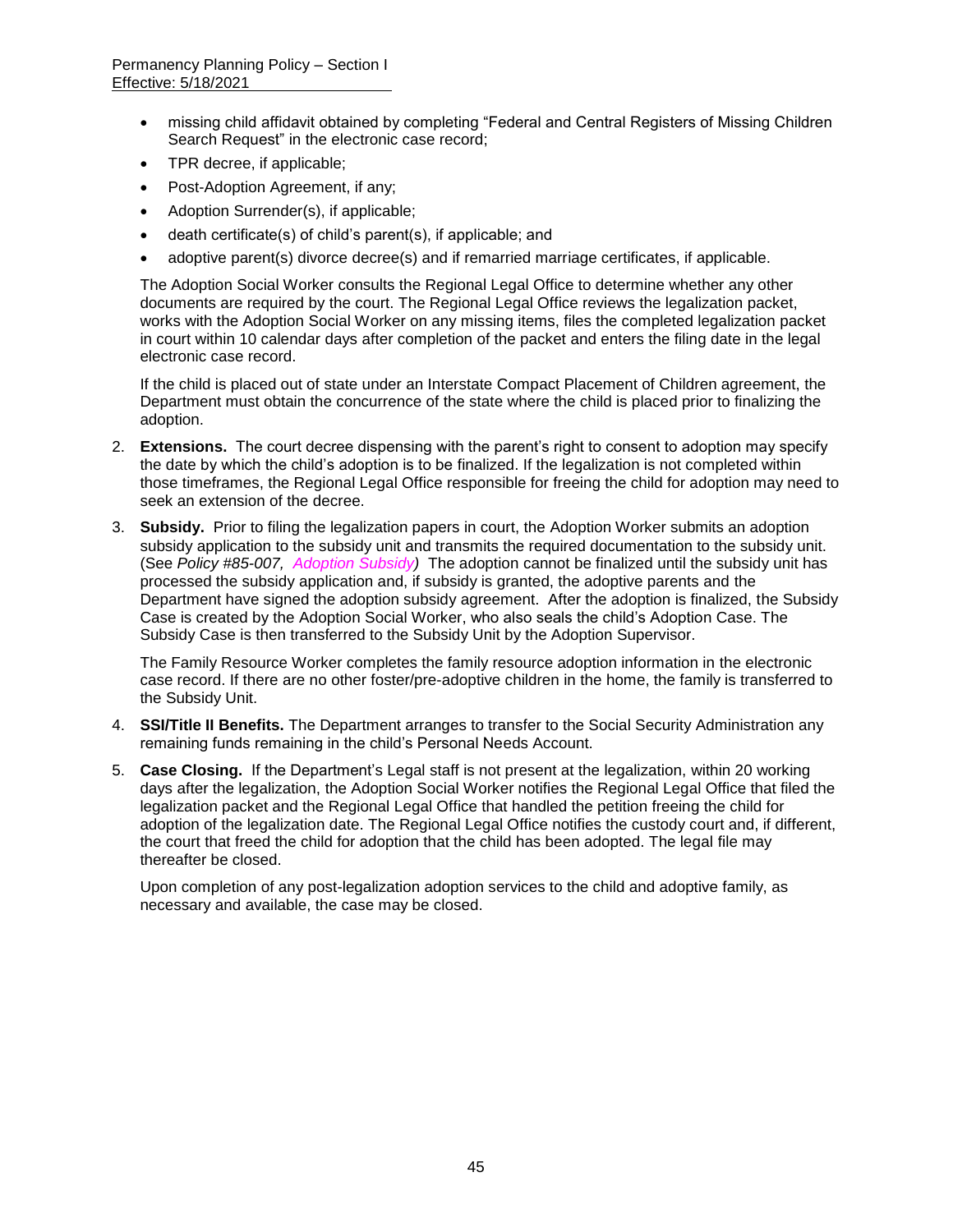- missing child affidavit obtained by completing "Federal and Central Registers of Missing Children Search Request" in the electronic case record;
- TPR decree, if applicable;
- Post-Adoption Agreement, if any;
- Adoption Surrender(s), if applicable;
- death certificate(s) of child's parent(s), if applicable; and
- adoptive parent(s) divorce decree(s) and if remarried marriage certificates, if applicable.

The Adoption Social Worker consults the Regional Legal Office to determine whether any other documents are required by the court. The Regional Legal Office reviews the legalization packet, works with the Adoption Social Worker on any missing items, files the completed legalization packet in court within 10 calendar days after completion of the packet and enters the filing date in the legal electronic case record.

If the child is placed out of state under an Interstate Compact Placement of Children agreement, the Department must obtain the concurrence of the state where the child is placed prior to finalizing the adoption.

2. **Extensions.** The court decree dispensing with the parent's right to consent to adoption may specify the date by which the child's adoption is to be finalized. If the legalization is not completed within those timeframes, the Regional Legal Office responsible for freeing the child for adoption may need to seek an extension of the decree.

3. **Subsidy.** Prior to filing the legalization papers in court, the Adoption Worker submits an adoption subsidy application to the subsidy unit and transmits the required documentation to the subsidy unit. (See *Policy #85-007, Adoption Subsidy)* The adoption cannot be finalized until the subsidy unit has processed the subsidy application and, if subsidy is granted, the adoptive parents and the Department have signed the adoption subsidy agreement. After the adoption is finalized, the Subsidy Case is created by the Adoption Social Worker, who also seals the child's Adoption Case. The Subsidy Case is then transferred to the Subsidy Unit by the Adoption Supervisor.

   The Family Resource Worker completes the family resource adoption information in the electronic case record. If there are no other foster/pre-adoptive children in the home, the family is transferred to the Subsidy Unit.

4. **SSI/Title II Benefits.** The Department arranges to transfer to the Social Security Administration any remaining funds remaining in the child's Personal Needs Account.

5. **Case Closing.** If the Department's Legal staff is not present at the legalization, within 20 working days after the legalization, the Adoption Social Worker notifies the Regional Legal Office that filed the legalization packet and the Regional Legal Office that handled the petition freeing the child for adoption of the legalization date. The Regional Legal Office notifies the custody court and, if different, the court that freed the child for adoption that the child has been adopted. The legal file may thereafter be closed.

   Upon completion of any post-legalization adoption services to the child and adoptive family, as necessary and available, the case may be closed.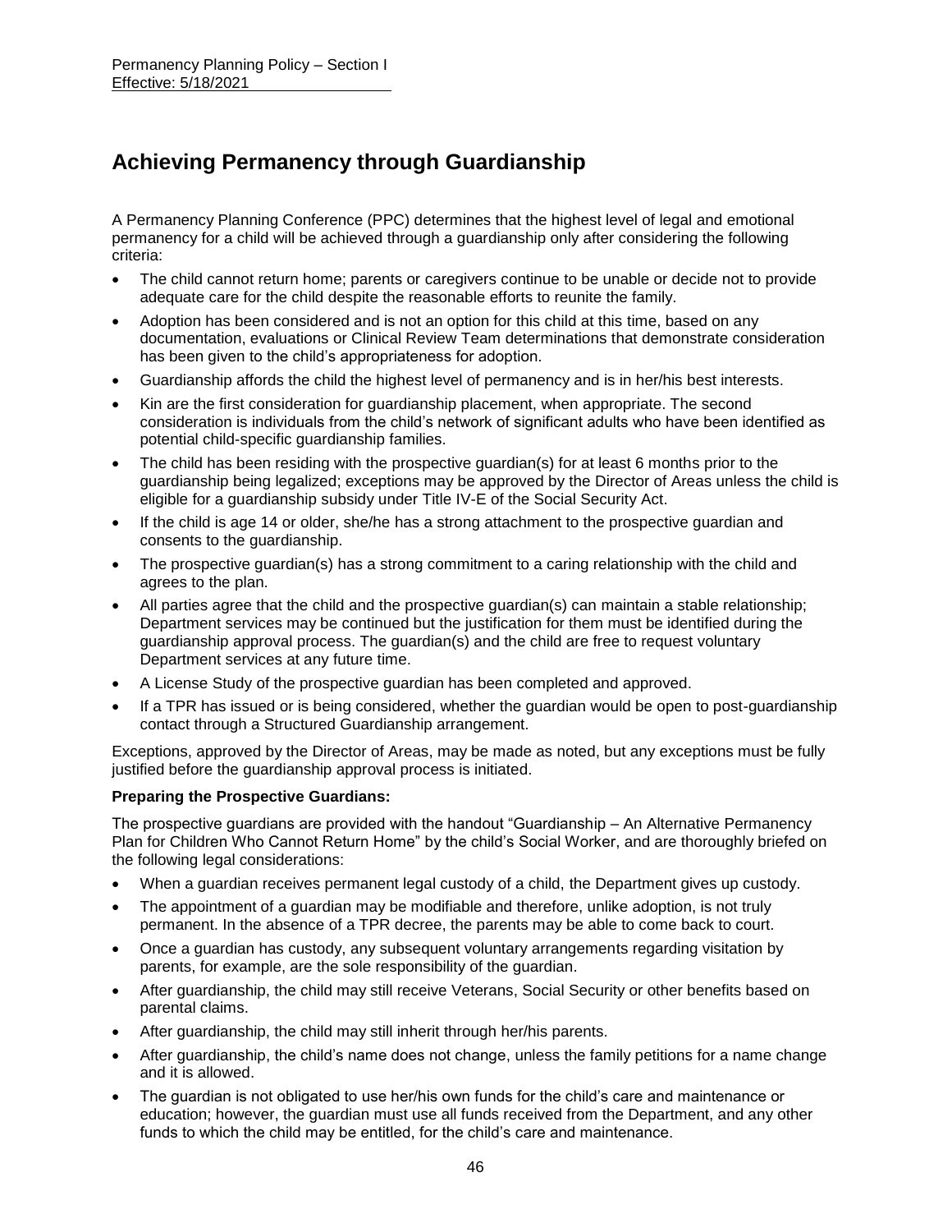# Achieving Permanency through Guardianship

A Permanency Planning Conference (PPC) determines that the highest level of legal and emotional permanency for a child will be achieved through a guardianship only after considering the following criteria:

- The child cannot return home; parents or caregivers continue to be unable or decide not to provide adequate care for the child despite the reasonable efforts to reunite the family.
- Adoption has been considered and is not an option for this child at this time, based on any documentation, evaluations or Clinical Review Team determinations that demonstrate consideration has been given to the child's appropriateness for adoption.
- Guardianship affords the child the highest level of permanency and is in her/his best interests.
- Kin are the first consideration for guardianship placement, when appropriate. The second consideration is individuals from the child's network of significant adults who have been identified as potential child-specific guardianship families.
- The child has been residing with the prospective guardian(s) for at least 6 months prior to the guardianship being legalized; exceptions may be approved by the Director of Areas unless the child is eligible for a guardianship subsidy under Title IV-E of the Social Security Act.
- If the child is age 14 or older, she/he has a strong attachment to the prospective guardian and consents to the guardianship.
- The prospective guardian(s) has a strong commitment to a caring relationship with the child and agrees to the plan.
- All parties agree that the child and the prospective guardian(s) can maintain a stable relationship; Department services may be continued but the justification for them must be identified during the guardianship approval process. The guardian(s) and the child are free to request voluntary Department services at any future time.
- A License Study of the prospective guardian has been completed and approved.
- If a TPR has issued or is being considered, whether the guardian would be open to post-guardianship contact through a Structured Guardianship arrangement.

Exceptions, approved by the Director of Areas, may be made as noted, but any exceptions must be fully justified before the guardianship approval process is initiated.

**Preparing the Prospective Guardians:**

The prospective guardians are provided with the handout "Guardianship – An Alternative Permanency Plan for Children Who Cannot Return Home" by the child's Social Worker, and are thoroughly briefed on the following legal considerations:

- When a guardian receives permanent legal custody of a child, the Department gives up custody.
- The appointment of a guardian may be modifiable and therefore, unlike adoption, is not truly permanent. In the absence of a TPR decree, the parents may be able to come back to court.
- Once a guardian has custody, any subsequent voluntary arrangements regarding visitation by parents, for example, are the sole responsibility of the guardian.
- After guardianship, the child may still receive Veterans, Social Security or other benefits based on parental claims.
- After guardianship, the child may still inherit through her/his parents.
- After guardianship, the child's name does not change, unless the family petitions for a name change and it is allowed.
- The guardian is not obligated to use her/his own funds for the child's care and maintenance or education; however, the guardian must use all funds received from the Department, and any other funds to which the child may be entitled, for the child's care and maintenance.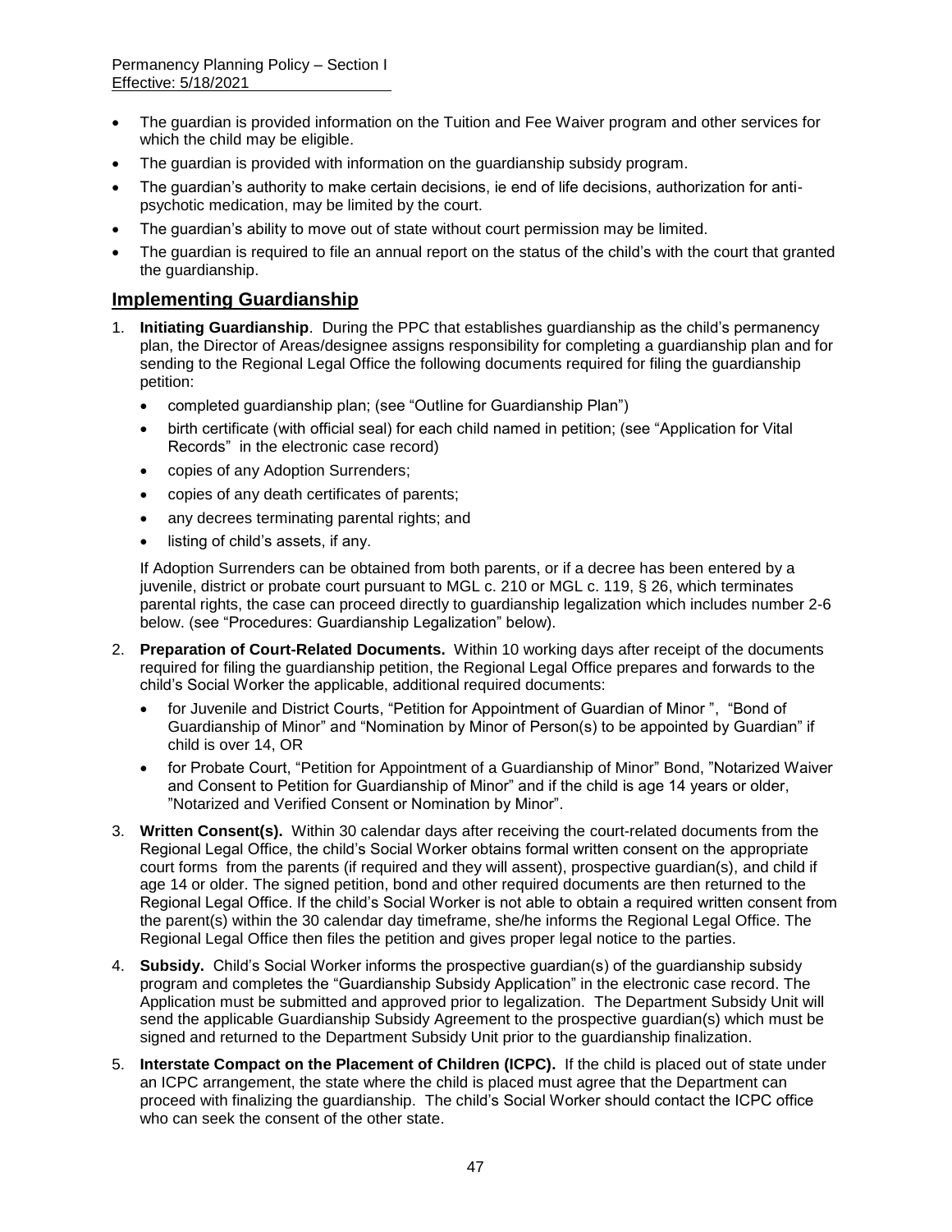- The guardian is provided information on the Tuition and Fee Waiver program and other services for which the child may be eligible.
- The guardian is provided with information on the guardianship subsidy program.
- The guardian's authority to make certain decisions, ie end of life decisions, authorization for anti-psychotic medication, may be limited by the court.
- The guardian's ability to move out of state without court permission may be limited.
- The guardian is required to file an annual report on the status of the child's with the court that granted the guardianship.

## Implementing Guardianship

1. **Initiating Guardianship**. During the PPC that establishes guardianship as the child's permanency plan, the Director of Areas/designee assigns responsibility for completing a guardianship plan and for sending to the Regional Legal Office the following documents required for filing the guardianship petition:
   - completed guardianship plan; (see "Outline for Guardianship Plan")
   - birth certificate (with official seal) for each child named in petition; (see "Application for Vital Records" in the electronic case record)
   - copies of any Adoption Surrenders;
   - copies of any death certificates of parents;
   - any decrees terminating parental rights; and
   - listing of child's assets, if any.

   If Adoption Surrenders can be obtained from both parents, or if a decree has been entered by a juvenile, district or probate court pursuant to MGL c. 210 or MGL c. 119, § 26, which terminates parental rights, the case can proceed directly to guardianship legalization which includes number 2-6 below. (see "Procedures: Guardianship Legalization" below).

2. **Preparation of Court-Related Documents.** Within 10 working days after receipt of the documents required for filing the guardianship petition, the Regional Legal Office prepares and forwards to the child's Social Worker the applicable, additional required documents:
   - for Juvenile and District Courts, "Petition for Appointment of Guardian of Minor ", "Bond of Guardianship of Minor" and "Nomination by Minor of Person(s) to be appointed by Guardian" if child is over 14, OR
   - for Probate Court, "Petition for Appointment of a Guardianship of Minor" Bond, "Notarized Waiver and Consent to Petition for Guardianship of Minor" and if the child is age 14 years or older, "Notarized and Verified Consent or Nomination by Minor".

3. **Written Consent(s).** Within 30 calendar days after receiving the court-related documents from the Regional Legal Office, the child's Social Worker obtains formal written consent on the appropriate court forms from the parents (if required and they will assent), prospective guardian(s), and child if age 14 or older. The signed petition, bond and other required documents are then returned to the Regional Legal Office. If the child's Social Worker is not able to obtain a required written consent from the parent(s) within the 30 calendar day timeframe, she/he informs the Regional Legal Office. The Regional Legal Office then files the petition and gives proper legal notice to the parties.

4. **Subsidy.** Child's Social Worker informs the prospective guardian(s) of the guardianship subsidy program and completes the "Guardianship Subsidy Application" in the electronic case record. The Application must be submitted and approved prior to legalization. The Department Subsidy Unit will send the applicable Guardianship Subsidy Agreement to the prospective guardian(s) which must be signed and returned to the Department Subsidy Unit prior to the guardianship finalization.

5. **Interstate Compact on the Placement of Children (ICPC).** If the child is placed out of state under an ICPC arrangement, the state where the child is placed must agree that the Department can proceed with finalizing the guardianship. The child's Social Worker should contact the ICPC office who can seek the consent of the other state.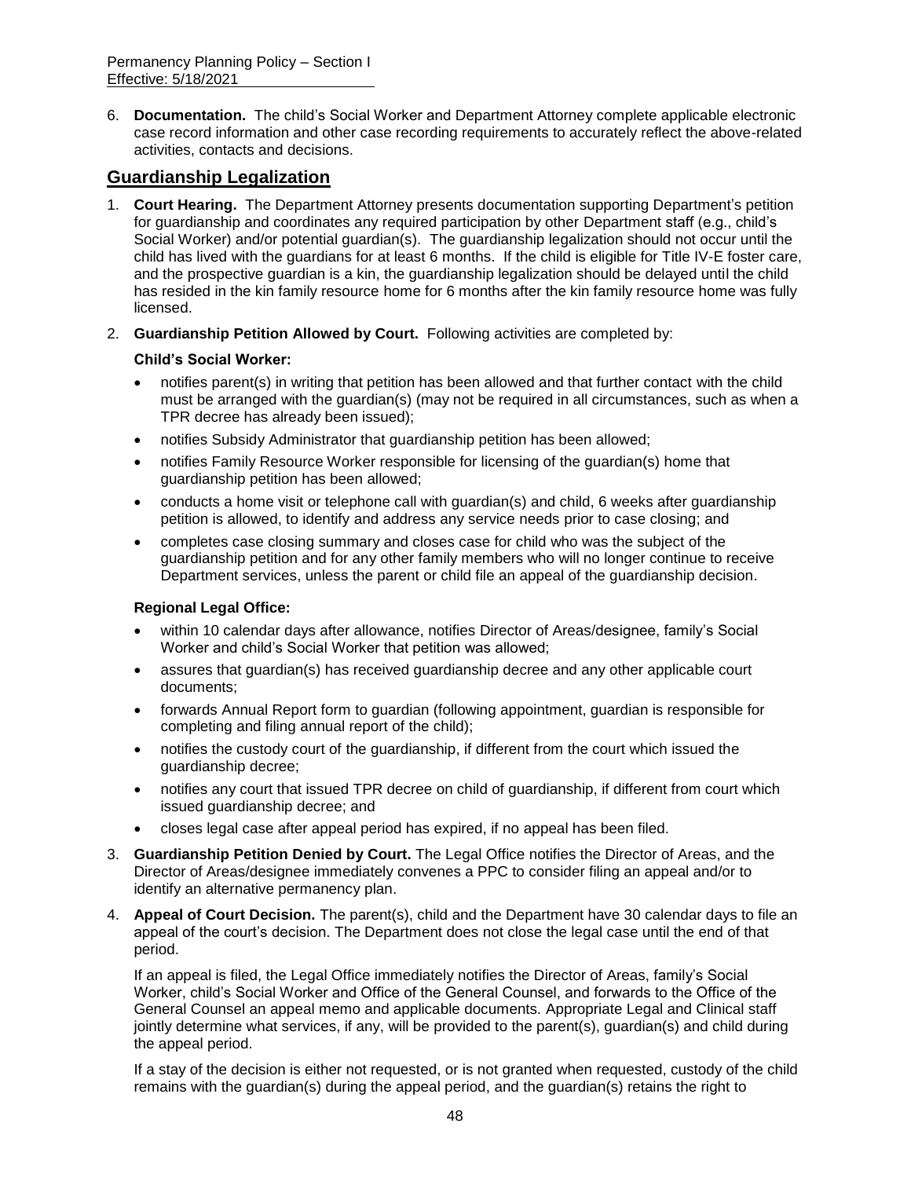6. **Documentation.** The child's Social Worker and Department Attorney complete applicable electronic case record information and other case recording requirements to accurately reflect the above-related activities, contacts and decisions.

## Guardianship Legalization

1. **Court Hearing.** The Department Attorney presents documentation supporting Department's petition for guardianship and coordinates any required participation by other Department staff (e.g., child's Social Worker) and/or potential guardian(s). The guardianship legalization should not occur until the child has lived with the guardians for at least 6 months. If the child is eligible for Title IV-E foster care, and the prospective guardian is a kin, the guardianship legalization should be delayed until the child has resided in the kin family resource home for 6 months after the kin family resource home was fully licensed.

2. **Guardianship Petition Allowed by Court.** Following activities are completed by:

   **Child's Social Worker:**

   - notifies parent(s) in writing that petition has been allowed and that further contact with the child must be arranged with the guardian(s) (may not be required in all circumstances, such as when a TPR decree has already been issued);
   - notifies Subsidy Administrator that guardianship petition has been allowed;
   - notifies Family Resource Worker responsible for licensing of the guardian(s) home that guardianship petition has been allowed;
   - conducts a home visit or telephone call with guardian(s) and child, 6 weeks after guardianship petition is allowed, to identify and address any service needs prior to case closing; and
   - completes case closing summary and closes case for child who was the subject of the guardianship petition and for any other family members who will no longer continue to receive Department services, unless the parent or child file an appeal of the guardianship decision.

   **Regional Legal Office:**

   - within 10 calendar days after allowance, notifies Director of Areas/designee, family's Social Worker and child's Social Worker that petition was allowed;
   - assures that guardian(s) has received guardianship decree and any other applicable court documents;
   - forwards Annual Report form to guardian (following appointment, guardian is responsible for completing and filing annual report of the child);
   - notifies the custody court of the guardianship, if different from the court which issued the guardianship decree;
   - notifies any court that issued TPR decree on child of guardianship, if different from court which issued guardianship decree; and
   - closes legal case after appeal period has expired, if no appeal has been filed.

3. **Guardianship Petition Denied by Court.** The Legal Office notifies the Director of Areas, and the Director of Areas/designee immediately convenes a PPC to consider filing an appeal and/or to identify an alternative permanency plan.

4. **Appeal of Court Decision.** The parent(s), child and the Department have 30 calendar days to file an appeal of the court's decision. The Department does not close the legal case until the end of that period.

   If an appeal is filed, the Legal Office immediately notifies the Director of Areas, family's Social Worker, child's Social Worker and Office of the General Counsel, and forwards to the Office of the General Counsel an appeal memo and applicable documents. Appropriate Legal and Clinical staff jointly determine what services, if any, will be provided to the parent(s), guardian(s) and child during the appeal period.

   If a stay of the decision is either not requested, or is not granted when requested, custody of the child remains with the guardian(s) during the appeal period, and the guardian(s) retains the right to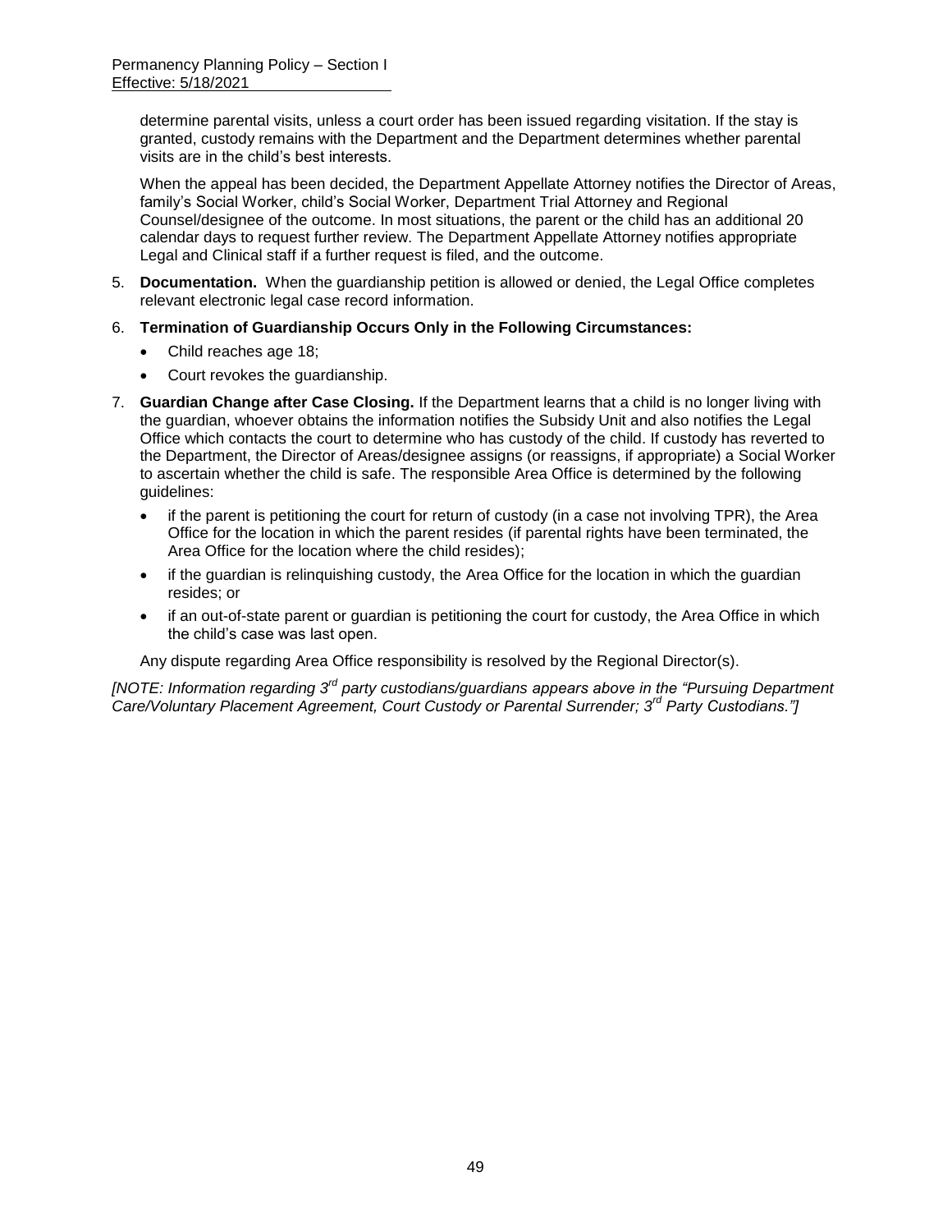determine parental visits, unless a court order has been issued regarding visitation. If the stay is granted, custody remains with the Department and the Department determines whether parental visits are in the child's best interests.

When the appeal has been decided, the Department Appellate Attorney notifies the Director of Areas, family's Social Worker, child's Social Worker, Department Trial Attorney and Regional Counsel/designee of the outcome. In most situations, the parent or the child has an additional 20 calendar days to request further review. The Department Appellate Attorney notifies appropriate Legal and Clinical staff if a further request is filed, and the outcome.

5. **Documentation.** When the guardianship petition is allowed or denied, the Legal Office completes relevant electronic legal case record information.

6. **Termination of Guardianship Occurs Only in the Following Circumstances:**
   - Child reaches age 18;
   - Court revokes the guardianship.

7. **Guardian Change after Case Closing.** If the Department learns that a child is no longer living with the guardian, whoever obtains the information notifies the Subsidy Unit and also notifies the Legal Office which contacts the court to determine who has custody of the child. If custody has reverted to the Department, the Director of Areas/designee assigns (or reassigns, if appropriate) a Social Worker to ascertain whether the child is safe. The responsible Area Office is determined by the following guidelines:
   - if the parent is petitioning the court for return of custody (in a case not involving TPR), the Area Office for the location in which the parent resides (if parental rights have been terminated, the Area Office for the location where the child resides);
   - if the guardian is relinquishing custody, the Area Office for the location in which the guardian resides; or
   - if an out-of-state parent or guardian is petitioning the court for custody, the Area Office in which the child's case was last open.

   Any dispute regarding Area Office responsibility is resolved by the Regional Director(s).

*[NOTE: Information regarding 3rd party custodians/guardians appears above in the "Pursuing Department Care/Voluntary Placement Agreement, Court Custody or Parental Surrender; 3rd Party Custodians."]*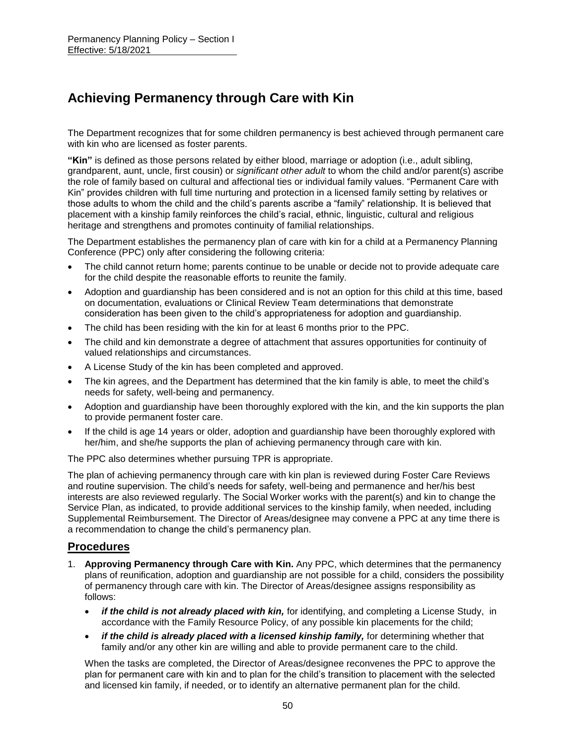Permanency Planning Policy – Section I
Effective: 5/18/2021

# Achieving Permanency through Care with Kin

The Department recognizes that for some children permanency is best achieved through permanent care with kin who are licensed as foster parents.

**"Kin"** is defined as those persons related by either blood, marriage or adoption (i.e., adult sibling, grandparent, aunt, uncle, first cousin) or *significant other adult* to whom the child and/or parent(s) ascribe the role of family based on cultural and affectional ties or individual family values. "Permanent Care with Kin" provides children with full time nurturing and protection in a licensed family setting by relatives or those adults to whom the child and the child's parents ascribe a "family" relationship. It is believed that placement with a kinship family reinforces the child's racial, ethnic, linguistic, cultural and religious heritage and strengthens and promotes continuity of familial relationships.

The Department establishes the permanency plan of care with kin for a child at a Permanency Planning Conference (PPC) only after considering the following criteria:

- The child cannot return home; parents continue to be unable or decide not to provide adequate care for the child despite the reasonable efforts to reunite the family.
- Adoption and guardianship has been considered and is not an option for this child at this time, based on documentation, evaluations or Clinical Review Team determinations that demonstrate consideration has been given to the child's appropriateness for adoption and guardianship.
- The child has been residing with the kin for at least 6 months prior to the PPC.
- The child and kin demonstrate a degree of attachment that assures opportunities for continuity of valued relationships and circumstances.
- A License Study of the kin has been completed and approved.
- The kin agrees, and the Department has determined that the kin family is able, to meet the child's needs for safety, well-being and permanency.
- Adoption and guardianship have been thoroughly explored with the kin, and the kin supports the plan to provide permanent foster care.
- If the child is age 14 years or older, adoption and guardianship have been thoroughly explored with her/him, and she/he supports the plan of achieving permanency through care with kin.

The PPC also determines whether pursuing TPR is appropriate.

The plan of achieving permanency through care with kin plan is reviewed during Foster Care Reviews and routine supervision. The child's needs for safety, well-being and permanence and her/his best interests are also reviewed regularly. The Social Worker works with the parent(s) and kin to change the Service Plan, as indicated, to provide additional services to the kinship family, when needed, including Supplemental Reimbursement. The Director of Areas/designee may convene a PPC at any time there is a recommendation to change the child's permanency plan.

## Procedures

1. **Approving Permanency through Care with Kin.** Any PPC, which determines that the permanency plans of reunification, adoption and guardianship are not possible for a child, considers the possibility of permanency through care with kin. The Director of Areas/designee assigns responsibility as follows:
   - ***if the child is not already placed with kin,*** for identifying, and completing a License Study, in accordance with the Family Resource Policy, of any possible kin placements for the child;
   - ***if the child is already placed with a licensed kinship family,*** for determining whether that family and/or any other kin are willing and able to provide permanent care to the child.

   When the tasks are completed, the Director of Areas/designee reconvenes the PPC to approve the plan for permanent care with kin and to plan for the child's transition to placement with the selected and licensed kin family, if needed, or to identify an alternative permanent plan for the child.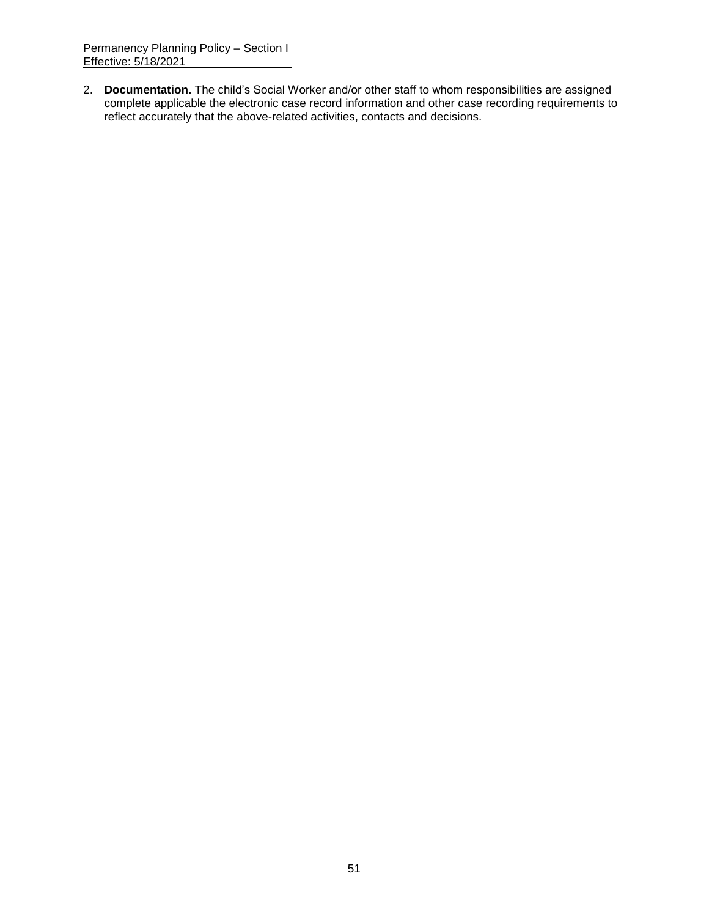2. **Documentation.** The child's Social Worker and/or other staff to whom responsibilities are assigned complete applicable the electronic case record information and other case recording requirements to reflect accurately that the above-related activities, contacts and decisions.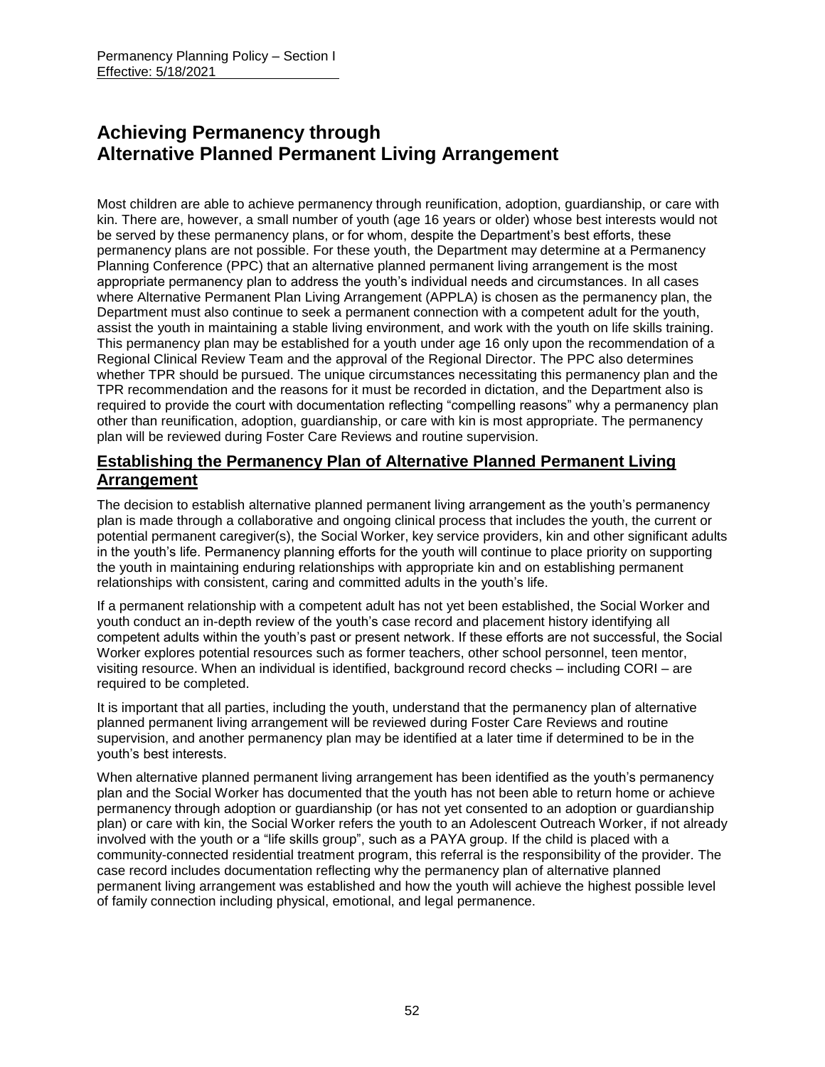# Achieving Permanency through Alternative Planned Permanent Living Arrangement

Most children are able to achieve permanency through reunification, adoption, guardianship, or care with kin. There are, however, a small number of youth (age 16 years or older) whose best interests would not be served by these permanency plans, or for whom, despite the Department's best efforts, these permanency plans are not possible. For these youth, the Department may determine at a Permanency Planning Conference (PPC) that an alternative planned permanent living arrangement is the most appropriate permanency plan to address the youth's individual needs and circumstances. In all cases where Alternative Permanent Plan Living Arrangement (APPLA) is chosen as the permanency plan, the Department must also continue to seek a permanent connection with a competent adult for the youth, assist the youth in maintaining a stable living environment, and work with the youth on life skills training. This permanency plan may be established for a youth under age 16 only upon the recommendation of a Regional Clinical Review Team and the approval of the Regional Director. The PPC also determines whether TPR should be pursued. The unique circumstances necessitating this permanency plan and the TPR recommendation and the reasons for it must be recorded in dictation, and the Department also is required to provide the court with documentation reflecting "compelling reasons" why a permanency plan other than reunification, adoption, guardianship, or care with kin is most appropriate. The permanency plan will be reviewed during Foster Care Reviews and routine supervision.

## Establishing the Permanency Plan of Alternative Planned Permanent Living Arrangement

The decision to establish alternative planned permanent living arrangement as the youth's permanency plan is made through a collaborative and ongoing clinical process that includes the youth, the current or potential permanent caregiver(s), the Social Worker, key service providers, kin and other significant adults in the youth's life. Permanency planning efforts for the youth will continue to place priority on supporting the youth in maintaining enduring relationships with appropriate kin and on establishing permanent relationships with consistent, caring and committed adults in the youth's life.

If a permanent relationship with a competent adult has not yet been established, the Social Worker and youth conduct an in-depth review of the youth's case record and placement history identifying all competent adults within the youth's past or present network. If these efforts are not successful, the Social Worker explores potential resources such as former teachers, other school personnel, teen mentor, visiting resource. When an individual is identified, background record checks – including CORI – are required to be completed.

It is important that all parties, including the youth, understand that the permanency plan of alternative planned permanent living arrangement will be reviewed during Foster Care Reviews and routine supervision, and another permanency plan may be identified at a later time if determined to be in the youth's best interests.

When alternative planned permanent living arrangement has been identified as the youth's permanency plan and the Social Worker has documented that the youth has not been able to return home or achieve permanency through adoption or guardianship (or has not yet consented to an adoption or guardianship plan) or care with kin, the Social Worker refers the youth to an Adolescent Outreach Worker, if not already involved with the youth or a "life skills group", such as a PAYA group. If the child is placed with a community-connected residential treatment program, this referral is the responsibility of the provider. The case record includes documentation reflecting why the permanency plan of alternative planned permanent living arrangement was established and how the youth will achieve the highest possible level of family connection including physical, emotional, and legal permanence.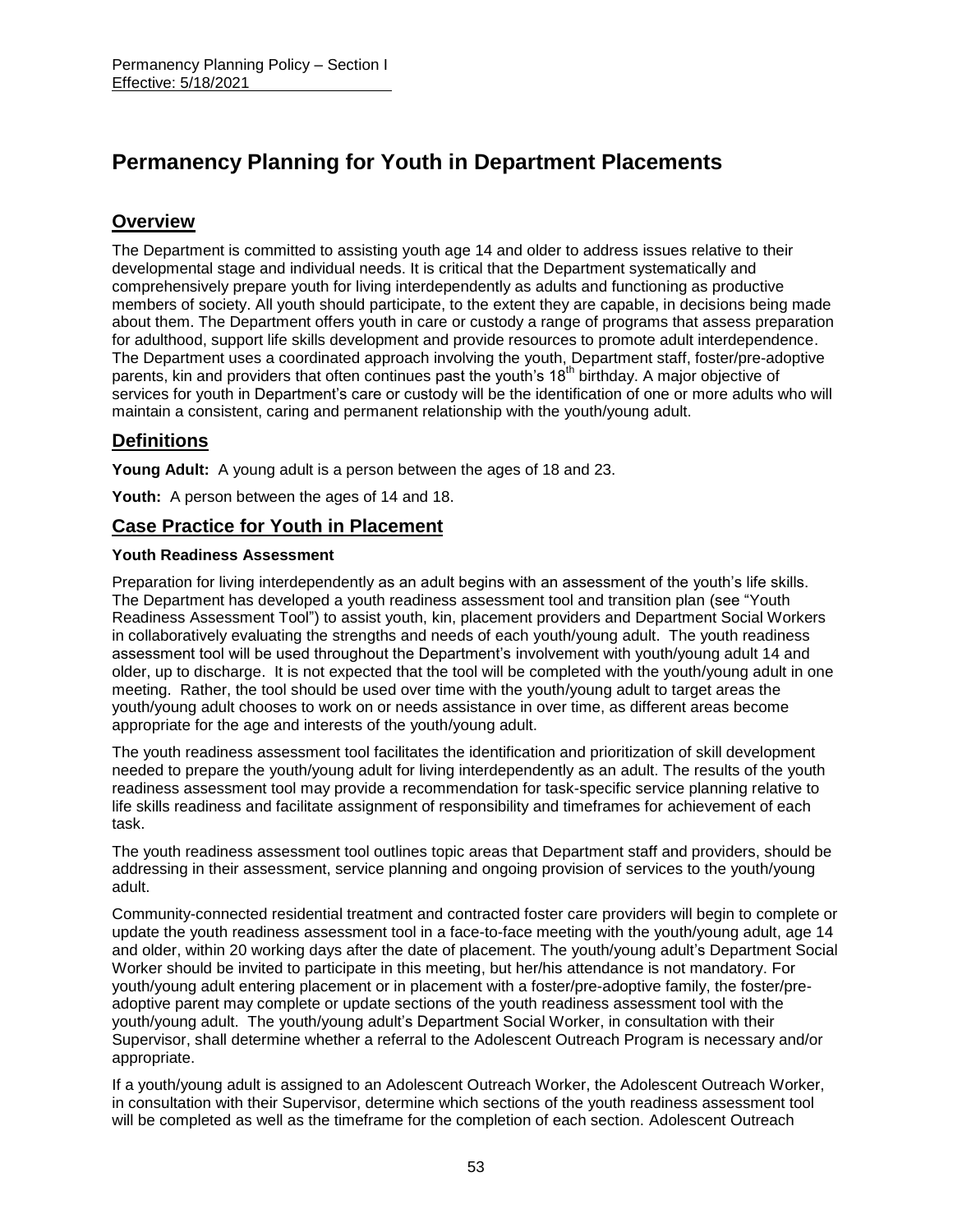# Permanency Planning for Youth in Department Placements

## Overview

The Department is committed to assisting youth age 14 and older to address issues relative to their developmental stage and individual needs. It is critical that the Department systematically and comprehensively prepare youth for living interdependently as adults and functioning as productive members of society. All youth should participate, to the extent they are capable, in decisions being made about them. The Department offers youth in care or custody a range of programs that assess preparation for adulthood, support life skills development and provide resources to promote adult interdependence. The Department uses a coordinated approach involving the youth, Department staff, foster/pre-adoptive parents, kin and providers that often continues past the youth's 18th birthday. A major objective of services for youth in Department's care or custody will be the identification of one or more adults who will maintain a consistent, caring and permanent relationship with the youth/young adult.

## Definitions

**Young Adult:** A young adult is a person between the ages of 18 and 23.

**Youth:** A person between the ages of 14 and 18.

## Case Practice for Youth in Placement

### Youth Readiness Assessment

Preparation for living interdependently as an adult begins with an assessment of the youth's life skills. The Department has developed a youth readiness assessment tool and transition plan (see "Youth Readiness Assessment Tool") to assist youth, kin, placement providers and Department Social Workers in collaboratively evaluating the strengths and needs of each youth/young adult. The youth readiness assessment tool will be used throughout the Department's involvement with youth/young adult 14 and older, up to discharge. It is not expected that the tool will be completed with the youth/young adult in one meeting. Rather, the tool should be used over time with the youth/young adult to target areas the youth/young adult chooses to work on or needs assistance in over time, as different areas become appropriate for the age and interests of the youth/young adult.

The youth readiness assessment tool facilitates the identification and prioritization of skill development needed to prepare the youth/young adult for living interdependently as an adult. The results of the youth readiness assessment tool may provide a recommendation for task-specific service planning relative to life skills readiness and facilitate assignment of responsibility and timeframes for achievement of each task.

The youth readiness assessment tool outlines topic areas that Department staff and providers, should be addressing in their assessment, service planning and ongoing provision of services to the youth/young adult.

Community-connected residential treatment and contracted foster care providers will begin to complete or update the youth readiness assessment tool in a face-to-face meeting with the youth/young adult, age 14 and older, within 20 working days after the date of placement. The youth/young adult's Department Social Worker should be invited to participate in this meeting, but her/his attendance is not mandatory. For youth/young adult entering placement or in placement with a foster/pre-adoptive family, the foster/pre-adoptive parent may complete or update sections of the youth readiness assessment tool with the youth/young adult. The youth/young adult's Department Social Worker, in consultation with their Supervisor, shall determine whether a referral to the Adolescent Outreach Program is necessary and/or appropriate.

If a youth/young adult is assigned to an Adolescent Outreach Worker, the Adolescent Outreach Worker, in consultation with their Supervisor, determine which sections of the youth readiness assessment tool will be completed as well as the timeframe for the completion of each section. Adolescent Outreach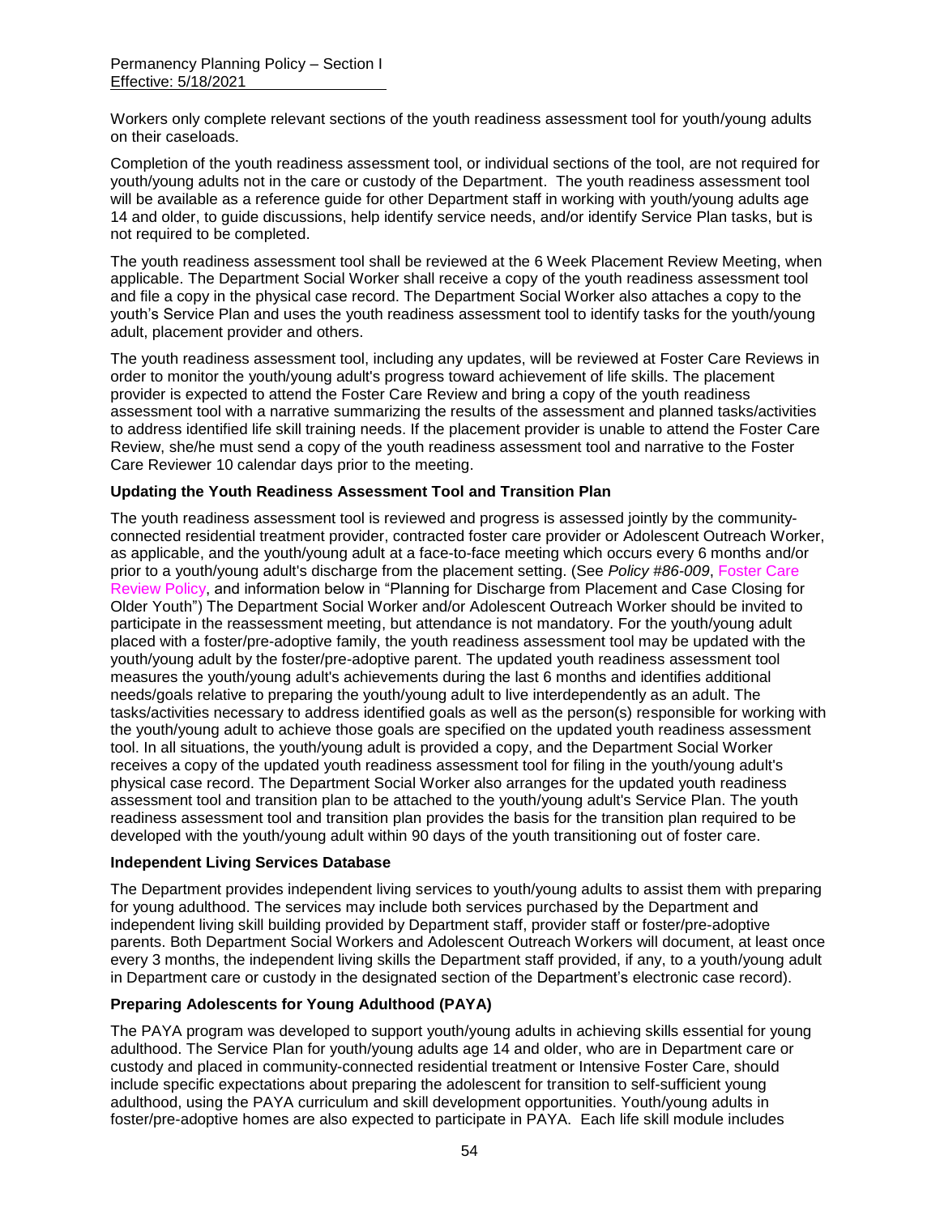Workers only complete relevant sections of the youth readiness assessment tool for youth/young adults on their caseloads.

Completion of the youth readiness assessment tool, or individual sections of the tool, are not required for youth/young adults not in the care or custody of the Department. The youth readiness assessment tool will be available as a reference guide for other Department staff in working with youth/young adults age 14 and older, to guide discussions, help identify service needs, and/or identify Service Plan tasks, but is not required to be completed.

The youth readiness assessment tool shall be reviewed at the 6 Week Placement Review Meeting, when applicable. The Department Social Worker shall receive a copy of the youth readiness assessment tool and file a copy in the physical case record. The Department Social Worker also attaches a copy to the youth's Service Plan and uses the youth readiness assessment tool to identify tasks for the youth/young adult, placement provider and others.

The youth readiness assessment tool, including any updates, will be reviewed at Foster Care Reviews in order to monitor the youth/young adult's progress toward achievement of life skills. The placement provider is expected to attend the Foster Care Review and bring a copy of the youth readiness assessment tool with a narrative summarizing the results of the assessment and planned tasks/activities to address identified life skill training needs. If the placement provider is unable to attend the Foster Care Review, she/he must send a copy of the youth readiness assessment tool and narrative to the Foster Care Reviewer 10 calendar days prior to the meeting.

**Updating the Youth Readiness Assessment Tool and Transition Plan**

The youth readiness assessment tool is reviewed and progress is assessed jointly by the community-connected residential treatment provider, contracted foster care provider or Adolescent Outreach Worker, as applicable, and the youth/young adult at a face-to-face meeting which occurs every 6 months and/or prior to a youth/young adult's discharge from the placement setting. (See *Policy #86-009*, Foster Care Review Policy, and information below in "Planning for Discharge from Placement and Case Closing for Older Youth") The Department Social Worker and/or Adolescent Outreach Worker should be invited to participate in the reassessment meeting, but attendance is not mandatory. For the youth/young adult placed with a foster/pre-adoptive family, the youth readiness assessment tool may be updated with the youth/young adult by the foster/pre-adoptive parent. The updated youth readiness assessment tool measures the youth/young adult's achievements during the last 6 months and identifies additional needs/goals relative to preparing the youth/young adult to live interdependently as an adult. The tasks/activities necessary to address identified goals as well as the person(s) responsible for working with the youth/young adult to achieve those goals are specified on the updated youth readiness assessment tool. In all situations, the youth/young adult is provided a copy, and the Department Social Worker receives a copy of the updated youth readiness assessment tool for filing in the youth/young adult's physical case record. The Department Social Worker also arranges for the updated youth readiness assessment tool and transition plan to be attached to the youth/young adult's Service Plan. The youth readiness assessment tool and transition plan provides the basis for the transition plan required to be developed with the youth/young adult within 90 days of the youth transitioning out of foster care.

**Independent Living Services Database**

The Department provides independent living services to youth/young adults to assist them with preparing for young adulthood. The services may include both services purchased by the Department and independent living skill building provided by Department staff, provider staff or foster/pre-adoptive parents. Both Department Social Workers and Adolescent Outreach Workers will document, at least once every 3 months, the independent living skills the Department staff provided, if any, to a youth/young adult in Department care or custody in the designated section of the Department's electronic case record).

**Preparing Adolescents for Young Adulthood (PAYA)**

The PAYA program was developed to support youth/young adults in achieving skills essential for young adulthood. The Service Plan for youth/young adults age 14 and older, who are in Department care or custody and placed in community-connected residential treatment or Intensive Foster Care, should include specific expectations about preparing the adolescent for transition to self-sufficient young adulthood, using the PAYA curriculum and skill development opportunities. Youth/young adults in foster/pre-adoptive homes are also expected to participate in PAYA. Each life skill module includes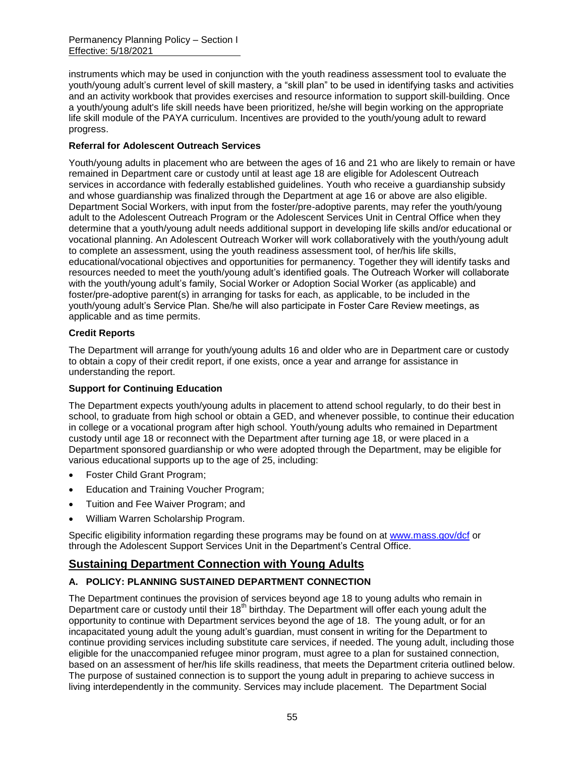instruments which may be used in conjunction with the youth readiness assessment tool to evaluate the youth/young adult's current level of skill mastery, a "skill plan" to be used in identifying tasks and activities and an activity workbook that provides exercises and resource information to support skill-building. Once a youth/young adult's life skill needs have been prioritized, he/she will begin working on the appropriate life skill module of the PAYA curriculum. Incentives are provided to the youth/young adult to reward progress.

**Referral for Adolescent Outreach Services**

Youth/young adults in placement who are between the ages of 16 and 21 who are likely to remain or have remained in Department care or custody until at least age 18 are eligible for Adolescent Outreach services in accordance with federally established guidelines. Youth who receive a guardianship subsidy and whose guardianship was finalized through the Department at age 16 or above are also eligible. Department Social Workers, with input from the foster/pre-adoptive parents, may refer the youth/young adult to the Adolescent Outreach Program or the Adolescent Services Unit in Central Office when they determine that a youth/young adult needs additional support in developing life skills and/or educational or vocational planning. An Adolescent Outreach Worker will work collaboratively with the youth/young adult to complete an assessment, using the youth readiness assessment tool, of her/his life skills, educational/vocational objectives and opportunities for permanency. Together they will identify tasks and resources needed to meet the youth/young adult's identified goals. The Outreach Worker will collaborate with the youth/young adult's family, Social Worker or Adoption Social Worker (as applicable) and foster/pre-adoptive parent(s) in arranging for tasks for each, as applicable, to be included in the youth/young adult's Service Plan. She/he will also participate in Foster Care Review meetings, as applicable and as time permits.

**Credit Reports**

The Department will arrange for youth/young adults 16 and older who are in Department care or custody to obtain a copy of their credit report, if one exists, once a year and arrange for assistance in understanding the report.

**Support for Continuing Education**

The Department expects youth/young adults in placement to attend school regularly, to do their best in school, to graduate from high school or obtain a GED, and whenever possible, to continue their education in college or a vocational program after high school. Youth/young adults who remained in Department custody until age 18 or reconnect with the Department after turning age 18, or were placed in a Department sponsored guardianship or who were adopted through the Department, may be eligible for various educational supports up to the age of 25, including:

- Foster Child Grant Program;
- Education and Training Voucher Program;
- Tuition and Fee Waiver Program; and
- William Warren Scholarship Program.

Specific eligibility information regarding these programs may be found on at [www.mass.gov/dcf](http://www.mass.gov/dcf) or through the Adolescent Support Services Unit in the Department's Central Office.

## Sustaining Department Connection with Young Adults

### A. POLICY: PLANNING SUSTAINED DEPARTMENT CONNECTION

The Department continues the provision of services beyond age 18 to young adults who remain in Department care or custody until their 18th birthday. The Department will offer each young adult the opportunity to continue with Department services beyond the age of 18. The young adult, or for an incapacitated young adult the young adult's guardian, must consent in writing for the Department to continue providing services including substitute care services, if needed. The young adult, including those eligible for the unaccompanied refugee minor program, must agree to a plan for sustained connection, based on an assessment of her/his life skills readiness, that meets the Department criteria outlined below. The purpose of sustained connection is to support the young adult in preparing to achieve success in living interdependently in the community. Services may include placement. The Department Social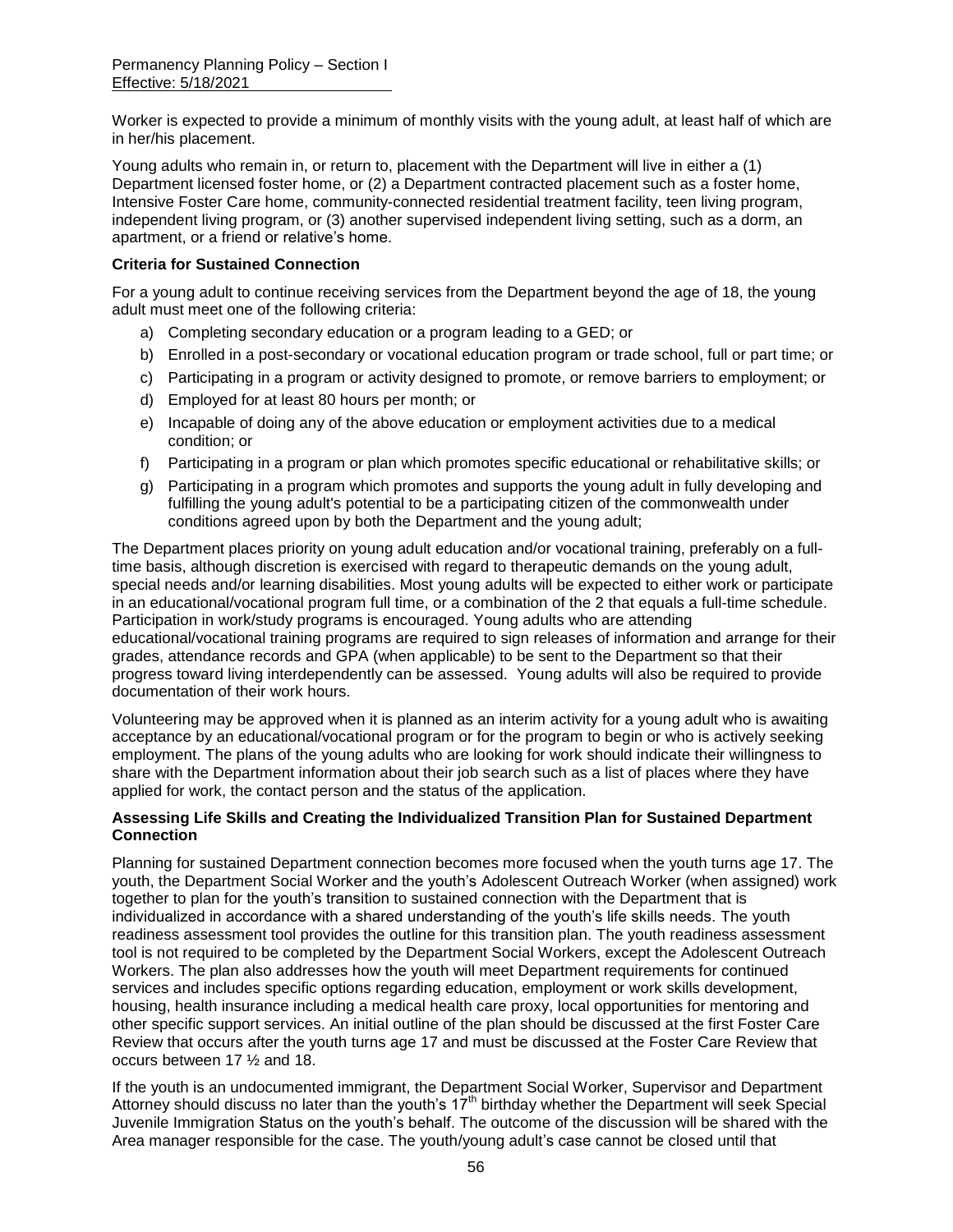Worker is expected to provide a minimum of monthly visits with the young adult, at least half of which are in her/his placement.

Young adults who remain in, or return to, placement with the Department will live in either a (1) Department licensed foster home, or (2) a Department contracted placement such as a foster home, Intensive Foster Care home, community-connected residential treatment facility, teen living program, independent living program, or (3) another supervised independent living setting, such as a dorm, an apartment, or a friend or relative's home.

**Criteria for Sustained Connection**

For a young adult to continue receiving services from the Department beyond the age of 18, the young adult must meet one of the following criteria:

a) Completing secondary education or a program leading to a GED; or
b) Enrolled in a post-secondary or vocational education program or trade school, full or part time; or
c) Participating in a program or activity designed to promote, or remove barriers to employment; or
d) Employed for at least 80 hours per month; or
e) Incapable of doing any of the above education or employment activities due to a medical condition; or
f) Participating in a program or plan which promotes specific educational or rehabilitative skills; or
g) Participating in a program which promotes and supports the young adult in fully developing and fulfilling the young adult's potential to be a participating citizen of the commonwealth under conditions agreed upon by both the Department and the young adult;

The Department places priority on young adult education and/or vocational training, preferably on a full-time basis, although discretion is exercised with regard to therapeutic demands on the young adult, special needs and/or learning disabilities. Most young adults will be expected to either work or participate in an educational/vocational program full time, or a combination of the 2 that equals a full-time schedule. Participation in work/study programs is encouraged. Young adults who are attending educational/vocational training programs are required to sign releases of information and arrange for their grades, attendance records and GPA (when applicable) to be sent to the Department so that their progress toward living interdependently can be assessed. Young adults will also be required to provide documentation of their work hours.

Volunteering may be approved when it is planned as an interim activity for a young adult who is awaiting acceptance by an educational/vocational program or for the program to begin or who is actively seeking employment. The plans of the young adults who are looking for work should indicate their willingness to share with the Department information about their job search such as a list of places where they have applied for work, the contact person and the status of the application.

**Assessing Life Skills and Creating the Individualized Transition Plan for Sustained Department Connection**

Planning for sustained Department connection becomes more focused when the youth turns age 17. The youth, the Department Social Worker and the youth's Adolescent Outreach Worker (when assigned) work together to plan for the youth's transition to sustained connection with the Department that is individualized in accordance with a shared understanding of the youth's life skills needs. The youth readiness assessment tool provides the outline for this transition plan. The youth readiness assessment tool is not required to be completed by the Department Social Workers, except the Adolescent Outreach Workers. The plan also addresses how the youth will meet Department requirements for continued services and includes specific options regarding education, employment or work skills development, housing, health insurance including a medical health care proxy, local opportunities for mentoring and other specific support services. An initial outline of the plan should be discussed at the first Foster Care Review that occurs after the youth turns age 17 and must be discussed at the Foster Care Review that occurs between 17 ½ and 18.

If the youth is an undocumented immigrant, the Department Social Worker, Supervisor and Department Attorney should discuss no later than the youth's 17th birthday whether the Department will seek Special Juvenile Immigration Status on the youth's behalf. The outcome of the discussion will be shared with the Area manager responsible for the case. The youth/young adult's case cannot be closed until that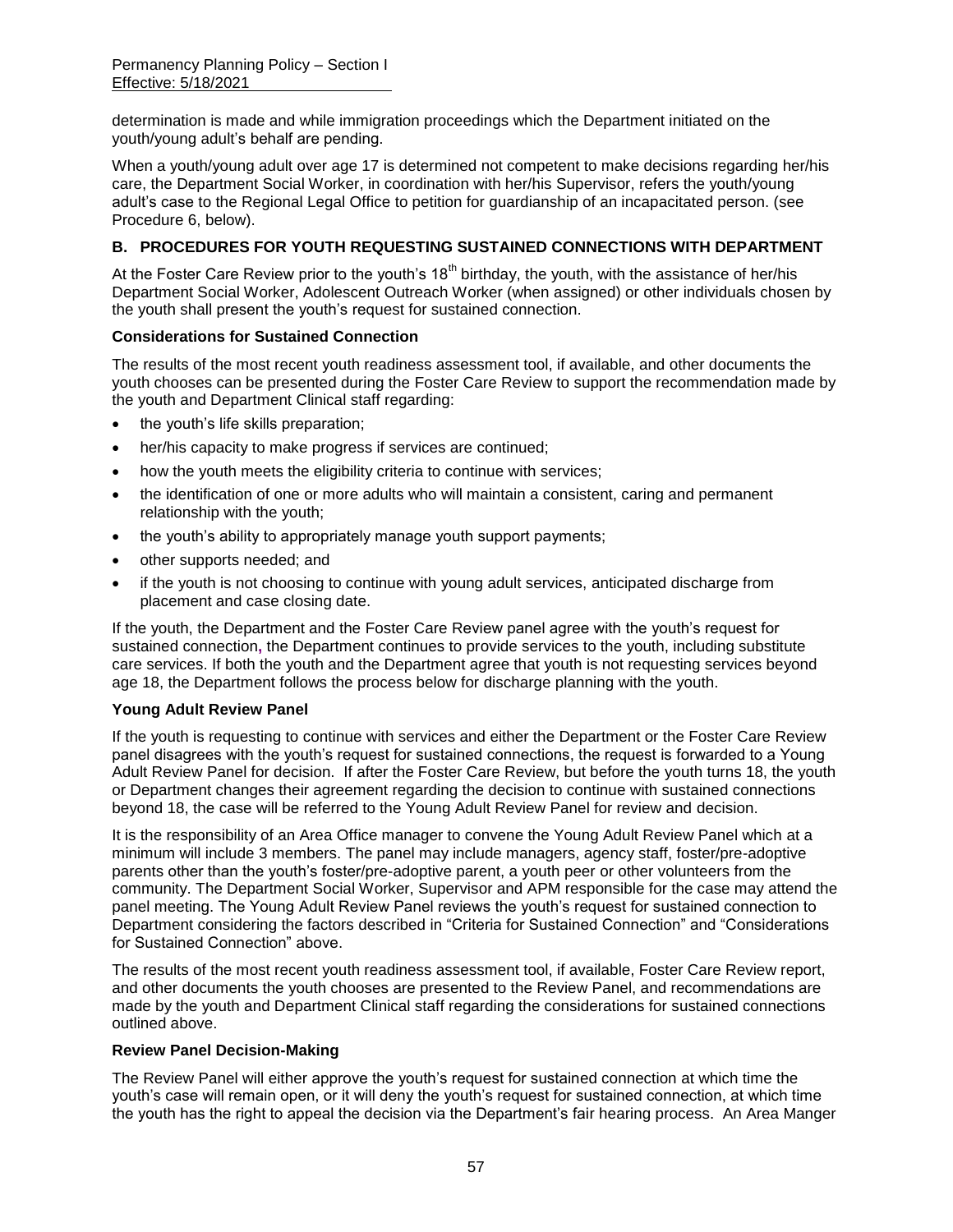determination is made and while immigration proceedings which the Department initiated on the youth/young adult's behalf are pending.

When a youth/young adult over age 17 is determined not competent to make decisions regarding her/his care, the Department Social Worker, in coordination with her/his Supervisor, refers the youth/young adult's case to the Regional Legal Office to petition for guardianship of an incapacitated person. (see Procedure 6, below).

### B. PROCEDURES FOR YOUTH REQUESTING SUSTAINED CONNECTIONS WITH DEPARTMENT

At the Foster Care Review prior to the youth's 18th birthday, the youth, with the assistance of her/his Department Social Worker, Adolescent Outreach Worker (when assigned) or other individuals chosen by the youth shall present the youth's request for sustained connection.

**Considerations for Sustained Connection**

The results of the most recent youth readiness assessment tool, if available, and other documents the youth chooses can be presented during the Foster Care Review to support the recommendation made by the youth and Department Clinical staff regarding:

- the youth's life skills preparation;
- her/his capacity to make progress if services are continued;
- how the youth meets the eligibility criteria to continue with services;
- the identification of one or more adults who will maintain a consistent, caring and permanent relationship with the youth;
- the youth's ability to appropriately manage youth support payments;
- other supports needed; and
- if the youth is not choosing to continue with young adult services, anticipated discharge from placement and case closing date.

If the youth, the Department and the Foster Care Review panel agree with the youth's request for sustained connection, the Department continues to provide services to the youth, including substitute care services. If both the youth and the Department agree that youth is not requesting services beyond age 18, the Department follows the process below for discharge planning with the youth.

**Young Adult Review Panel**

If the youth is requesting to continue with services and either the Department or the Foster Care Review panel disagrees with the youth's request for sustained connections, the request is forwarded to a Young Adult Review Panel for decision. If after the Foster Care Review, but before the youth turns 18, the youth or Department changes their agreement regarding the decision to continue with sustained connections beyond 18, the case will be referred to the Young Adult Review Panel for review and decision.

It is the responsibility of an Area Office manager to convene the Young Adult Review Panel which at a minimum will include 3 members. The panel may include managers, agency staff, foster/pre-adoptive parents other than the youth's foster/pre-adoptive parent, a youth peer or other volunteers from the community. The Department Social Worker, Supervisor and APM responsible for the case may attend the panel meeting. The Young Adult Review Panel reviews the youth's request for sustained connection to Department considering the factors described in "Criteria for Sustained Connection" and "Considerations for Sustained Connection" above.

The results of the most recent youth readiness assessment tool, if available, Foster Care Review report, and other documents the youth chooses are presented to the Review Panel, and recommendations are made by the youth and Department Clinical staff regarding the considerations for sustained connections outlined above.

**Review Panel Decision-Making**

The Review Panel will either approve the youth's request for sustained connection at which time the youth's case will remain open, or it will deny the youth's request for sustained connection, at which time the youth has the right to appeal the decision via the Department's fair hearing process. An Area Manger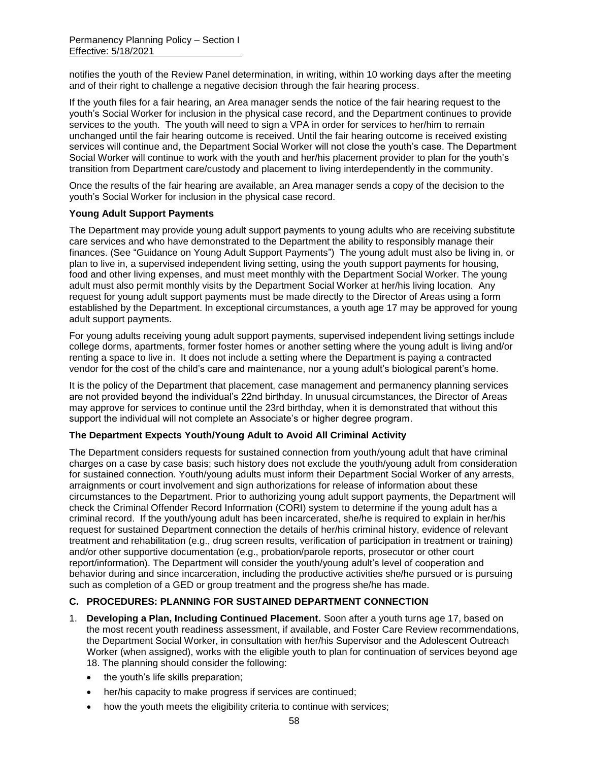notifies the youth of the Review Panel determination, in writing, within 10 working days after the meeting and of their right to challenge a negative decision through the fair hearing process.

If the youth files for a fair hearing, an Area manager sends the notice of the fair hearing request to the youth's Social Worker for inclusion in the physical case record, and the Department continues to provide services to the youth. The youth will need to sign a VPA in order for services to her/him to remain unchanged until the fair hearing outcome is received. Until the fair hearing outcome is received existing services will continue and, the Department Social Worker will not close the youth's case. The Department Social Worker will continue to work with the youth and her/his placement provider to plan for the youth's transition from Department care/custody and placement to living interdependently in the community.

Once the results of the fair hearing are available, an Area manager sends a copy of the decision to the youth's Social Worker for inclusion in the physical case record.

**Young Adult Support Payments**

The Department may provide young adult support payments to young adults who are receiving substitute care services and who have demonstrated to the Department the ability to responsibly manage their finances. (See "Guidance on Young Adult Support Payments") The young adult must also be living in, or plan to live in, a supervised independent living setting, using the youth support payments for housing, food and other living expenses, and must meet monthly with the Department Social Worker. The young adult must also permit monthly visits by the Department Social Worker at her/his living location. Any request for young adult support payments must be made directly to the Director of Areas using a form established by the Department. In exceptional circumstances, a youth age 17 may be approved for young adult support payments.

For young adults receiving young adult support payments, supervised independent living settings include college dorms, apartments, former foster homes or another setting where the young adult is living and/or renting a space to live in. It does not include a setting where the Department is paying a contracted vendor for the cost of the child's care and maintenance, nor a young adult's biological parent's home.

It is the policy of the Department that placement, case management and permanency planning services are not provided beyond the individual's 22nd birthday. In unusual circumstances, the Director of Areas may approve for services to continue until the 23rd birthday, when it is demonstrated that without this support the individual will not complete an Associate's or higher degree program.

**The Department Expects Youth/Young Adult to Avoid All Criminal Activity**

The Department considers requests for sustained connection from youth/young adult that have criminal charges on a case by case basis; such history does not exclude the youth/young adult from consideration for sustained connection. Youth/young adults must inform their Department Social Worker of any arrests, arraignments or court involvement and sign authorizations for release of information about these circumstances to the Department. Prior to authorizing young adult support payments, the Department will check the Criminal Offender Record Information (CORI) system to determine if the young adult has a criminal record. If the youth/young adult has been incarcerated, she/he is required to explain in her/his request for sustained Department connection the details of her/his criminal history, evidence of relevant treatment and rehabilitation (e.g., drug screen results, verification of participation in treatment or training) and/or other supportive documentation (e.g., probation/parole reports, prosecutor or other court report/information). The Department will consider the youth/young adult's level of cooperation and behavior during and since incarceration, including the productive activities she/he pursued or is pursuing such as completion of a GED or group treatment and the progress she/he has made.

**C. PROCEDURES: PLANNING FOR SUSTAINED DEPARTMENT CONNECTION**

1. **Developing a Plan, Including Continued Placement.** Soon after a youth turns age 17, based on the most recent youth readiness assessment, if available, and Foster Care Review recommendations, the Department Social Worker, in consultation with her/his Supervisor and the Adolescent Outreach Worker (when assigned), works with the eligible youth to plan for continuation of services beyond age 18. The planning should consider the following:
   - the youth's life skills preparation;
   - her/his capacity to make progress if services are continued;
   - how the youth meets the eligibility criteria to continue with services;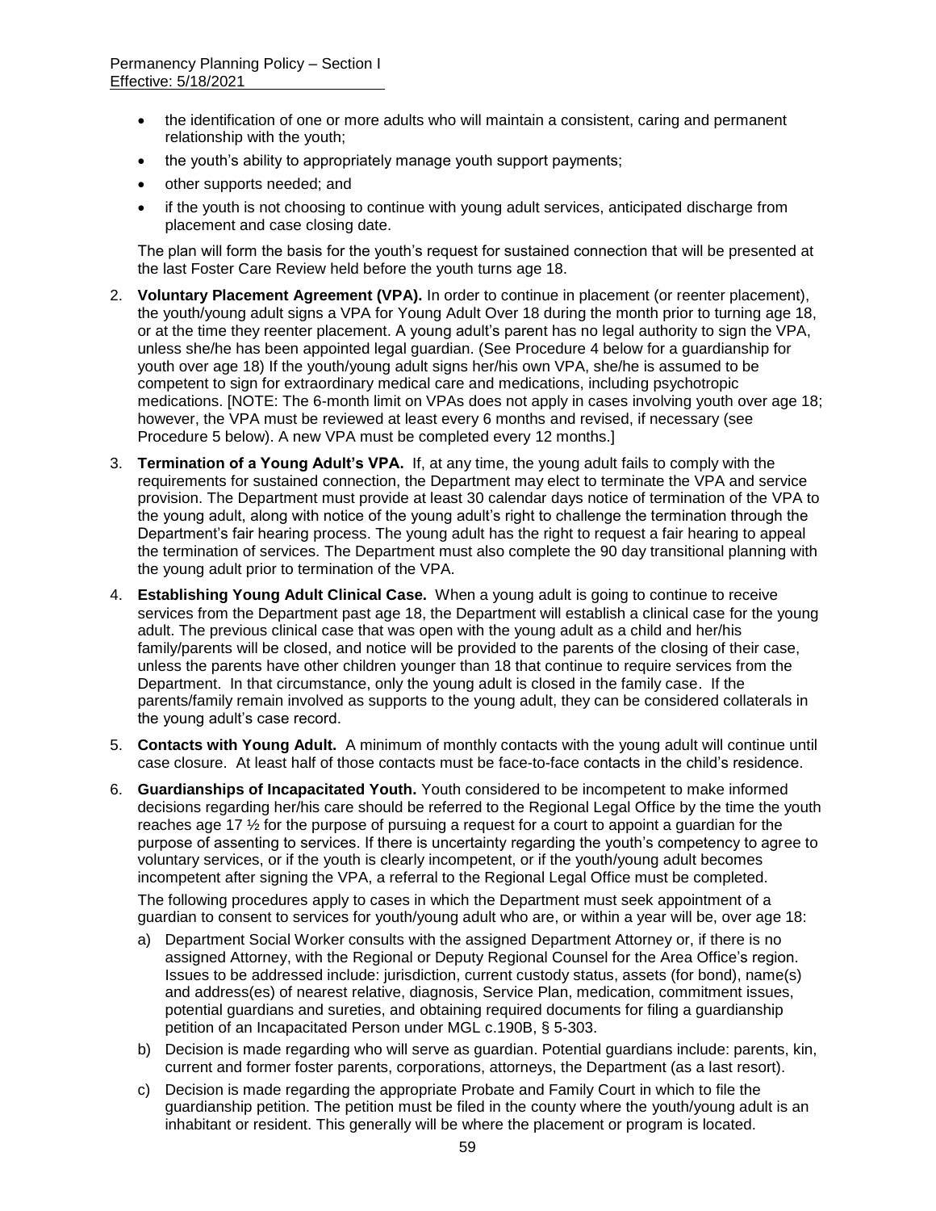- the identification of one or more adults who will maintain a consistent, caring and permanent relationship with the youth;
- the youth's ability to appropriately manage youth support payments;
- other supports needed; and
- if the youth is not choosing to continue with young adult services, anticipated discharge from placement and case closing date.

The plan will form the basis for the youth's request for sustained connection that will be presented at the last Foster Care Review held before the youth turns age 18.

2. **Voluntary Placement Agreement (VPA).** In order to continue in placement (or reenter placement), the youth/young adult signs a VPA for Young Adult Over 18 during the month prior to turning age 18, or at the time they reenter placement. A young adult's parent has no legal authority to sign the VPA, unless she/he has been appointed legal guardian. (See Procedure 4 below for a guardianship for youth over age 18) If the youth/young adult signs her/his own VPA, she/he is assumed to be competent to sign for extraordinary medical care and medications, including psychotropic medications. [NOTE: The 6-month limit on VPAs does not apply in cases involving youth over age 18; however, the VPA must be reviewed at least every 6 months and revised, if necessary (see Procedure 5 below). A new VPA must be completed every 12 months.]

3. **Termination of a Young Adult's VPA.** If, at any time, the young adult fails to comply with the requirements for sustained connection, the Department may elect to terminate the VPA and service provision. The Department must provide at least 30 calendar days notice of termination of the VPA to the young adult, along with notice of the young adult's right to challenge the termination through the Department's fair hearing process. The young adult has the right to request a fair hearing to appeal the termination of services. The Department must also complete the 90 day transitional planning with the young adult prior to termination of the VPA.

4. **Establishing Young Adult Clinical Case.** When a young adult is going to continue to receive services from the Department past age 18, the Department will establish a clinical case for the young adult. The previous clinical case that was open with the young adult as a child and her/his family/parents will be closed, and notice will be provided to the parents of the closing of their case, unless the parents have other children younger than 18 that continue to require services from the Department. In that circumstance, only the young adult is closed in the family case. If the parents/family remain involved as supports to the young adult, they can be considered collaterals in the young adult's case record.

5. **Contacts with Young Adult.** A minimum of monthly contacts with the young adult will continue until case closure. At least half of those contacts must be face-to-face contacts in the child's residence.

6. **Guardianships of Incapacitated Youth.** Youth considered to be incompetent to make informed decisions regarding her/his care should be referred to the Regional Legal Office by the time the youth reaches age 17 ½ for the purpose of pursuing a request for a court to appoint a guardian for the purpose of assenting to services. If there is uncertainty regarding the youth's competency to agree to voluntary services, or if the youth is clearly incompetent, or if the youth/young adult becomes incompetent after signing the VPA, a referral to the Regional Legal Office must be completed.

   The following procedures apply to cases in which the Department must seek appointment of a guardian to consent to services for youth/young adult who are, or within a year will be, over age 18:

   a) Department Social Worker consults with the assigned Department Attorney or, if there is no assigned Attorney, with the Regional or Deputy Regional Counsel for the Area Office's region. Issues to be addressed include: jurisdiction, current custody status, assets (for bond), name(s) and address(es) of nearest relative, diagnosis, Service Plan, medication, commitment issues, potential guardians and sureties, and obtaining required documents for filing a guardianship petition of an Incapacitated Person under MGL c.190B, § 5-303.

   b) Decision is made regarding who will serve as guardian. Potential guardians include: parents, kin, current and former foster parents, corporations, attorneys, the Department (as a last resort).

   c) Decision is made regarding the appropriate Probate and Family Court in which to file the guardianship petition. The petition must be filed in the county where the youth/young adult is an inhabitant or resident. This generally will be where the placement or program is located.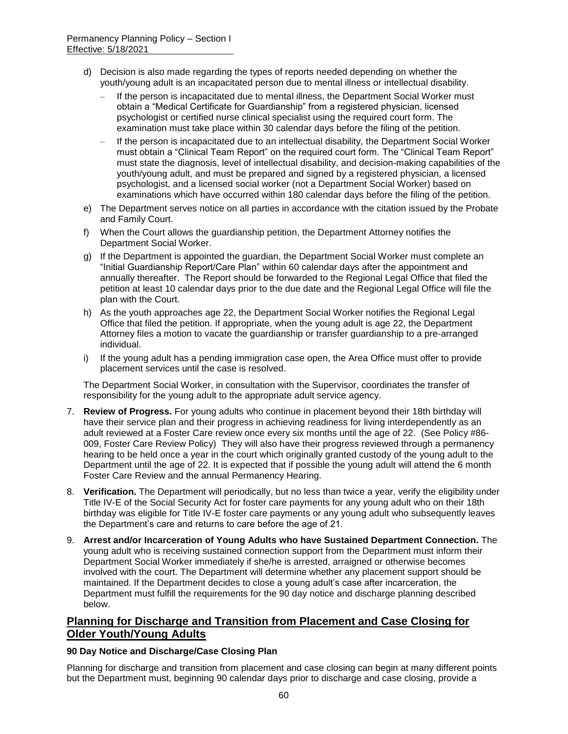d) Decision is also made regarding the types of reports needed depending on whether the youth/young adult is an incapacitated person due to mental illness or intellectual disability.
   - If the person is incapacitated due to mental illness, the Department Social Worker must obtain a "Medical Certificate for Guardianship" from a registered physician, licensed psychologist or certified nurse clinical specialist using the required court form. The examination must take place within 30 calendar days before the filing of the petition.
   - If the person is incapacitated due to an intellectual disability, the Department Social Worker must obtain a "Clinical Team Report" on the required court form. The "Clinical Team Report" must state the diagnosis, level of intellectual disability, and decision-making capabilities of the youth/young adult, and must be prepared and signed by a registered physician, a licensed psychologist, and a licensed social worker (not a Department Social Worker) based on examinations which have occurred within 180 calendar days before the filing of the petition.

e) The Department serves notice on all parties in accordance with the citation issued by the Probate and Family Court.

f) When the Court allows the guardianship petition, the Department Attorney notifies the Department Social Worker.

g) If the Department is appointed the guardian, the Department Social Worker must complete an "Initial Guardianship Report/Care Plan" within 60 calendar days after the appointment and annually thereafter. The Report should be forwarded to the Regional Legal Office that filed the petition at least 10 calendar days prior to the due date and the Regional Legal Office will file the plan with the Court.

h) As the youth approaches age 22, the Department Social Worker notifies the Regional Legal Office that filed the petition. If appropriate, when the young adult is age 22, the Department Attorney files a motion to vacate the guardianship or transfer guardianship to a pre-arranged individual.

i) If the young adult has a pending immigration case open, the Area Office must offer to provide placement services until the case is resolved.

The Department Social Worker, in consultation with the Supervisor, coordinates the transfer of responsibility for the young adult to the appropriate adult service agency.

7. **Review of Progress.** For young adults who continue in placement beyond their 18th birthday will have their service plan and their progress in achieving readiness for living interdependently as an adult reviewed at a Foster Care review once every six months until the age of 22. (See Policy #86-009, Foster Care Review Policy) They will also have their progress reviewed through a permanency hearing to be held once a year in the court which originally granted custody of the young adult to the Department until the age of 22. It is expected that if possible the young adult will attend the 6 month Foster Care Review and the annual Permanency Hearing.

8. **Verification.** The Department will periodically, but no less than twice a year, verify the eligibility under Title IV-E of the Social Security Act for foster care payments for any young adult who on their 18th birthday was eligible for Title IV-E foster care payments or any young adult who subsequently leaves the Department's care and returns to care before the age of 21.

9. **Arrest and/or Incarceration of Young Adults who have Sustained Department Connection.** The young adult who is receiving sustained connection support from the Department must inform their Department Social Worker immediately if she/he is arrested, arraigned or otherwise becomes involved with the court. The Department will determine whether any placement support should be maintained. If the Department decides to close a young adult's case after incarceration, the Department must fulfill the requirements for the 90 day notice and discharge planning described below.

## Planning for Discharge and Transition from Placement and Case Closing for Older Youth/Young Adults

### 90 Day Notice and Discharge/Case Closing Plan

Planning for discharge and transition from placement and case closing can begin at many different points but the Department must, beginning 90 calendar days prior to discharge and case closing, provide a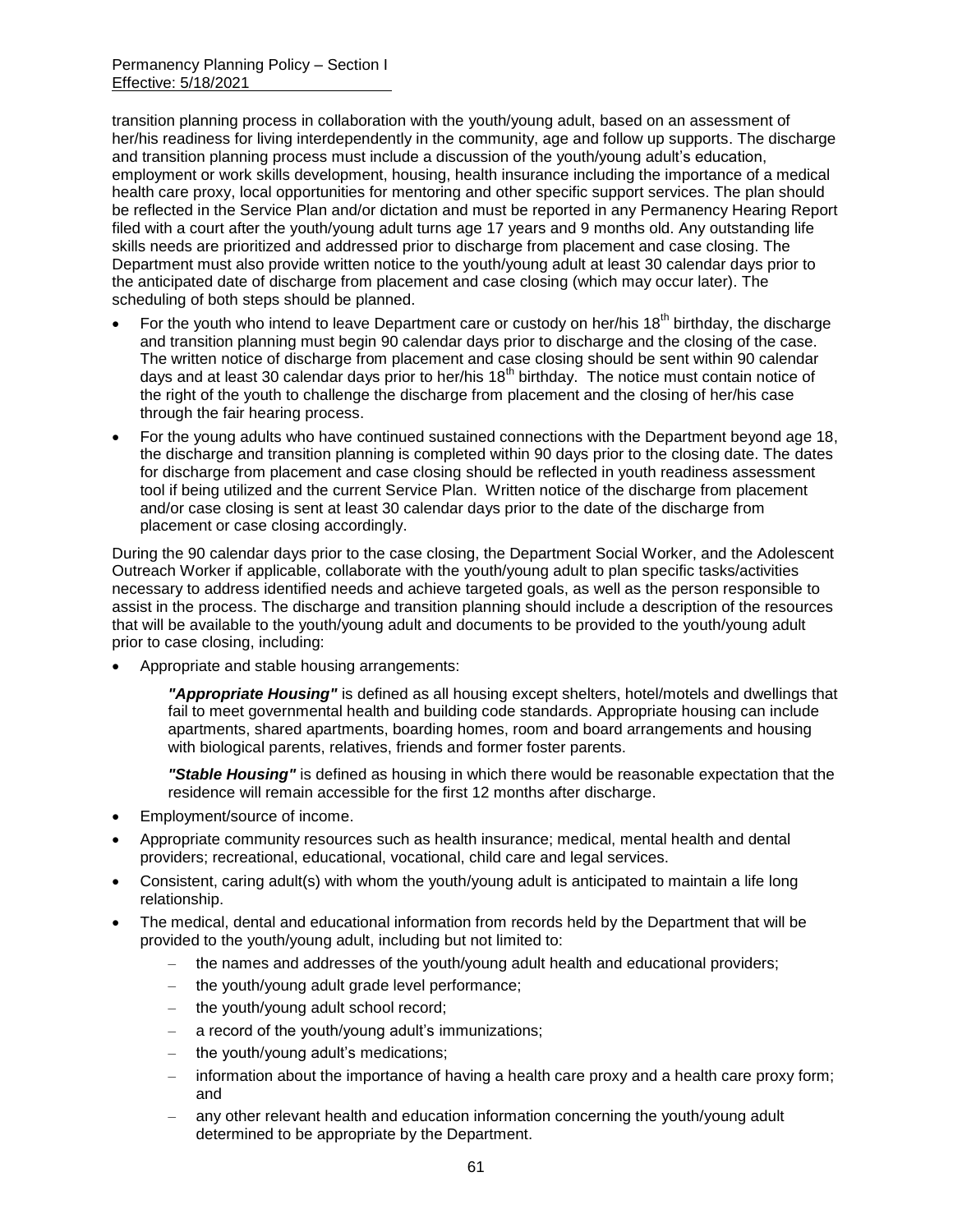transition planning process in collaboration with the youth/young adult, based on an assessment of her/his readiness for living interdependently in the community, age and follow up supports. The discharge and transition planning process must include a discussion of the youth/young adult's education, employment or work skills development, housing, health insurance including the importance of a medical health care proxy, local opportunities for mentoring and other specific support services. The plan should be reflected in the Service Plan and/or dictation and must be reported in any Permanency Hearing Report filed with a court after the youth/young adult turns age 17 years and 9 months old. Any outstanding life skills needs are prioritized and addressed prior to discharge from placement and case closing. The Department must also provide written notice to the youth/young adult at least 30 calendar days prior to the anticipated date of discharge from placement and case closing (which may occur later). The scheduling of both steps should be planned.

- For the youth who intend to leave Department care or custody on her/his 18th birthday, the discharge and transition planning must begin 90 calendar days prior to discharge and the closing of the case. The written notice of discharge from placement and case closing should be sent within 90 calendar days and at least 30 calendar days prior to her/his 18th birthday. The notice must contain notice of the right of the youth to challenge the discharge from placement and the closing of her/his case through the fair hearing process.
- For the young adults who have continued sustained connections with the Department beyond age 18, the discharge and transition planning is completed within 90 days prior to the closing date. The dates for discharge from placement and case closing should be reflected in youth readiness assessment tool if being utilized and the current Service Plan. Written notice of the discharge from placement and/or case closing is sent at least 30 calendar days prior to the date of the discharge from placement or case closing accordingly.

During the 90 calendar days prior to the case closing, the Department Social Worker, and the Adolescent Outreach Worker if applicable, collaborate with the youth/young adult to plan specific tasks/activities necessary to address identified needs and achieve targeted goals, as well as the person responsible to assist in the process. The discharge and transition planning should include a description of the resources that will be available to the youth/young adult and documents to be provided to the youth/young adult prior to case closing, including:

- Appropriate and stable housing arrangements:

  ***"Appropriate Housing"*** is defined as all housing except shelters, hotel/motels and dwellings that fail to meet governmental health and building code standards. Appropriate housing can include apartments, shared apartments, boarding homes, room and board arrangements and housing with biological parents, relatives, friends and former foster parents.

  ***"Stable Housing"*** is defined as housing in which there would be reasonable expectation that the residence will remain accessible for the first 12 months after discharge.

- Employment/source of income.
- Appropriate community resources such as health insurance; medical, mental health and dental providers; recreational, educational, vocational, child care and legal services.
- Consistent, caring adult(s) with whom the youth/young adult is anticipated to maintain a life long relationship.
- The medical, dental and educational information from records held by the Department that will be provided to the youth/young adult, including but not limited to:
  - the names and addresses of the youth/young adult health and educational providers;
  - the youth/young adult grade level performance;
  - the youth/young adult school record;
  - a record of the youth/young adult's immunizations;
  - the youth/young adult's medications;
  - information about the importance of having a health care proxy and a health care proxy form; and
  - any other relevant health and education information concerning the youth/young adult determined to be appropriate by the Department.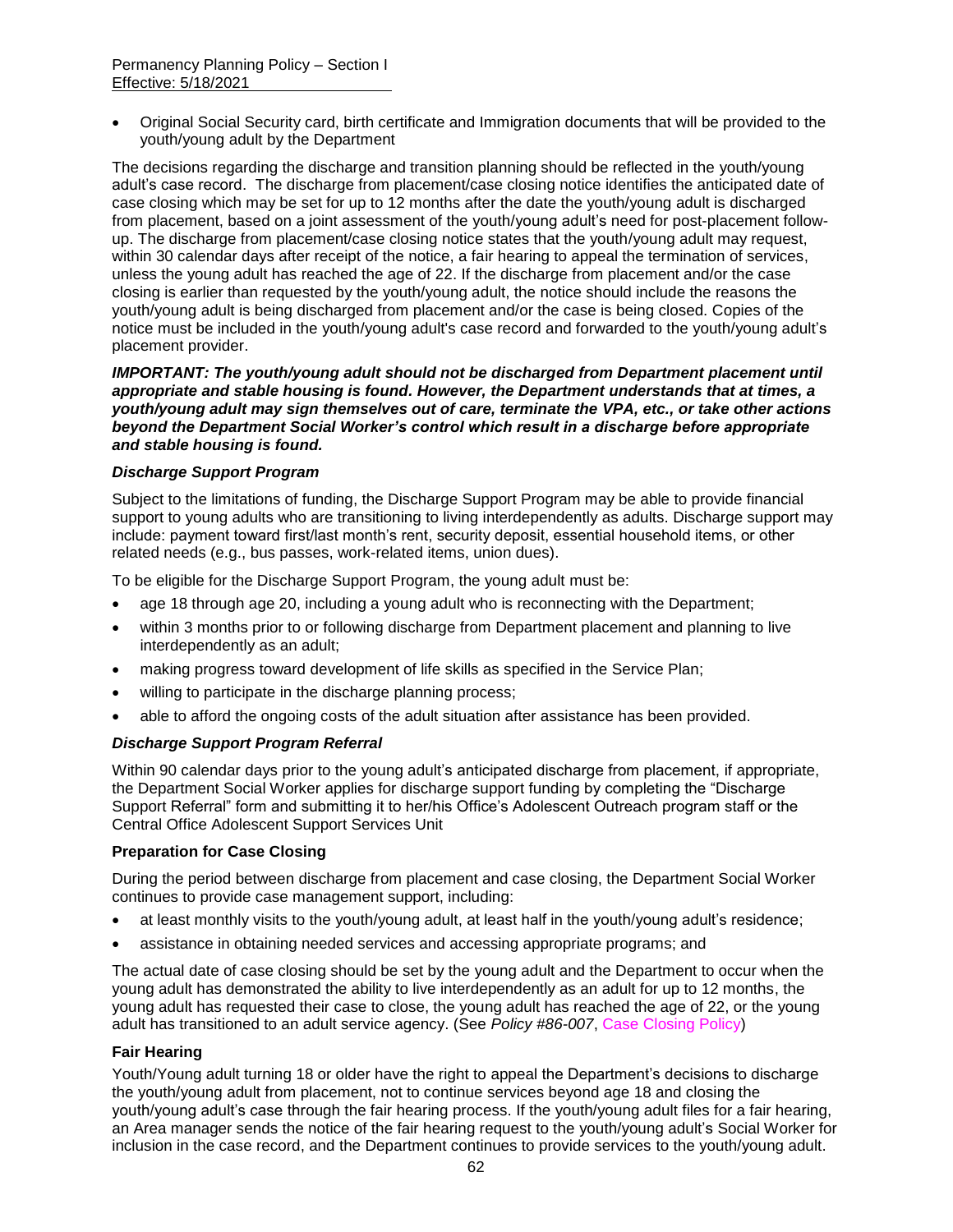- Original Social Security card, birth certificate and Immigration documents that will be provided to the youth/young adult by the Department

The decisions regarding the discharge and transition planning should be reflected in the youth/young adult's case record. The discharge from placement/case closing notice identifies the anticipated date of case closing which may be set for up to 12 months after the date the youth/young adult is discharged from placement, based on a joint assessment of the youth/young adult's need for post-placement follow-up. The discharge from placement/case closing notice states that the youth/young adult may request, within 30 calendar days after receipt of the notice, a fair hearing to appeal the termination of services, unless the young adult has reached the age of 22. If the discharge from placement and/or the case closing is earlier than requested by the youth/young adult, the notice should include the reasons the youth/young adult is being discharged from placement and/or the case is being closed. Copies of the notice must be included in the youth/young adult's case record and forwarded to the youth/young adult's placement provider.

***IMPORTANT: The youth/young adult should not be discharged from Department placement until appropriate and stable housing is found. However, the Department understands that at times, a youth/young adult may sign themselves out of care, terminate the VPA, etc., or take other actions beyond the Department Social Worker's control which result in a discharge before appropriate and stable housing is found.***

***Discharge Support Program***

Subject to the limitations of funding, the Discharge Support Program may be able to provide financial support to young adults who are transitioning to living interdependently as adults. Discharge support may include: payment toward first/last month's rent, security deposit, essential household items, or other related needs (e.g., bus passes, work-related items, union dues).

To be eligible for the Discharge Support Program, the young adult must be:

- age 18 through age 20, including a young adult who is reconnecting with the Department;
- within 3 months prior to or following discharge from Department placement and planning to live interdependently as an adult;
- making progress toward development of life skills as specified in the Service Plan;
- willing to participate in the discharge planning process;
- able to afford the ongoing costs of the adult situation after assistance has been provided.

***Discharge Support Program Referral***

Within 90 calendar days prior to the young adult's anticipated discharge from placement, if appropriate, the Department Social Worker applies for discharge support funding by completing the "Discharge Support Referral" form and submitting it to her/his Office's Adolescent Outreach program staff or the Central Office Adolescent Support Services Unit

**Preparation for Case Closing**

During the period between discharge from placement and case closing, the Department Social Worker continues to provide case management support, including:

- at least monthly visits to the youth/young adult, at least half in the youth/young adult's residence;
- assistance in obtaining needed services and accessing appropriate programs; and

The actual date of case closing should be set by the young adult and the Department to occur when the young adult has demonstrated the ability to live interdependently as an adult for up to 12 months, the young adult has requested their case to close, the young adult has reached the age of 22, or the young adult has transitioned to an adult service agency. (See *Policy #86-007*, Case Closing Policy)

**Fair Hearing**

Youth/Young adult turning 18 or older have the right to appeal the Department's decisions to discharge the youth/young adult from placement, not to continue services beyond age 18 and closing the youth/young adult's case through the fair hearing process. If the youth/young adult files for a fair hearing, an Area manager sends the notice of the fair hearing request to the youth/young adult's Social Worker for inclusion in the case record, and the Department continues to provide services to the youth/young adult.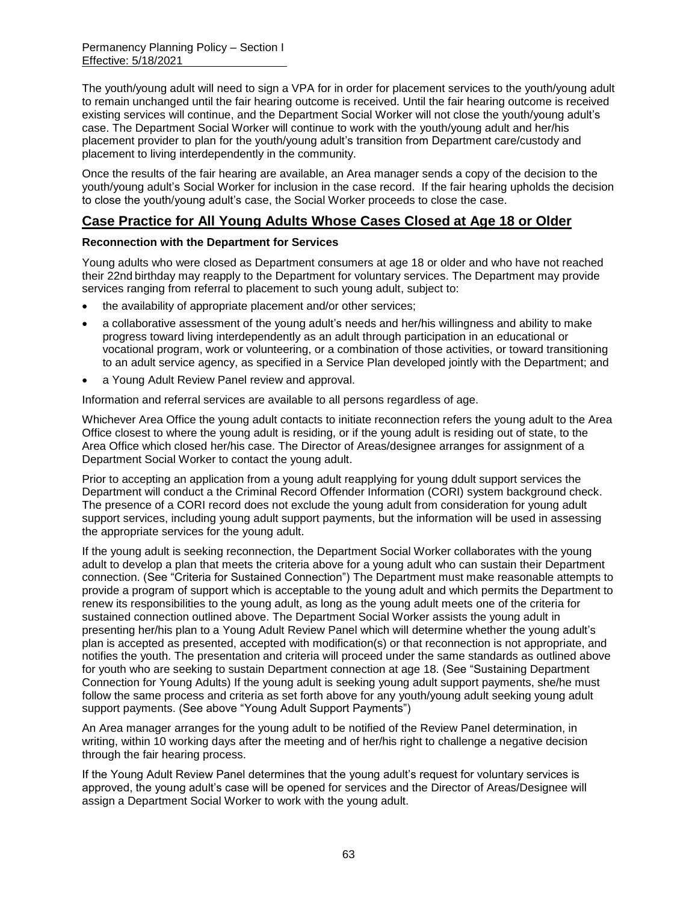The youth/young adult will need to sign a VPA for in order for placement services to the youth/young adult to remain unchanged until the fair hearing outcome is received. Until the fair hearing outcome is received existing services will continue, and the Department Social Worker will not close the youth/young adult's case. The Department Social Worker will continue to work with the youth/young adult and her/his placement provider to plan for the youth/young adult's transition from Department care/custody and placement to living interdependently in the community.

Once the results of the fair hearing are available, an Area manager sends a copy of the decision to the youth/young adult's Social Worker for inclusion in the case record. If the fair hearing upholds the decision to close the youth/young adult's case, the Social Worker proceeds to close the case.

## Case Practice for All Young Adults Whose Cases Closed at Age 18 or Older

**Reconnection with the Department for Services**

Young adults who were closed as Department consumers at age 18 or older and who have not reached their 22nd birthday may reapply to the Department for voluntary services. The Department may provide services ranging from referral to placement to such young adult, subject to:

- the availability of appropriate placement and/or other services;
- a collaborative assessment of the young adult's needs and her/his willingness and ability to make progress toward living interdependently as an adult through participation in an educational or vocational program, work or volunteering, or a combination of those activities, or toward transitioning to an adult service agency, as specified in a Service Plan developed jointly with the Department; and
- a Young Adult Review Panel review and approval.

Information and referral services are available to all persons regardless of age.

Whichever Area Office the young adult contacts to initiate reconnection refers the young adult to the Area Office closest to where the young adult is residing, or if the young adult is residing out of state, to the Area Office which closed her/his case. The Director of Areas/designee arranges for assignment of a Department Social Worker to contact the young adult.

Prior to accepting an application from a young adult reapplying for young ddult support services the Department will conduct a the Criminal Record Offender Information (CORI) system background check. The presence of a CORI record does not exclude the young adult from consideration for young adult support services, including young adult support payments, but the information will be used in assessing the appropriate services for the young adult.

If the young adult is seeking reconnection, the Department Social Worker collaborates with the young adult to develop a plan that meets the criteria above for a young adult who can sustain their Department connection. (See "Criteria for Sustained Connection") The Department must make reasonable attempts to provide a program of support which is acceptable to the young adult and which permits the Department to renew its responsibilities to the young adult, as long as the young adult meets one of the criteria for sustained connection outlined above. The Department Social Worker assists the young adult in presenting her/his plan to a Young Adult Review Panel which will determine whether the young adult's plan is accepted as presented, accepted with modification(s) or that reconnection is not appropriate, and notifies the youth. The presentation and criteria will proceed under the same standards as outlined above for youth who are seeking to sustain Department connection at age 18. (See "Sustaining Department Connection for Young Adults) If the young adult is seeking young adult support payments, she/he must follow the same process and criteria as set forth above for any youth/young adult seeking young adult support payments. (See above "Young Adult Support Payments")

An Area manager arranges for the young adult to be notified of the Review Panel determination, in writing, within 10 working days after the meeting and of her/his right to challenge a negative decision through the fair hearing process.

If the Young Adult Review Panel determines that the young adult's request for voluntary services is approved, the young adult's case will be opened for services and the Director of Areas/Designee will assign a Department Social Worker to work with the young adult.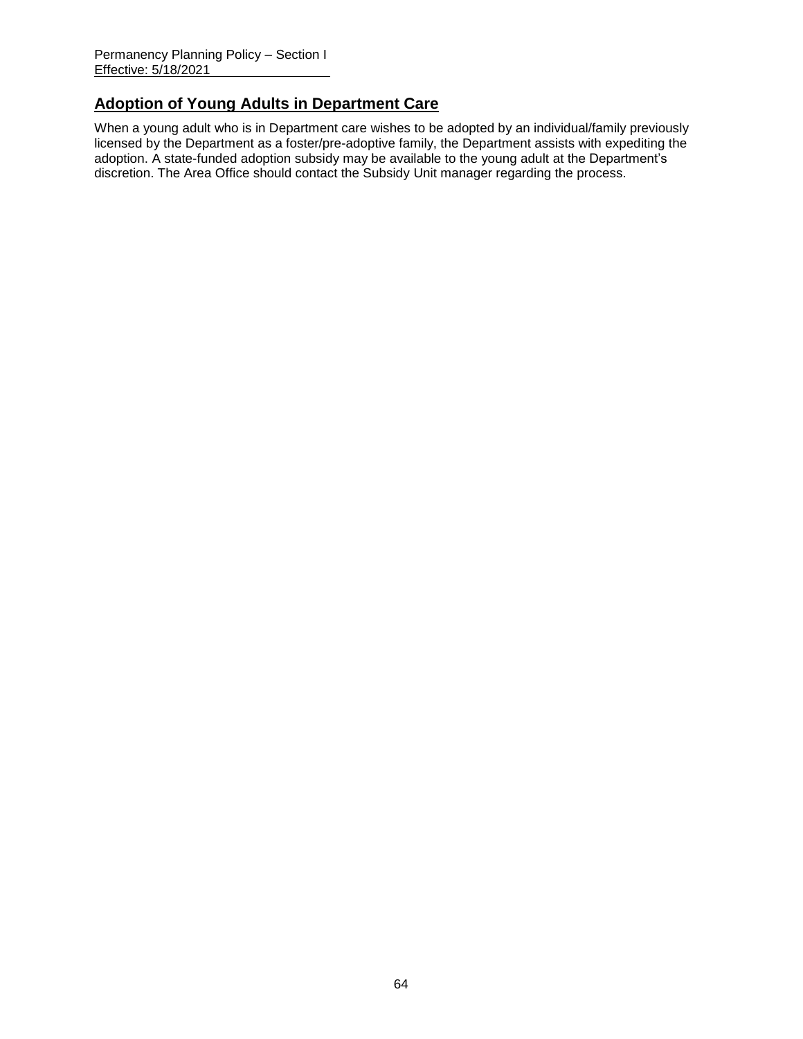## Adoption of Young Adults in Department Care

When a young adult who is in Department care wishes to be adopted by an individual/family previously licensed by the Department as a foster/pre-adoptive family, the Department assists with expediting the adoption. A state-funded adoption subsidy may be available to the young adult at the Department's discretion. The Area Office should contact the Subsidy Unit manager regarding the process.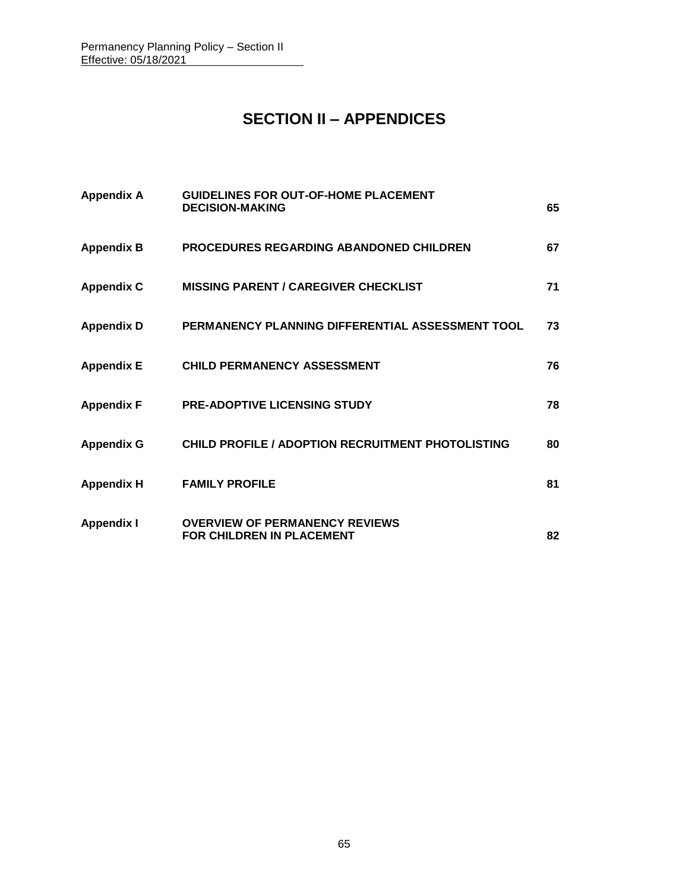# SECTION II – APPENDICES

| | | |
|---|---|---|
| **Appendix A** | **GUIDELINES FOR OUT-OF-HOME PLACEMENT DECISION-MAKING** | **65** |
| **Appendix B** | **PROCEDURES REGARDING ABANDONED CHILDREN** | **67** |
| **Appendix C** | **MISSING PARENT / CAREGIVER CHECKLIST** | **71** |
| **Appendix D** | **PERMANENCY PLANNING DIFFERENTIAL ASSESSMENT TOOL** | **73** |
| **Appendix E** | **CHILD PERMANENCY ASSESSMENT** | **76** |
| **Appendix F** | **PRE-ADOPTIVE LICENSING STUDY** | **78** |
| **Appendix G** | **CHILD PROFILE / ADOPTION RECRUITMENT PHOTOLISTING** | **80** |
| **Appendix H** | **FAMILY PROFILE** | **81** |
| **Appendix I** | **OVERVIEW OF PERMANENCY REVIEWS FOR CHILDREN IN PLACEMENT** | **82** |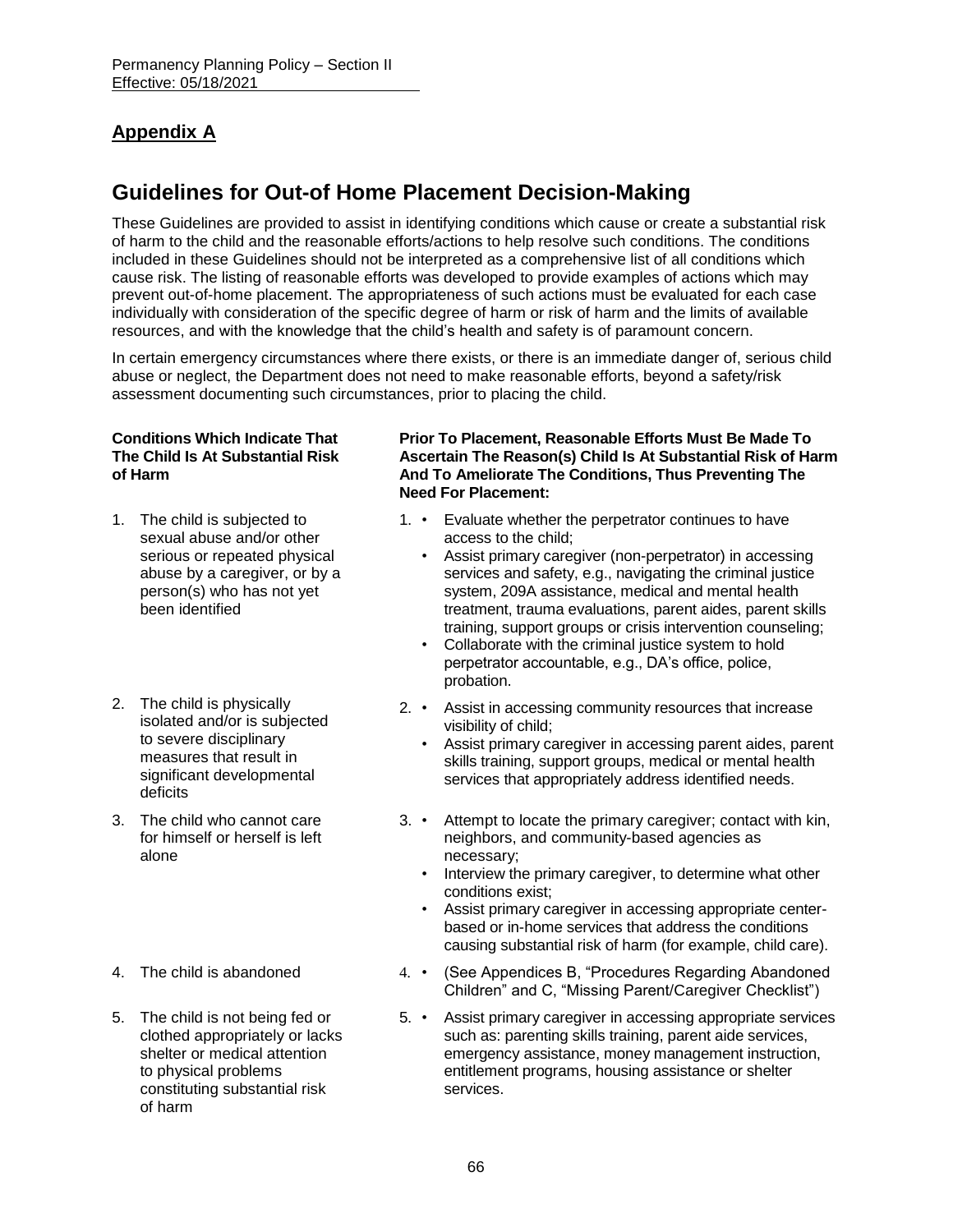## Appendix A

# Guidelines for Out-of Home Placement Decision-Making

These Guidelines are provided to assist in identifying conditions which cause or create a substantial risk of harm to the child and the reasonable efforts/actions to help resolve such conditions. The conditions included in these Guidelines should not be interpreted as a comprehensive list of all conditions which cause risk. The listing of reasonable efforts was developed to provide examples of actions which may prevent out-of-home placement. The appropriateness of such actions must be evaluated for each case individually with consideration of the specific degree of harm or risk of harm and the limits of available resources, and with the knowledge that the child's health and safety is of paramount concern.

In certain emergency circumstances where there exists, or there is an immediate danger of, serious child abuse or neglect, the Department does not need to make reasonable efforts, beyond a safety/risk assessment documenting such circumstances, prior to placing the child.

| **Conditions Which Indicate That The Child Is At Substantial Risk of Harm** | **Prior To Placement, Reasonable Efforts Must Be Made To Ascertain The Reason(s) Child Is At Substantial Risk of Harm And To Ameliorate The Conditions, Thus Preventing The Need For Placement:** |
| --- | --- |
| 1. The child is subjected to sexual abuse and/or other serious or repeated physical abuse by a caregiver, or by a person(s) who has not yet been identified | 1. • Evaluate whether the perpetrator continues to have access to the child;<br>• Assist primary caregiver (non-perpetrator) in accessing services and safety, e.g., navigating the criminal justice system, 209A assistance, medical and mental health treatment, trauma evaluations, parent aides, parent skills training, support groups or crisis intervention counseling;<br>• Collaborate with the criminal justice system to hold perpetrator accountable, e.g., DA's office, police, probation. |
| 2. The child is physically isolated and/or is subjected to severe disciplinary measures that result in significant developmental deficits | 2. • Assist in accessing community resources that increase visibility of child;<br>• Assist primary caregiver in accessing parent aides, parent skills training, support groups, medical or mental health services that appropriately address identified needs. |
| 3. The child who cannot care for himself or herself is left alone | 3. • Attempt to locate the primary caregiver; contact with kin, neighbors, and community-based agencies as necessary;<br>• Interview the primary caregiver, to determine what other conditions exist;<br>• Assist primary caregiver in accessing appropriate center-based or in-home services that address the conditions causing substantial risk of harm (for example, child care). |
| 4. The child is abandoned | 4. • (See Appendices B, "Procedures Regarding Abandoned Children" and C, "Missing Parent/Caregiver Checklist") |
| 5. The child is not being fed or clothed appropriately or lacks shelter or medical attention to physical problems constituting substantial risk of harm | 5. • Assist primary caregiver in accessing appropriate services such as: parenting skills training, parent aide services, emergency assistance, money management instruction, entitlement programs, housing assistance or shelter services. |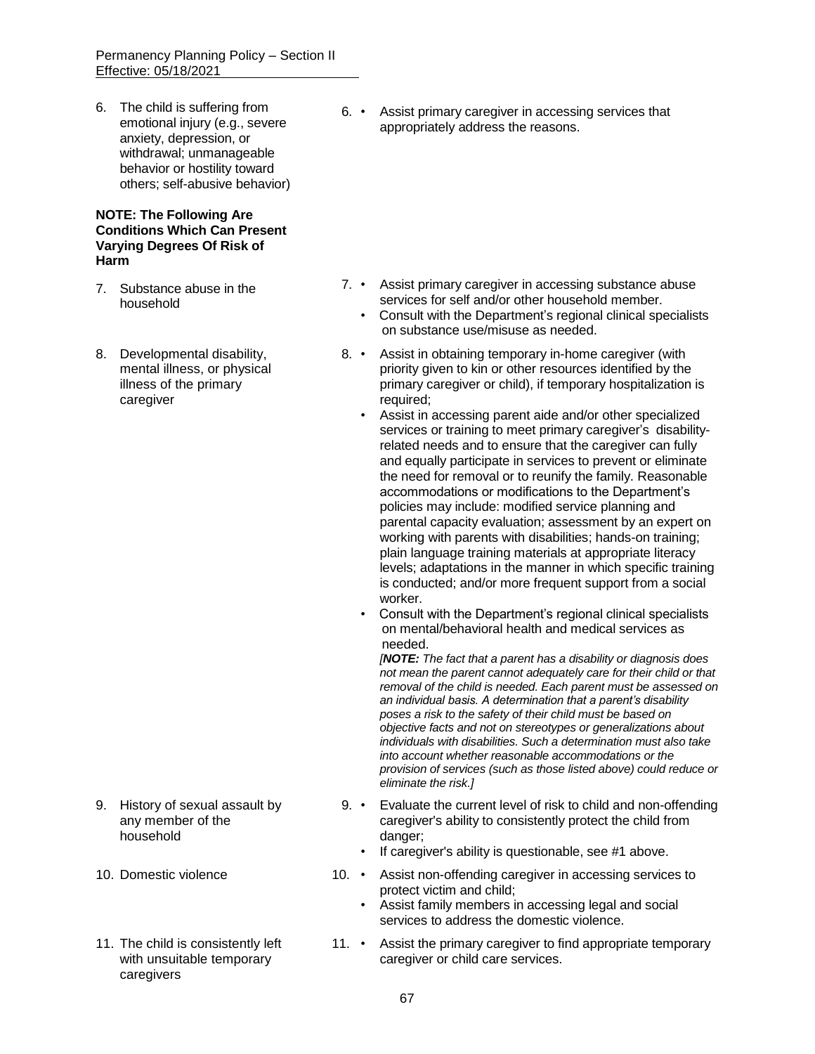| | |
|---|---|
| 6. The child is suffering from emotional injury (e.g., severe anxiety, depression, or withdrawal; unmanageable behavior or hostility toward others; self-abusive behavior) | 6. • Assist primary caregiver in accessing services that appropriately address the reasons. |
| **NOTE: The Following Are Conditions Which Can Present Varying Degrees Of Risk of Harm** | |
| 7. Substance abuse in the household | 7. • Assist primary caregiver in accessing substance abuse services for self and/or other household member.<br>• Consult with the Department's regional clinical specialists on substance use/misuse as needed. |
| 8. Developmental disability, mental illness, or physical illness of the primary caregiver | 8. • Assist in obtaining temporary in-home caregiver (with priority given to kin or other resources identified by the primary caregiver or child), if temporary hospitalization is required;<br>• Assist in accessing parent aide and/or other specialized services or training to meet primary caregiver's disability-related needs and to ensure that the caregiver can fully and equally participate in services to prevent or eliminate the need for removal or to reunify the family. Reasonable accommodations or modifications to the Department's policies may include: modified service planning and parental capacity evaluation; assessment by an expert on working with parents with disabilities; hands-on training; plain language training materials at appropriate literacy levels; adaptations in the manner in which specific training is conducted; and/or more frequent support from a social worker.<br>• Consult with the Department's regional clinical specialists on mental/behavioral health and medical services as needed.<br>*[**NOTE:** The fact that a parent has a disability or diagnosis does not mean the parent cannot adequately care for their child or that removal of the child is needed. Each parent must be assessed on an individual basis. A determination that a parent's disability poses a risk to the safety of their child must be based on objective facts and not on stereotypes or generalizations about individuals with disabilities. Such a determination must also take into account whether reasonable accommodations or the provision of services (such as those listed above) could reduce or eliminate the risk.]* |
| 9. History of sexual assault by any member of the household | 9. • Evaluate the current level of risk to child and non-offending caregiver's ability to consistently protect the child from danger;<br>• If caregiver's ability is questionable, see #1 above. |
| 10. Domestic violence | 10. • Assist non-offending caregiver in accessing services to protect victim and child;<br>• Assist family members in accessing legal and social services to address the domestic violence. |
| 11. The child is consistently left with unsuitable temporary caregivers | 11. • Assist the primary caregiver to find appropriate temporary caregiver or child care services. |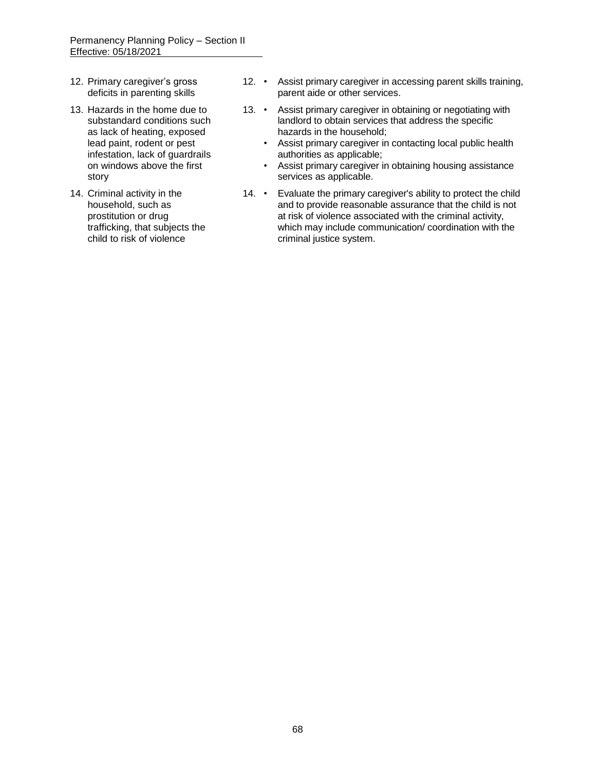| | |
|---|---|
| 12. Primary caregiver's gross deficits in parenting skills | 12. • Assist primary caregiver in accessing parent skills training, parent aide or other services. |
| 13. Hazards in the home due to substandard conditions such as lack of heating, exposed lead paint, rodent or pest infestation, lack of guardrails on windows above the first story | 13. • Assist primary caregiver in obtaining or negotiating with landlord to obtain services that address the specific hazards in the household; • Assist primary caregiver in contacting local public health authorities as applicable; • Assist primary caregiver in obtaining housing assistance services as applicable. |
| 14. Criminal activity in the household, such as prostitution or drug trafficking, that subjects the child to risk of violence | 14. • Evaluate the primary caregiver's ability to protect the child and to provide reasonable assurance that the child is not at risk of violence associated with the criminal activity, which may include communication/ coordination with the criminal justice system. |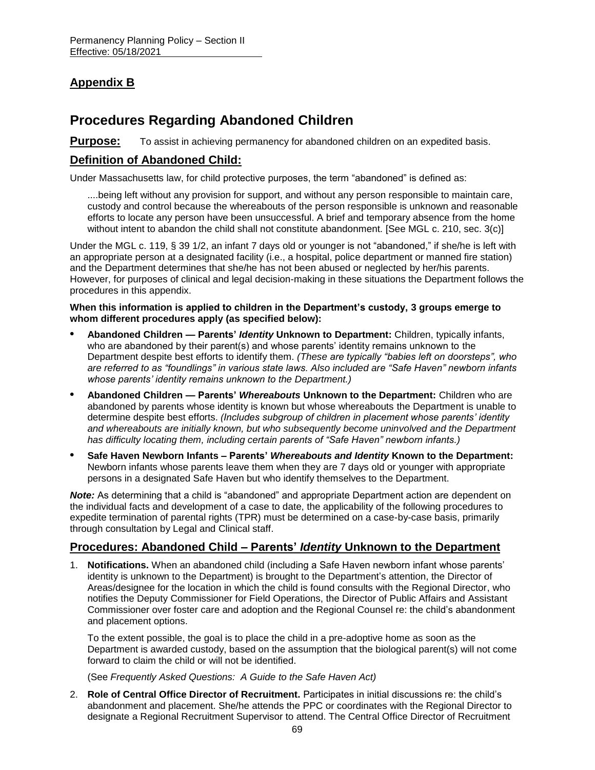## Appendix B

# Procedures Regarding Abandoned Children

**Purpose:** To assist in achieving permanency for abandoned children on an expedited basis.

## Definition of Abandoned Child:

Under Massachusetts law, for child protective purposes, the term "abandoned" is defined as:

> ....being left without any provision for support, and without any person responsible to maintain care, custody and control because the whereabouts of the person responsible is unknown and reasonable efforts to locate any person have been unsuccessful. A brief and temporary absence from the home without intent to abandon the child shall not constitute abandonment. [See MGL c. 210, sec. 3(c)]

Under the MGL c. 119, § 39 1/2, an infant 7 days old or younger is not "abandoned," if she/he is left with an appropriate person at a designated facility (i.e., a hospital, police department or manned fire station) and the Department determines that she/he has not been abused or neglected by her/his parents. However, for purposes of clinical and legal decision-making in these situations the Department follows the procedures in this appendix.

**When this information is applied to children in the Department's custody, 3 groups emerge to whom different procedures apply (as specified below):**

- **Abandoned Children — Parents' *Identity* Unknown to Department:** Children, typically infants, who are abandoned by their parent(s) and whose parents' identity remains unknown to the Department despite best efforts to identify them. *(These are typically "babies left on doorsteps", who are referred to as "foundlings" in various state laws. Also included are "Safe Haven" newborn infants whose parents' identity remains unknown to the Department.)*
- **Abandoned Children — Parents' *Whereabouts* Unknown to the Department:** Children who are abandoned by parents whose identity is known but whose whereabouts the Department is unable to determine despite best efforts. *(Includes subgroup of children in placement whose parents' identity and whereabouts are initially known, but who subsequently become uninvolved and the Department has difficulty locating them, including certain parents of "Safe Haven" newborn infants.)*
- **Safe Haven Newborn Infants – Parents' *Whereabouts and Identity* Known to the Department:** Newborn infants whose parents leave them when they are 7 days old or younger with appropriate persons in a designated Safe Haven but who identify themselves to the Department.

***Note:*** As determining that a child is "abandoned" and appropriate Department action are dependent on the individual facts and development of a case to date, the applicability of the following procedures to expedite termination of parental rights (TPR) must be determined on a case-by-case basis, primarily through consultation by Legal and Clinical staff.

## Procedures: Abandoned Child – Parents' *Identity* Unknown to the Department

1. **Notifications.** When an abandoned child (including a Safe Haven newborn infant whose parents' identity is unknown to the Department) is brought to the Department's attention, the Director of Areas/designee for the location in which the child is found consults with the Regional Director, who notifies the Deputy Commissioner for Field Operations, the Director of Public Affairs and Assistant Commissioner over foster care and adoption and the Regional Counsel re: the child's abandonment and placement options.

   To the extent possible, the goal is to place the child in a pre-adoptive home as soon as the Department is awarded custody, based on the assumption that the biological parent(s) will not come forward to claim the child or will not be identified.

   (See *Frequently Asked Questions: A Guide to the Safe Haven Act)*

2. **Role of Central Office Director of Recruitment.** Participates in initial discussions re: the child's abandonment and placement. She/he attends the PPC or coordinates with the Regional Director to designate a Regional Recruitment Supervisor to attend. The Central Office Director of Recruitment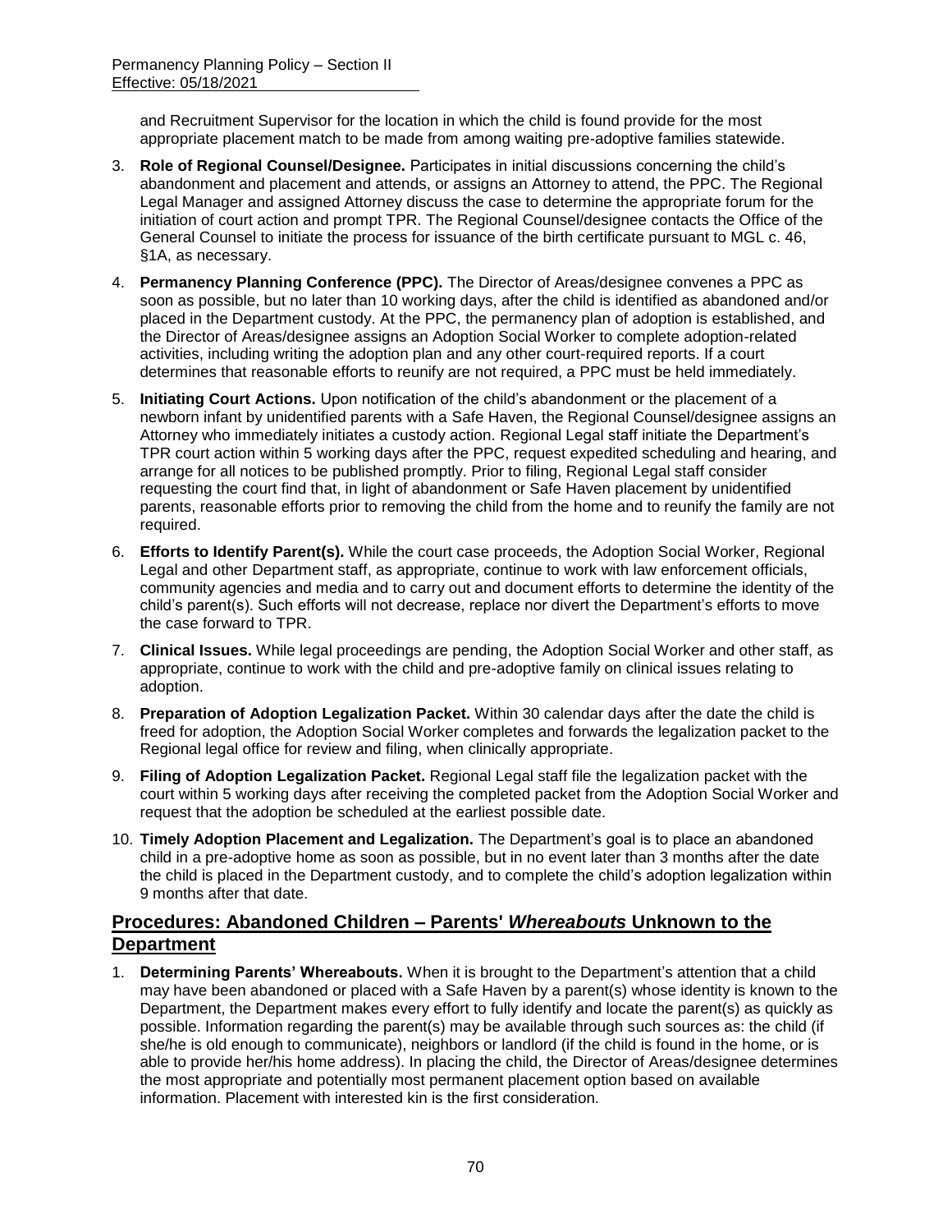and Recruitment Supervisor for the location in which the child is found provide for the most appropriate placement match to be made from among waiting pre-adoptive families statewide.

3. **Role of Regional Counsel/Designee.** Participates in initial discussions concerning the child's abandonment and placement and attends, or assigns an Attorney to attend, the PPC. The Regional Legal Manager and assigned Attorney discuss the case to determine the appropriate forum for the initiation of court action and prompt TPR. The Regional Counsel/designee contacts the Office of the General Counsel to initiate the process for issuance of the birth certificate pursuant to MGL c. 46, §1A, as necessary.

4. **Permanency Planning Conference (PPC).** The Director of Areas/designee convenes a PPC as soon as possible, but no later than 10 working days, after the child is identified as abandoned and/or placed in the Department custody. At the PPC, the permanency plan of adoption is established, and the Director of Areas/designee assigns an Adoption Social Worker to complete adoption-related activities, including writing the adoption plan and any other court-required reports. If a court determines that reasonable efforts to reunify are not required, a PPC must be held immediately.

5. **Initiating Court Actions.** Upon notification of the child's abandonment or the placement of a newborn infant by unidentified parents with a Safe Haven, the Regional Counsel/designee assigns an Attorney who immediately initiates a custody action. Regional Legal staff initiate the Department's TPR court action within 5 working days after the PPC, request expedited scheduling and hearing, and arrange for all notices to be published promptly. Prior to filing, Regional Legal staff consider requesting the court find that, in light of abandonment or Safe Haven placement by unidentified parents, reasonable efforts prior to removing the child from the home and to reunify the family are not required.

6. **Efforts to Identify Parent(s).** While the court case proceeds, the Adoption Social Worker, Regional Legal and other Department staff, as appropriate, continue to work with law enforcement officials, community agencies and media and to carry out and document efforts to determine the identity of the child's parent(s). Such efforts will not decrease, replace nor divert the Department's efforts to move the case forward to TPR.

7. **Clinical Issues.** While legal proceedings are pending, the Adoption Social Worker and other staff, as appropriate, continue to work with the child and pre-adoptive family on clinical issues relating to adoption.

8. **Preparation of Adoption Legalization Packet.** Within 30 calendar days after the date the child is freed for adoption, the Adoption Social Worker completes and forwards the legalization packet to the Regional legal office for review and filing, when clinically appropriate.

9. **Filing of Adoption Legalization Packet.** Regional Legal staff file the legalization packet with the court within 5 working days after receiving the completed packet from the Adoption Social Worker and request that the adoption be scheduled at the earliest possible date.

10. **Timely Adoption Placement and Legalization.** The Department's goal is to place an abandoned child in a pre-adoptive home as soon as possible, but in no event later than 3 months after the date the child is placed in the Department custody, and to complete the child's adoption legalization within 9 months after that date.

## Procedures: Abandoned Children – Parents' *Whereabouts* Unknown to the Department

1. **Determining Parents' Whereabouts.** When it is brought to the Department's attention that a child may have been abandoned or placed with a Safe Haven by a parent(s) whose identity is known to the Department, the Department makes every effort to fully identify and locate the parent(s) as quickly as possible. Information regarding the parent(s) may be available through such sources as: the child (if she/he is old enough to communicate), neighbors or landlord (if the child is found in the home, or is able to provide her/his home address). In placing the child, the Director of Areas/designee determines the most appropriate and potentially most permanent placement option based on available information. Placement with interested kin is the first consideration.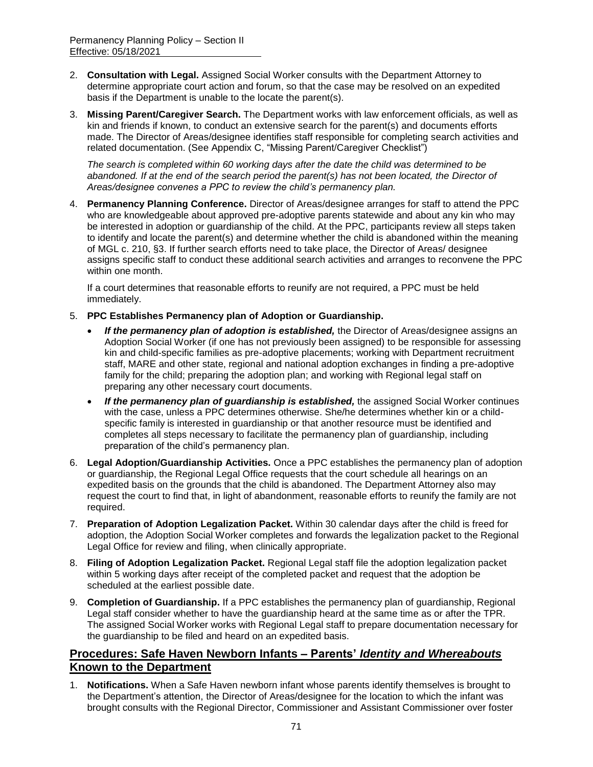2. **Consultation with Legal.** Assigned Social Worker consults with the Department Attorney to determine appropriate court action and forum, so that the case may be resolved on an expedited basis if the Department is unable to the locate the parent(s).

3. **Missing Parent/Caregiver Search.** The Department works with law enforcement officials, as well as kin and friends if known, to conduct an extensive search for the parent(s) and documents efforts made. The Director of Areas/designee identifies staff responsible for completing search activities and related documentation. (See Appendix C, "Missing Parent/Caregiver Checklist")

   *The search is completed within 60 working days after the date the child was determined to be abandoned. If at the end of the search period the parent(s) has not been located, the Director of Areas/designee convenes a PPC to review the child's permanency plan.*

4. **Permanency Planning Conference.** Director of Areas/designee arranges for staff to attend the PPC who are knowledgeable about approved pre-adoptive parents statewide and about any kin who may be interested in adoption or guardianship of the child. At the PPC, participants review all steps taken to identify and locate the parent(s) and determine whether the child is abandoned within the meaning of MGL c. 210, §3. If further search efforts need to take place, the Director of Areas/ designee assigns specific staff to conduct these additional search activities and arranges to reconvene the PPC within one month.

   If a court determines that reasonable efforts to reunify are not required, a PPC must be held immediately.

5. **PPC Establishes Permanency plan of Adoption or Guardianship.**
   - ***If the permanency plan of adoption is established,*** the Director of Areas/designee assigns an Adoption Social Worker (if one has not previously been assigned) to be responsible for assessing kin and child-specific families as pre-adoptive placements; working with Department recruitment staff, MARE and other state, regional and national adoption exchanges in finding a pre-adoptive family for the child; preparing the adoption plan; and working with Regional legal staff on preparing any other necessary court documents.
   - ***If the permanency plan of guardianship is established,*** the assigned Social Worker continues with the case, unless a PPC determines otherwise. She/he determines whether kin or a child-specific family is interested in guardianship or that another resource must be identified and completes all steps necessary to facilitate the permanency plan of guardianship, including preparation of the child's permanency plan.

6. **Legal Adoption/Guardianship Activities.** Once a PPC establishes the permanency plan of adoption or guardianship, the Regional Legal Office requests that the court schedule all hearings on an expedited basis on the grounds that the child is abandoned. The Department Attorney also may request the court to find that, in light of abandonment, reasonable efforts to reunify the family are not required.

7. **Preparation of Adoption Legalization Packet.** Within 30 calendar days after the child is freed for adoption, the Adoption Social Worker completes and forwards the legalization packet to the Regional Legal Office for review and filing, when clinically appropriate.

8. **Filing of Adoption Legalization Packet.** Regional Legal staff file the adoption legalization packet within 5 working days after receipt of the completed packet and request that the adoption be scheduled at the earliest possible date.

9. **Completion of Guardianship.** If a PPC establishes the permanency plan of guardianship, Regional Legal staff consider whether to have the guardianship heard at the same time as or after the TPR. The assigned Social Worker works with Regional Legal staff to prepare documentation necessary for the guardianship to be filed and heard on an expedited basis.

## Procedures: Safe Haven Newborn Infants – Parents' *Identity and Whereabouts* Known to the Department

1. **Notifications.** When a Safe Haven newborn infant whose parents identify themselves is brought to the Department's attention, the Director of Areas/designee for the location to which the infant was brought consults with the Regional Director, Commissioner and Assistant Commissioner over foster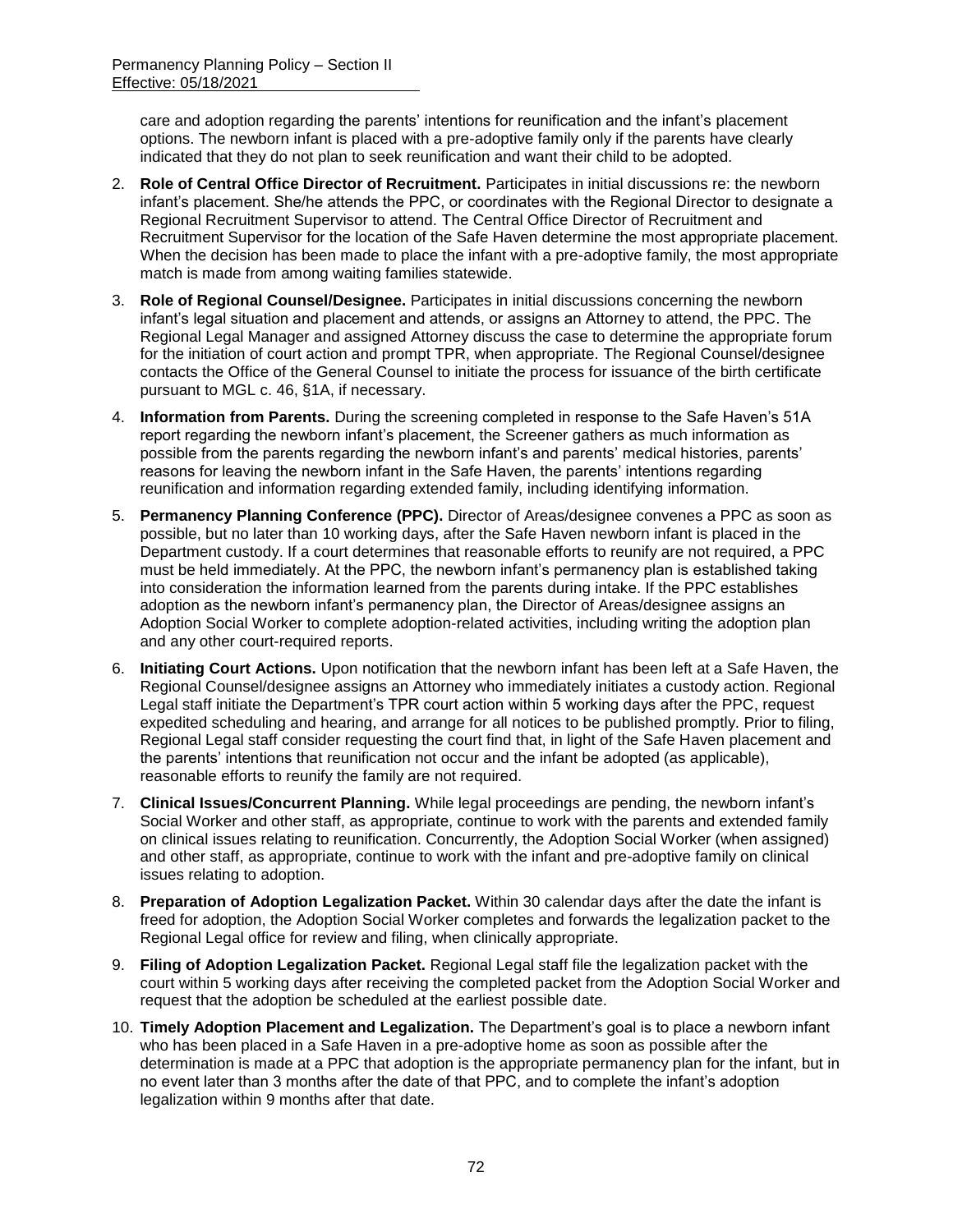care and adoption regarding the parents' intentions for reunification and the infant's placement options. The newborn infant is placed with a pre-adoptive family only if the parents have clearly indicated that they do not plan to seek reunification and want their child to be adopted.

2. **Role of Central Office Director of Recruitment.** Participates in initial discussions re: the newborn infant's placement. She/he attends the PPC, or coordinates with the Regional Director to designate a Regional Recruitment Supervisor to attend. The Central Office Director of Recruitment and Recruitment Supervisor for the location of the Safe Haven determine the most appropriate placement. When the decision has been made to place the infant with a pre-adoptive family, the most appropriate match is made from among waiting families statewide.

3. **Role of Regional Counsel/Designee.** Participates in initial discussions concerning the newborn infant's legal situation and placement and attends, or assigns an Attorney to attend, the PPC. The Regional Legal Manager and assigned Attorney discuss the case to determine the appropriate forum for the initiation of court action and prompt TPR, when appropriate. The Regional Counsel/designee contacts the Office of the General Counsel to initiate the process for issuance of the birth certificate pursuant to MGL c. 46, §1A, if necessary.

4. **Information from Parents.** During the screening completed in response to the Safe Haven's 51A report regarding the newborn infant's placement, the Screener gathers as much information as possible from the parents regarding the newborn infant's and parents' medical histories, parents' reasons for leaving the newborn infant in the Safe Haven, the parents' intentions regarding reunification and information regarding extended family, including identifying information.

5. **Permanency Planning Conference (PPC).** Director of Areas/designee convenes a PPC as soon as possible, but no later than 10 working days, after the Safe Haven newborn infant is placed in the Department custody. If a court determines that reasonable efforts to reunify are not required, a PPC must be held immediately. At the PPC, the newborn infant's permanency plan is established taking into consideration the information learned from the parents during intake. If the PPC establishes adoption as the newborn infant's permanency plan, the Director of Areas/designee assigns an Adoption Social Worker to complete adoption-related activities, including writing the adoption plan and any other court-required reports.

6. **Initiating Court Actions.** Upon notification that the newborn infant has been left at a Safe Haven, the Regional Counsel/designee assigns an Attorney who immediately initiates a custody action. Regional Legal staff initiate the Department's TPR court action within 5 working days after the PPC, request expedited scheduling and hearing, and arrange for all notices to be published promptly. Prior to filing, Regional Legal staff consider requesting the court find that, in light of the Safe Haven placement and the parents' intentions that reunification not occur and the infant be adopted (as applicable), reasonable efforts to reunify the family are not required.

7. **Clinical Issues/Concurrent Planning.** While legal proceedings are pending, the newborn infant's Social Worker and other staff, as appropriate, continue to work with the parents and extended family on clinical issues relating to reunification. Concurrently, the Adoption Social Worker (when assigned) and other staff, as appropriate, continue to work with the infant and pre-adoptive family on clinical issues relating to adoption.

8. **Preparation of Adoption Legalization Packet.** Within 30 calendar days after the date the infant is freed for adoption, the Adoption Social Worker completes and forwards the legalization packet to the Regional Legal office for review and filing, when clinically appropriate.

9. **Filing of Adoption Legalization Packet.** Regional Legal staff file the legalization packet with the court within 5 working days after receiving the completed packet from the Adoption Social Worker and request that the adoption be scheduled at the earliest possible date.

10. **Timely Adoption Placement and Legalization.** The Department's goal is to place a newborn infant who has been placed in a Safe Haven in a pre-adoptive home as soon as possible after the determination is made at a PPC that adoption is the appropriate permanency plan for the infant, but in no event later than 3 months after the date of that PPC, and to complete the infant's adoption legalization within 9 months after that date.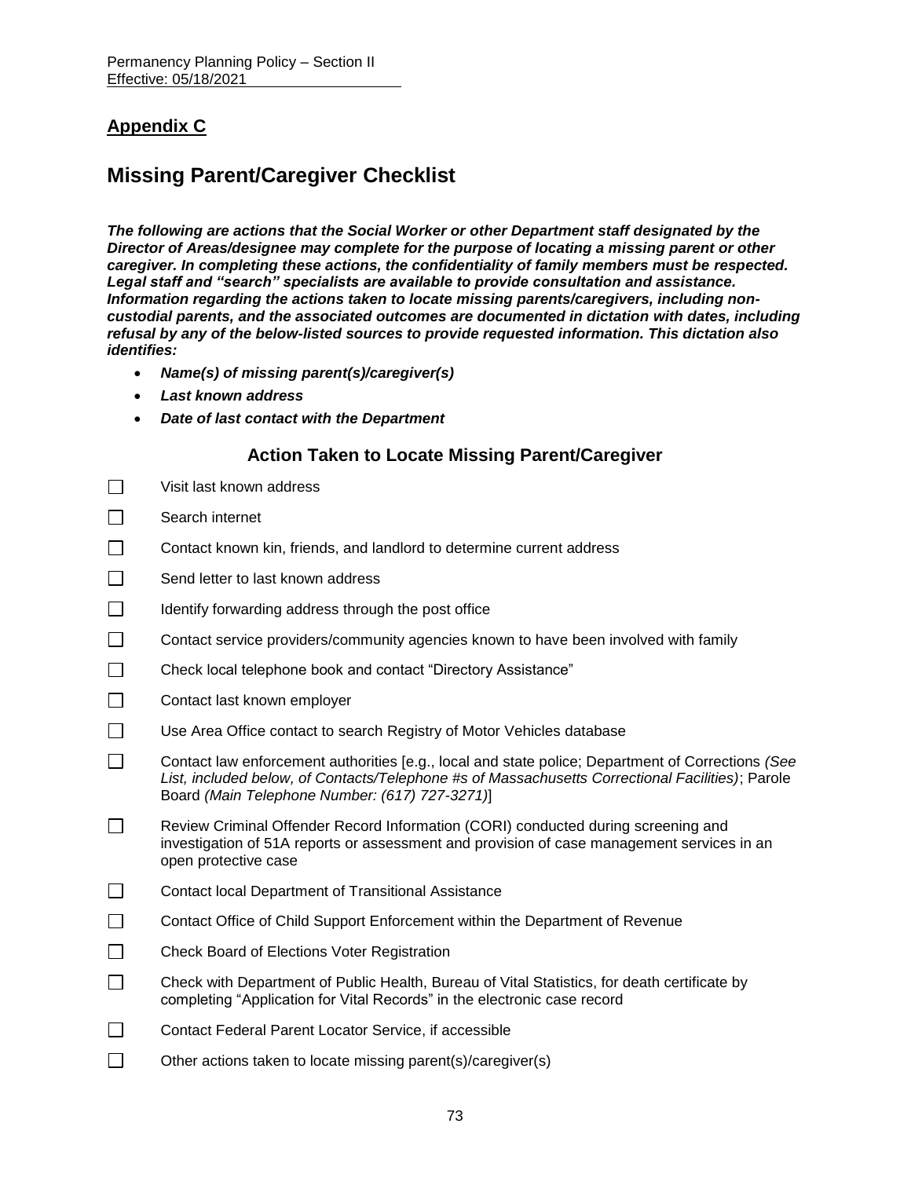## Appendix C

# Missing Parent/Caregiver Checklist

***The following are actions that the Social Worker or other Department staff designated by the Director of Areas/designee may complete for the purpose of locating a missing parent or other caregiver. In completing these actions, the confidentiality of family members must be respected. Legal staff and "search" specialists are available to provide consultation and assistance. Information regarding the actions taken to locate missing parents/caregivers, including non-custodial parents, and the associated outcomes are documented in dictation with dates, including refusal by any of the below-listed sources to provide requested information. This dictation also identifies:***

- ***Name(s) of missing parent(s)/caregiver(s)***
- ***Last known address***
- ***Date of last contact with the Department***

### Action Taken to Locate Missing Parent/Caregiver

- [ ] Visit last known address
- [ ] Search internet
- [ ] Contact known kin, friends, and landlord to determine current address
- [ ] Send letter to last known address
- [ ] Identify forwarding address through the post office
- [ ] Contact service providers/community agencies known to have been involved with family
- [ ] Check local telephone book and contact "Directory Assistance"
- [ ] Contact last known employer
- [ ] Use Area Office contact to search Registry of Motor Vehicles database
- [ ] Contact law enforcement authorities [e.g., local and state police; Department of Corrections *(See List, included below, of Contacts/Telephone #s of Massachusetts Correctional Facilities)*; Parole Board *(Main Telephone Number: (617) 727-3271)*]
- [ ] Review Criminal Offender Record Information (CORI) conducted during screening and investigation of 51A reports or assessment and provision of case management services in an open protective case
- [ ] Contact local Department of Transitional Assistance
- [ ] Contact Office of Child Support Enforcement within the Department of Revenue
- [ ] Check Board of Elections Voter Registration
- [ ] Check with Department of Public Health, Bureau of Vital Statistics, for death certificate by completing "Application for Vital Records" in the electronic case record
- [ ] Contact Federal Parent Locator Service, if accessible
- [ ] Other actions taken to locate missing parent(s)/caregiver(s)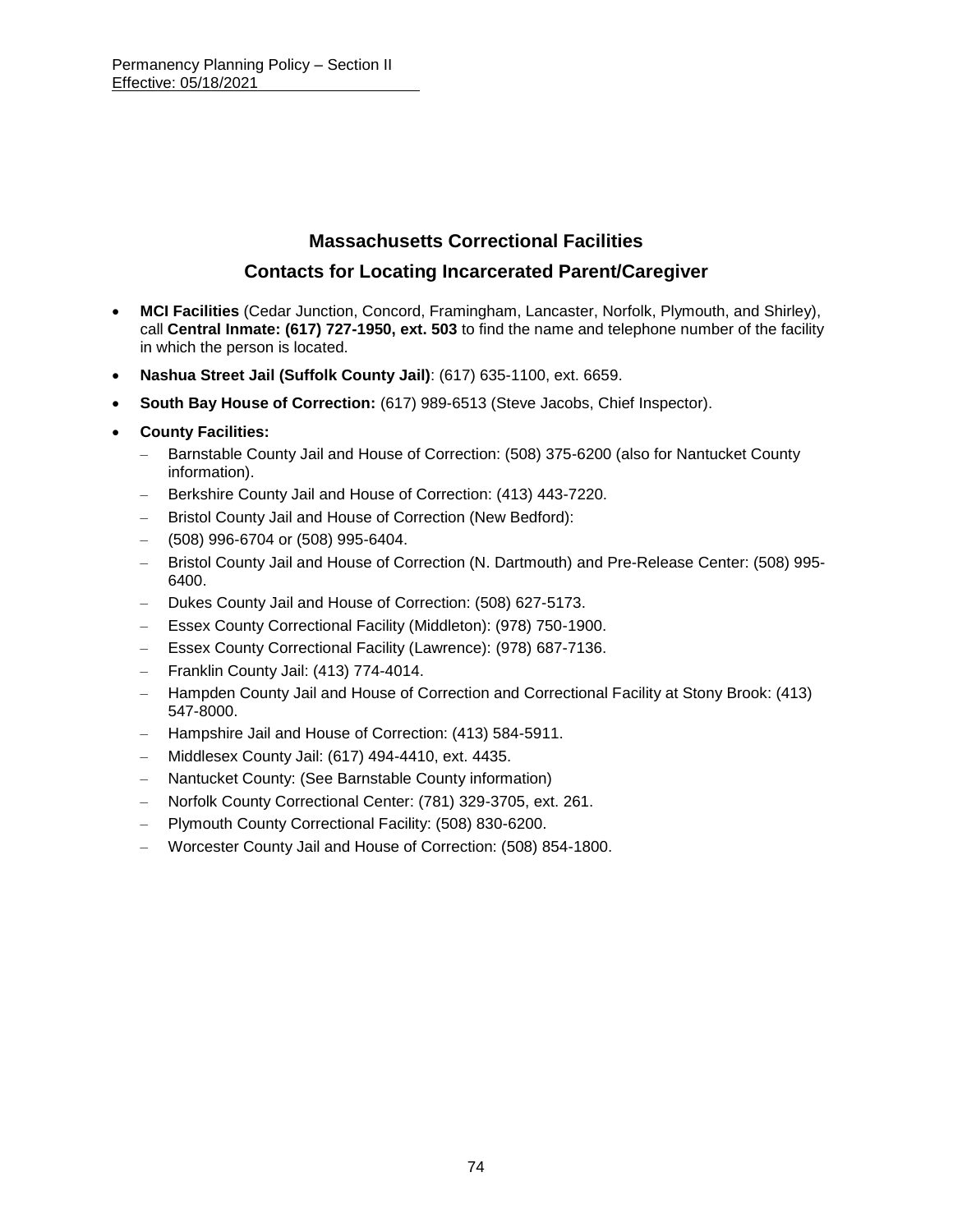## Massachusetts Correctional Facilities

## Contacts for Locating Incarcerated Parent/Caregiver

- **MCI Facilities** (Cedar Junction, Concord, Framingham, Lancaster, Norfolk, Plymouth, and Shirley), call **Central Inmate: (617) 727-1950, ext. 503** to find the name and telephone number of the facility in which the person is located.
- **Nashua Street Jail (Suffolk County Jail)**: (617) 635-1100, ext. 6659.
- **South Bay House of Correction:** (617) 989-6513 (Steve Jacobs, Chief Inspector).
- **County Facilities:**
  - Barnstable County Jail and House of Correction: (508) 375-6200 (also for Nantucket County information).
  - Berkshire County Jail and House of Correction: (413) 443-7220.
  - Bristol County Jail and House of Correction (New Bedford):
  - (508) 996-6704 or (508) 995-6404.
  - Bristol County Jail and House of Correction (N. Dartmouth) and Pre-Release Center: (508) 995-6400.
  - Dukes County Jail and House of Correction: (508) 627-5173.
  - Essex County Correctional Facility (Middleton): (978) 750-1900.
  - Essex County Correctional Facility (Lawrence): (978) 687-7136.
  - Franklin County Jail: (413) 774-4014.
  - Hampden County Jail and House of Correction and Correctional Facility at Stony Brook: (413) 547-8000.
  - Hampshire Jail and House of Correction: (413) 584-5911.
  - Middlesex County Jail: (617) 494-4410, ext. 4435.
  - Nantucket County: (See Barnstable County information)
  - Norfolk County Correctional Center: (781) 329-3705, ext. 261.
  - Plymouth County Correctional Facility: (508) 830-6200.
  - Worcester County Jail and House of Correction: (508) 854-1800.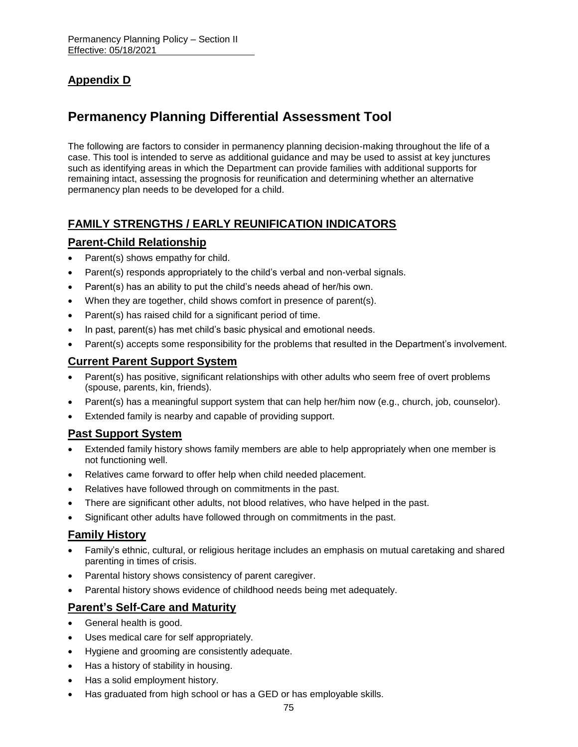## Appendix D

# Permanency Planning Differential Assessment Tool

The following are factors to consider in permanency planning decision-making throughout the life of a case. This tool is intended to serve as additional guidance and may be used to assist at key junctures such as identifying areas in which the Department can provide families with additional supports for remaining intact, assessing the prognosis for reunification and determining whether an alternative permanency plan needs to be developed for a child.

## FAMILY STRENGTHS / EARLY REUNIFICATION INDICATORS

### Parent-Child Relationship

- Parent(s) shows empathy for child.
- Parent(s) responds appropriately to the child's verbal and non-verbal signals.
- Parent(s) has an ability to put the child's needs ahead of her/his own.
- When they are together, child shows comfort in presence of parent(s).
- Parent(s) has raised child for a significant period of time.
- In past, parent(s) has met child's basic physical and emotional needs.
- Parent(s) accepts some responsibility for the problems that resulted in the Department's involvement.

### Current Parent Support System

- Parent(s) has positive, significant relationships with other adults who seem free of overt problems (spouse, parents, kin, friends).
- Parent(s) has a meaningful support system that can help her/him now (e.g., church, job, counselor).
- Extended family is nearby and capable of providing support.

### Past Support System

- Extended family history shows family members are able to help appropriately when one member is not functioning well.
- Relatives came forward to offer help when child needed placement.
- Relatives have followed through on commitments in the past.
- There are significant other adults, not blood relatives, who have helped in the past.
- Significant other adults have followed through on commitments in the past.

### Family History

- Family's ethnic, cultural, or religious heritage includes an emphasis on mutual caretaking and shared parenting in times of crisis.
- Parental history shows consistency of parent caregiver.
- Parental history shows evidence of childhood needs being met adequately.

### Parent's Self-Care and Maturity

- General health is good.
- Uses medical care for self appropriately.
- Hygiene and grooming are consistently adequate.
- Has a history of stability in housing.
- Has a solid employment history.
- Has graduated from high school or has a GED or has employable skills.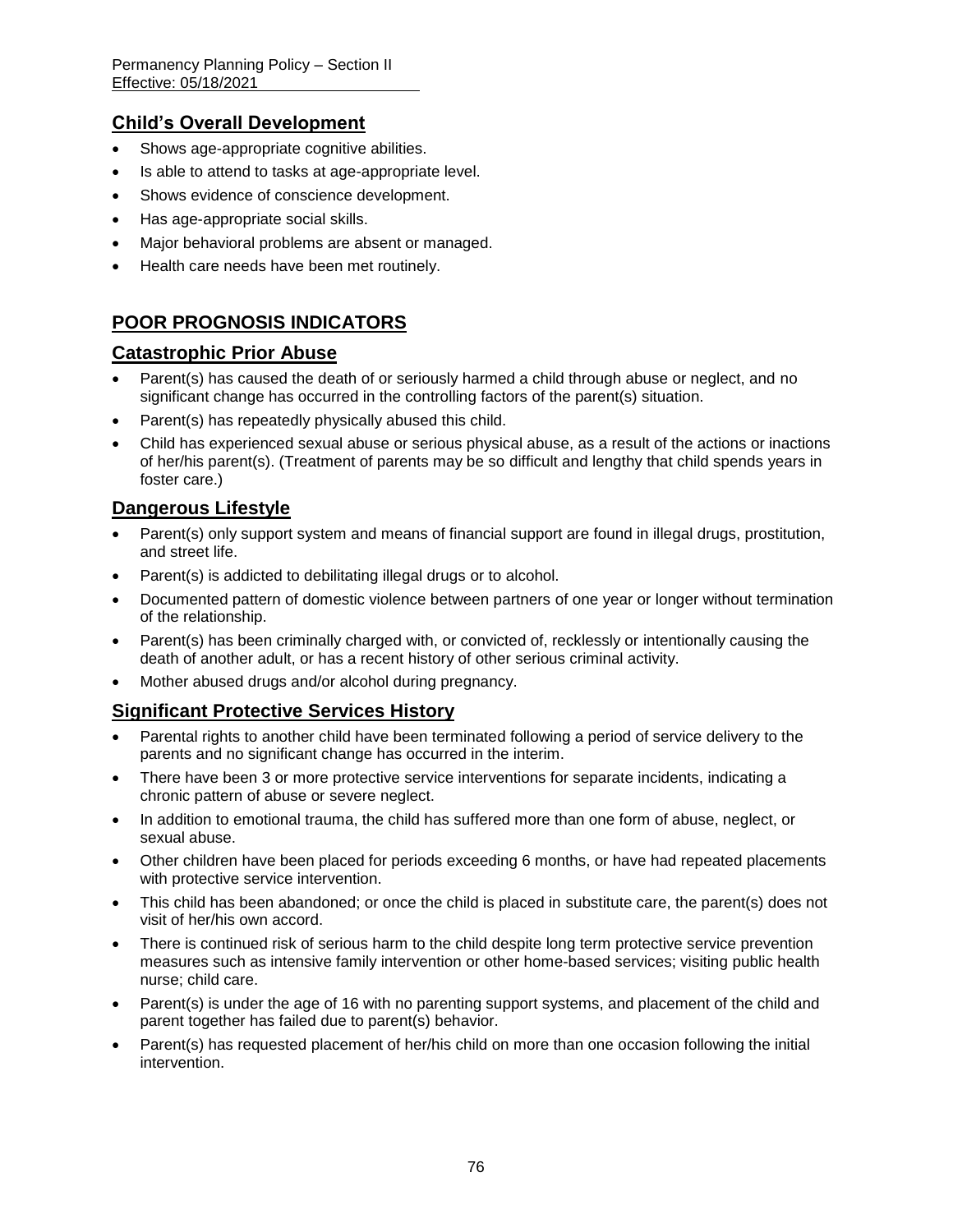## Child's Overall Development

- Shows age-appropriate cognitive abilities.
- Is able to attend to tasks at age-appropriate level.
- Shows evidence of conscience development.
- Has age-appropriate social skills.
- Major behavioral problems are absent or managed.
- Health care needs have been met routinely.

# POOR PROGNOSIS INDICATORS

## Catastrophic Prior Abuse

- Parent(s) has caused the death of or seriously harmed a child through abuse or neglect, and no significant change has occurred in the controlling factors of the parent(s) situation.
- Parent(s) has repeatedly physically abused this child.
- Child has experienced sexual abuse or serious physical abuse, as a result of the actions or inactions of her/his parent(s). (Treatment of parents may be so difficult and lengthy that child spends years in foster care.)

## Dangerous Lifestyle

- Parent(s) only support system and means of financial support are found in illegal drugs, prostitution, and street life.
- Parent(s) is addicted to debilitating illegal drugs or to alcohol.
- Documented pattern of domestic violence between partners of one year or longer without termination of the relationship.
- Parent(s) has been criminally charged with, or convicted of, recklessly or intentionally causing the death of another adult, or has a recent history of other serious criminal activity.
- Mother abused drugs and/or alcohol during pregnancy.

## Significant Protective Services History

- Parental rights to another child have been terminated following a period of service delivery to the parents and no significant change has occurred in the interim.
- There have been 3 or more protective service interventions for separate incidents, indicating a chronic pattern of abuse or severe neglect.
- In addition to emotional trauma, the child has suffered more than one form of abuse, neglect, or sexual abuse.
- Other children have been placed for periods exceeding 6 months, or have had repeated placements with protective service intervention.
- This child has been abandoned; or once the child is placed in substitute care, the parent(s) does not visit of her/his own accord.
- There is continued risk of serious harm to the child despite long term protective service prevention measures such as intensive family intervention or other home-based services; visiting public health nurse; child care.
- Parent(s) is under the age of 16 with no parenting support systems, and placement of the child and parent together has failed due to parent(s) behavior.
- Parent(s) has requested placement of her/his child on more than one occasion following the initial intervention.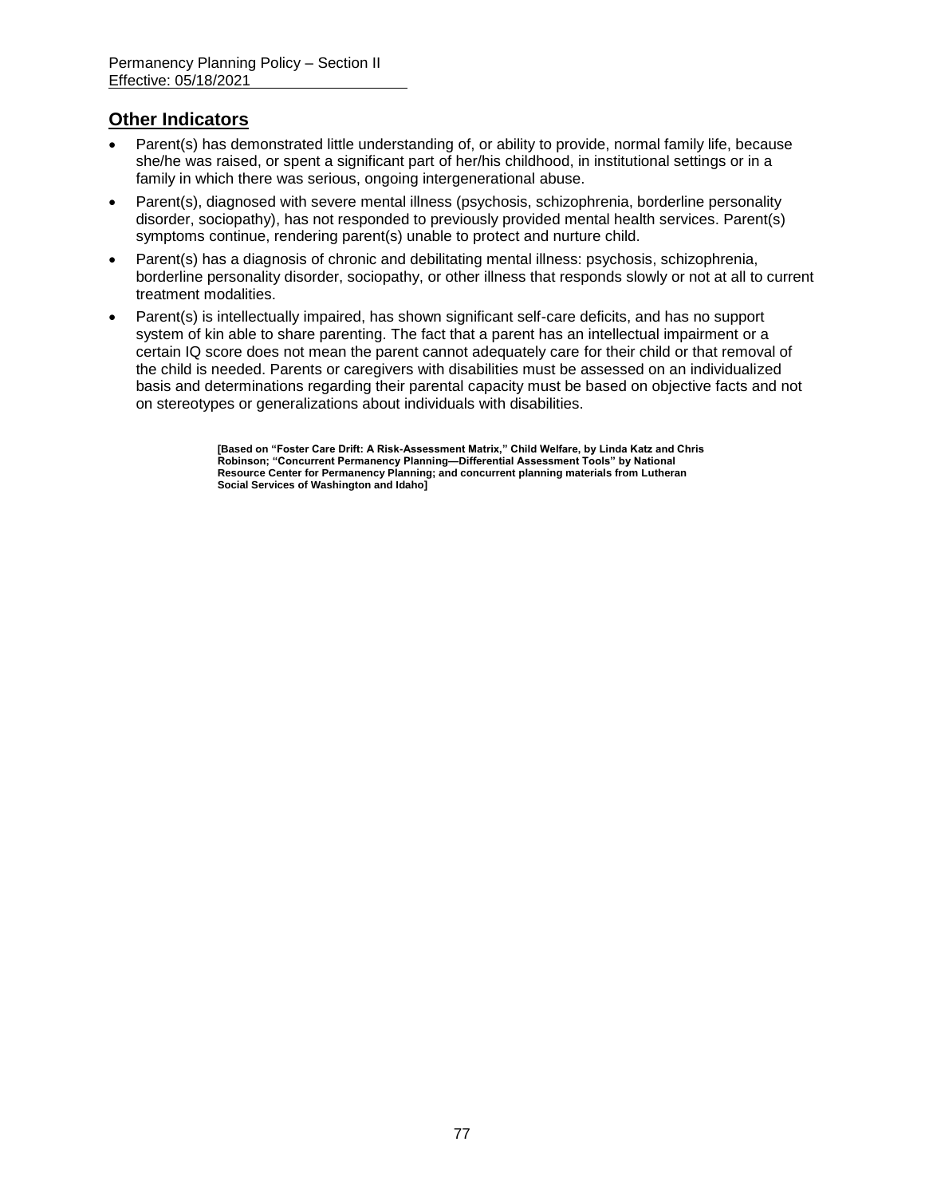## Other Indicators

- Parent(s) has demonstrated little understanding of, or ability to provide, normal family life, because she/he was raised, or spent a significant part of her/his childhood, in institutional settings or in a family in which there was serious, ongoing intergenerational abuse.
- Parent(s), diagnosed with severe mental illness (psychosis, schizophrenia, borderline personality disorder, sociopathy), has not responded to previously provided mental health services. Parent(s) symptoms continue, rendering parent(s) unable to protect and nurture child.
- Parent(s) has a diagnosis of chronic and debilitating mental illness: psychosis, schizophrenia, borderline personality disorder, sociopathy, or other illness that responds slowly or not at all to current treatment modalities.
- Parent(s) is intellectually impaired, has shown significant self-care deficits, and has no support system of kin able to share parenting. The fact that a parent has an intellectual impairment or a certain IQ score does not mean the parent cannot adequately care for their child or that removal of the child is needed. Parents or caregivers with disabilities must be assessed on an individualized basis and determinations regarding their parental capacity must be based on objective facts and not on stereotypes or generalizations about individuals with disabilities.

**[Based on "Foster Care Drift: A Risk-Assessment Matrix," Child Welfare, by Linda Katz and Chris Robinson; "Concurrent Permanency Planning—Differential Assessment Tools" by National Resource Center for Permanency Planning; and concurrent planning materials from Lutheran Social Services of Washington and Idaho]**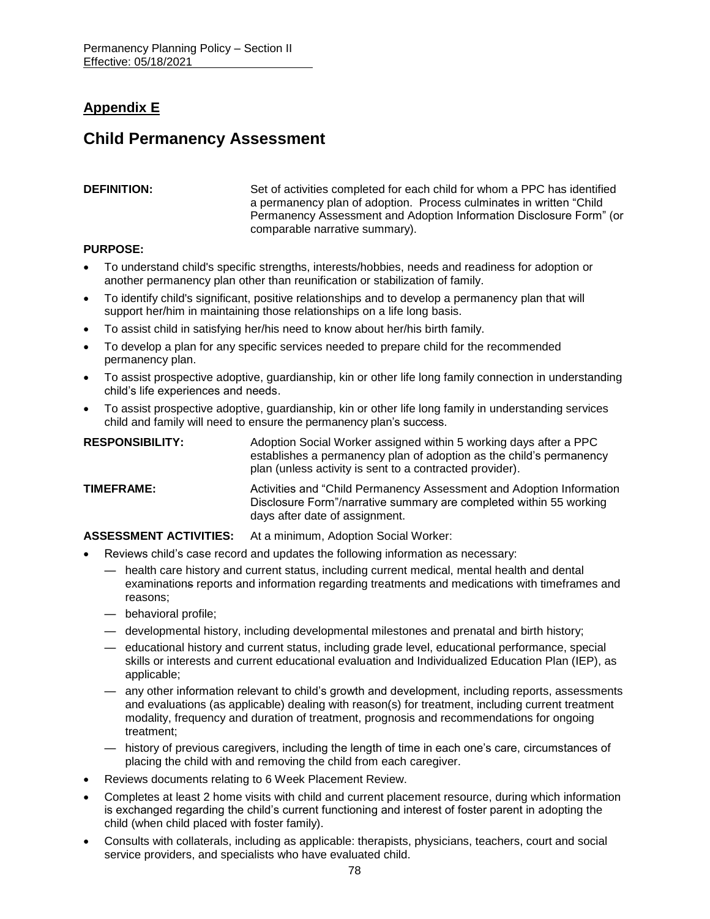## Appendix E

# Child Permanency Assessment

**DEFINITION:** Set of activities completed for each child for whom a PPC has identified a permanency plan of adoption. Process culminates in written "Child Permanency Assessment and Adoption Information Disclosure Form" (or comparable narrative summary).

**PURPOSE:**

- To understand child's specific strengths, interests/hobbies, needs and readiness for adoption or another permanency plan other than reunification or stabilization of family.
- To identify child's significant, positive relationships and to develop a permanency plan that will support her/him in maintaining those relationships on a life long basis.
- To assist child in satisfying her/his need to know about her/his birth family.
- To develop a plan for any specific services needed to prepare child for the recommended permanency plan.
- To assist prospective adoptive, guardianship, kin or other life long family connection in understanding child's life experiences and needs.
- To assist prospective adoptive, guardianship, kin or other life long family in understanding services child and family will need to ensure the permanency plan's success.

**RESPONSIBILITY:** Adoption Social Worker assigned within 5 working days after a PPC establishes a permanency plan of adoption as the child's permanency plan (unless activity is sent to a contracted provider).

**TIMEFRAME:** Activities and "Child Permanency Assessment and Adoption Information Disclosure Form"/narrative summary are completed within 55 working days after date of assignment.

**ASSESSMENT ACTIVITIES:** At a minimum, Adoption Social Worker:

- Reviews child's case record and updates the following information as necessary:
  - — health care history and current status, including current medical, mental health and dental examinations reports and information regarding treatments and medications with timeframes and reasons;
  - — behavioral profile;
  - — developmental history, including developmental milestones and prenatal and birth history;
  - — educational history and current status, including grade level, educational performance, special skills or interests and current educational evaluation and Individualized Education Plan (IEP), as applicable;
  - — any other information relevant to child's growth and development, including reports, assessments and evaluations (as applicable) dealing with reason(s) for treatment, including current treatment modality, frequency and duration of treatment, prognosis and recommendations for ongoing treatment;
  - — history of previous caregivers, including the length of time in each one's care, circumstances of placing the child with and removing the child from each caregiver.
- Reviews documents relating to 6 Week Placement Review.
- Completes at least 2 home visits with child and current placement resource, during which information is exchanged regarding the child's current functioning and interest of foster parent in adopting the child (when child placed with foster family).
- Consults with collaterals, including as applicable: therapists, physicians, teachers, court and social service providers, and specialists who have evaluated child.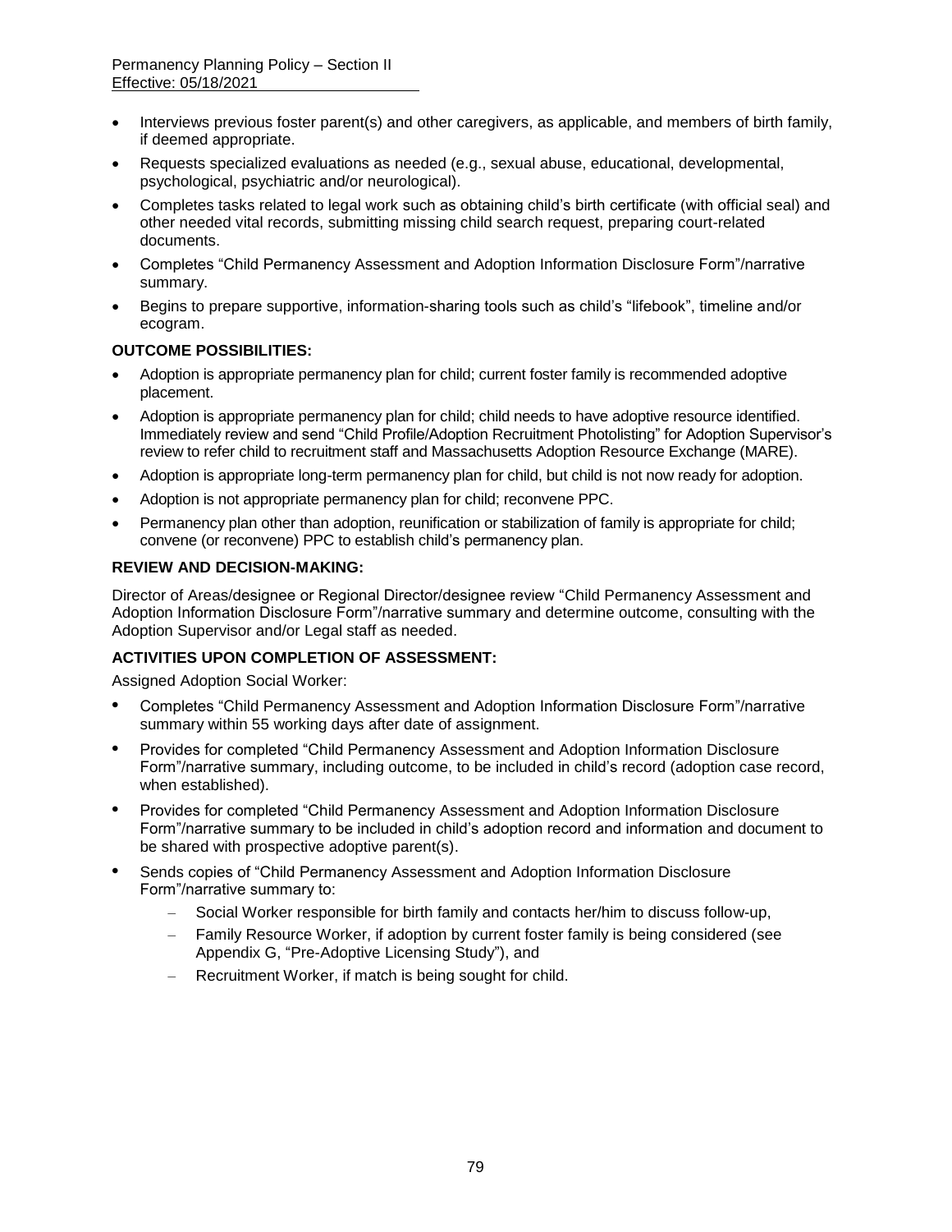- Interviews previous foster parent(s) and other caregivers, as applicable, and members of birth family, if deemed appropriate.
- Requests specialized evaluations as needed (e.g., sexual abuse, educational, developmental, psychological, psychiatric and/or neurological).
- Completes tasks related to legal work such as obtaining child's birth certificate (with official seal) and other needed vital records, submitting missing child search request, preparing court-related documents.
- Completes "Child Permanency Assessment and Adoption Information Disclosure Form"/narrative summary.
- Begins to prepare supportive, information-sharing tools such as child's "lifebook", timeline and/or ecogram.

**OUTCOME POSSIBILITIES:**

- Adoption is appropriate permanency plan for child; current foster family is recommended adoptive placement.
- Adoption is appropriate permanency plan for child; child needs to have adoptive resource identified. Immediately review and send "Child Profile/Adoption Recruitment Photolisting" for Adoption Supervisor's review to refer child to recruitment staff and Massachusetts Adoption Resource Exchange (MARE).
- Adoption is appropriate long-term permanency plan for child, but child is not now ready for adoption.
- Adoption is not appropriate permanency plan for child; reconvene PPC.
- Permanency plan other than adoption, reunification or stabilization of family is appropriate for child; convene (or reconvene) PPC to establish child's permanency plan.

**REVIEW AND DECISION-MAKING:**

Director of Areas/designee or Regional Director/designee review "Child Permanency Assessment and Adoption Information Disclosure Form"/narrative summary and determine outcome, consulting with the Adoption Supervisor and/or Legal staff as needed.

**ACTIVITIES UPON COMPLETION OF ASSESSMENT:**

Assigned Adoption Social Worker:

- Completes "Child Permanency Assessment and Adoption Information Disclosure Form"/narrative summary within 55 working days after date of assignment.
- Provides for completed "Child Permanency Assessment and Adoption Information Disclosure Form"/narrative summary, including outcome, to be included in child's record (adoption case record, when established).
- Provides for completed "Child Permanency Assessment and Adoption Information Disclosure Form"/narrative summary to be included in child's adoption record and information and document to be shared with prospective adoptive parent(s).
- Sends copies of "Child Permanency Assessment and Adoption Information Disclosure Form"/narrative summary to:
  - Social Worker responsible for birth family and contacts her/him to discuss follow-up,
  - Family Resource Worker, if adoption by current foster family is being considered (see Appendix G, "Pre-Adoptive Licensing Study"), and
  - Recruitment Worker, if match is being sought for child.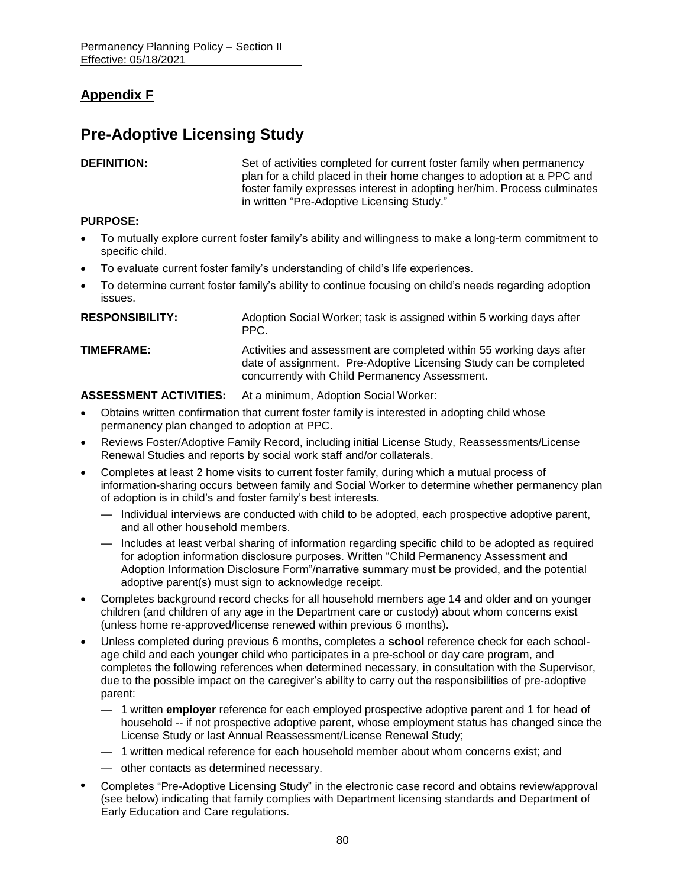## Appendix F

# Pre-Adoptive Licensing Study

**DEFINITION:** Set of activities completed for current foster family when permanency plan for a child placed in their home changes to adoption at a PPC and foster family expresses interest in adopting her/him. Process culminates in written "Pre-Adoptive Licensing Study."

**PURPOSE:**

- To mutually explore current foster family's ability and willingness to make a long-term commitment to specific child.
- To evaluate current foster family's understanding of child's life experiences.
- To determine current foster family's ability to continue focusing on child's needs regarding adoption issues.

**RESPONSIBILITY:** Adoption Social Worker; task is assigned within 5 working days after PPC.

**TIMEFRAME:** Activities and assessment are completed within 55 working days after date of assignment. Pre-Adoptive Licensing Study can be completed concurrently with Child Permanency Assessment.

**ASSESSMENT ACTIVITIES:** At a minimum, Adoption Social Worker:

- Obtains written confirmation that current foster family is interested in adopting child whose permanency plan changed to adoption at PPC.
- Reviews Foster/Adoptive Family Record, including initial License Study, Reassessments/License Renewal Studies and reports by social work staff and/or collaterals.
- Completes at least 2 home visits to current foster family, during which a mutual process of information-sharing occurs between family and Social Worker to determine whether permanency plan of adoption is in child's and foster family's best interests.
  - Individual interviews are conducted with child to be adopted, each prospective adoptive parent, and all other household members.
  - Includes at least verbal sharing of information regarding specific child to be adopted as required for adoption information disclosure purposes. Written "Child Permanency Assessment and Adoption Information Disclosure Form"/narrative summary must be provided, and the potential adoptive parent(s) must sign to acknowledge receipt.
- Completes background record checks for all household members age 14 and older and on younger children (and children of any age in the Department care or custody) about whom concerns exist (unless home re-approved/license renewed within previous 6 months).
- Unless completed during previous 6 months, completes a **school** reference check for each school-age child and each younger child who participates in a pre-school or day care program, and completes the following references when determined necessary, in consultation with the Supervisor, due to the possible impact on the caregiver's ability to carry out the responsibilities of pre-adoptive parent:
  - 1 written **employer** reference for each employed prospective adoptive parent and 1 for head of household -- if not prospective adoptive parent, whose employment status has changed since the License Study or last Annual Reassessment/License Renewal Study;
  - 1 written medical reference for each household member about whom concerns exist; and
  - other contacts as determined necessary.
- Completes "Pre-Adoptive Licensing Study" in the electronic case record and obtains review/approval (see below) indicating that family complies with Department licensing standards and Department of Early Education and Care regulations.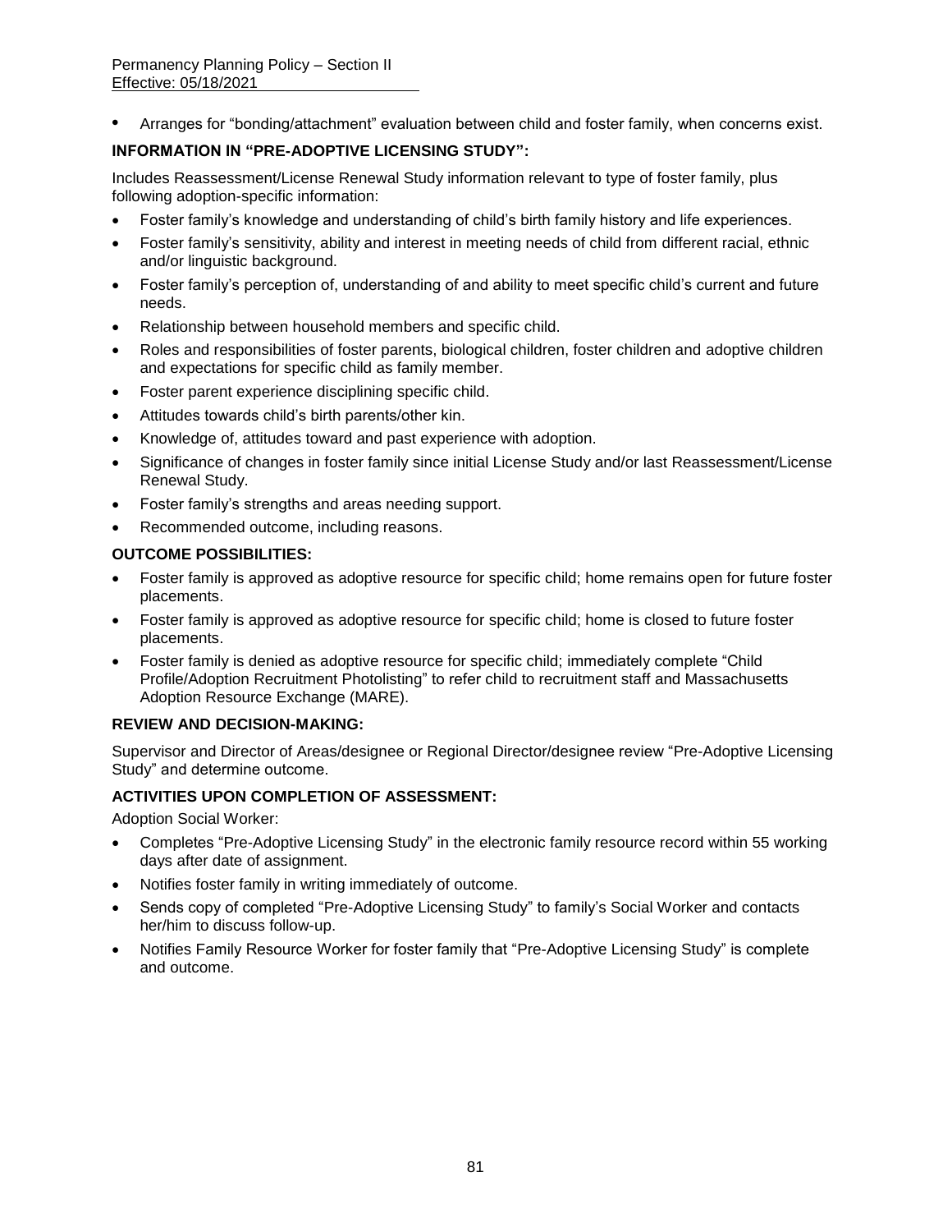- Arranges for "bonding/attachment" evaluation between child and foster family, when concerns exist.

**INFORMATION IN "PRE-ADOPTIVE LICENSING STUDY":**

Includes Reassessment/License Renewal Study information relevant to type of foster family, plus following adoption-specific information:

- Foster family's knowledge and understanding of child's birth family history and life experiences.
- Foster family's sensitivity, ability and interest in meeting needs of child from different racial, ethnic and/or linguistic background.
- Foster family's perception of, understanding of and ability to meet specific child's current and future needs.
- Relationship between household members and specific child.
- Roles and responsibilities of foster parents, biological children, foster children and adoptive children and expectations for specific child as family member.
- Foster parent experience disciplining specific child.
- Attitudes towards child's birth parents/other kin.
- Knowledge of, attitudes toward and past experience with adoption.
- Significance of changes in foster family since initial License Study and/or last Reassessment/License Renewal Study.
- Foster family's strengths and areas needing support.
- Recommended outcome, including reasons.

**OUTCOME POSSIBILITIES:**

- Foster family is approved as adoptive resource for specific child; home remains open for future foster placements.
- Foster family is approved as adoptive resource for specific child; home is closed to future foster placements.
- Foster family is denied as adoptive resource for specific child; immediately complete "Child Profile/Adoption Recruitment Photolisting" to refer child to recruitment staff and Massachusetts Adoption Resource Exchange (MARE).

**REVIEW AND DECISION-MAKING:**

Supervisor and Director of Areas/designee or Regional Director/designee review "Pre-Adoptive Licensing Study" and determine outcome.

**ACTIVITIES UPON COMPLETION OF ASSESSMENT:**

Adoption Social Worker:

- Completes "Pre-Adoptive Licensing Study" in the electronic family resource record within 55 working days after date of assignment.
- Notifies foster family in writing immediately of outcome.
- Sends copy of completed "Pre-Adoptive Licensing Study" to family's Social Worker and contacts her/him to discuss follow-up.
- Notifies Family Resource Worker for foster family that "Pre-Adoptive Licensing Study" is complete and outcome.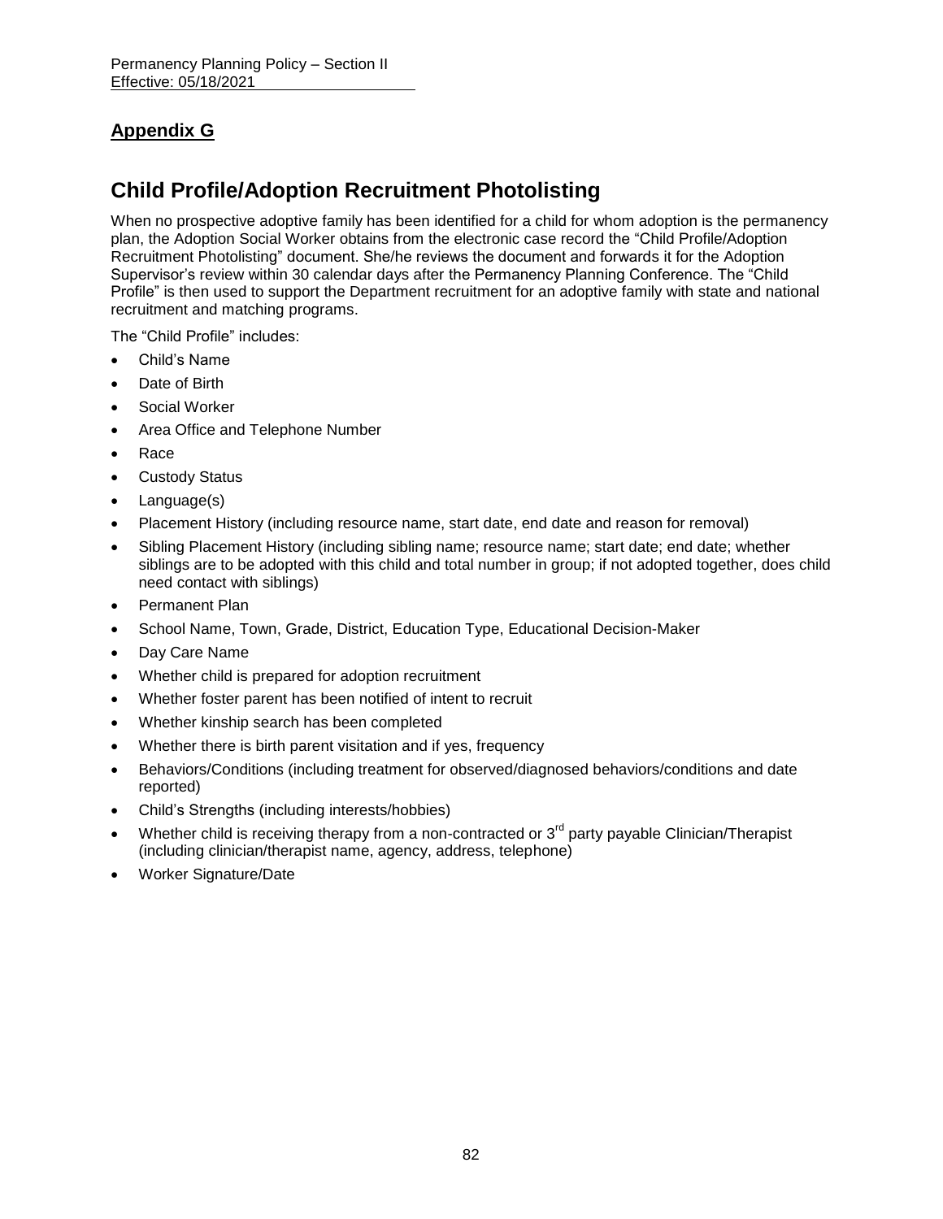## Appendix G

# Child Profile/Adoption Recruitment Photolisting

When no prospective adoptive family has been identified for a child for whom adoption is the permanency plan, the Adoption Social Worker obtains from the electronic case record the "Child Profile/Adoption Recruitment Photolisting" document. She/he reviews the document and forwards it for the Adoption Supervisor's review within 30 calendar days after the Permanency Planning Conference. The "Child Profile" is then used to support the Department recruitment for an adoptive family with state and national recruitment and matching programs.

The "Child Profile" includes:

- Child's Name
- Date of Birth
- Social Worker
- Area Office and Telephone Number
- Race
- Custody Status
- Language(s)
- Placement History (including resource name, start date, end date and reason for removal)
- Sibling Placement History (including sibling name; resource name; start date; end date; whether siblings are to be adopted with this child and total number in group; if not adopted together, does child need contact with siblings)
- Permanent Plan
- School Name, Town, Grade, District, Education Type, Educational Decision-Maker
- Day Care Name
- Whether child is prepared for adoption recruitment
- Whether foster parent has been notified of intent to recruit
- Whether kinship search has been completed
- Whether there is birth parent visitation and if yes, frequency
- Behaviors/Conditions (including treatment for observed/diagnosed behaviors/conditions and date reported)
- Child's Strengths (including interests/hobbies)
- Whether child is receiving therapy from a non-contracted or 3rd party payable Clinician/Therapist (including clinician/therapist name, agency, address, telephone)
- Worker Signature/Date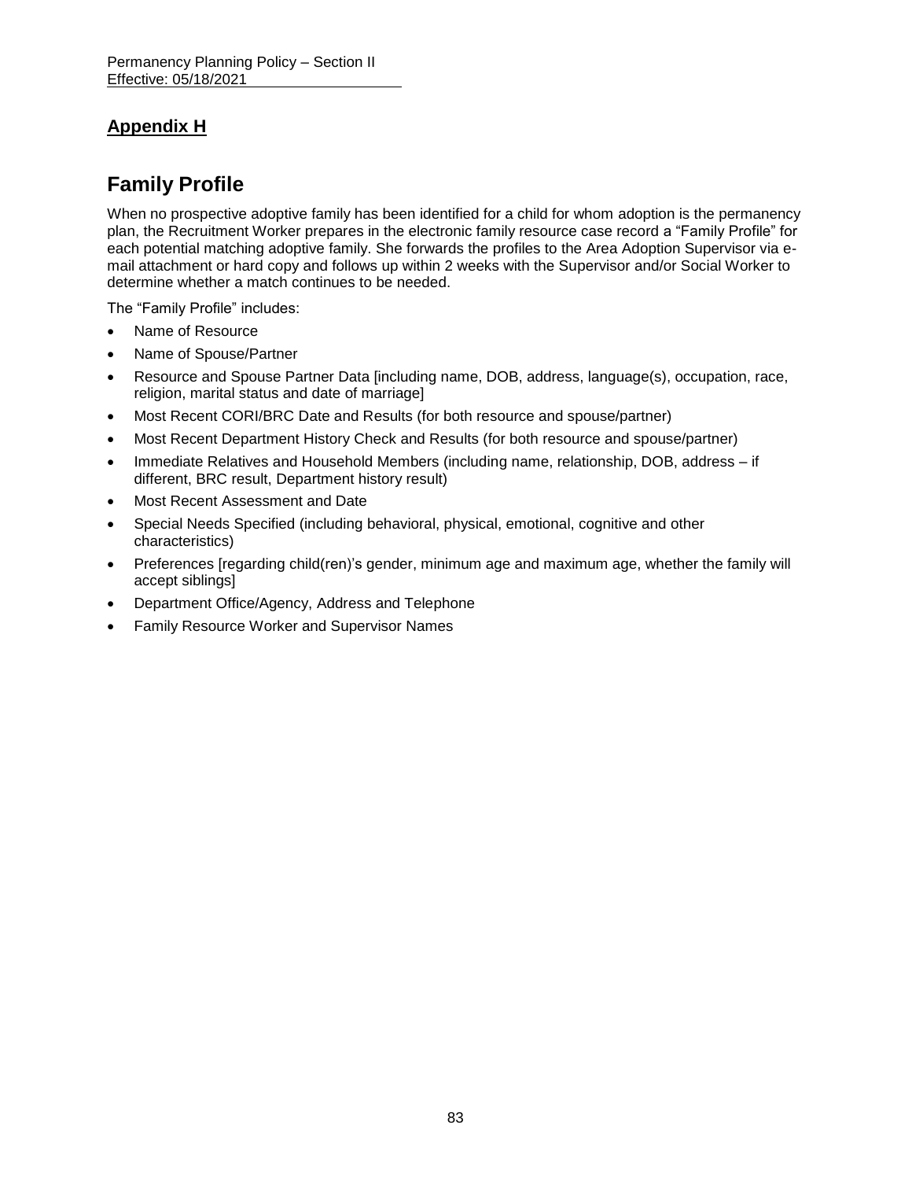## Appendix H

# Family Profile

When no prospective adoptive family has been identified for a child for whom adoption is the permanency plan, the Recruitment Worker prepares in the electronic family resource case record a "Family Profile" for each potential matching adoptive family. She forwards the profiles to the Area Adoption Supervisor via e-mail attachment or hard copy and follows up within 2 weeks with the Supervisor and/or Social Worker to determine whether a match continues to be needed.

The "Family Profile" includes:

- Name of Resource
- Name of Spouse/Partner
- Resource and Spouse Partner Data [including name, DOB, address, language(s), occupation, race, religion, marital status and date of marriage]
- Most Recent CORI/BRC Date and Results (for both resource and spouse/partner)
- Most Recent Department History Check and Results (for both resource and spouse/partner)
- Immediate Relatives and Household Members (including name, relationship, DOB, address – if different, BRC result, Department history result)
- Most Recent Assessment and Date
- Special Needs Specified (including behavioral, physical, emotional, cognitive and other characteristics)
- Preferences [regarding child(ren)'s gender, minimum age and maximum age, whether the family will accept siblings]
- Department Office/Agency, Address and Telephone
- Family Resource Worker and Supervisor Names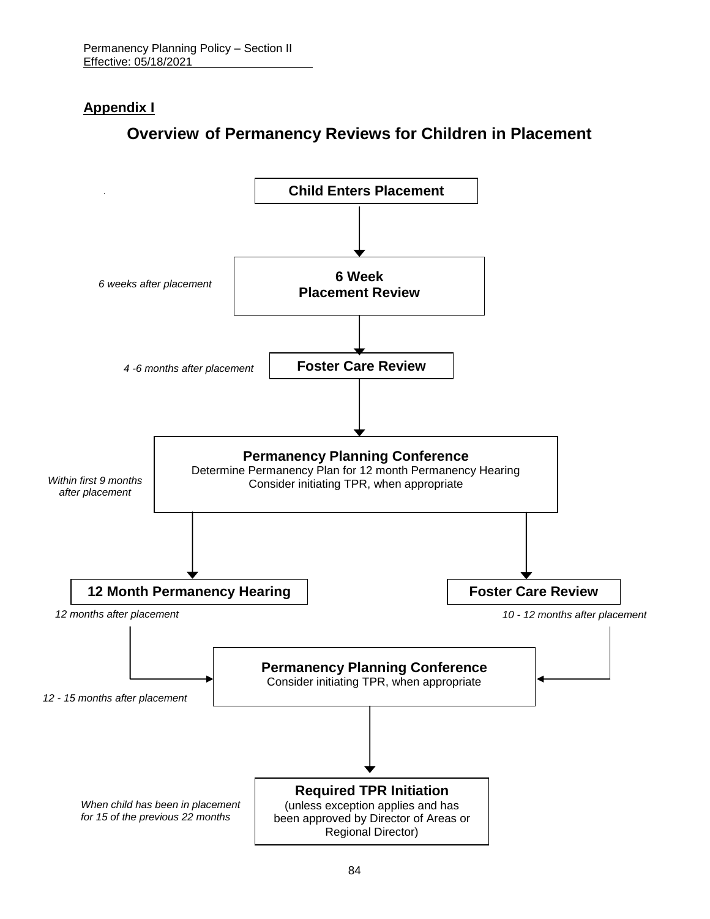## Appendix I

# Overview of Permanency Reviews for Children in Placement

**Child Enters Placement**

*6 weeks after placement*

**6 Week Placement Review**

*4 -6 months after placement*

**Foster Care Review**

*Within first 9 months after placement*

**Permanency Planning Conference**
Determine Permanency Plan for 12 month Permanency Hearing
Consider initiating TPR, when appropriate

**12 Month Permanency Hearing**

*12 months after placement*

**Foster Care Review**

*10 - 12 months after placement*

*12 - 15 months after placement*

**Permanency Planning Conference**
Consider initiating TPR, when appropriate

*When child has been in placement for 15 of the previous 22 months*

**Required TPR Initiation**
(unless exception applies and has been approved by Director of Areas or Regional Director)